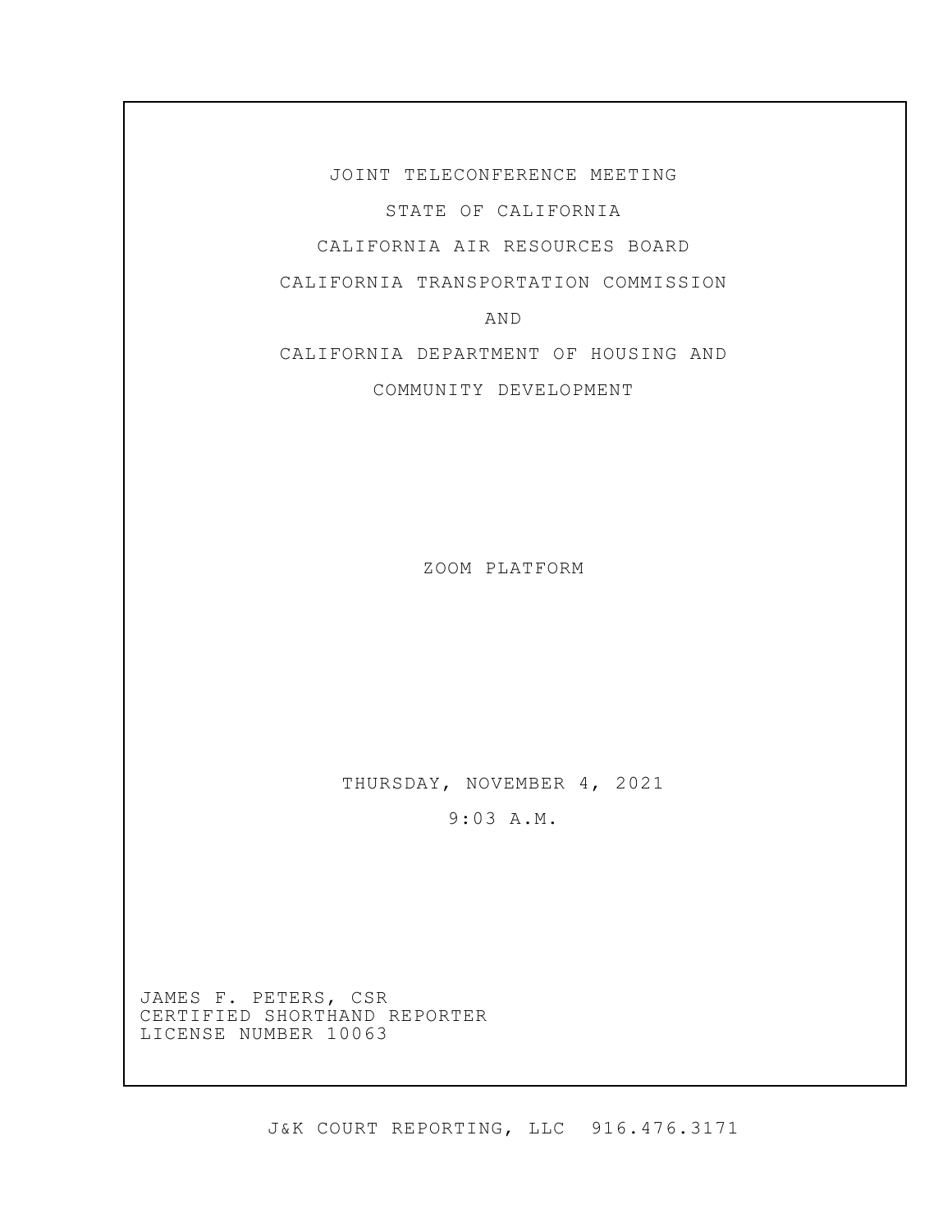JOINT TELECONFERENCE MEETING

STATE OF CALIFORNIA

CALIFORNIA AIR RESOURCES BOARD

CALIFORNIA TRANSPORTATION COMMISSION

AND

CALIFORNIA DEPARTMENT OF HOUSING AND

COMMUNITY DEVELOPMENT

ZOOM PLATFORM

THURSDAY, NOVEMBER 4, 2021

9:03 A.M.

JAMES F. PETERS, CSR
CERTIFIED SHORTHAND REPORTER
LICENSE NUMBER 10063

J&K COURT REPORTING, LLC 916.476.3171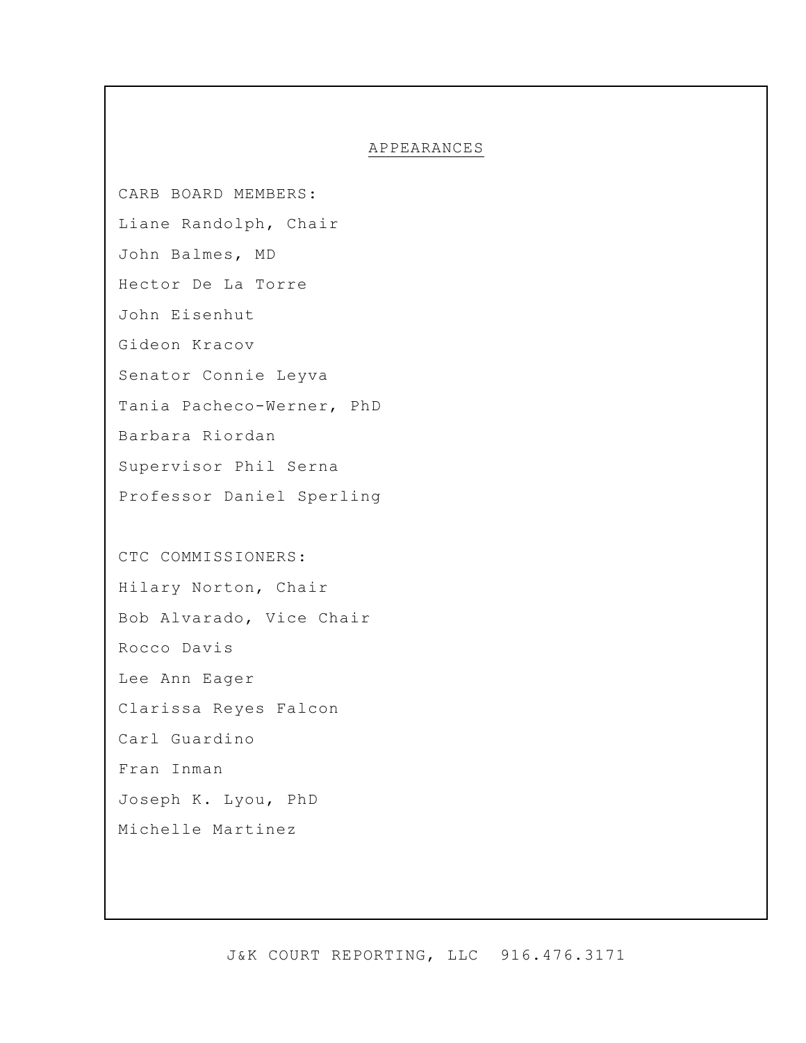# APPEARANCES

CARB BOARD MEMBERS:

Liane Randolph, Chair

John Balmes, MD

Hector De La Torre

John Eisenhut

Gideon Kracov

Senator Connie Leyva

Tania Pacheco-Werner, PhD

Barbara Riordan

Supervisor Phil Serna

Professor Daniel Sperling

CTC COMMISSIONERS:

Hilary Norton, Chair

Bob Alvarado, Vice Chair

Rocco Davis

Lee Ann Eager

Clarissa Reyes Falcon

Carl Guardino

Fran Inman

Joseph K. Lyou, PhD

Michelle Martinez

J&K COURT REPORTING, LLC 916.476.3171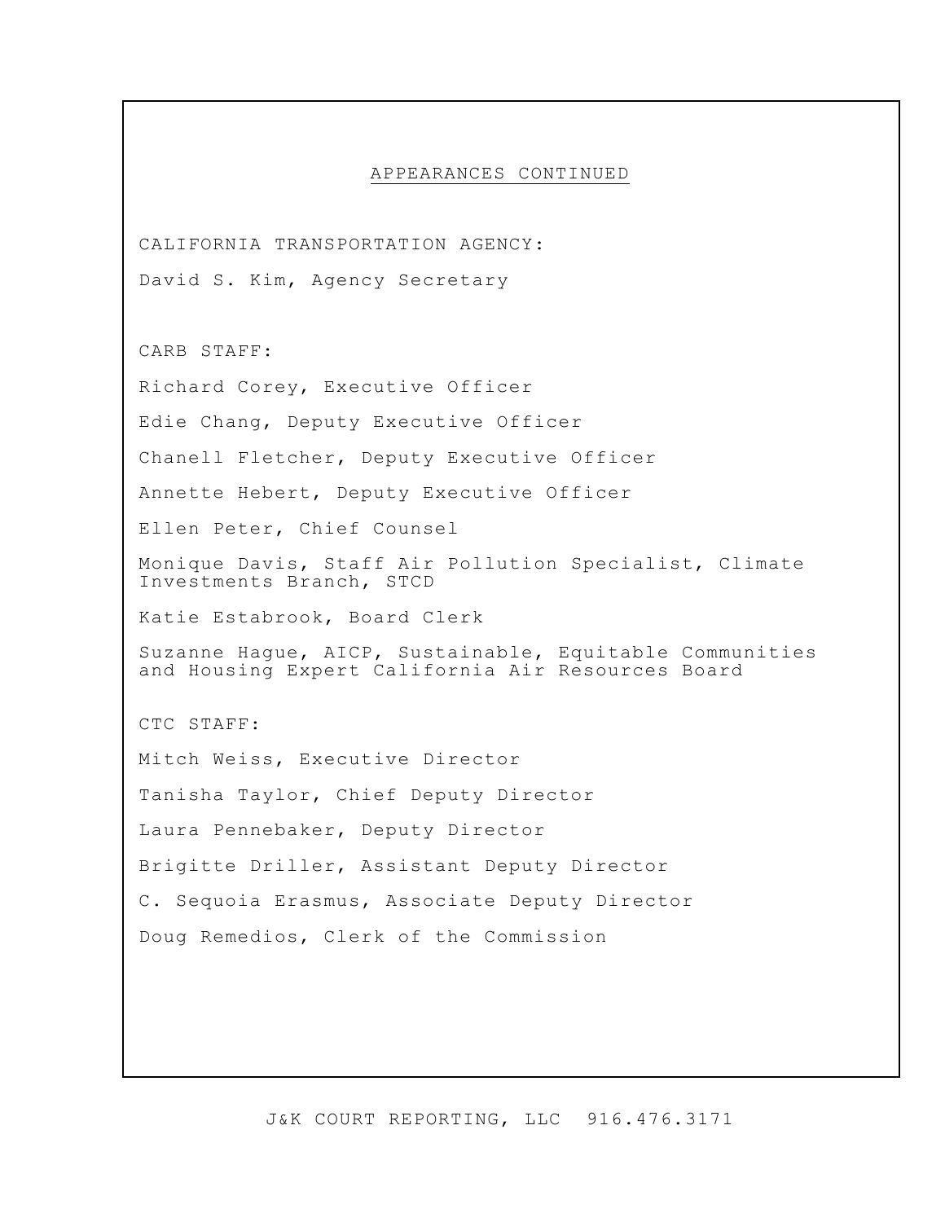APPEARANCES CONTINUED

CALIFORNIA TRANSPORTATION AGENCY:

David S. Kim, Agency Secretary

CARB STAFF:

Richard Corey, Executive Officer

Edie Chang, Deputy Executive Officer

Chanell Fletcher, Deputy Executive Officer

Annette Hebert, Deputy Executive Officer

Ellen Peter, Chief Counsel

Monique Davis, Staff Air Pollution Specialist, Climate Investments Branch, STCD

Katie Estabrook, Board Clerk

Suzanne Hague, AICP, Sustainable, Equitable Communities and Housing Expert California Air Resources Board

CTC STAFF:

Mitch Weiss, Executive Director

Tanisha Taylor, Chief Deputy Director

Laura Pennebaker, Deputy Director

Brigitte Driller, Assistant Deputy Director

C. Sequoia Erasmus, Associate Deputy Director

Doug Remedios, Clerk of the Commission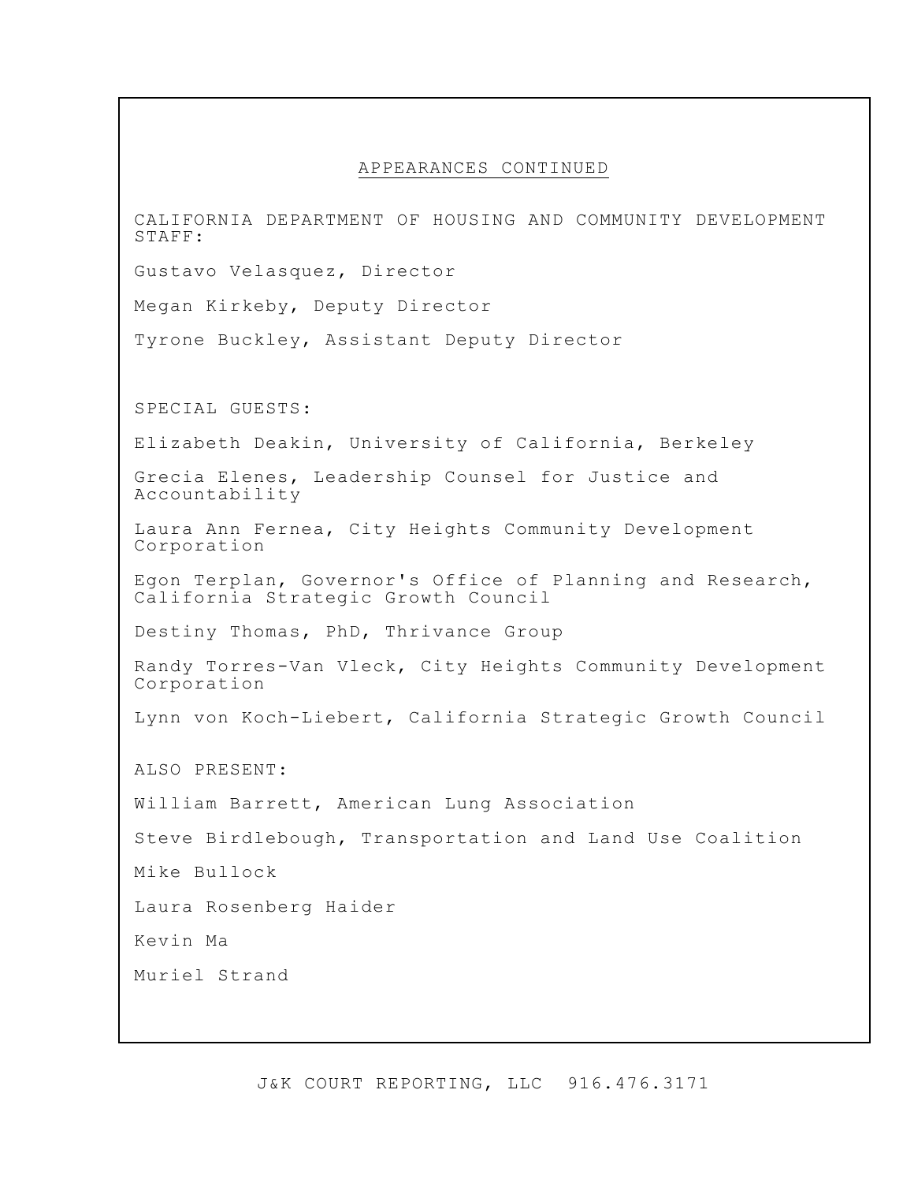## APPEARANCES CONTINUED

CALIFORNIA DEPARTMENT OF HOUSING AND COMMUNITY DEVELOPMENT STAFF:

Gustavo Velasquez, Director

Megan Kirkeby, Deputy Director

Tyrone Buckley, Assistant Deputy Director

SPECIAL GUESTS:

Elizabeth Deakin, University of California, Berkeley

Grecia Elenes, Leadership Counsel for Justice and Accountability

Laura Ann Fernea, City Heights Community Development Corporation

Egon Terplan, Governor's Office of Planning and Research, California Strategic Growth Council

Destiny Thomas, PhD, Thrivance Group

Randy Torres-Van Vleck, City Heights Community Development Corporation

Lynn von Koch-Liebert, California Strategic Growth Council

ALSO PRESENT:

William Barrett, American Lung Association

Steve Birdlebough, Transportation and Land Use Coalition

Mike Bullock

Laura Rosenberg Haider

Kevin Ma

Muriel Strand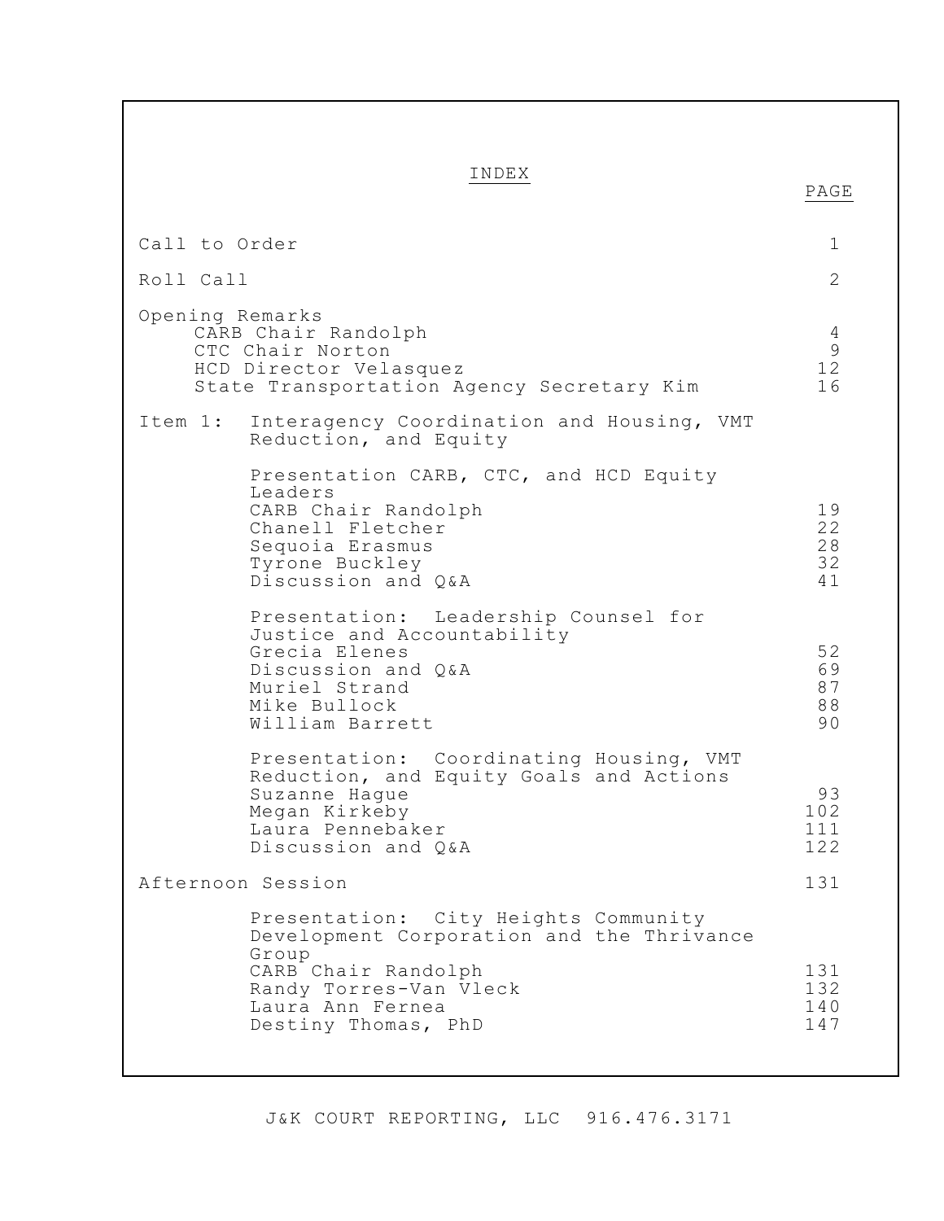# INDEX

| | PAGE |
|---|---|
| Call to Order | 1 |
| Roll Call | 2 |
| Opening Remarks | |
| CARB Chair Randolph | 4 |
| CTC Chair Norton | 9 |
| HCD Director Velasquez | 12 |
| State Transportation Agency Secretary Kim | 16 |
| Item 1: Interagency Coordination and Housing, VMT Reduction, and Equity | |
| Presentation CARB, CTC, and HCD Equity Leaders | |
| CARB Chair Randolph | 19 |
| Chanell Fletcher | 22 |
| Sequoia Erasmus | 28 |
| Tyrone Buckley | 32 |
| Discussion and Q&A | 41 |
| Presentation: Leadership Counsel for Justice and Accountability | |
| Grecia Elenes | 52 |
| Discussion and Q&A | 69 |
| Muriel Strand | 87 |
| Mike Bullock | 88 |
| William Barrett | 90 |
| Presentation: Coordinating Housing, VMT Reduction, and Equity Goals and Actions | |
| Suzanne Hague | 93 |
| Megan Kirkeby | 102 |
| Laura Pennebaker | 111 |
| Discussion and Q&A | 122 |
| Afternoon Session | 131 |
| Presentation: City Heights Community Development Corporation and the Thrivance Group | |
| CARB Chair Randolph | 131 |
| Randy Torres-Van Vleck | 132 |
| Laura Ann Fernea | 140 |
| Destiny Thomas, PhD | 147 |

J&K COURT REPORTING, LLC 916.476.3171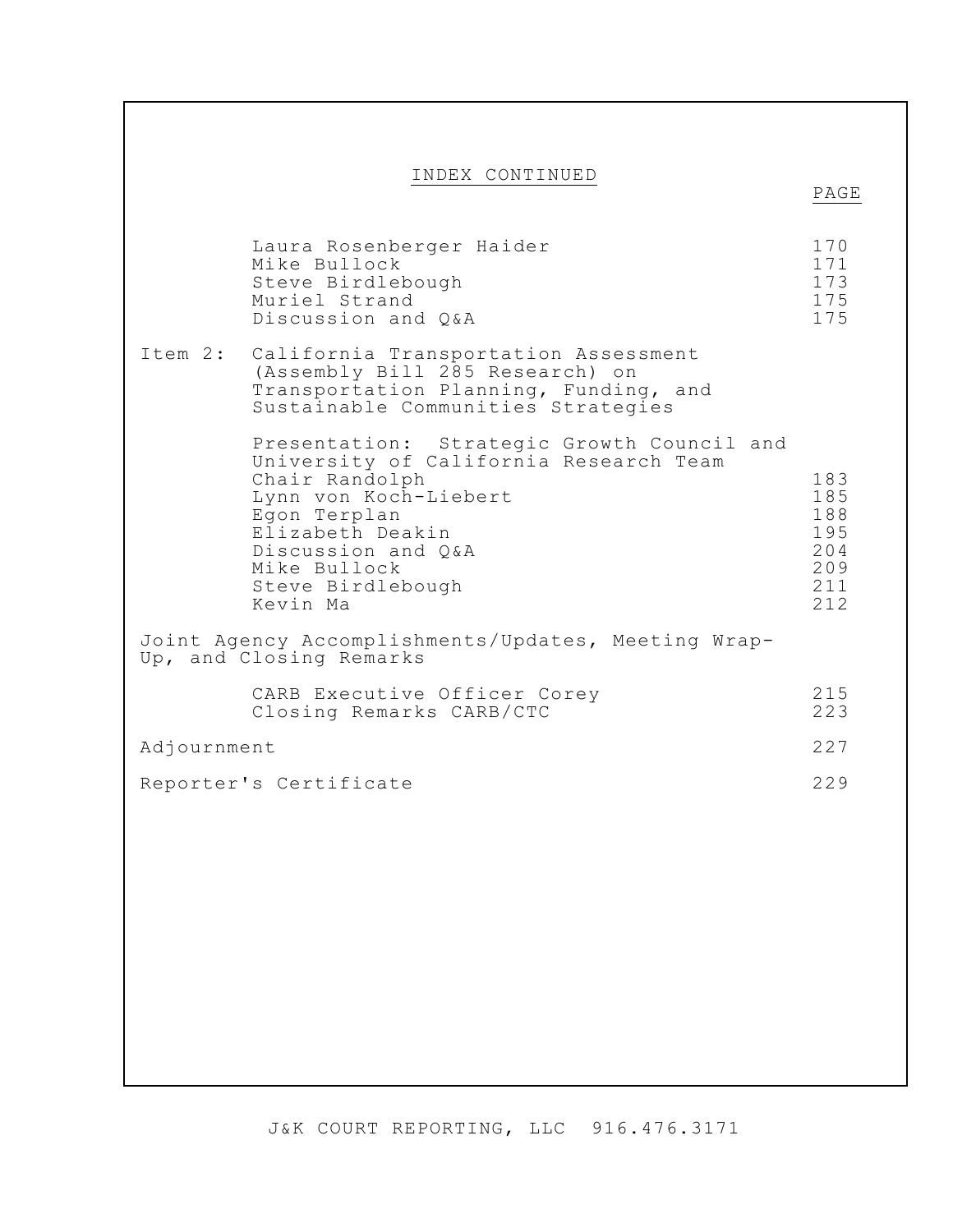INDEX CONTINUED

| | PAGE |
|---|---|
| Laura Rosenberger Haider | 170 |
| Mike Bullock | 171 |
| Steve Birdlebough | 173 |
| Muriel Strand | 175 |
| Discussion and Q&A | 175 |
| Item 2: California Transportation Assessment (Assembly Bill 285 Research) on Transportation Planning, Funding, and Sustainable Communities Strategies | |
| Presentation: Strategic Growth Council and University of California Research Team | |
| Chair Randolph | 183 |
| Lynn von Koch-Liebert | 185 |
| Egon Terplan | 188 |
| Elizabeth Deakin | 195 |
| Discussion and Q&A | 204 |
| Mike Bullock | 209 |
| Steve Birdlebough | 211 |
| Kevin Ma | 212 |
| Joint Agency Accomplishments/Updates, Meeting Wrap-Up, and Closing Remarks | |
| CARB Executive Officer Corey | 215 |
| Closing Remarks CARB/CTC | 223 |
| Adjournment | 227 |
| Reporter's Certificate | 229 |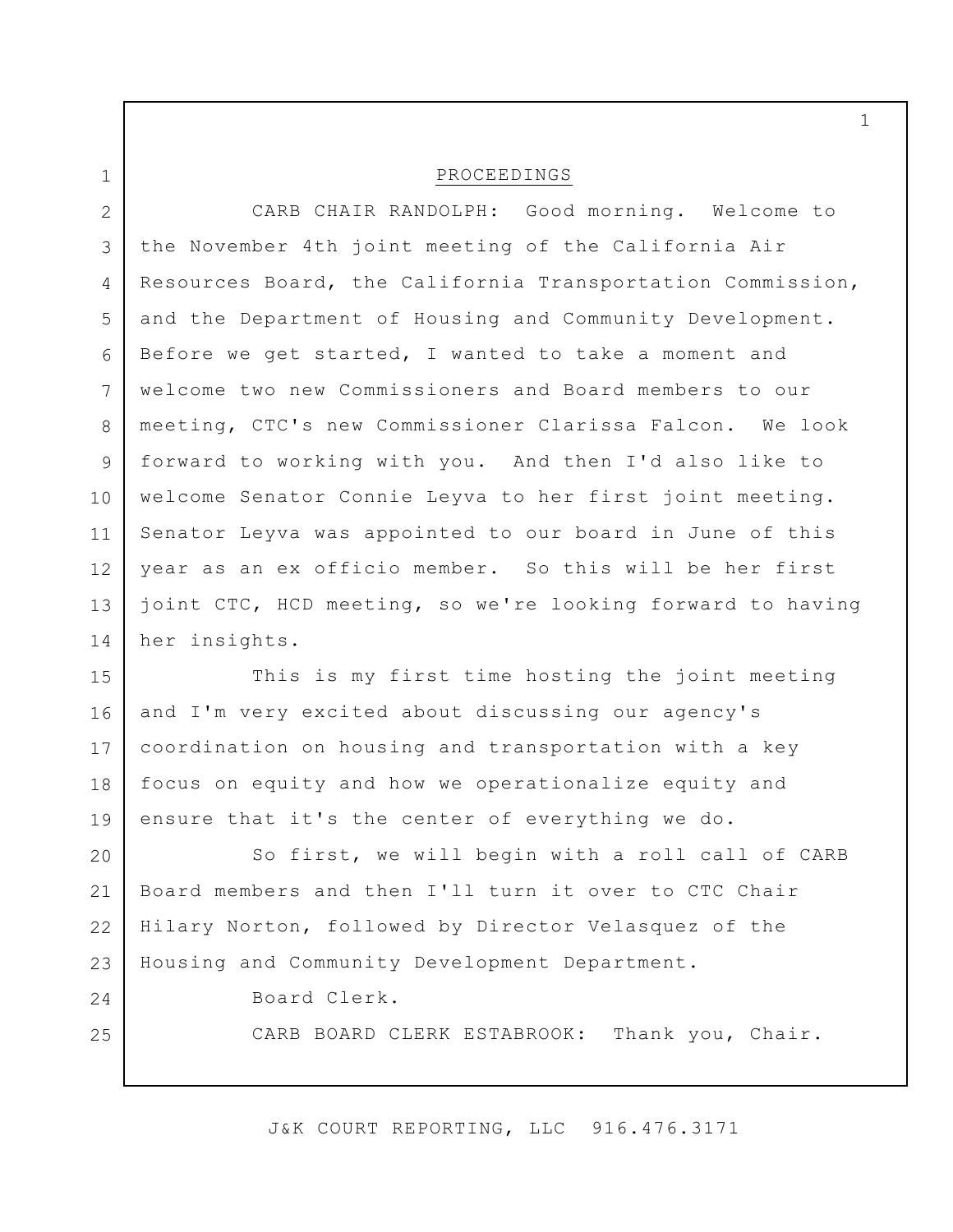## PROCEEDINGS

CARB CHAIR RANDOLPH: Good morning. Welcome to the November 4th joint meeting of the California Air Resources Board, the California Transportation Commission, and the Department of Housing and Community Development. Before we get started, I wanted to take a moment and welcome two new Commissioners and Board members to our meeting, CTC's new Commissioner Clarissa Falcon. We look forward to working with you. And then I'd also like to welcome Senator Connie Leyva to her first joint meeting. Senator Leyva was appointed to our board in June of this year as an ex officio member. So this will be her first joint CTC, HCD meeting, so we're looking forward to having her insights.

This is my first time hosting the joint meeting and I'm very excited about discussing our agency's coordination on housing and transportation with a key focus on equity and how we operationalize equity and ensure that it's the center of everything we do.

So first, we will begin with a roll call of CARB Board members and then I'll turn it over to CTC Chair Hilary Norton, followed by Director Velasquez of the Housing and Community Development Department.

Board Clerk.

CARB BOARD CLERK ESTABROOK: Thank you, Chair.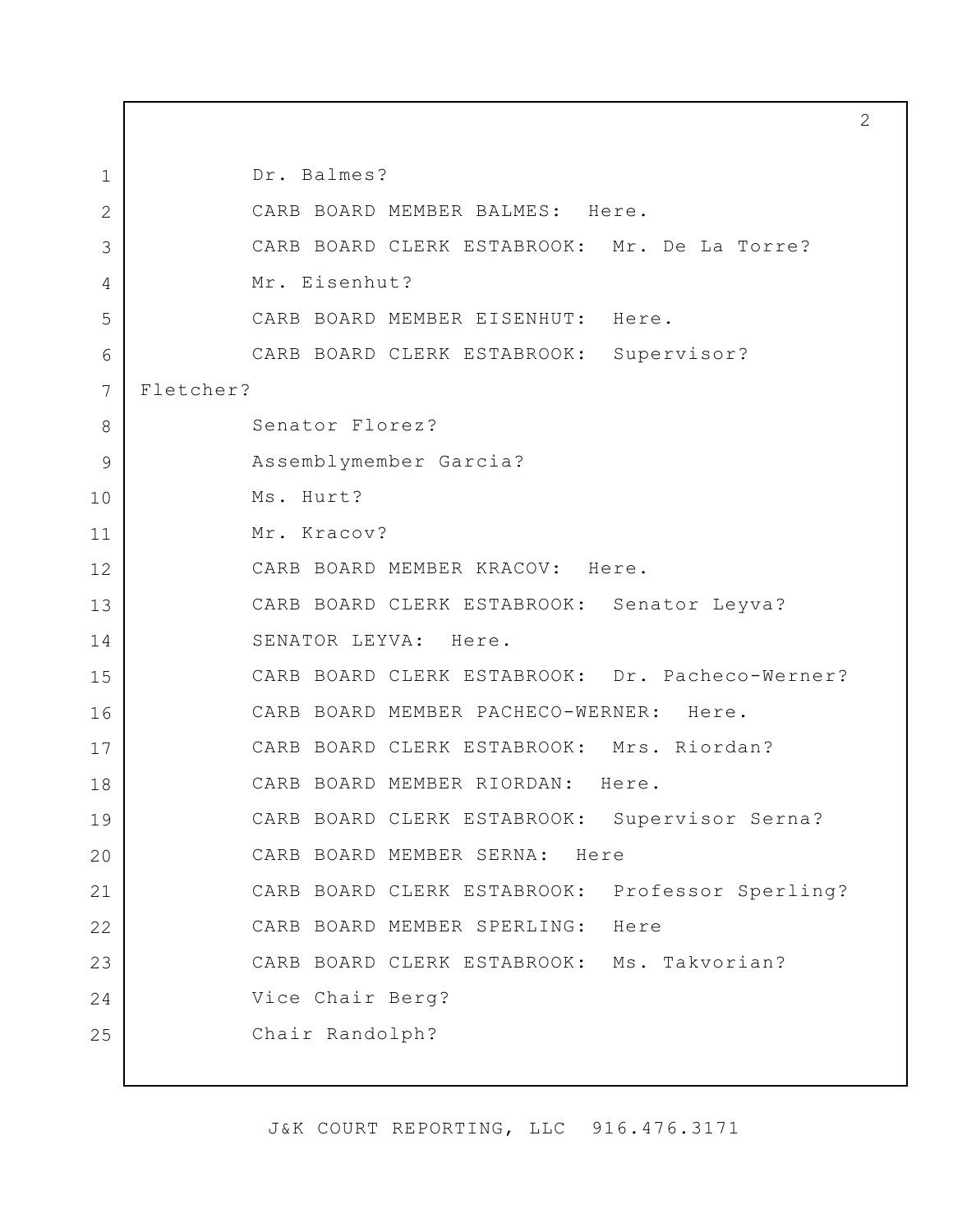Dr. Balmes?

CARB BOARD MEMBER BALMES: Here.

CARB BOARD CLERK ESTABROOK: Mr. De La Torre?

Mr. Eisenhut?

CARB BOARD MEMBER EISENHUT: Here.

CARB BOARD CLERK ESTABROOK: Supervisor? Fletcher?

Senator Florez?

Assemblymember Garcia?

Ms. Hurt?

Mr. Kracov?

CARB BOARD MEMBER KRACOV: Here.

CARB BOARD CLERK ESTABROOK: Senator Leyva?

SENATOR LEYVA: Here.

CARB BOARD CLERK ESTABROOK: Dr. Pacheco-Werner?

CARB BOARD MEMBER PACHECO-WERNER: Here.

CARB BOARD CLERK ESTABROOK: Mrs. Riordan?

CARB BOARD MEMBER RIORDAN: Here.

CARB BOARD CLERK ESTABROOK: Supervisor Serna?

CARB BOARD MEMBER SERNA: Here

CARB BOARD CLERK ESTABROOK: Professor Sperling?

CARB BOARD MEMBER SPERLING: Here

CARB BOARD CLERK ESTABROOK: Ms. Takvorian?

Vice Chair Berg?

Chair Randolph?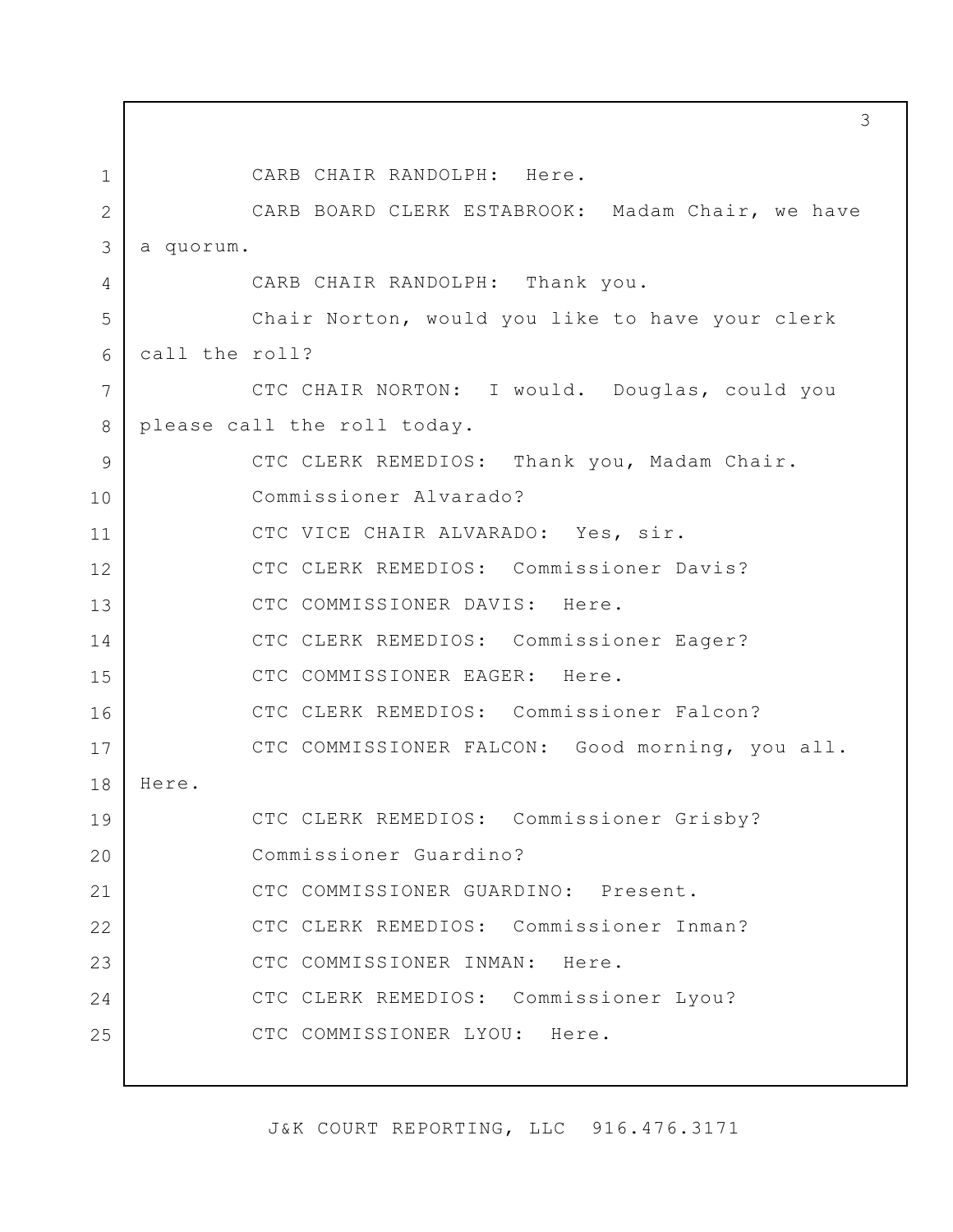CARB CHAIR RANDOLPH: Here.

CARB BOARD CLERK ESTABROOK: Madam Chair, we have a quorum.

CARB CHAIR RANDOLPH: Thank you.

Chair Norton, would you like to have your clerk call the roll?

CTC CHAIR NORTON: I would. Douglas, could you please call the roll today.

CTC CLERK REMEDIOS: Thank you, Madam Chair.

Commissioner Alvarado?

CTC VICE CHAIR ALVARADO: Yes, sir.

CTC CLERK REMEDIOS: Commissioner Davis?

CTC COMMISSIONER DAVIS: Here.

CTC CLERK REMEDIOS: Commissioner Eager?

CTC COMMISSIONER EAGER: Here.

CTC CLERK REMEDIOS: Commissioner Falcon?

CTC COMMISSIONER FALCON: Good morning, you all. Here.

CTC CLERK REMEDIOS: Commissioner Grisby?

Commissioner Guardino?

CTC COMMISSIONER GUARDINO: Present.

CTC CLERK REMEDIOS: Commissioner Inman?

CTC COMMISSIONER INMAN: Here.

CTC CLERK REMEDIOS: Commissioner Lyou?

CTC COMMISSIONER LYOU: Here.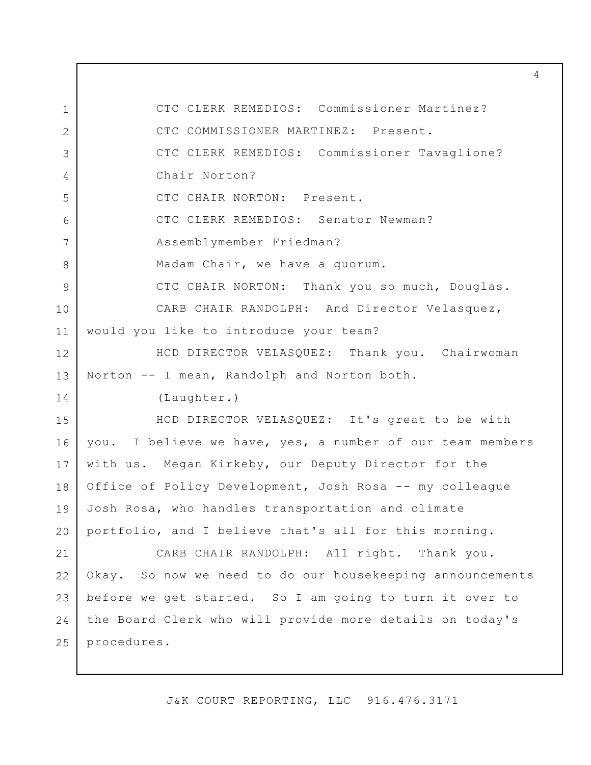CTC CLERK REMEDIOS: Commissioner Martinez?

CTC COMMISSIONER MARTINEZ: Present.

CTC CLERK REMEDIOS: Commissioner Tavaglione? Chair Norton?

CTC CHAIR NORTON: Present.

CTC CLERK REMEDIOS: Senator Newman? Assemblymember Friedman? Madam Chair, we have a quorum.

CTC CHAIR NORTON: Thank you so much, Douglas.

CARB CHAIR RANDOLPH: And Director Velasquez, would you like to introduce your team?

HCD DIRECTOR VELASQUEZ: Thank you. Chairwoman Norton -- I mean, Randolph and Norton both.

(Laughter.)

HCD DIRECTOR VELASQUEZ: It's great to be with you. I believe we have, yes, a number of our team members with us. Megan Kirkeby, our Deputy Director for the Office of Policy Development, Josh Rosa -- my colleague Josh Rosa, who handles transportation and climate portfolio, and I believe that's all for this morning.

CARB CHAIR RANDOLPH: All right. Thank you. Okay. So now we need to do our housekeeping announcements before we get started. So I am going to turn it over to the Board Clerk who will provide more details on today's procedures.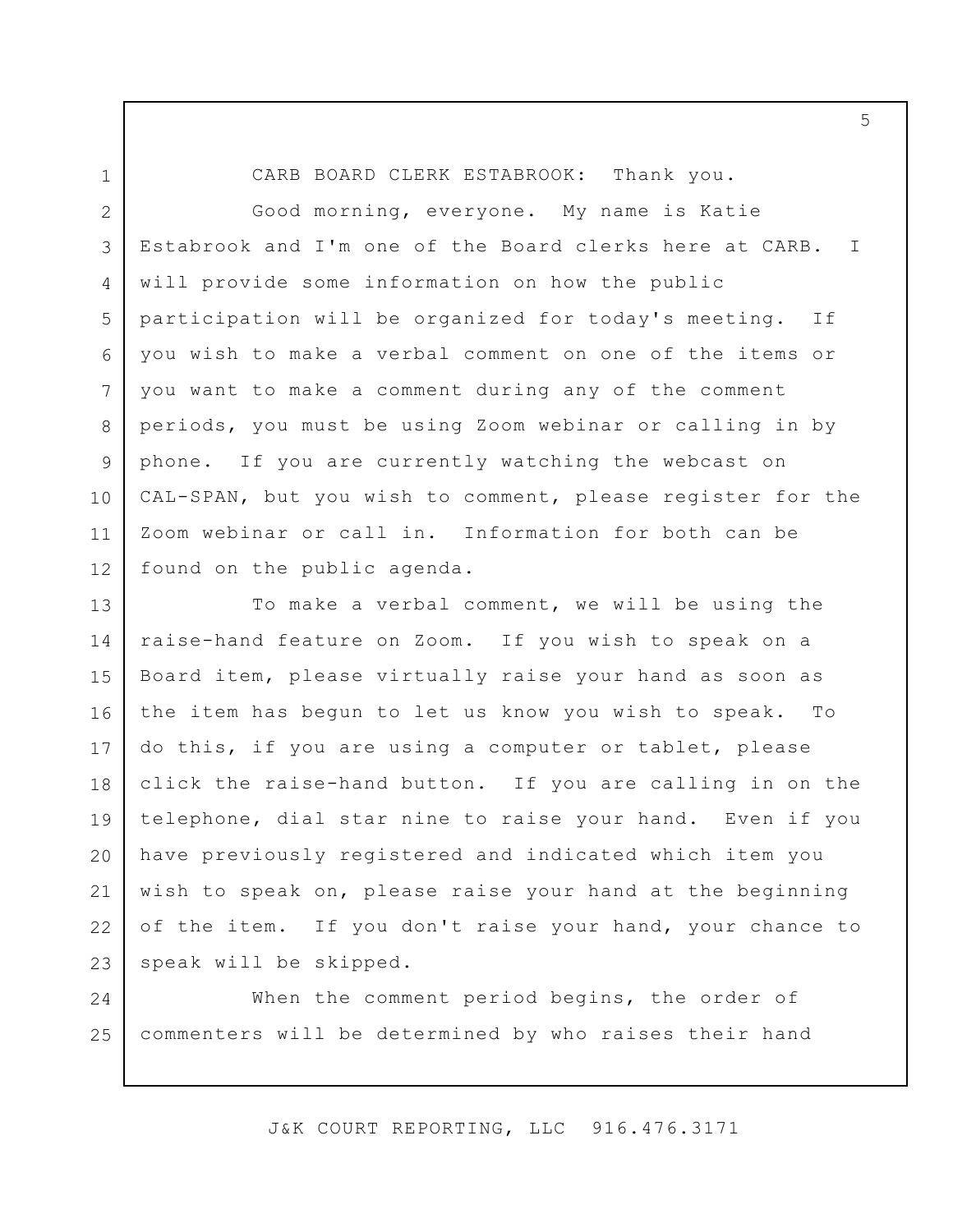CARB BOARD CLERK ESTABROOK: Thank you.

Good morning, everyone. My name is Katie Estabrook and I'm one of the Board clerks here at CARB. I will provide some information on how the public participation will be organized for today's meeting. If you wish to make a verbal comment on one of the items or you want to make a comment during any of the comment periods, you must be using Zoom webinar or calling in by phone. If you are currently watching the webcast on CAL-SPAN, but you wish to comment, please register for the Zoom webinar or call in. Information for both can be found on the public agenda.

To make a verbal comment, we will be using the raise-hand feature on Zoom. If you wish to speak on a Board item, please virtually raise your hand as soon as the item has begun to let us know you wish to speak. To do this, if you are using a computer or tablet, please click the raise-hand button. If you are calling in on the telephone, dial star nine to raise your hand. Even if you have previously registered and indicated which item you wish to speak on, please raise your hand at the beginning of the item. If you don't raise your hand, your chance to speak will be skipped.

When the comment period begins, the order of commenters will be determined by who raises their hand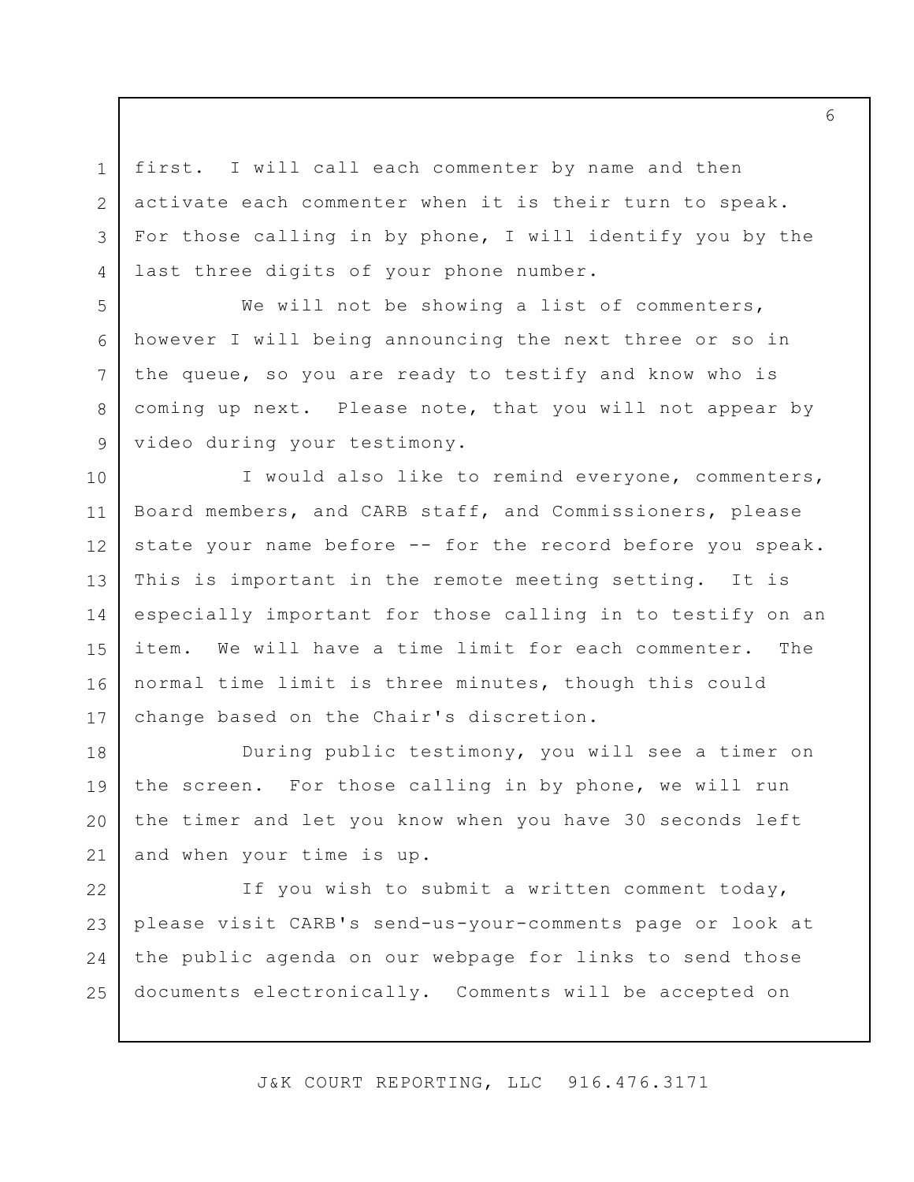first. I will call each commenter by name and then activate each commenter when it is their turn to speak. For those calling in by phone, I will identify you by the last three digits of your phone number.

We will not be showing a list of commenters, however I will being announcing the next three or so in the queue, so you are ready to testify and know who is coming up next. Please note, that you will not appear by video during your testimony.

I would also like to remind everyone, commenters, Board members, and CARB staff, and Commissioners, please state your name before -- for the record before you speak. This is important in the remote meeting setting. It is especially important for those calling in to testify on an item. We will have a time limit for each commenter. The normal time limit is three minutes, though this could change based on the Chair's discretion.

During public testimony, you will see a timer on the screen. For those calling in by phone, we will run the timer and let you know when you have 30 seconds left and when your time is up.

If you wish to submit a written comment today, please visit CARB's send-us-your-comments page or look at the public agenda on our webpage for links to send those documents electronically. Comments will be accepted on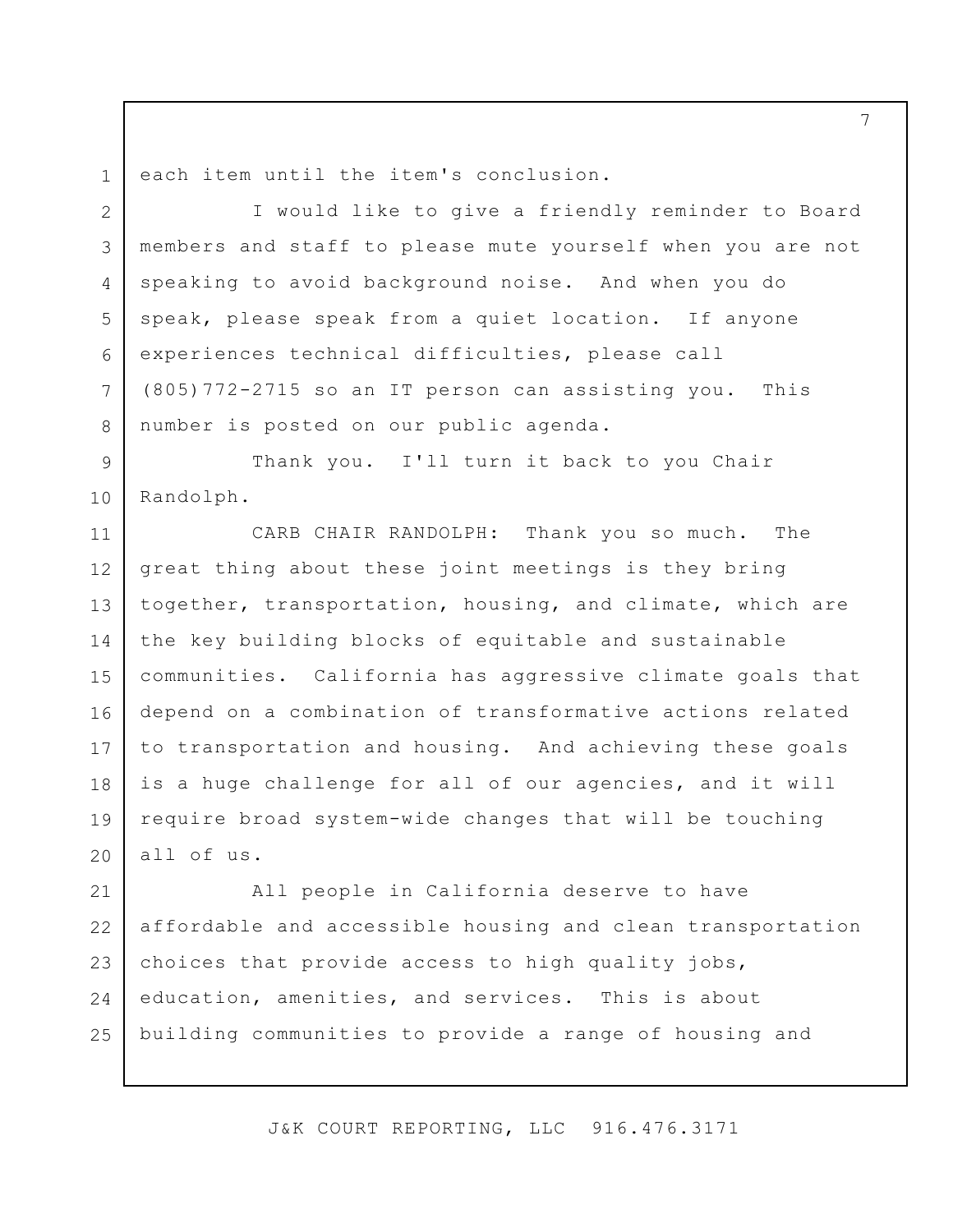each item until the item's conclusion.

I would like to give a friendly reminder to Board members and staff to please mute yourself when you are not speaking to avoid background noise. And when you do speak, please speak from a quiet location. If anyone experiences technical difficulties, please call (805)772-2715 so an IT person can assisting you. This number is posted on our public agenda.

Thank you. I'll turn it back to you Chair Randolph.

CARB CHAIR RANDOLPH: Thank you so much. The great thing about these joint meetings is they bring together, transportation, housing, and climate, which are the key building blocks of equitable and sustainable communities. California has aggressive climate goals that depend on a combination of transformative actions related to transportation and housing. And achieving these goals is a huge challenge for all of our agencies, and it will require broad system-wide changes that will be touching all of us.

All people in California deserve to have affordable and accessible housing and clean transportation choices that provide access to high quality jobs, education, amenities, and services. This is about building communities to provide a range of housing and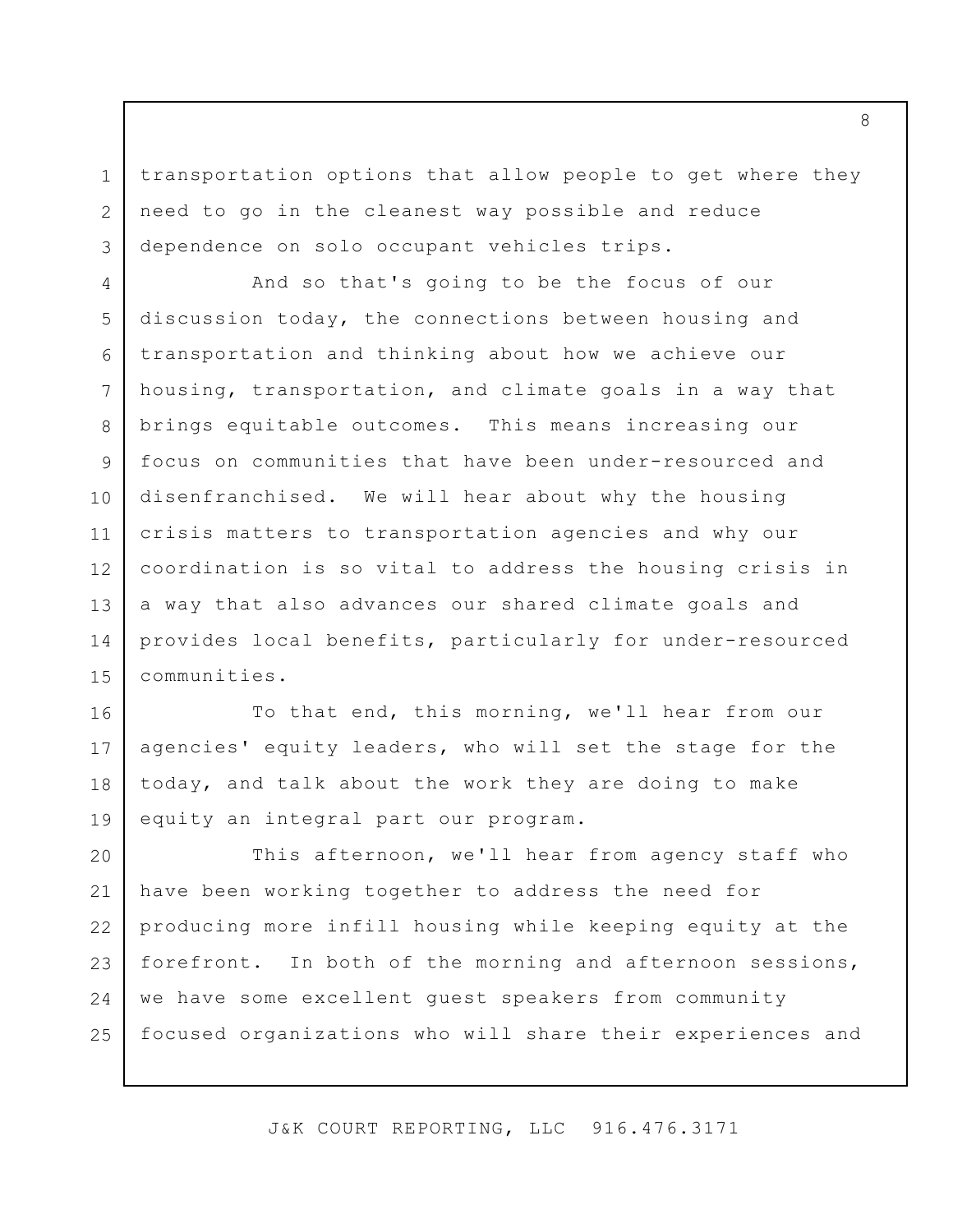transportation options that allow people to get where they need to go in the cleanest way possible and reduce dependence on solo occupant vehicles trips.

And so that's going to be the focus of our discussion today, the connections between housing and transportation and thinking about how we achieve our housing, transportation, and climate goals in a way that brings equitable outcomes. This means increasing our focus on communities that have been under-resourced and disenfranchised. We will hear about why the housing crisis matters to transportation agencies and why our coordination is so vital to address the housing crisis in a way that also advances our shared climate goals and provides local benefits, particularly for under-resourced communities.

To that end, this morning, we'll hear from our agencies' equity leaders, who will set the stage for the today, and talk about the work they are doing to make equity an integral part our program.

This afternoon, we'll hear from agency staff who have been working together to address the need for producing more infill housing while keeping equity at the forefront. In both of the morning and afternoon sessions, we have some excellent guest speakers from community focused organizations who will share their experiences and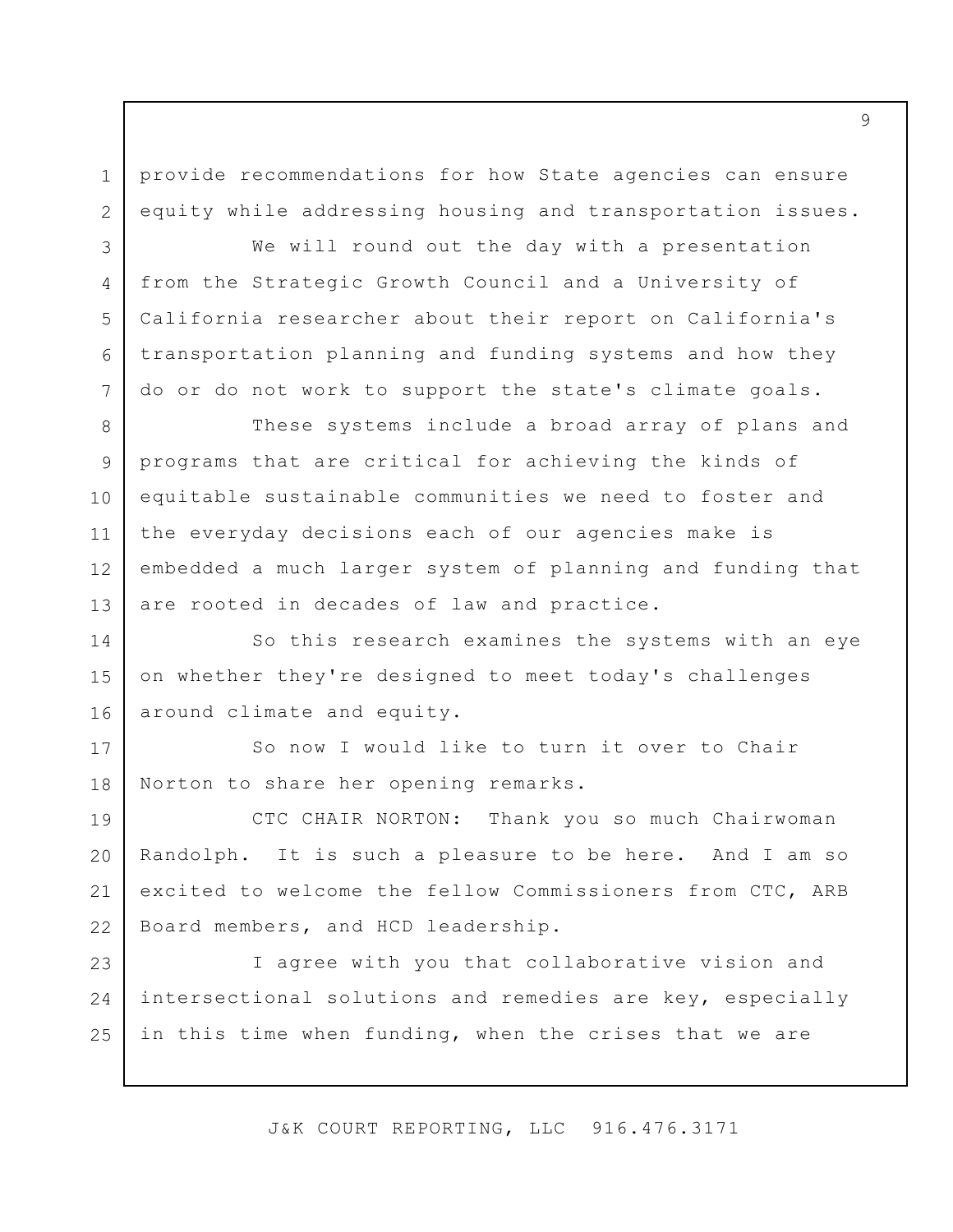provide recommendations for how State agencies can ensure equity while addressing housing and transportation issues.

We will round out the day with a presentation from the Strategic Growth Council and a University of California researcher about their report on California's transportation planning and funding systems and how they do or do not work to support the state's climate goals.

These systems include a broad array of plans and programs that are critical for achieving the kinds of equitable sustainable communities we need to foster and the everyday decisions each of our agencies make is embedded a much larger system of planning and funding that are rooted in decades of law and practice.

So this research examines the systems with an eye on whether they're designed to meet today's challenges around climate and equity.

So now I would like to turn it over to Chair Norton to share her opening remarks.

CTC CHAIR NORTON: Thank you so much Chairwoman Randolph. It is such a pleasure to be here. And I am so excited to welcome the fellow Commissioners from CTC, ARB Board members, and HCD leadership.

I agree with you that collaborative vision and intersectional solutions and remedies are key, especially in this time when funding, when the crises that we are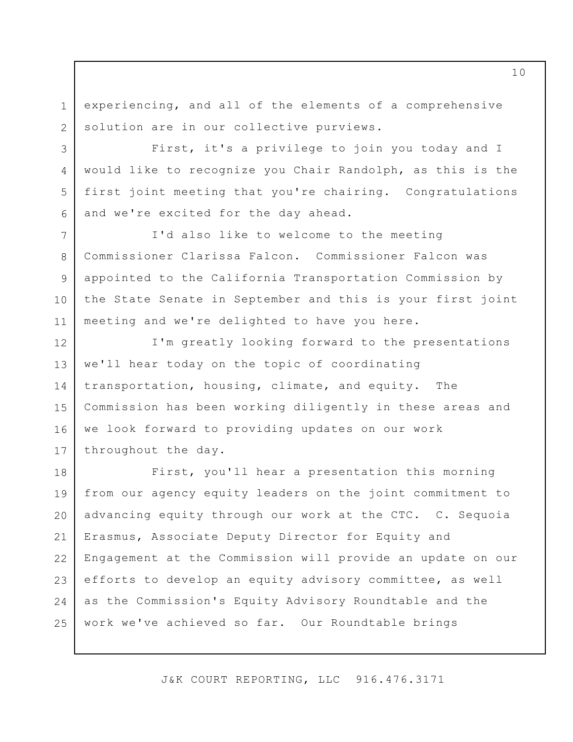experiencing, and all of the elements of a comprehensive solution are in our collective purviews.

First, it's a privilege to join you today and I would like to recognize you Chair Randolph, as this is the first joint meeting that you're chairing. Congratulations and we're excited for the day ahead.

I'd also like to welcome to the meeting Commissioner Clarissa Falcon. Commissioner Falcon was appointed to the California Transportation Commission by the State Senate in September and this is your first joint meeting and we're delighted to have you here.

I'm greatly looking forward to the presentations we'll hear today on the topic of coordinating transportation, housing, climate, and equity. The Commission has been working diligently in these areas and we look forward to providing updates on our work throughout the day.

First, you'll hear a presentation this morning from our agency equity leaders on the joint commitment to advancing equity through our work at the CTC. C. Sequoia Erasmus, Associate Deputy Director for Equity and Engagement at the Commission will provide an update on our efforts to develop an equity advisory committee, as well as the Commission's Equity Advisory Roundtable and the work we've achieved so far. Our Roundtable brings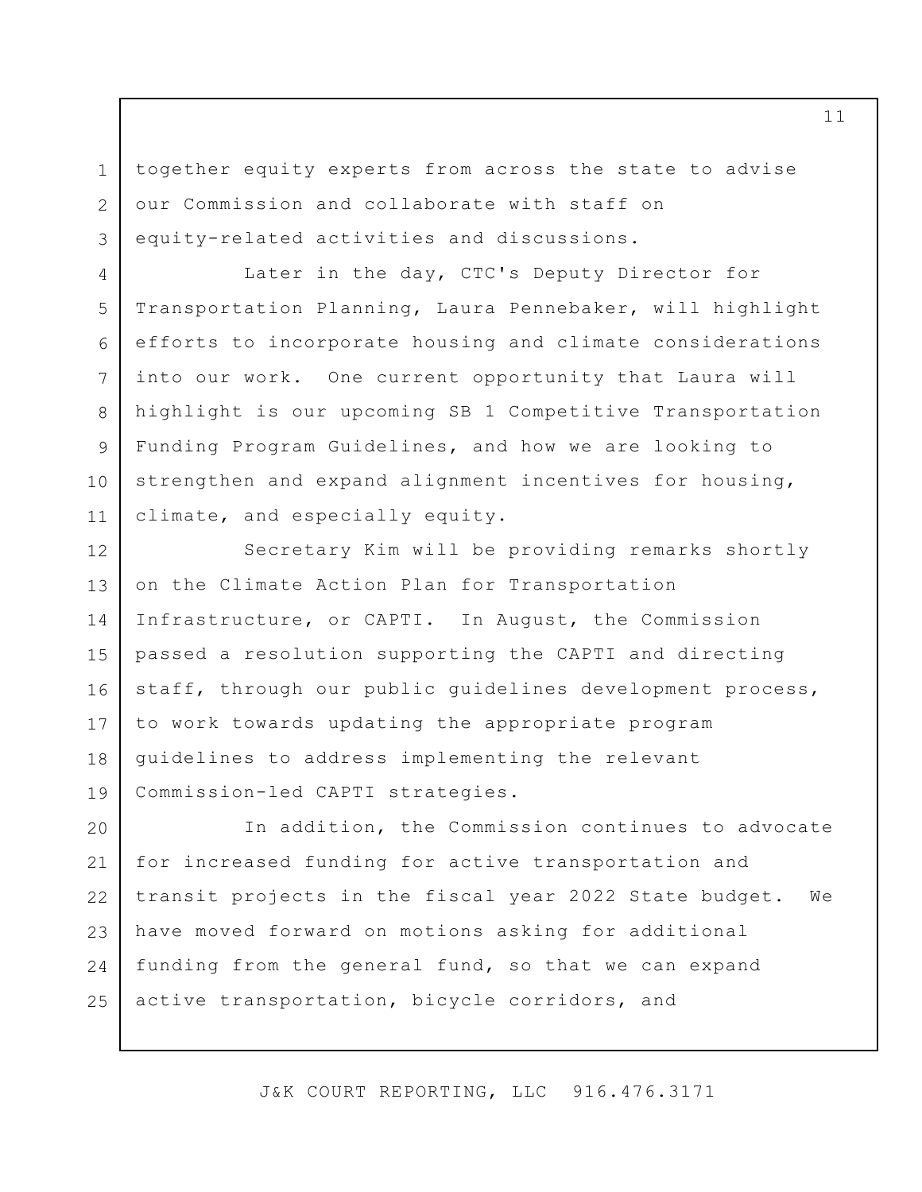together equity experts from across the state to advise our Commission and collaborate with staff on equity-related activities and discussions.

Later in the day, CTC's Deputy Director for Transportation Planning, Laura Pennebaker, will highlight efforts to incorporate housing and climate considerations into our work. One current opportunity that Laura will highlight is our upcoming SB 1 Competitive Transportation Funding Program Guidelines, and how we are looking to strengthen and expand alignment incentives for housing, climate, and especially equity.

Secretary Kim will be providing remarks shortly on the Climate Action Plan for Transportation Infrastructure, or CAPTI. In August, the Commission passed a resolution supporting the CAPTI and directing staff, through our public guidelines development process, to work towards updating the appropriate program guidelines to address implementing the relevant Commission-led CAPTI strategies.

In addition, the Commission continues to advocate for increased funding for active transportation and transit projects in the fiscal year 2022 State budget. We have moved forward on motions asking for additional funding from the general fund, so that we can expand active transportation, bicycle corridors, and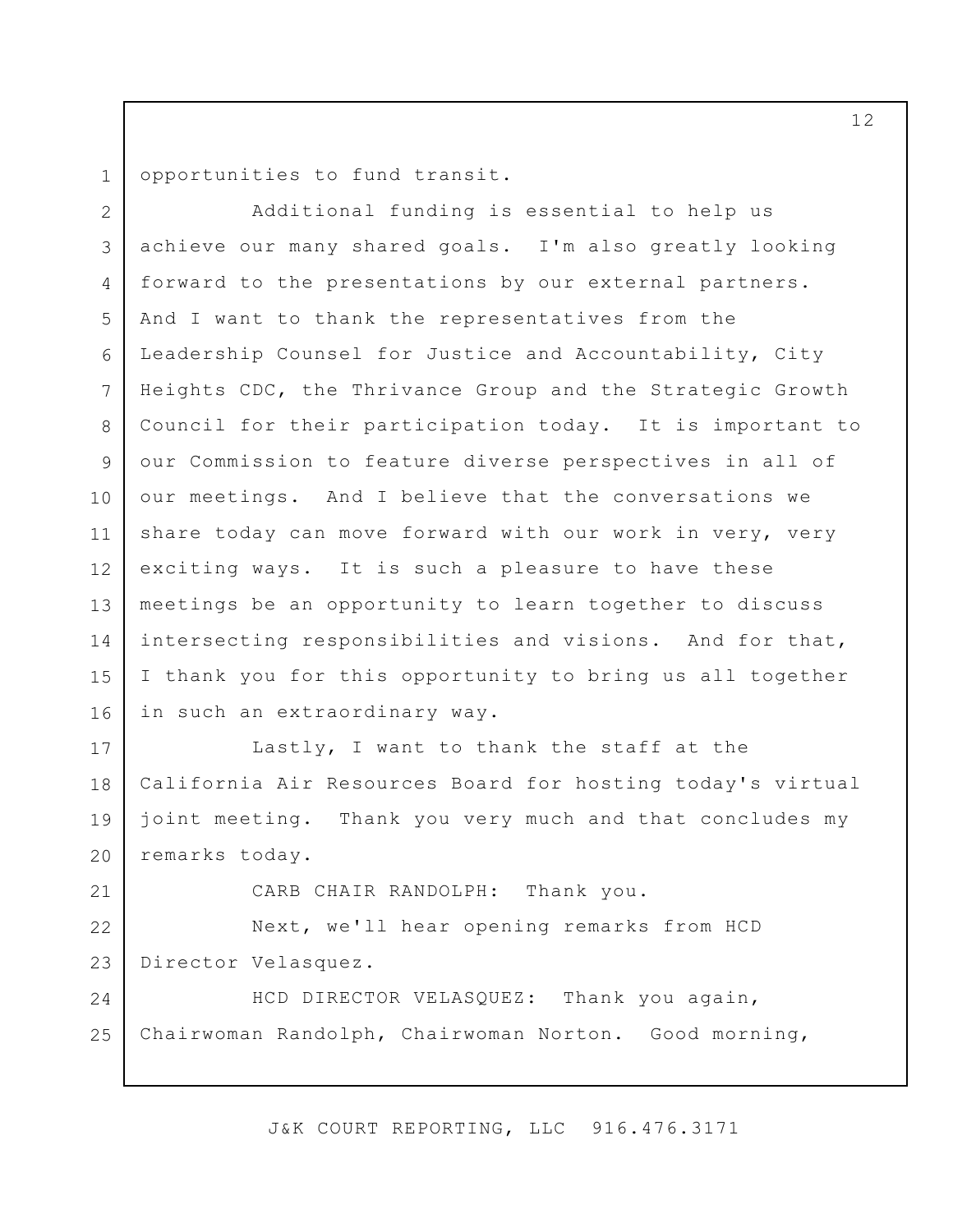opportunities to fund transit.

Additional funding is essential to help us achieve our many shared goals. I'm also greatly looking forward to the presentations by our external partners. And I want to thank the representatives from the Leadership Counsel for Justice and Accountability, City Heights CDC, the Thrivance Group and the Strategic Growth Council for their participation today. It is important to our Commission to feature diverse perspectives in all of our meetings. And I believe that the conversations we share today can move forward with our work in very, very exciting ways. It is such a pleasure to have these meetings be an opportunity to learn together to discuss intersecting responsibilities and visions. And for that, I thank you for this opportunity to bring us all together in such an extraordinary way.

Lastly, I want to thank the staff at the California Air Resources Board for hosting today's virtual joint meeting. Thank you very much and that concludes my remarks today.

CARB CHAIR RANDOLPH: Thank you.

Next, we'll hear opening remarks from HCD Director Velasquez.

HCD DIRECTOR VELASQUEZ: Thank you again, Chairwoman Randolph, Chairwoman Norton. Good morning,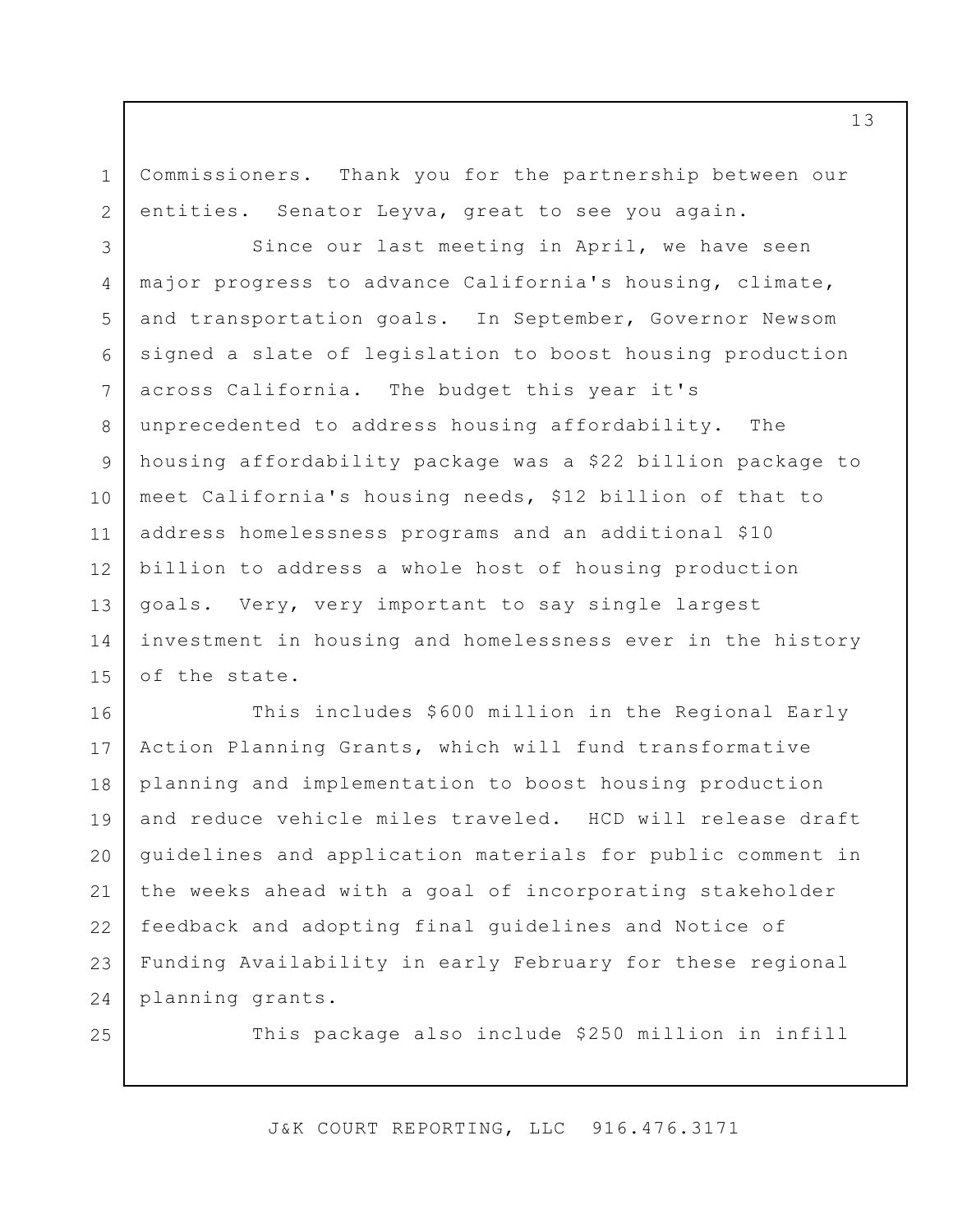Commissioners. Thank you for the partnership between our entities. Senator Leyva, great to see you again.

Since our last meeting in April, we have seen major progress to advance California's housing, climate, and transportation goals. In September, Governor Newsom signed a slate of legislation to boost housing production across California. The budget this year it's unprecedented to address housing affordability. The housing affordability package was a $22 billion package to meet California's housing needs, $12 billion of that to address homelessness programs and an additional $10 billion to address a whole host of housing production goals. Very, very important to say single largest investment in housing and homelessness ever in the history of the state.

This includes $600 million in the Regional Early Action Planning Grants, which will fund transformative planning and implementation to boost housing production and reduce vehicle miles traveled. HCD will release draft guidelines and application materials for public comment in the weeks ahead with a goal of incorporating stakeholder feedback and adopting final guidelines and Notice of Funding Availability in early February for these regional planning grants.

This package also include $250 million in infill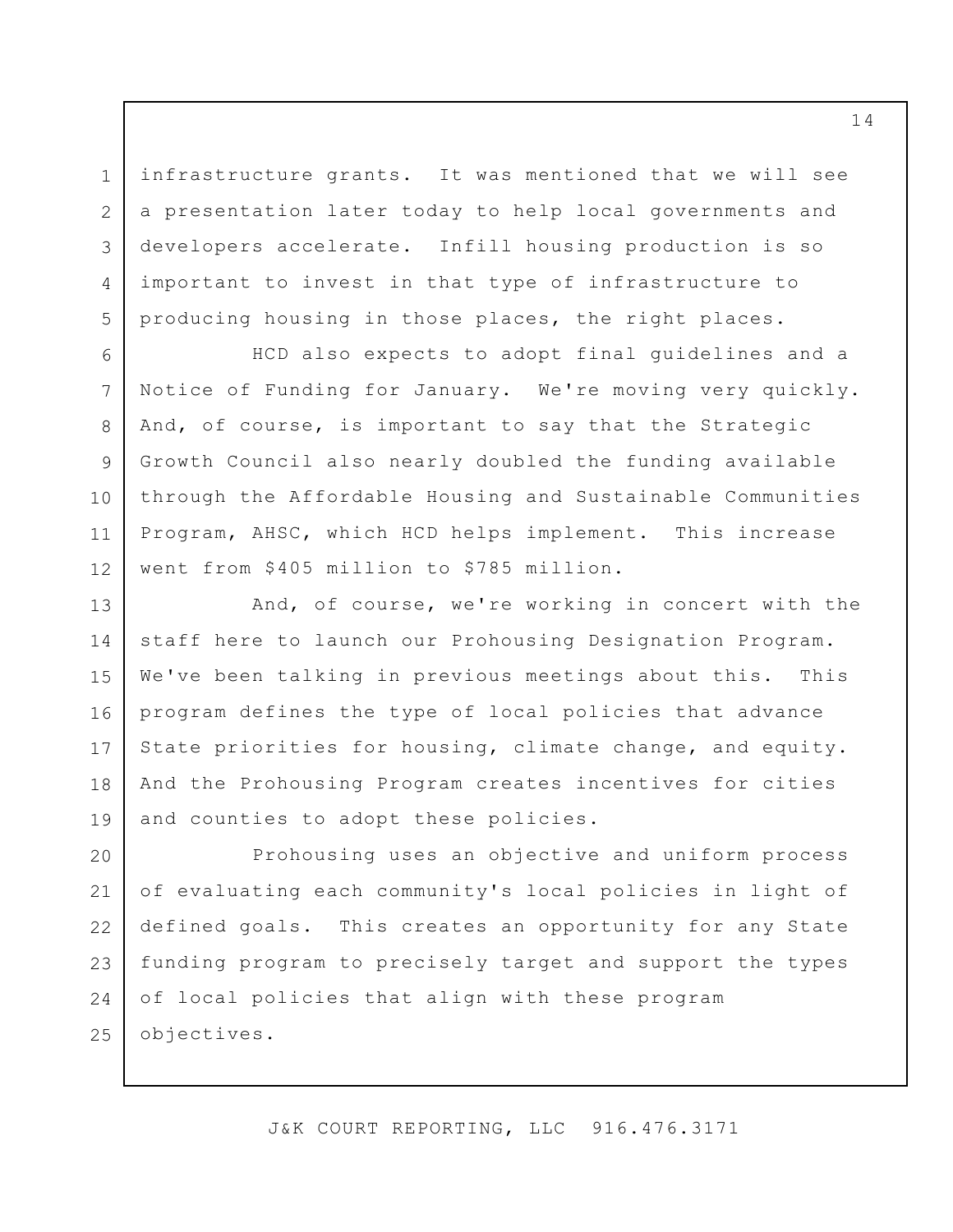infrastructure grants. It was mentioned that we will see a presentation later today to help local governments and developers accelerate. Infill housing production is so important to invest in that type of infrastructure to producing housing in those places, the right places.

HCD also expects to adopt final guidelines and a Notice of Funding for January. We're moving very quickly. And, of course, is important to say that the Strategic Growth Council also nearly doubled the funding available through the Affordable Housing and Sustainable Communities Program, AHSC, which HCD helps implement. This increase went from $405 million to $785 million.

And, of course, we're working in concert with the staff here to launch our Prohousing Designation Program. We've been talking in previous meetings about this. This program defines the type of local policies that advance State priorities for housing, climate change, and equity. And the Prohousing Program creates incentives for cities and counties to adopt these policies.

Prohousing uses an objective and uniform process of evaluating each community's local policies in light of defined goals. This creates an opportunity for any State funding program to precisely target and support the types of local policies that align with these program objectives.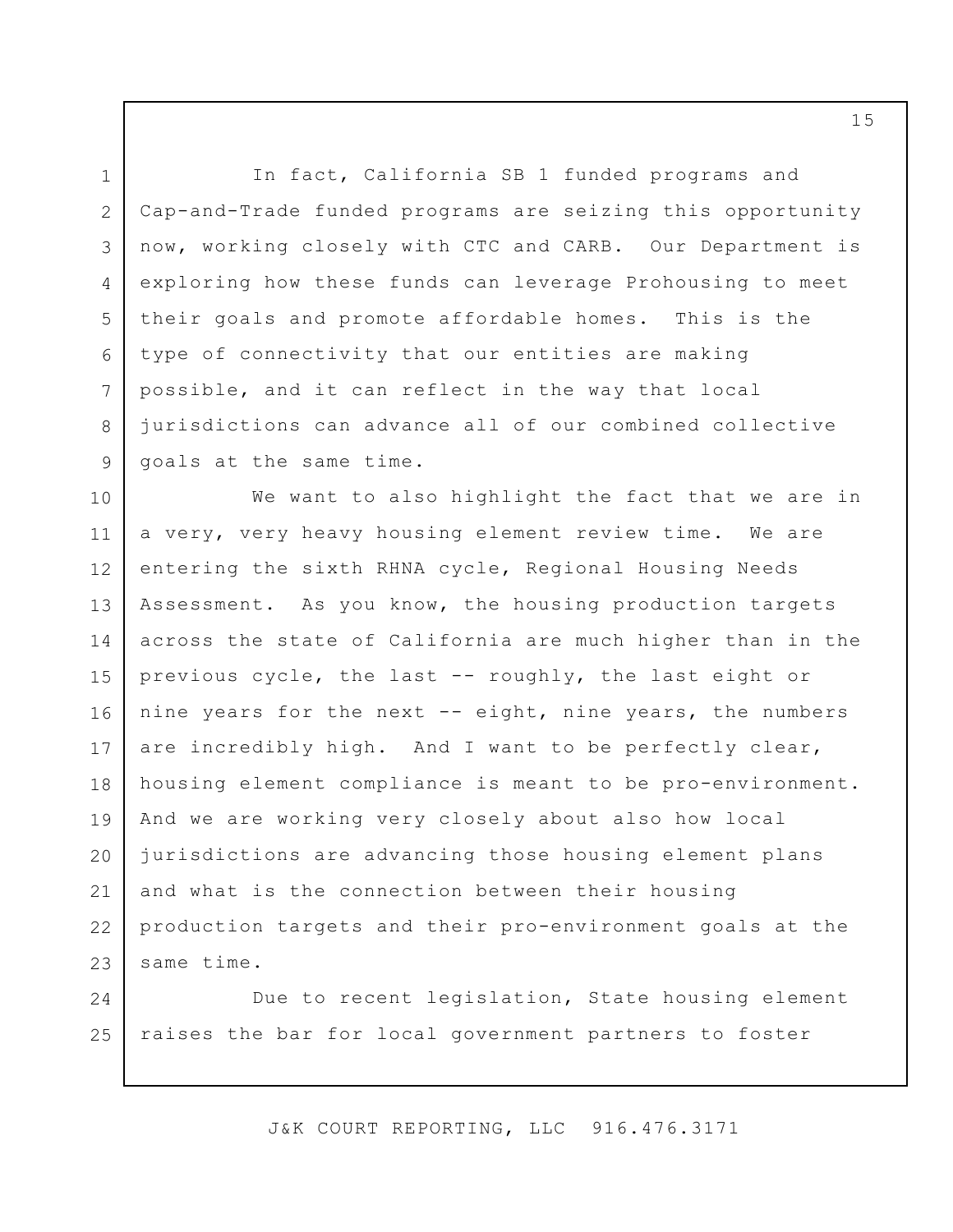In fact, California SB 1 funded programs and Cap-and-Trade funded programs are seizing this opportunity now, working closely with CTC and CARB. Our Department is exploring how these funds can leverage Prohousing to meet their goals and promote affordable homes. This is the type of connectivity that our entities are making possible, and it can reflect in the way that local jurisdictions can advance all of our combined collective goals at the same time.

We want to also highlight the fact that we are in a very, very heavy housing element review time. We are entering the sixth RHNA cycle, Regional Housing Needs Assessment. As you know, the housing production targets across the state of California are much higher than in the previous cycle, the last -- roughly, the last eight or nine years for the next -- eight, nine years, the numbers are incredibly high. And I want to be perfectly clear, housing element compliance is meant to be pro-environment. And we are working very closely about also how local jurisdictions are advancing those housing element plans and what is the connection between their housing production targets and their pro-environment goals at the same time.

Due to recent legislation, State housing element raises the bar for local government partners to foster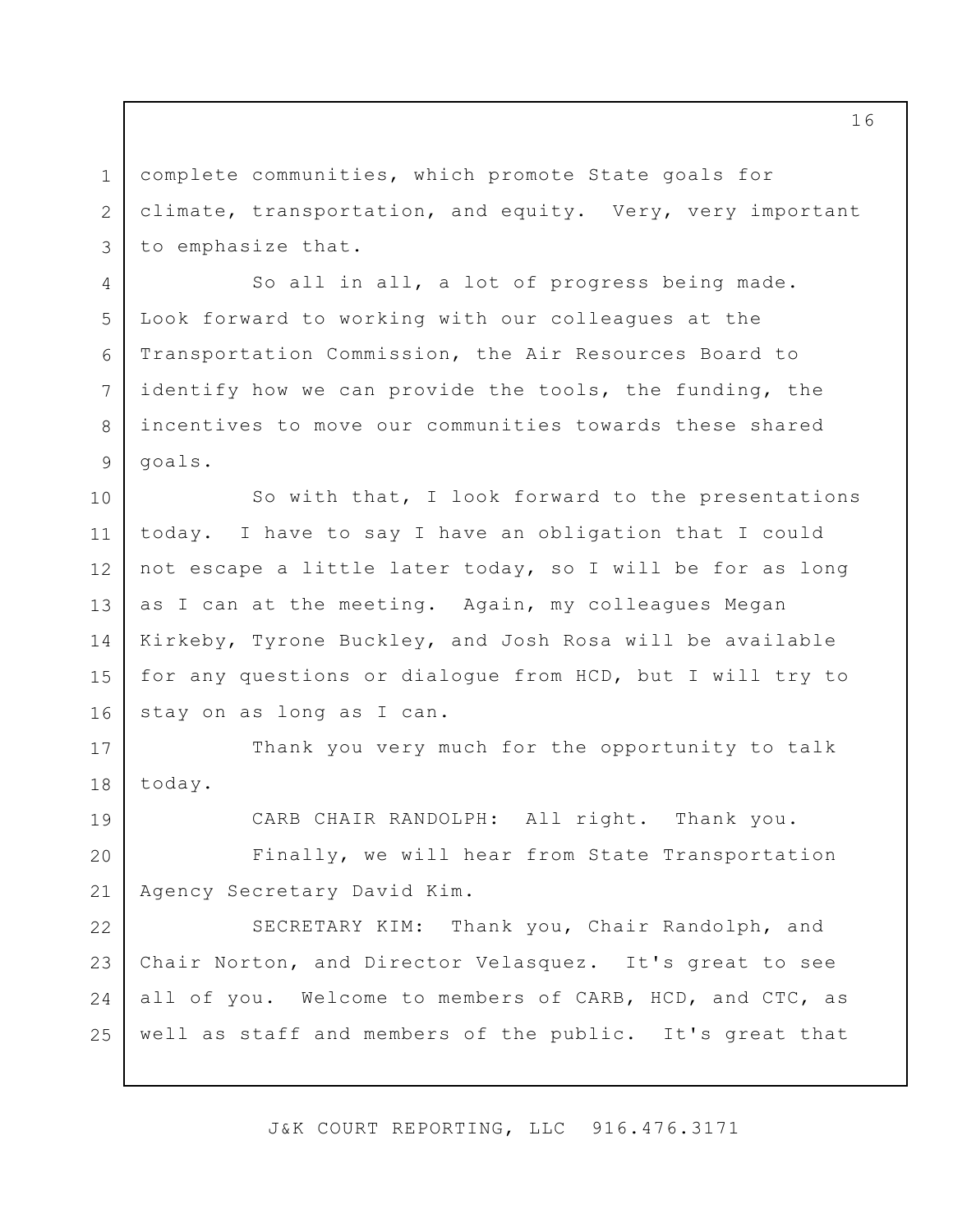complete communities, which promote State goals for climate, transportation, and equity. Very, very important to emphasize that.

So all in all, a lot of progress being made. Look forward to working with our colleagues at the Transportation Commission, the Air Resources Board to identify how we can provide the tools, the funding, the incentives to move our communities towards these shared goals.

So with that, I look forward to the presentations today. I have to say I have an obligation that I could not escape a little later today, so I will be for as long as I can at the meeting. Again, my colleagues Megan Kirkeby, Tyrone Buckley, and Josh Rosa will be available for any questions or dialogue from HCD, but I will try to stay on as long as I can.

Thank you very much for the opportunity to talk today.

CARB CHAIR RANDOLPH: All right. Thank you.

Finally, we will hear from State Transportation Agency Secretary David Kim.

SECRETARY KIM: Thank you, Chair Randolph, and Chair Norton, and Director Velasquez. It's great to see all of you. Welcome to members of CARB, HCD, and CTC, as well as staff and members of the public. It's great that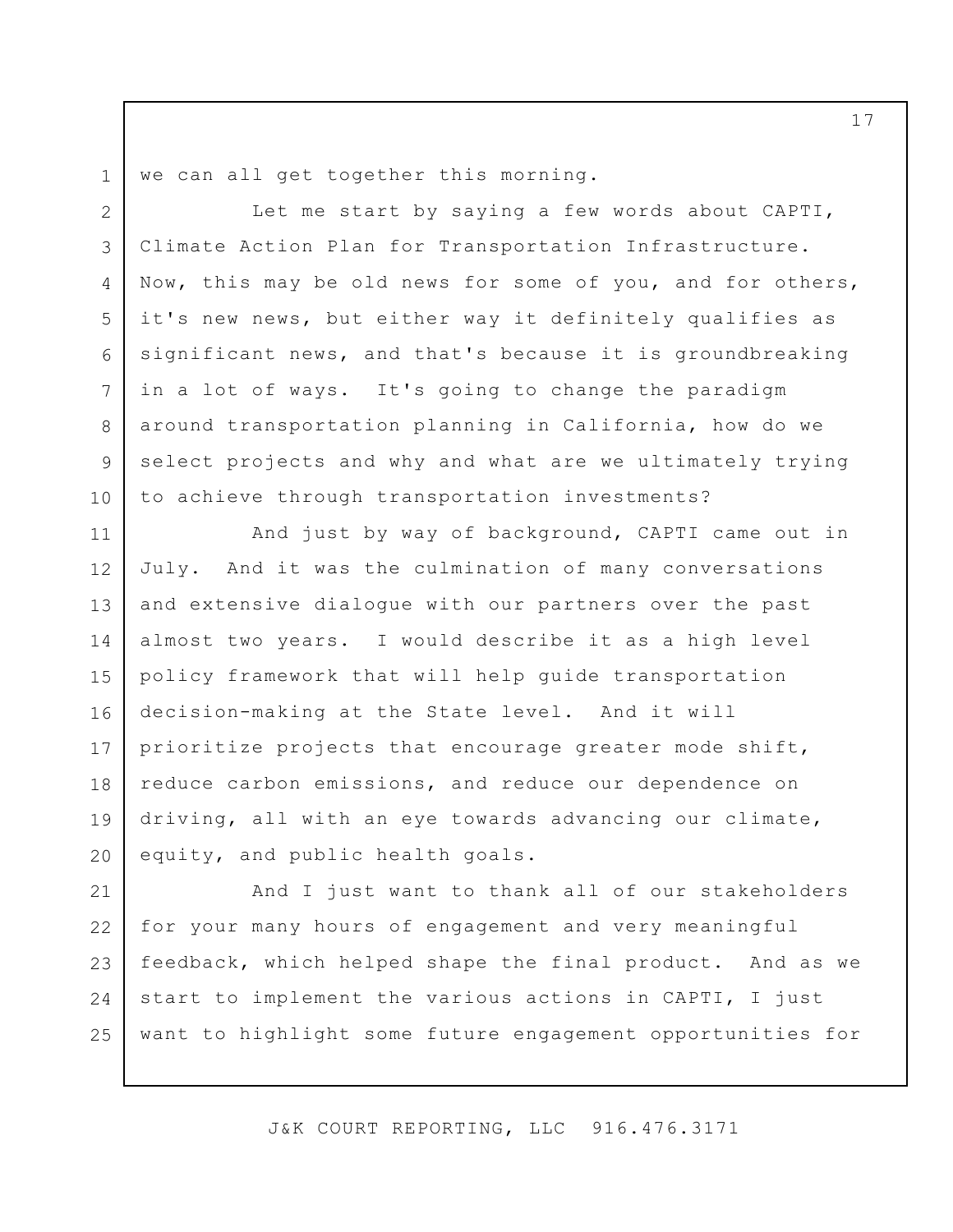we can all get together this morning.

Let me start by saying a few words about CAPTI, Climate Action Plan for Transportation Infrastructure. Now, this may be old news for some of you, and for others, it's new news, but either way it definitely qualifies as significant news, and that's because it is groundbreaking in a lot of ways. It's going to change the paradigm around transportation planning in California, how do we select projects and why and what are we ultimately trying to achieve through transportation investments?

And just by way of background, CAPTI came out in July. And it was the culmination of many conversations and extensive dialogue with our partners over the past almost two years. I would describe it as a high level policy framework that will help guide transportation decision-making at the State level. And it will prioritize projects that encourage greater mode shift, reduce carbon emissions, and reduce our dependence on driving, all with an eye towards advancing our climate, equity, and public health goals.

And I just want to thank all of our stakeholders for your many hours of engagement and very meaningful feedback, which helped shape the final product. And as we start to implement the various actions in CAPTI, I just want to highlight some future engagement opportunities for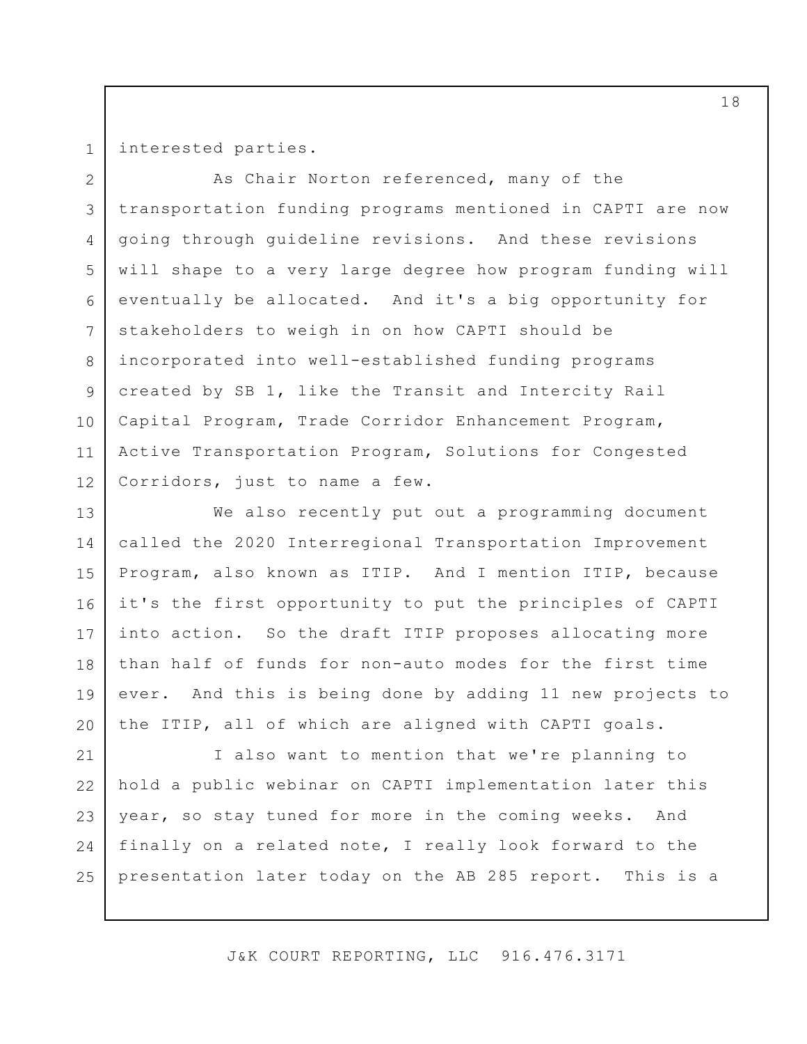interested parties.

As Chair Norton referenced, many of the transportation funding programs mentioned in CAPTI are now going through guideline revisions. And these revisions will shape to a very large degree how program funding will eventually be allocated. And it's a big opportunity for stakeholders to weigh in on how CAPTI should be incorporated into well-established funding programs created by SB 1, like the Transit and Intercity Rail Capital Program, Trade Corridor Enhancement Program, Active Transportation Program, Solutions for Congested Corridors, just to name a few.

We also recently put out a programming document called the 2020 Interregional Transportation Improvement Program, also known as ITIP. And I mention ITIP, because it's the first opportunity to put the principles of CAPTI into action. So the draft ITIP proposes allocating more than half of funds for non-auto modes for the first time ever. And this is being done by adding 11 new projects to the ITIP, all of which are aligned with CAPTI goals.

I also want to mention that we're planning to hold a public webinar on CAPTI implementation later this year, so stay tuned for more in the coming weeks. And finally on a related note, I really look forward to the presentation later today on the AB 285 report. This is a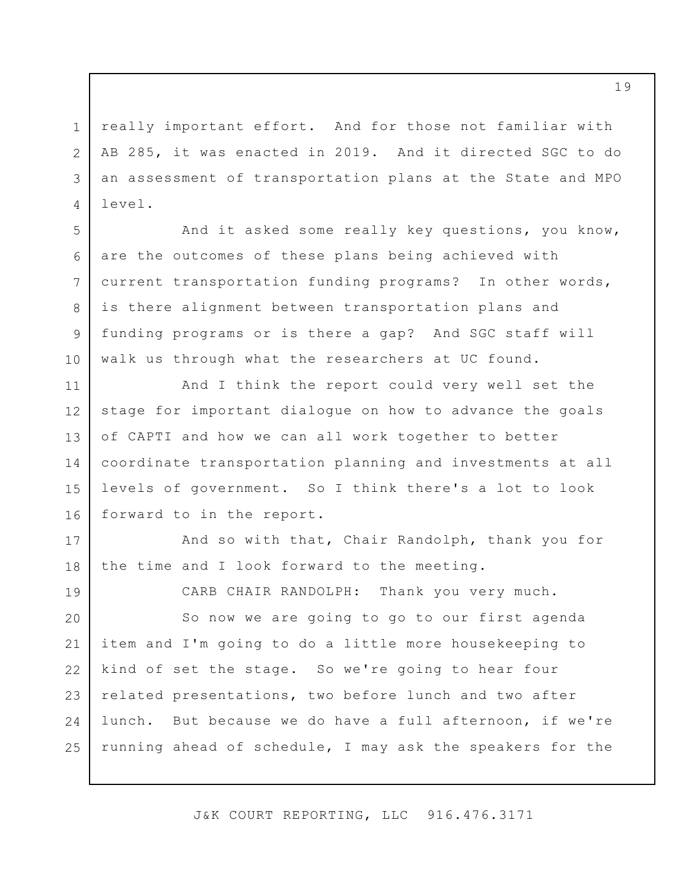really important effort. And for those not familiar with AB 285, it was enacted in 2019. And it directed SGC to do an assessment of transportation plans at the State and MPO level.

And it asked some really key questions, you know, are the outcomes of these plans being achieved with current transportation funding programs? In other words, is there alignment between transportation plans and funding programs or is there a gap? And SGC staff will walk us through what the researchers at UC found.

And I think the report could very well set the stage for important dialogue on how to advance the goals of CAPTI and how we can all work together to better coordinate transportation planning and investments at all levels of government. So I think there's a lot to look forward to in the report.

And so with that, Chair Randolph, thank you for the time and I look forward to the meeting.

CARB CHAIR RANDOLPH: Thank you very much.

So now we are going to go to our first agenda item and I'm going to do a little more housekeeping to kind of set the stage. So we're going to hear four related presentations, two before lunch and two after lunch. But because we do have a full afternoon, if we're running ahead of schedule, I may ask the speakers for the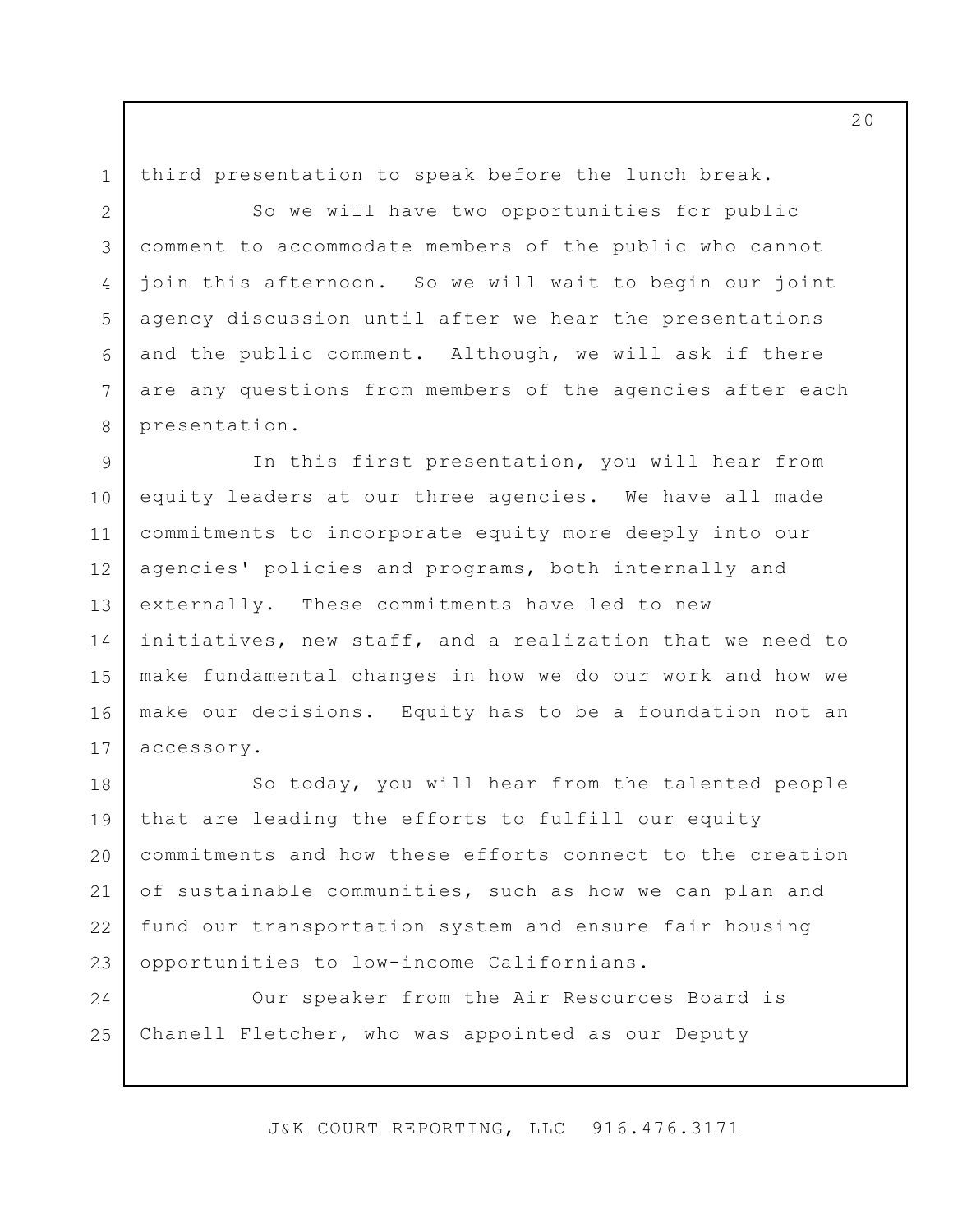third presentation to speak before the lunch break.

So we will have two opportunities for public comment to accommodate members of the public who cannot join this afternoon. So we will wait to begin our joint agency discussion until after we hear the presentations and the public comment. Although, we will ask if there are any questions from members of the agencies after each presentation.

In this first presentation, you will hear from equity leaders at our three agencies. We have all made commitments to incorporate equity more deeply into our agencies' policies and programs, both internally and externally. These commitments have led to new initiatives, new staff, and a realization that we need to make fundamental changes in how we do our work and how we make our decisions. Equity has to be a foundation not an accessory.

So today, you will hear from the talented people that are leading the efforts to fulfill our equity commitments and how these efforts connect to the creation of sustainable communities, such as how we can plan and fund our transportation system and ensure fair housing opportunities to low-income Californians.

Our speaker from the Air Resources Board is Chanell Fletcher, who was appointed as our Deputy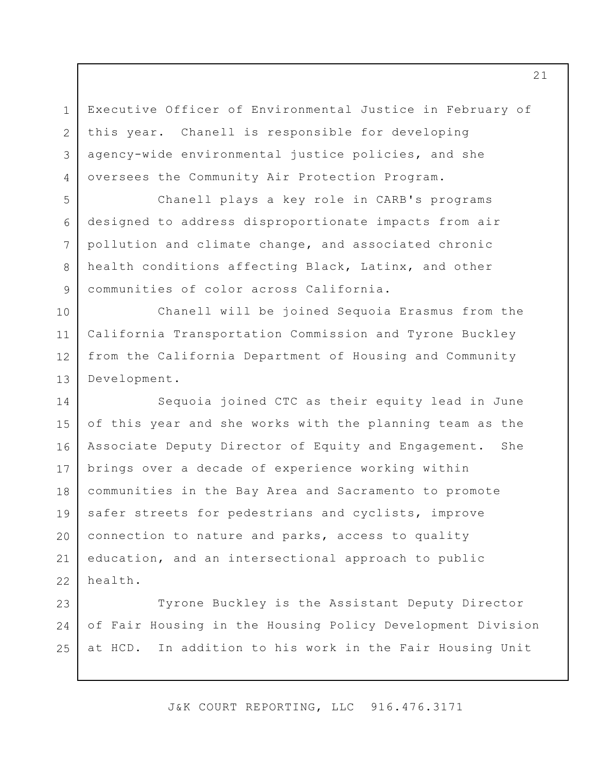Executive Officer of Environmental Justice in February of this year. Chanell is responsible for developing agency-wide environmental justice policies, and she oversees the Community Air Protection Program.

Chanell plays a key role in CARB's programs designed to address disproportionate impacts from air pollution and climate change, and associated chronic health conditions affecting Black, Latinx, and other communities of color across California.

Chanell will be joined Sequoia Erasmus from the California Transportation Commission and Tyrone Buckley from the California Department of Housing and Community Development.

Sequoia joined CTC as their equity lead in June of this year and she works with the planning team as the Associate Deputy Director of Equity and Engagement. She brings over a decade of experience working within communities in the Bay Area and Sacramento to promote safer streets for pedestrians and cyclists, improve connection to nature and parks, access to quality education, and an intersectional approach to public health.

Tyrone Buckley is the Assistant Deputy Director of Fair Housing in the Housing Policy Development Division at HCD. In addition to his work in the Fair Housing Unit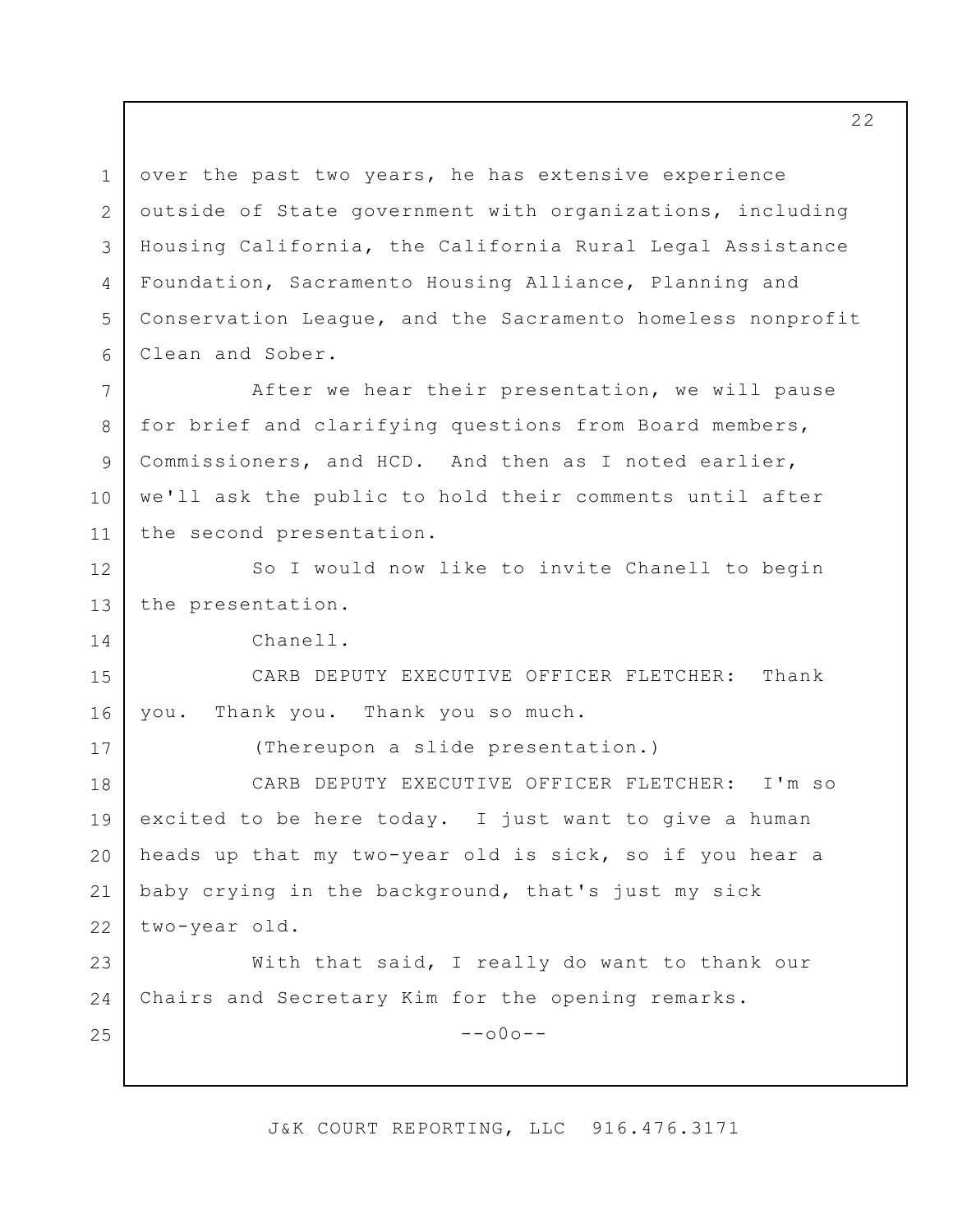over the past two years, he has extensive experience outside of State government with organizations, including Housing California, the California Rural Legal Assistance Foundation, Sacramento Housing Alliance, Planning and Conservation League, and the Sacramento homeless nonprofit Clean and Sober.

After we hear their presentation, we will pause for brief and clarifying questions from Board members, Commissioners, and HCD. And then as I noted earlier, we'll ask the public to hold their comments until after the second presentation.

So I would now like to invite Chanell to begin the presentation.

Chanell.

CARB DEPUTY EXECUTIVE OFFICER FLETCHER: Thank you. Thank you. Thank you so much.

(Thereupon a slide presentation.)

CARB DEPUTY EXECUTIVE OFFICER FLETCHER: I'm so excited to be here today. I just want to give a human heads up that my two-year old is sick, so if you hear a baby crying in the background, that's just my sick two-year old.

With that said, I really do want to thank our Chairs and Secretary Kim for the opening remarks.

--o0o--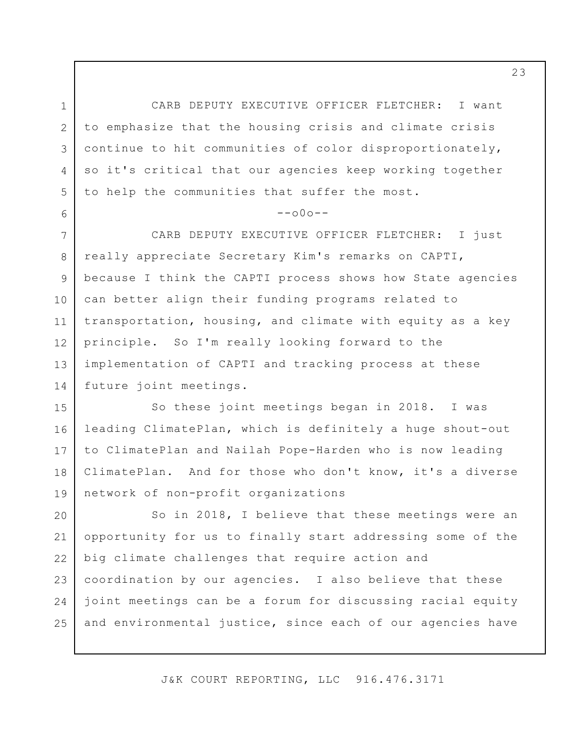CARB DEPUTY EXECUTIVE OFFICER FLETCHER: I want to emphasize that the housing crisis and climate crisis continue to hit communities of color disproportionately, so it's critical that our agencies keep working together to help the communities that suffer the most.

--o0o--

CARB DEPUTY EXECUTIVE OFFICER FLETCHER: I just really appreciate Secretary Kim's remarks on CAPTI, because I think the CAPTI process shows how State agencies can better align their funding programs related to transportation, housing, and climate with equity as a key principle. So I'm really looking forward to the implementation of CAPTI and tracking process at these future joint meetings.

So these joint meetings began in 2018. I was leading ClimatePlan, which is definitely a huge shout-out to ClimatePlan and Nailah Pope-Harden who is now leading ClimatePlan. And for those who don't know, it's a diverse network of non-profit organizations

So in 2018, I believe that these meetings were an opportunity for us to finally start addressing some of the big climate challenges that require action and coordination by our agencies. I also believe that these joint meetings can be a forum for discussing racial equity and environmental justice, since each of our agencies have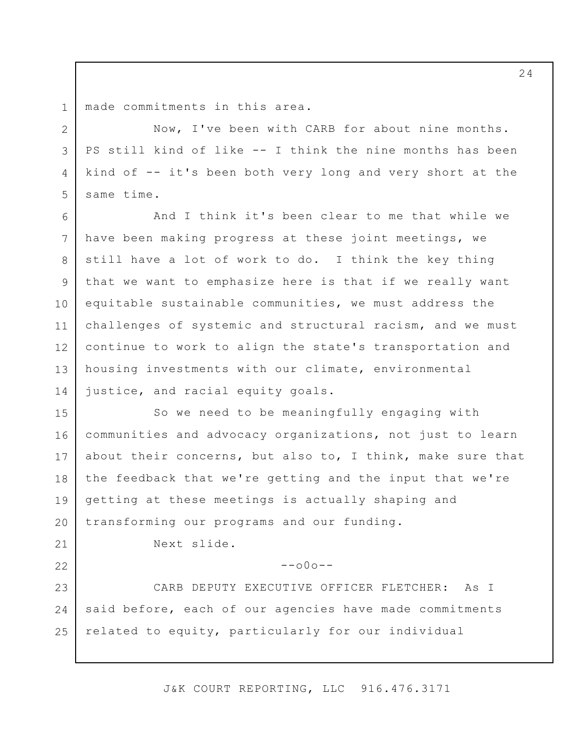made commitments in this area.

Now, I've been with CARB for about nine months. PS still kind of like -- I think the nine months has been kind of -- it's been both very long and very short at the same time.

And I think it's been clear to me that while we have been making progress at these joint meetings, we still have a lot of work to do. I think the key thing that we want to emphasize here is that if we really want equitable sustainable communities, we must address the challenges of systemic and structural racism, and we must continue to work to align the state's transportation and housing investments with our climate, environmental justice, and racial equity goals.

So we need to be meaningfully engaging with communities and advocacy organizations, not just to learn about their concerns, but also to, I think, make sure that the feedback that we're getting and the input that we're getting at these meetings is actually shaping and transforming our programs and our funding.

Next slide.

--o0o--

CARB DEPUTY EXECUTIVE OFFICER FLETCHER: As I said before, each of our agencies have made commitments related to equity, particularly for our individual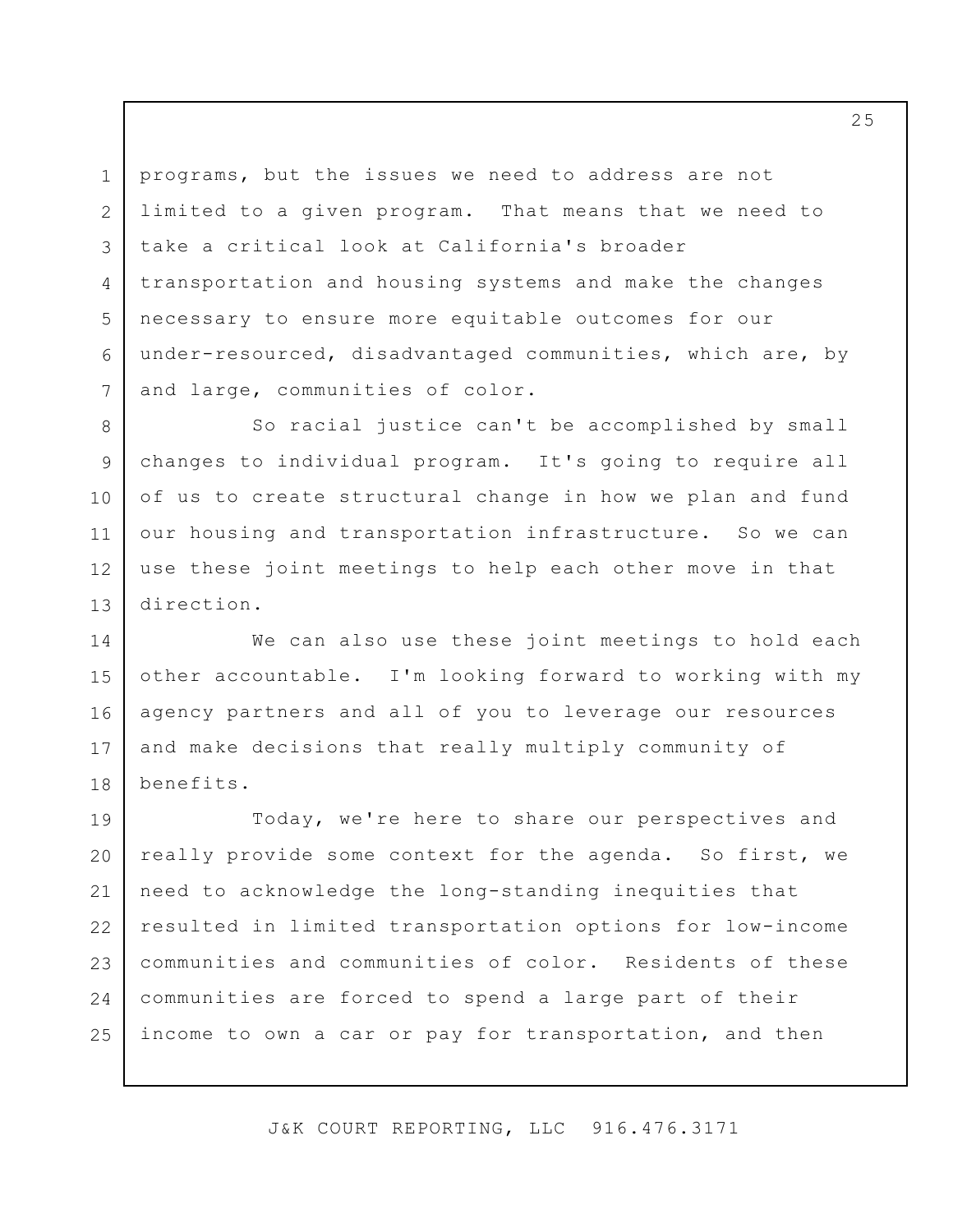programs, but the issues we need to address are not limited to a given program. That means that we need to take a critical look at California's broader transportation and housing systems and make the changes necessary to ensure more equitable outcomes for our under-resourced, disadvantaged communities, which are, by and large, communities of color.

So racial justice can't be accomplished by small changes to individual program. It's going to require all of us to create structural change in how we plan and fund our housing and transportation infrastructure. So we can use these joint meetings to help each other move in that direction.

We can also use these joint meetings to hold each other accountable. I'm looking forward to working with my agency partners and all of you to leverage our resources and make decisions that really multiply community of benefits.

Today, we're here to share our perspectives and really provide some context for the agenda. So first, we need to acknowledge the long-standing inequities that resulted in limited transportation options for low-income communities and communities of color. Residents of these communities are forced to spend a large part of their income to own a car or pay for transportation, and then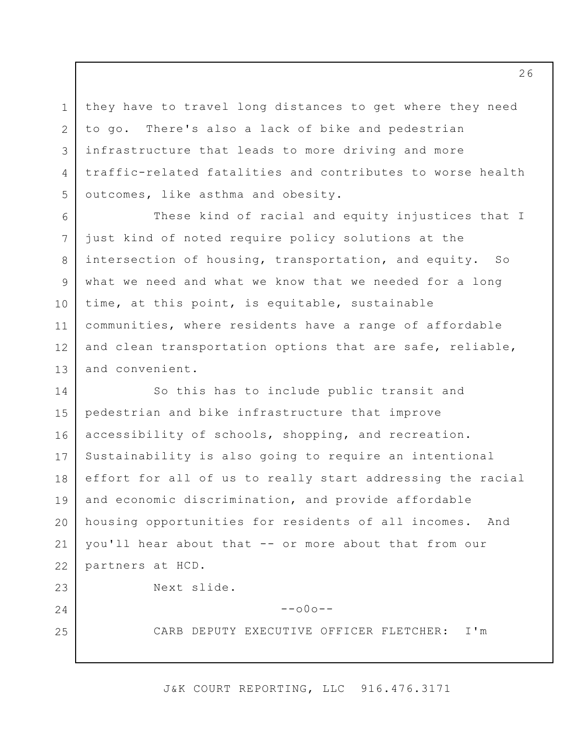they have to travel long distances to get where they need to go. There's also a lack of bike and pedestrian infrastructure that leads to more driving and more traffic-related fatalities and contributes to worse health outcomes, like asthma and obesity.

These kind of racial and equity injustices that I just kind of noted require policy solutions at the intersection of housing, transportation, and equity. So what we need and what we know that we needed for a long time, at this point, is equitable, sustainable communities, where residents have a range of affordable and clean transportation options that are safe, reliable, and convenient.

So this has to include public transit and pedestrian and bike infrastructure that improve accessibility of schools, shopping, and recreation. Sustainability is also going to require an intentional effort for all of us to really start addressing the racial and economic discrimination, and provide affordable housing opportunities for residents of all incomes. And you'll hear about that -- or more about that from our partners at HCD.

Next slide.

--o0o--

CARB DEPUTY EXECUTIVE OFFICER FLETCHER: I'm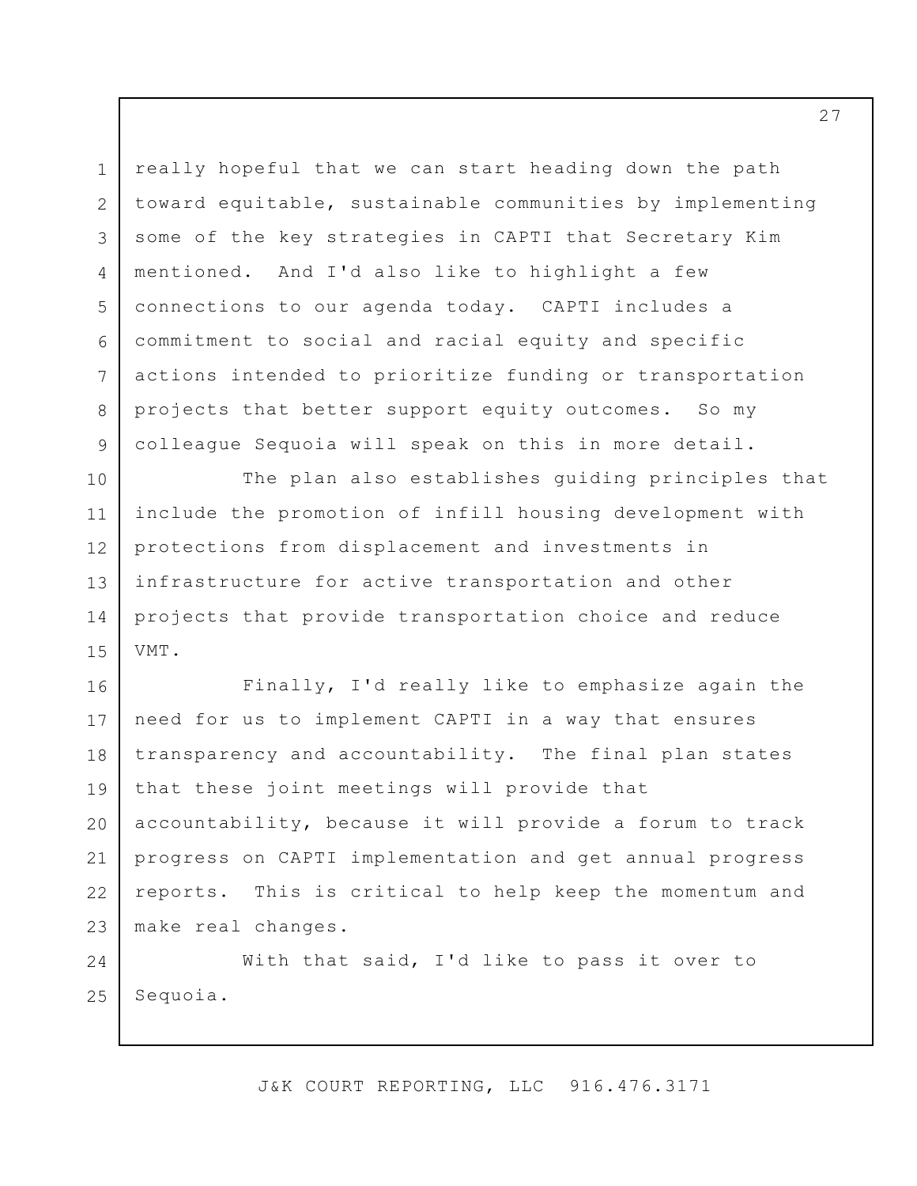really hopeful that we can start heading down the path toward equitable, sustainable communities by implementing some of the key strategies in CAPTI that Secretary Kim mentioned. And I'd also like to highlight a few connections to our agenda today. CAPTI includes a commitment to social and racial equity and specific actions intended to prioritize funding or transportation projects that better support equity outcomes. So my colleague Sequoia will speak on this in more detail.

The plan also establishes guiding principles that include the promotion of infill housing development with protections from displacement and investments in infrastructure for active transportation and other projects that provide transportation choice and reduce VMT.

Finally, I'd really like to emphasize again the need for us to implement CAPTI in a way that ensures transparency and accountability. The final plan states that these joint meetings will provide that accountability, because it will provide a forum to track progress on CAPTI implementation and get annual progress reports. This is critical to help keep the momentum and make real changes.

With that said, I'd like to pass it over to Sequoia.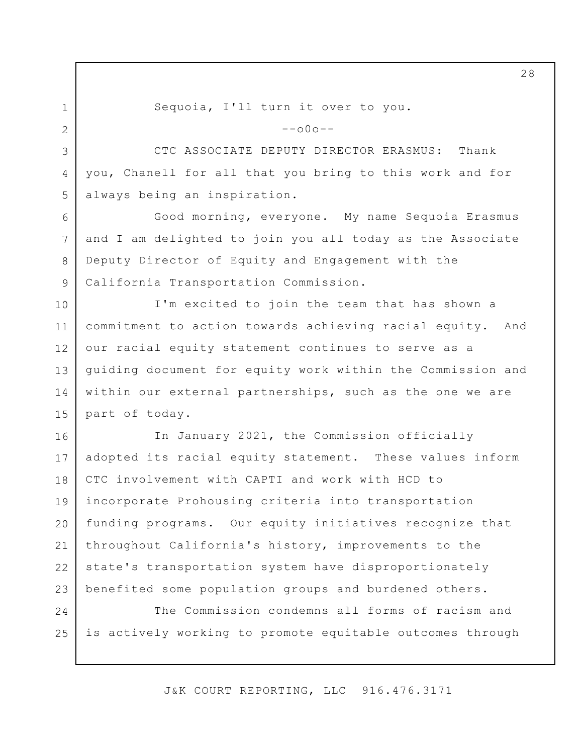Sequoia, I'll turn it over to you.

--o0o--

CTC ASSOCIATE DEPUTY DIRECTOR ERASMUS: Thank you, Chanell for all that you bring to this work and for always being an inspiration.

Good morning, everyone. My name Sequoia Erasmus and I am delighted to join you all today as the Associate Deputy Director of Equity and Engagement with the California Transportation Commission.

I'm excited to join the team that has shown a commitment to action towards achieving racial equity. And our racial equity statement continues to serve as a guiding document for equity work within the Commission and within our external partnerships, such as the one we are part of today.

In January 2021, the Commission officially adopted its racial equity statement. These values inform CTC involvement with CAPTI and work with HCD to incorporate Prohousing criteria into transportation funding programs. Our equity initiatives recognize that throughout California's history, improvements to the state's transportation system have disproportionately benefited some population groups and burdened others.

The Commission condemns all forms of racism and is actively working to promote equitable outcomes through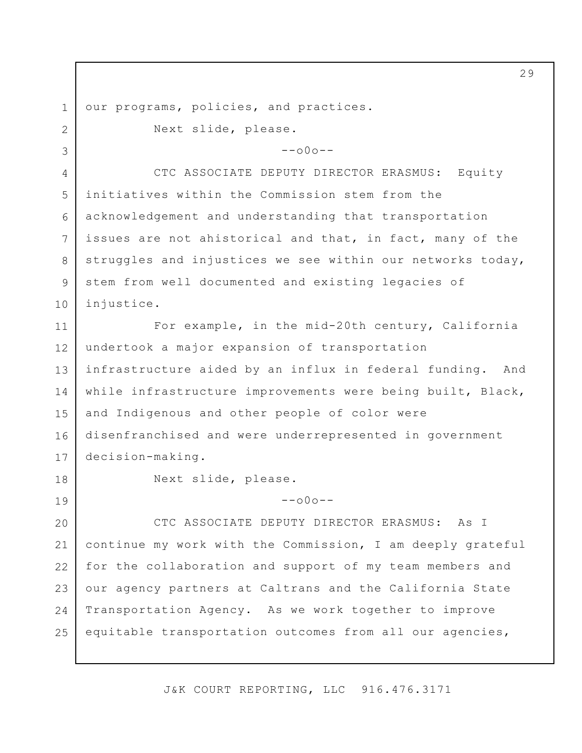our programs, policies, and practices.

Next slide, please.

--o0o--

CTC ASSOCIATE DEPUTY DIRECTOR ERASMUS: Equity initiatives within the Commission stem from the acknowledgement and understanding that transportation issues are not ahistorical and that, in fact, many of the struggles and injustices we see within our networks today, stem from well documented and existing legacies of injustice.

For example, in the mid-20th century, California undertook a major expansion of transportation infrastructure aided by an influx in federal funding. And while infrastructure improvements were being built, Black, and Indigenous and other people of color were disenfranchised and were underrepresented in government decision-making.

Next slide, please.

--o0o--

CTC ASSOCIATE DEPUTY DIRECTOR ERASMUS: As I continue my work with the Commission, I am deeply grateful for the collaboration and support of my team members and our agency partners at Caltrans and the California State Transportation Agency. As we work together to improve equitable transportation outcomes from all our agencies,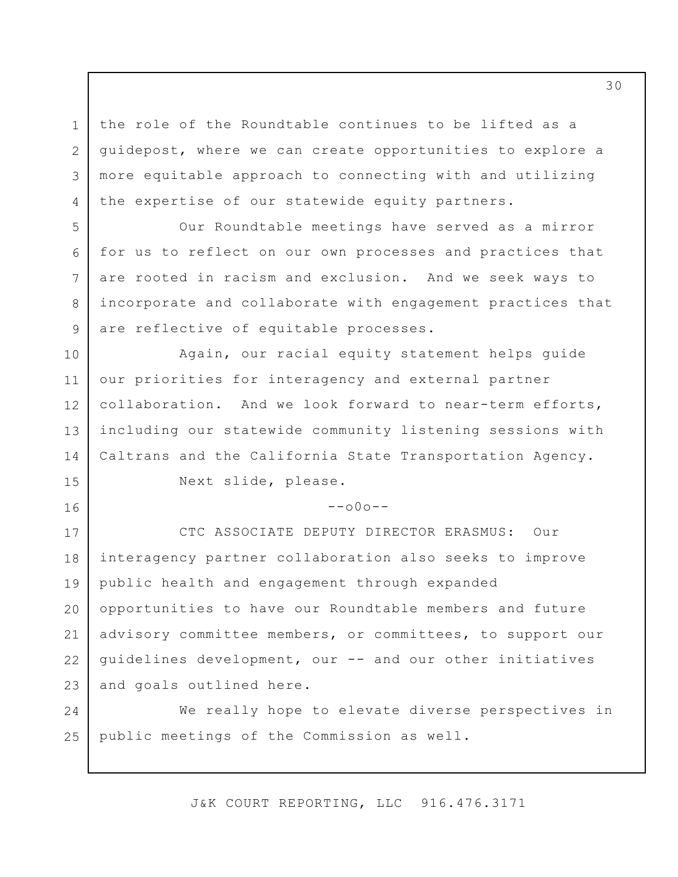the role of the Roundtable continues to be lifted as a guidepost, where we can create opportunities to explore a more equitable approach to connecting with and utilizing the expertise of our statewide equity partners.

Our Roundtable meetings have served as a mirror for us to reflect on our own processes and practices that are rooted in racism and exclusion. And we seek ways to incorporate and collaborate with engagement practices that are reflective of equitable processes.

Again, our racial equity statement helps guide our priorities for interagency and external partner collaboration. And we look forward to near-term efforts, including our statewide community listening sessions with Caltrans and the California State Transportation Agency.

Next slide, please.

--o0o--

CTC ASSOCIATE DEPUTY DIRECTOR ERASMUS: Our interagency partner collaboration also seeks to improve public health and engagement through expanded opportunities to have our Roundtable members and future advisory committee members, or committees, to support our guidelines development, our -- and our other initiatives and goals outlined here.

We really hope to elevate diverse perspectives in public meetings of the Commission as well.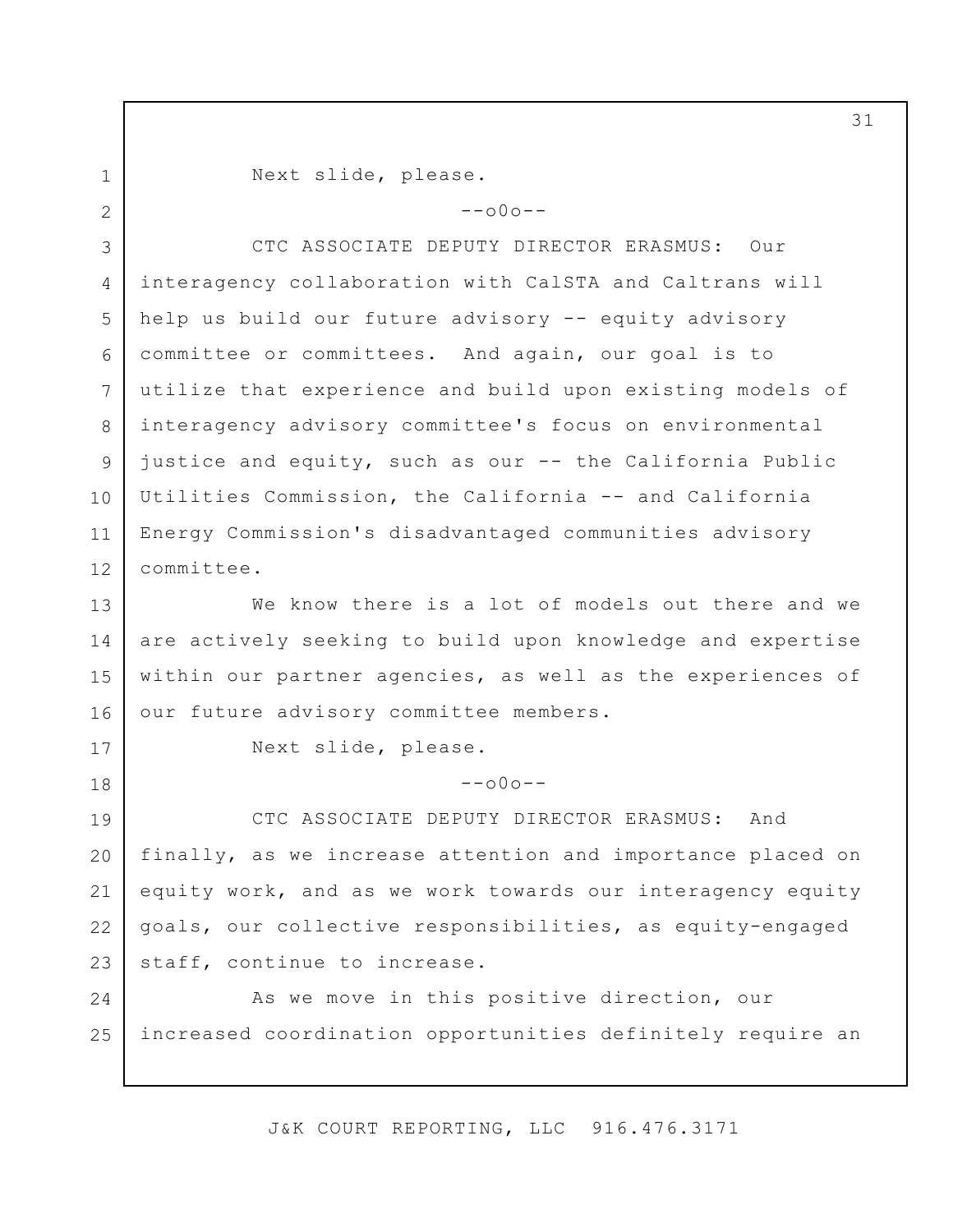Next slide, please.

--o0o--

CTC ASSOCIATE DEPUTY DIRECTOR ERASMUS: Our interagency collaboration with CalSTA and Caltrans will help us build our future advisory -- equity advisory committee or committees. And again, our goal is to utilize that experience and build upon existing models of interagency advisory committee's focus on environmental justice and equity, such as our -- the California Public Utilities Commission, the California -- and California Energy Commission's disadvantaged communities advisory committee.

We know there is a lot of models out there and we are actively seeking to build upon knowledge and expertise within our partner agencies, as well as the experiences of our future advisory committee members.

Next slide, please.

--o0o--

CTC ASSOCIATE DEPUTY DIRECTOR ERASMUS: And finally, as we increase attention and importance placed on equity work, and as we work towards our interagency equity goals, our collective responsibilities, as equity-engaged staff, continue to increase.

As we move in this positive direction, our increased coordination opportunities definitely require an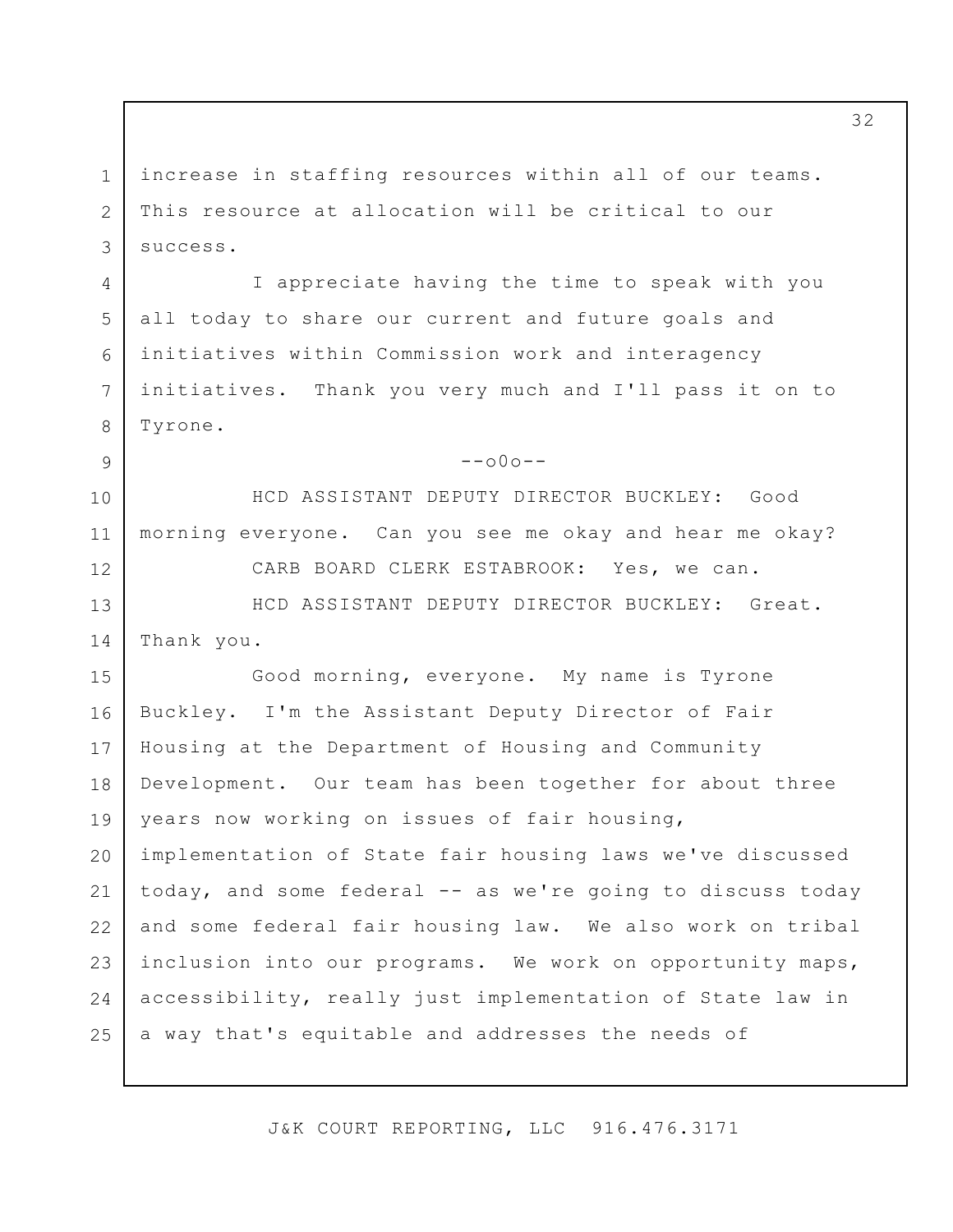increase in staffing resources within all of our teams. This resource at allocation will be critical to our success.

I appreciate having the time to speak with you all today to share our current and future goals and initiatives within Commission work and interagency initiatives. Thank you very much and I'll pass it on to Tyrone.

--o0o--

HCD ASSISTANT DEPUTY DIRECTOR BUCKLEY: Good morning everyone. Can you see me okay and hear me okay?

CARB BOARD CLERK ESTABROOK: Yes, we can.

HCD ASSISTANT DEPUTY DIRECTOR BUCKLEY: Great. Thank you.

Good morning, everyone. My name is Tyrone Buckley. I'm the Assistant Deputy Director of Fair Housing at the Department of Housing and Community Development. Our team has been together for about three years now working on issues of fair housing, implementation of State fair housing laws we've discussed today, and some federal -- as we're going to discuss today and some federal fair housing law. We also work on tribal inclusion into our programs. We work on opportunity maps, accessibility, really just implementation of State law in a way that's equitable and addresses the needs of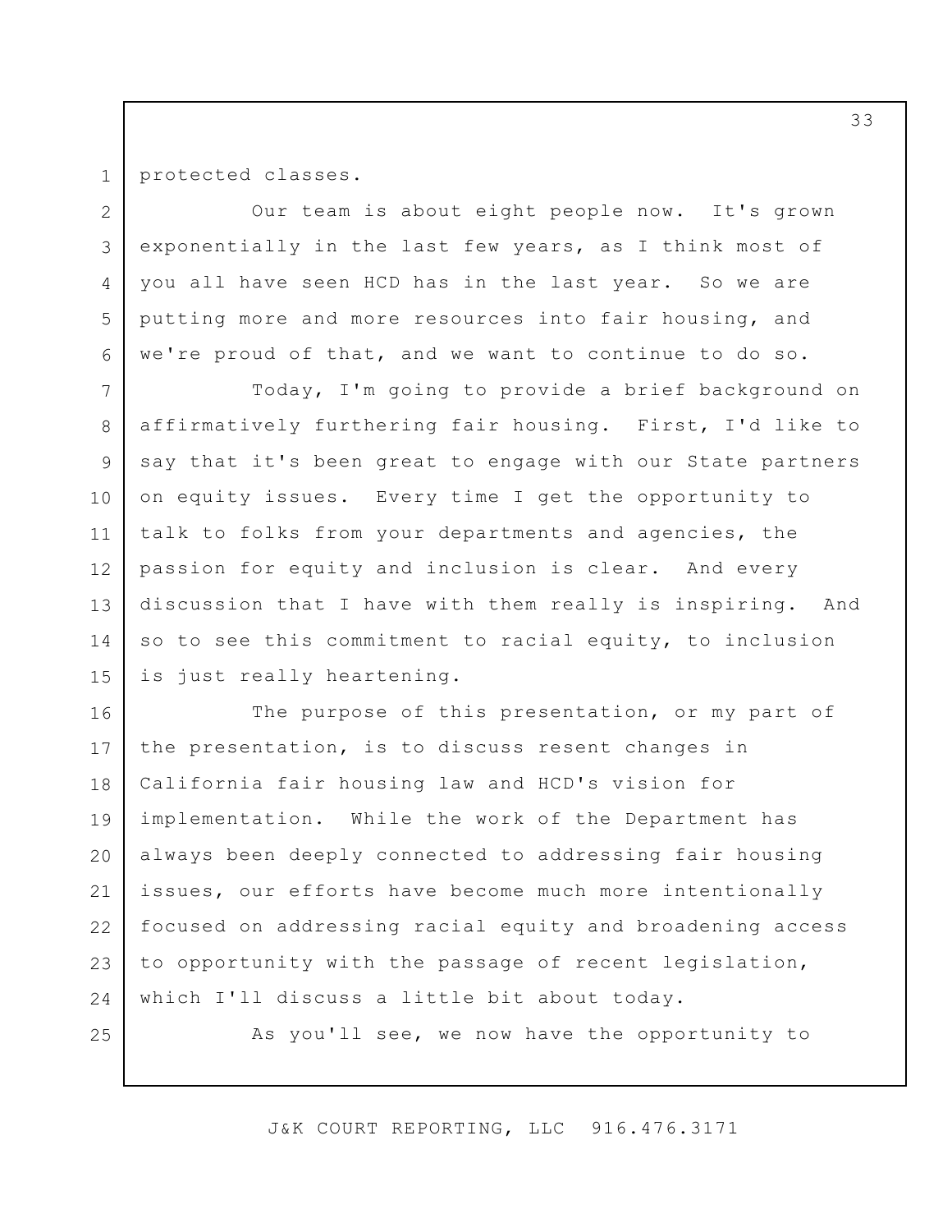protected classes.

Our team is about eight people now. It's grown exponentially in the last few years, as I think most of you all have seen HCD has in the last year. So we are putting more and more resources into fair housing, and we're proud of that, and we want to continue to do so.

Today, I'm going to provide a brief background on affirmatively furthering fair housing. First, I'd like to say that it's been great to engage with our State partners on equity issues. Every time I get the opportunity to talk to folks from your departments and agencies, the passion for equity and inclusion is clear. And every discussion that I have with them really is inspiring. And so to see this commitment to racial equity, to inclusion is just really heartening.

The purpose of this presentation, or my part of the presentation, is to discuss resent changes in California fair housing law and HCD's vision for implementation. While the work of the Department has always been deeply connected to addressing fair housing issues, our efforts have become much more intentionally focused on addressing racial equity and broadening access to opportunity with the passage of recent legislation, which I'll discuss a little bit about today.

As you'll see, we now have the opportunity to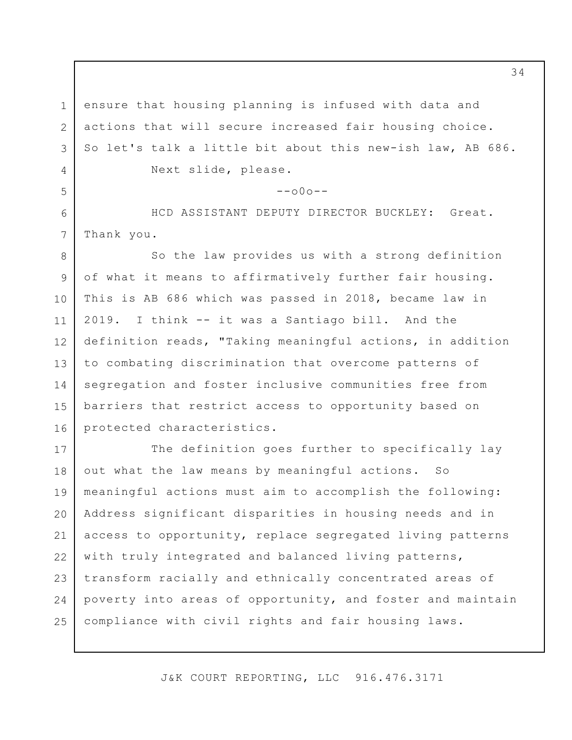ensure that housing planning is infused with data and actions that will secure increased fair housing choice. So let's talk a little bit about this new-ish law, AB 686.

Next slide, please.

--o0o--

HCD ASSISTANT DEPUTY DIRECTOR BUCKLEY: Great. Thank you.

So the law provides us with a strong definition of what it means to affirmatively further fair housing. This is AB 686 which was passed in 2018, became law in 2019. I think -- it was a Santiago bill. And the definition reads, "Taking meaningful actions, in addition to combating discrimination that overcome patterns of segregation and foster inclusive communities free from barriers that restrict access to opportunity based on protected characteristics.

The definition goes further to specifically lay out what the law means by meaningful actions. So meaningful actions must aim to accomplish the following: Address significant disparities in housing needs and in access to opportunity, replace segregated living patterns with truly integrated and balanced living patterns, transform racially and ethnically concentrated areas of poverty into areas of opportunity, and foster and maintain compliance with civil rights and fair housing laws.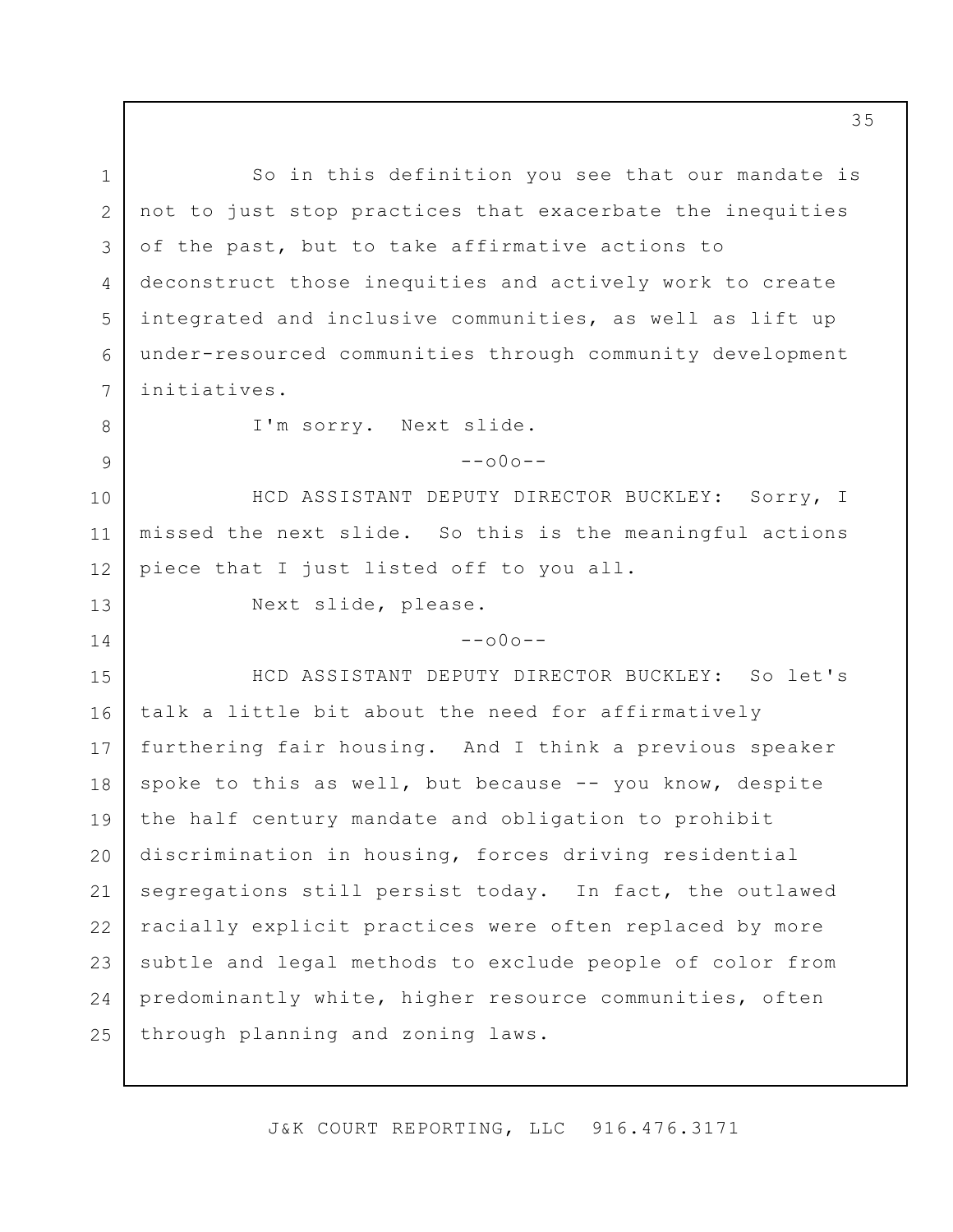So in this definition you see that our mandate is not to just stop practices that exacerbate the inequities of the past, but to take affirmative actions to deconstruct those inequities and actively work to create integrated and inclusive communities, as well as lift up under-resourced communities through community development initiatives.

I'm sorry. Next slide.

--o0o--

HCD ASSISTANT DEPUTY DIRECTOR BUCKLEY: Sorry, I missed the next slide. So this is the meaningful actions piece that I just listed off to you all.

Next slide, please.

--o0o--

HCD ASSISTANT DEPUTY DIRECTOR BUCKLEY: So let's talk a little bit about the need for affirmatively furthering fair housing. And I think a previous speaker spoke to this as well, but because -- you know, despite the half century mandate and obligation to prohibit discrimination in housing, forces driving residential segregations still persist today. In fact, the outlawed racially explicit practices were often replaced by more subtle and legal methods to exclude people of color from predominantly white, higher resource communities, often through planning and zoning laws.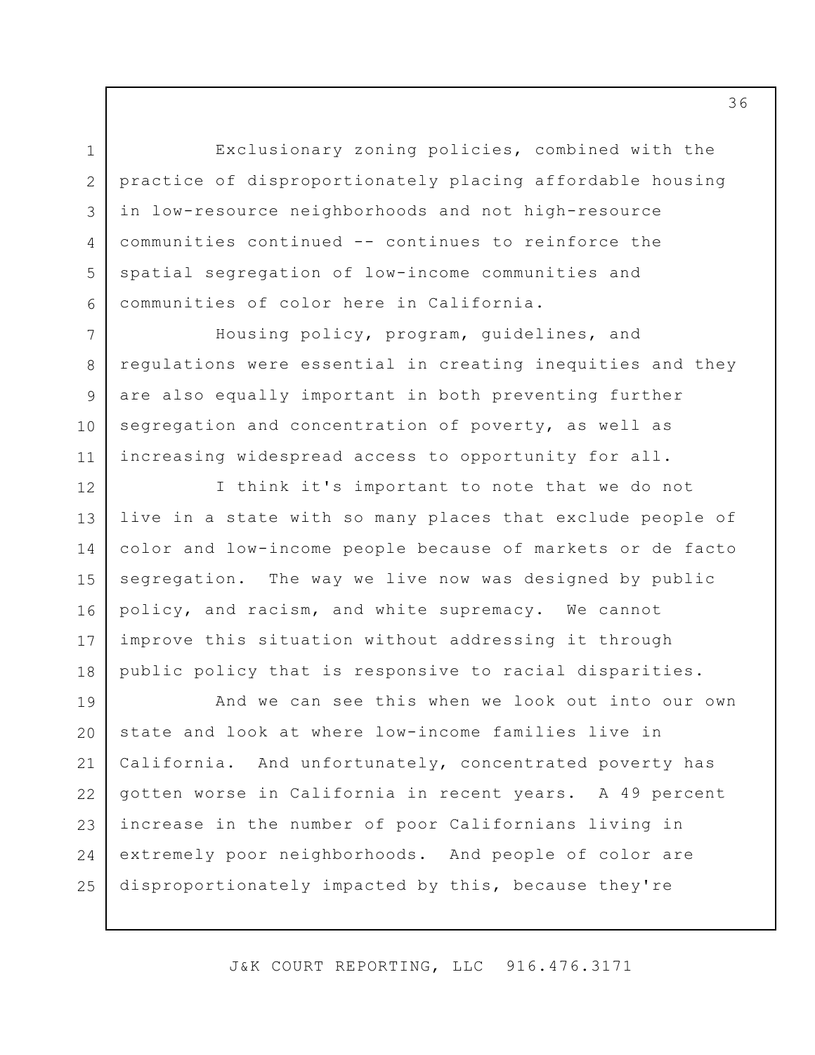Exclusionary zoning policies, combined with the practice of disproportionately placing affordable housing in low-resource neighborhoods and not high-resource communities continued -- continues to reinforce the spatial segregation of low-income communities and communities of color here in California.

Housing policy, program, guidelines, and regulations were essential in creating inequities and they are also equally important in both preventing further segregation and concentration of poverty, as well as increasing widespread access to opportunity for all.

I think it's important to note that we do not live in a state with so many places that exclude people of color and low-income people because of markets or de facto segregation. The way we live now was designed by public policy, and racism, and white supremacy. We cannot improve this situation without addressing it through public policy that is responsive to racial disparities.

And we can see this when we look out into our own state and look at where low-income families live in California. And unfortunately, concentrated poverty has gotten worse in California in recent years. A 49 percent increase in the number of poor Californians living in extremely poor neighborhoods. And people of color are disproportionately impacted by this, because they're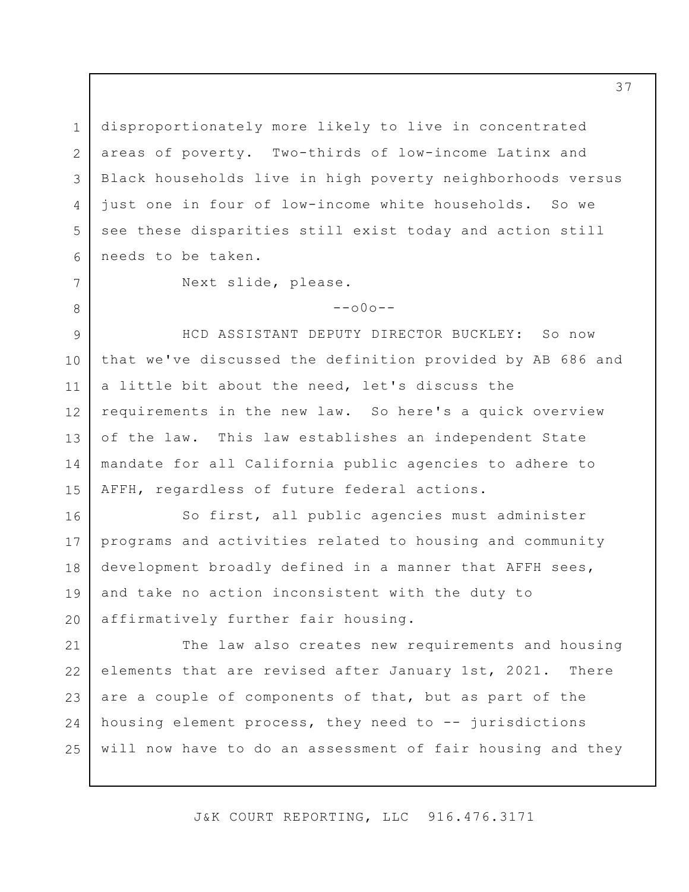disproportionately more likely to live in concentrated areas of poverty. Two-thirds of low-income Latinx and Black households live in high poverty neighborhoods versus just one in four of low-income white households. So we see these disparities still exist today and action still needs to be taken.

Next slide, please.

--o0o--

HCD ASSISTANT DEPUTY DIRECTOR BUCKLEY: So now that we've discussed the definition provided by AB 686 and a little bit about the need, let's discuss the requirements in the new law. So here's a quick overview of the law. This law establishes an independent State mandate for all California public agencies to adhere to AFFH, regardless of future federal actions.

So first, all public agencies must administer programs and activities related to housing and community development broadly defined in a manner that AFFH sees, and take no action inconsistent with the duty to affirmatively further fair housing.

The law also creates new requirements and housing elements that are revised after January 1st, 2021. There are a couple of components of that, but as part of the housing element process, they need to -- jurisdictions will now have to do an assessment of fair housing and they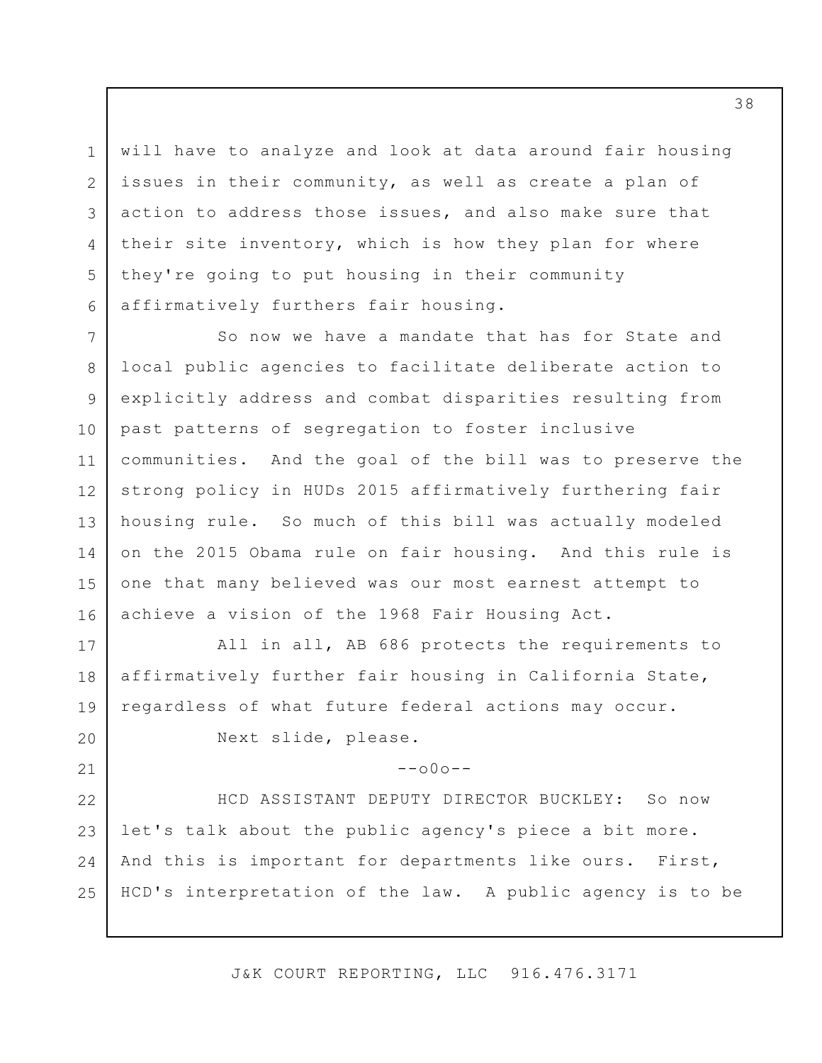will have to analyze and look at data around fair housing issues in their community, as well as create a plan of action to address those issues, and also make sure that their site inventory, which is how they plan for where they're going to put housing in their community affirmatively furthers fair housing.

So now we have a mandate that has for State and local public agencies to facilitate deliberate action to explicitly address and combat disparities resulting from past patterns of segregation to foster inclusive communities. And the goal of the bill was to preserve the strong policy in HUDs 2015 affirmatively furthering fair housing rule. So much of this bill was actually modeled on the 2015 Obama rule on fair housing. And this rule is one that many believed was our most earnest attempt to achieve a vision of the 1968 Fair Housing Act.

All in all, AB 686 protects the requirements to affirmatively further fair housing in California State, regardless of what future federal actions may occur.

Next slide, please.

--o0o--

HCD ASSISTANT DEPUTY DIRECTOR BUCKLEY: So now let's talk about the public agency's piece a bit more. And this is important for departments like ours. First, HCD's interpretation of the law. A public agency is to be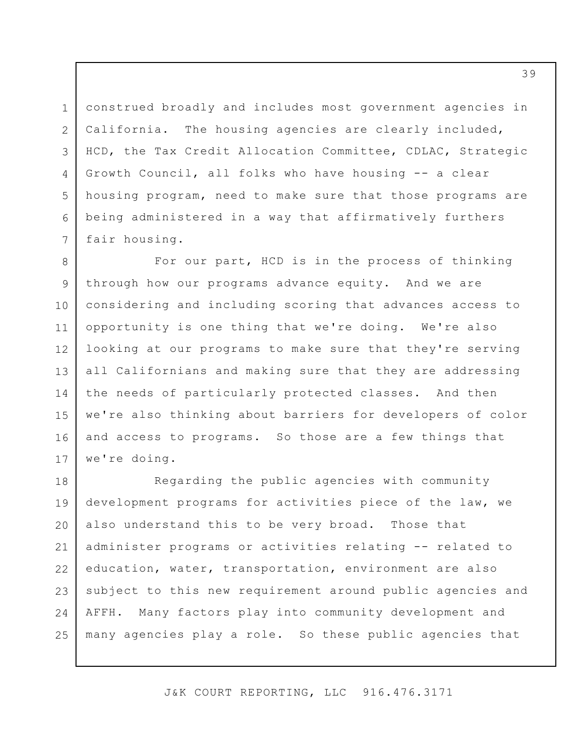construed broadly and includes most government agencies in California. The housing agencies are clearly included, HCD, the Tax Credit Allocation Committee, CDLAC, Strategic Growth Council, all folks who have housing -- a clear housing program, need to make sure that those programs are being administered in a way that affirmatively furthers fair housing.

For our part, HCD is in the process of thinking through how our programs advance equity. And we are considering and including scoring that advances access to opportunity is one thing that we're doing. We're also looking at our programs to make sure that they're serving all Californians and making sure that they are addressing the needs of particularly protected classes. And then we're also thinking about barriers for developers of color and access to programs. So those are a few things that we're doing.

Regarding the public agencies with community development programs for activities piece of the law, we also understand this to be very broad. Those that administer programs or activities relating -- related to education, water, transportation, environment are also subject to this new requirement around public agencies and AFFH. Many factors play into community development and many agencies play a role. So these public agencies that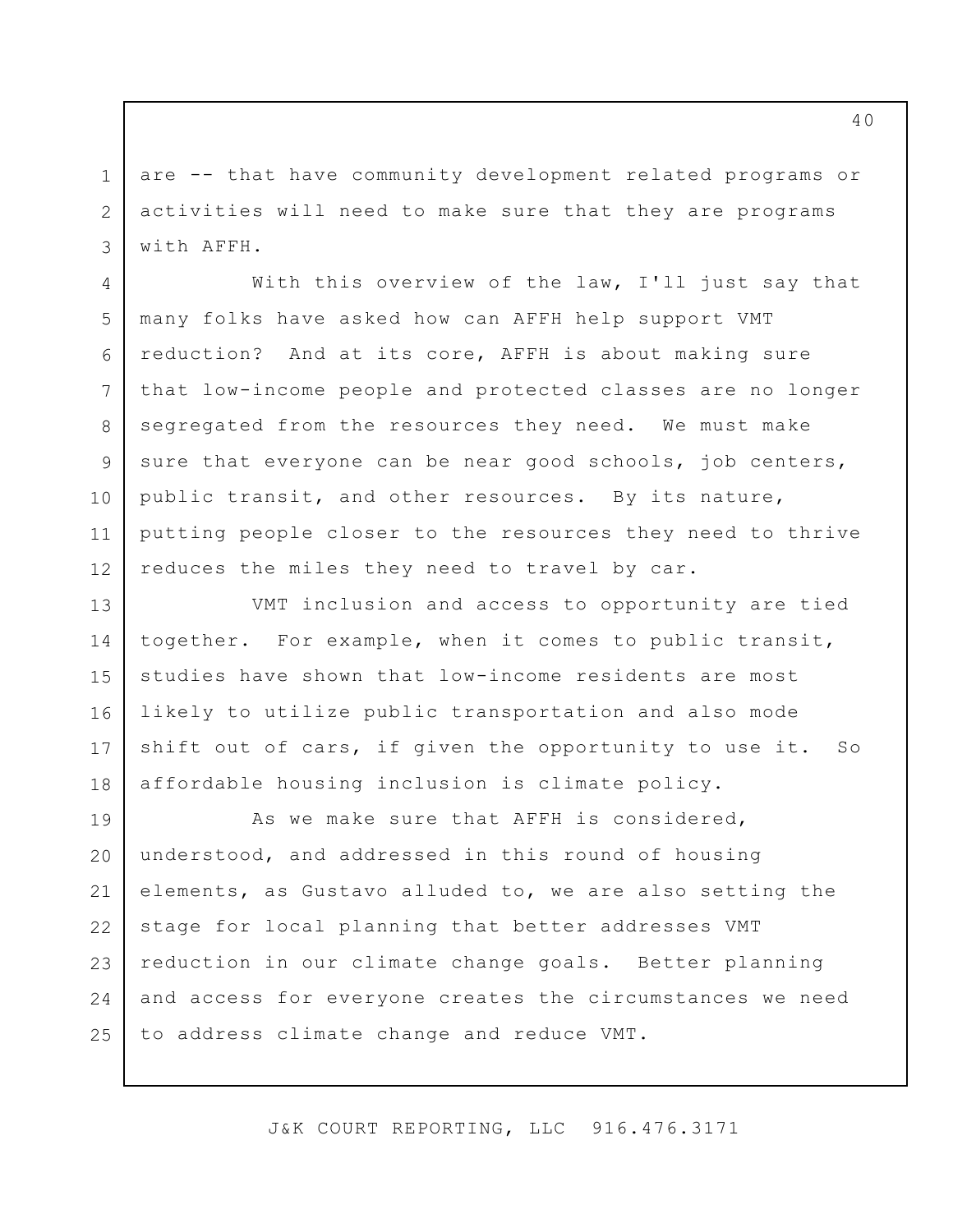are -- that have community development related programs or activities will need to make sure that they are programs with AFFH.

With this overview of the law, I'll just say that many folks have asked how can AFFH help support VMT reduction? And at its core, AFFH is about making sure that low-income people and protected classes are no longer segregated from the resources they need. We must make sure that everyone can be near good schools, job centers, public transit, and other resources. By its nature, putting people closer to the resources they need to thrive reduces the miles they need to travel by car.

VMT inclusion and access to opportunity are tied together. For example, when it comes to public transit, studies have shown that low-income residents are most likely to utilize public transportation and also mode shift out of cars, if given the opportunity to use it. So affordable housing inclusion is climate policy.

As we make sure that AFFH is considered, understood, and addressed in this round of housing elements, as Gustavo alluded to, we are also setting the stage for local planning that better addresses VMT reduction in our climate change goals. Better planning and access for everyone creates the circumstances we need to address climate change and reduce VMT.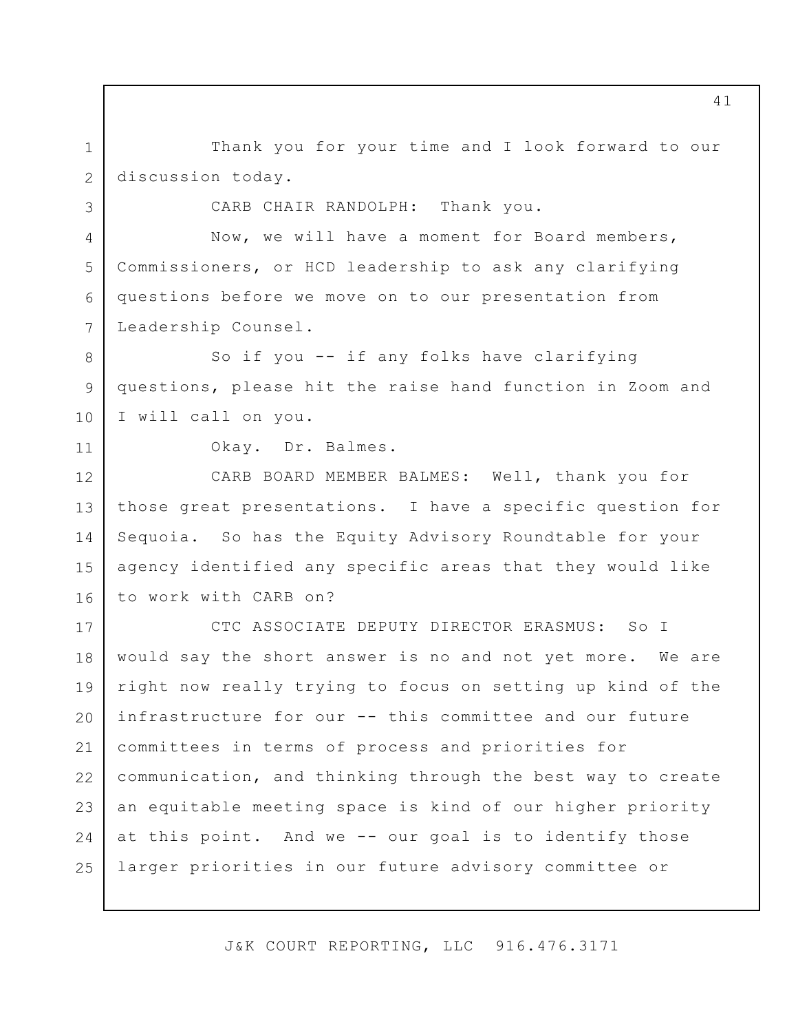Thank you for your time and I look forward to our discussion today.

CARB CHAIR RANDOLPH: Thank you.

Now, we will have a moment for Board members, Commissioners, or HCD leadership to ask any clarifying questions before we move on to our presentation from Leadership Counsel.

So if you -- if any folks have clarifying questions, please hit the raise hand function in Zoom and I will call on you.

Okay. Dr. Balmes.

CARB BOARD MEMBER BALMES: Well, thank you for those great presentations. I have a specific question for Sequoia. So has the Equity Advisory Roundtable for your agency identified any specific areas that they would like to work with CARB on?

CTC ASSOCIATE DEPUTY DIRECTOR ERASMUS: So I would say the short answer is no and not yet more. We are right now really trying to focus on setting up kind of the infrastructure for our -- this committee and our future committees in terms of process and priorities for communication, and thinking through the best way to create an equitable meeting space is kind of our higher priority at this point. And we -- our goal is to identify those larger priorities in our future advisory committee or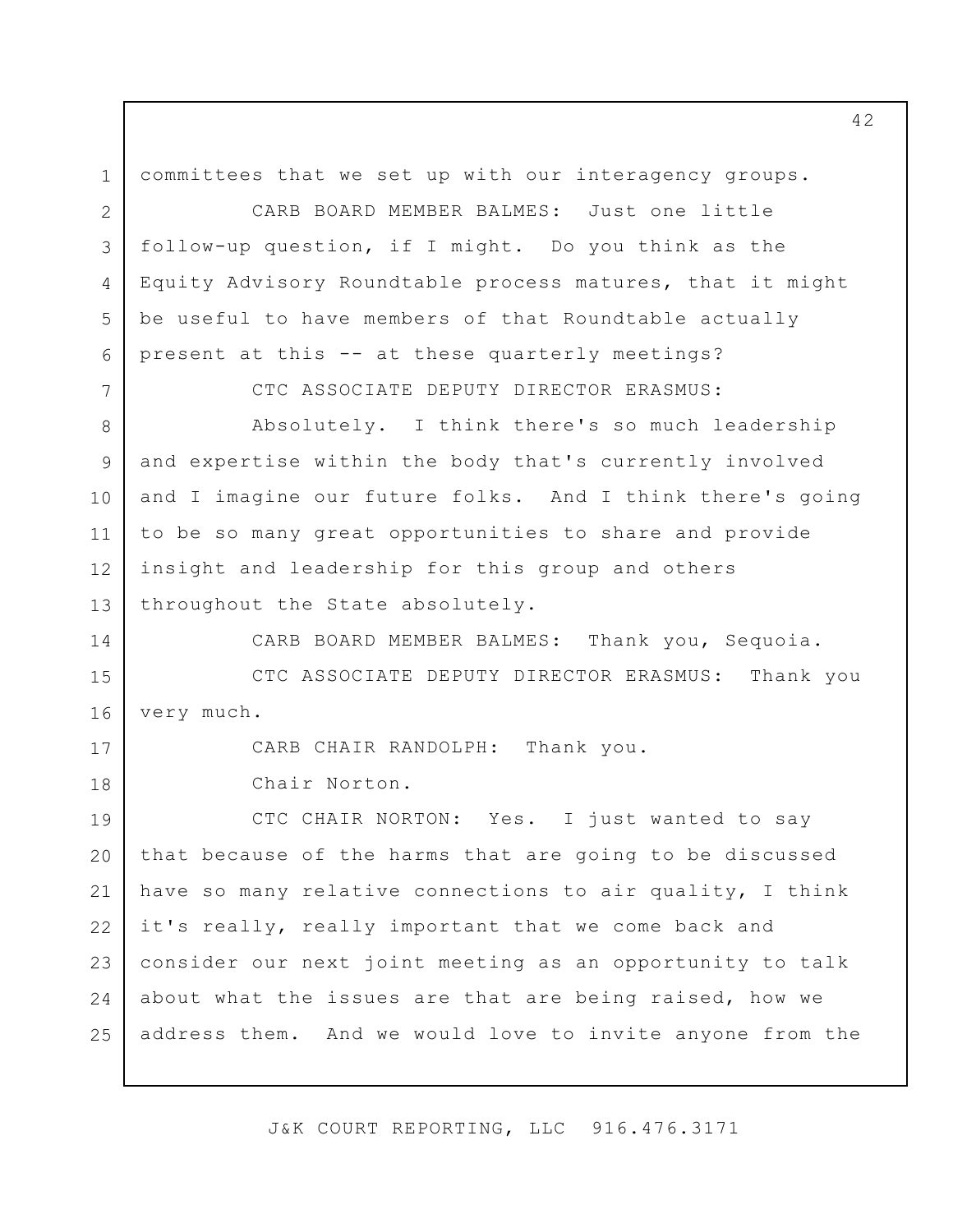committees that we set up with our interagency groups.

CARB BOARD MEMBER BALMES: Just one little follow-up question, if I might. Do you think as the Equity Advisory Roundtable process matures, that it might be useful to have members of that Roundtable actually present at this -- at these quarterly meetings?

CTC ASSOCIATE DEPUTY DIRECTOR ERASMUS:

Absolutely. I think there's so much leadership and expertise within the body that's currently involved and I imagine our future folks. And I think there's going to be so many great opportunities to share and provide insight and leadership for this group and others throughout the State absolutely.

CARB BOARD MEMBER BALMES: Thank you, Sequoia.

CTC ASSOCIATE DEPUTY DIRECTOR ERASMUS: Thank you very much.

CARB CHAIR RANDOLPH: Thank you.

Chair Norton.

CTC CHAIR NORTON: Yes. I just wanted to say that because of the harms that are going to be discussed have so many relative connections to air quality, I think it's really, really important that we come back and consider our next joint meeting as an opportunity to talk about what the issues are that are being raised, how we address them. And we would love to invite anyone from the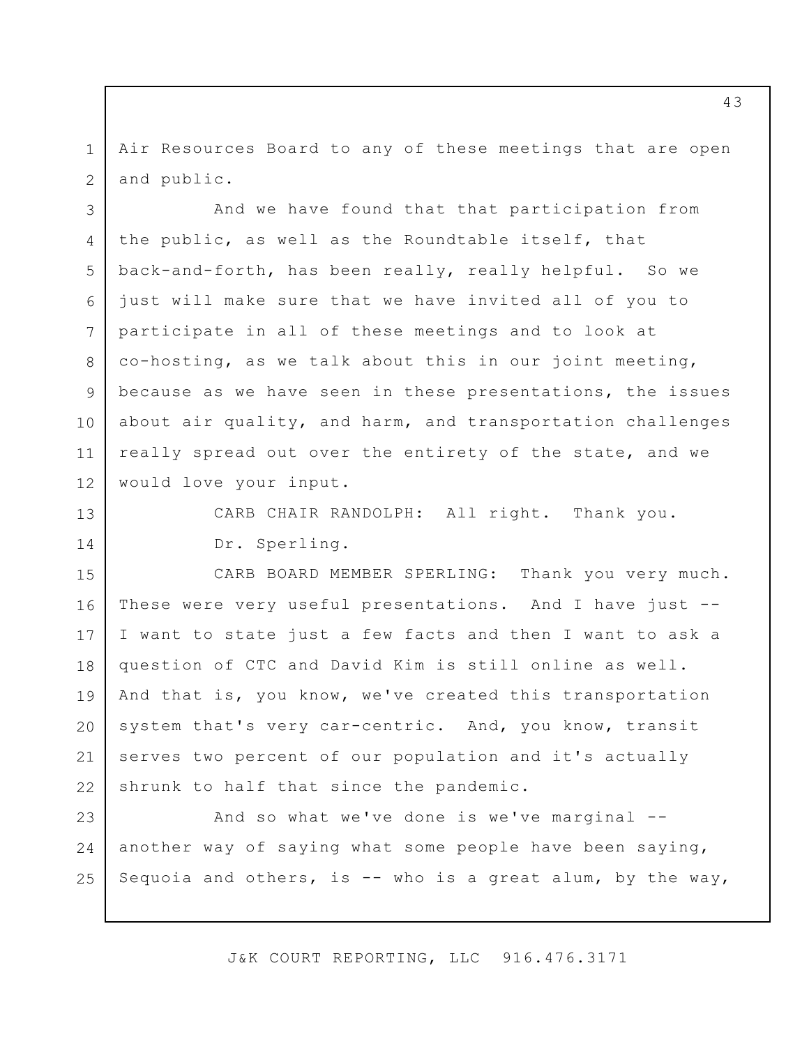Air Resources Board to any of these meetings that are open and public.

And we have found that that participation from the public, as well as the Roundtable itself, that back-and-forth, has been really, really helpful. So we just will make sure that we have invited all of you to participate in all of these meetings and to look at co-hosting, as we talk about this in our joint meeting, because as we have seen in these presentations, the issues about air quality, and harm, and transportation challenges really spread out over the entirety of the state, and we would love your input.

CARB CHAIR RANDOLPH: All right. Thank you.

Dr. Sperling.

CARB BOARD MEMBER SPERLING: Thank you very much. These were very useful presentations. And I have just -- I want to state just a few facts and then I want to ask a question of CTC and David Kim is still online as well. And that is, you know, we've created this transportation system that's very car-centric. And, you know, transit serves two percent of our population and it's actually shrunk to half that since the pandemic.

And so what we've done is we've marginal -- another way of saying what some people have been saying, Sequoia and others, is -- who is a great alum, by the way,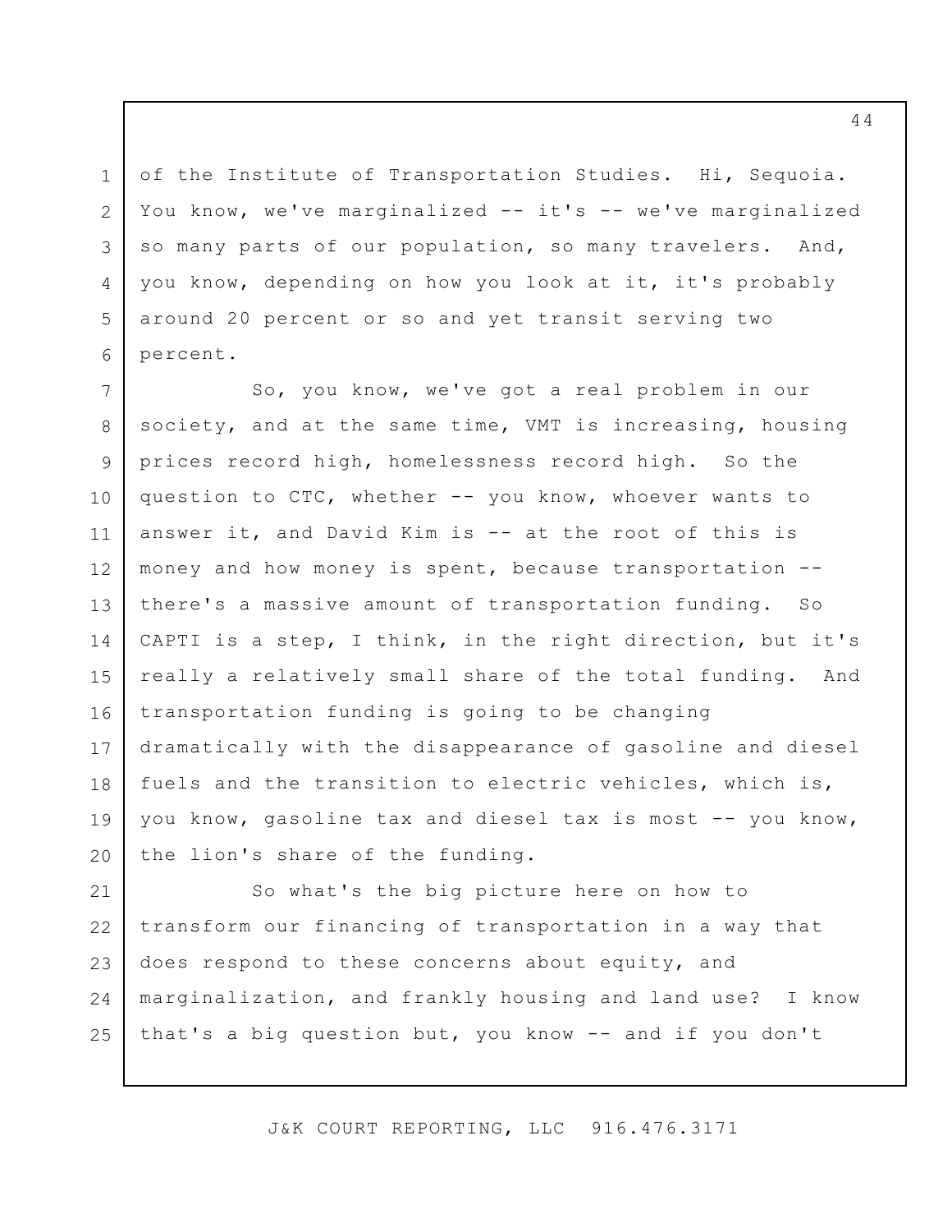of the Institute of Transportation Studies. Hi, Sequoia. You know, we've marginalized -- it's -- we've marginalized so many parts of our population, so many travelers. And, you know, depending on how you look at it, it's probably around 20 percent or so and yet transit serving two percent.

So, you know, we've got a real problem in our society, and at the same time, VMT is increasing, housing prices record high, homelessness record high. So the question to CTC, whether -- you know, whoever wants to answer it, and David Kim is -- at the root of this is money and how money is spent, because transportation -- there's a massive amount of transportation funding. So CAPTI is a step, I think, in the right direction, but it's really a relatively small share of the total funding. And transportation funding is going to be changing dramatically with the disappearance of gasoline and diesel fuels and the transition to electric vehicles, which is, you know, gasoline tax and diesel tax is most -- you know, the lion's share of the funding.

So what's the big picture here on how to transform our financing of transportation in a way that does respond to these concerns about equity, and marginalization, and frankly housing and land use? I know that's a big question but, you know -- and if you don't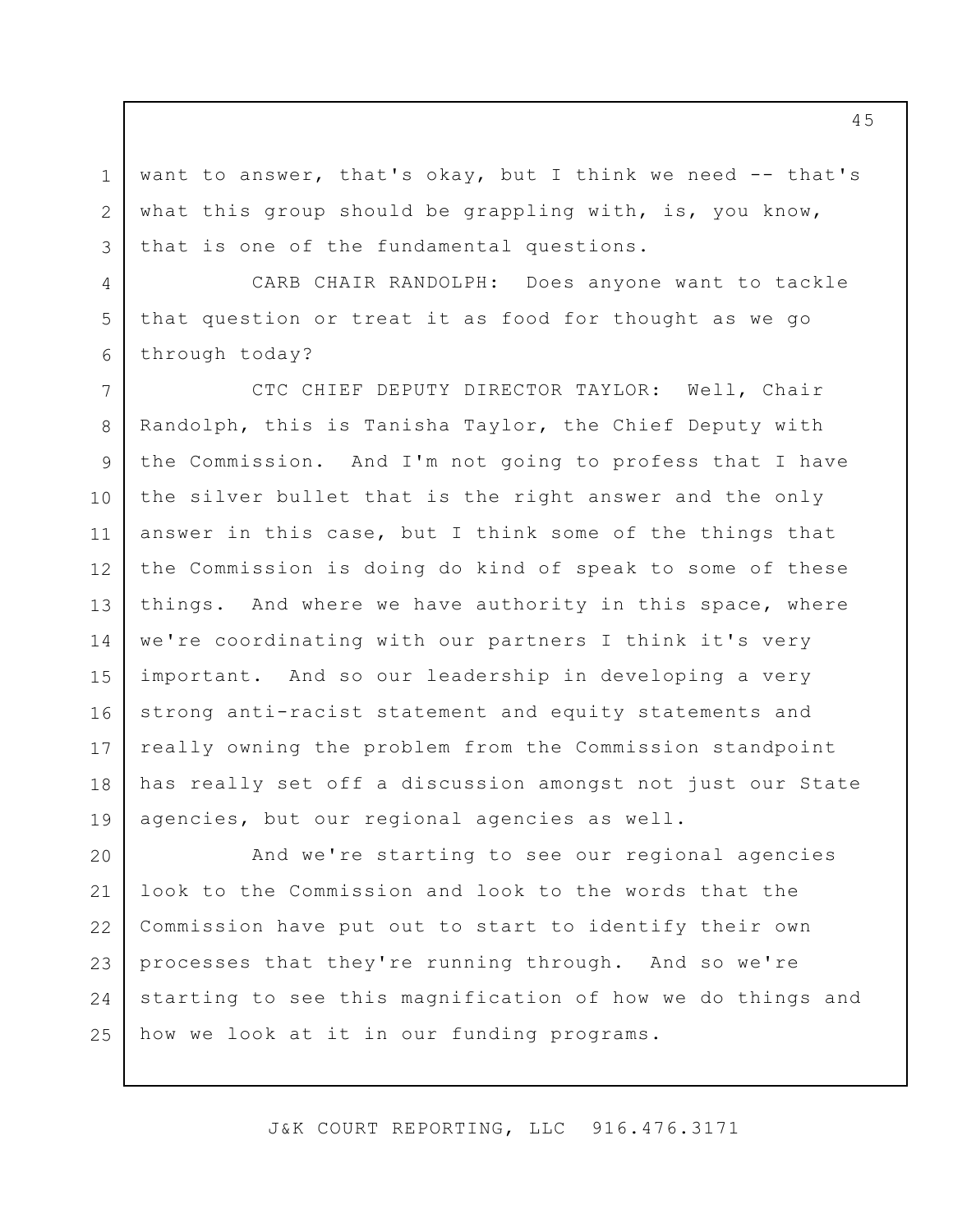want to answer, that's okay, but I think we need -- that's what this group should be grappling with, is, you know, that is one of the fundamental questions.

CARB CHAIR RANDOLPH: Does anyone want to tackle that question or treat it as food for thought as we go through today?

CTC CHIEF DEPUTY DIRECTOR TAYLOR: Well, Chair Randolph, this is Tanisha Taylor, the Chief Deputy with the Commission. And I'm not going to profess that I have the silver bullet that is the right answer and the only answer in this case, but I think some of the things that the Commission is doing do kind of speak to some of these things. And where we have authority in this space, where we're coordinating with our partners I think it's very important. And so our leadership in developing a very strong anti-racist statement and equity statements and really owning the problem from the Commission standpoint has really set off a discussion amongst not just our State agencies, but our regional agencies as well.

And we're starting to see our regional agencies look to the Commission and look to the words that the Commission have put out to start to identify their own processes that they're running through. And so we're starting to see this magnification of how we do things and how we look at it in our funding programs.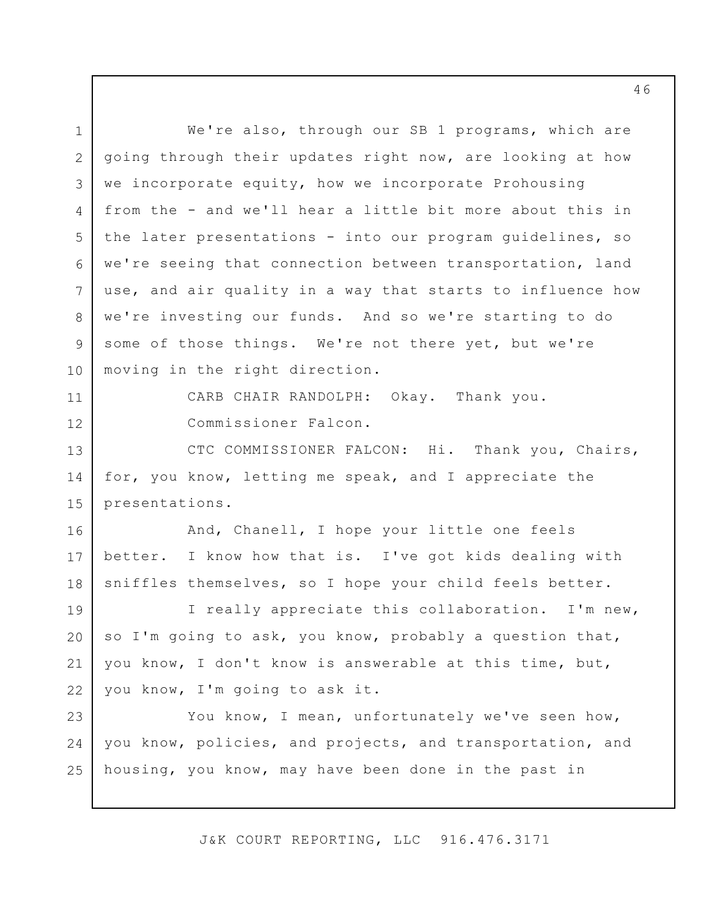We're also, through our SB 1 programs, which are going through their updates right now, are looking at how we incorporate equity, how we incorporate Prohousing from the - and we'll hear a little bit more about this in the later presentations - into our program guidelines, so we're seeing that connection between transportation, land use, and air quality in a way that starts to influence how we're investing our funds. And so we're starting to do some of those things. We're not there yet, but we're moving in the right direction.

CARB CHAIR RANDOLPH: Okay. Thank you.

Commissioner Falcon.

CTC COMMISSIONER FALCON: Hi. Thank you, Chairs, for, you know, letting me speak, and I appreciate the presentations.

And, Chanell, I hope your little one feels better. I know how that is. I've got kids dealing with sniffles themselves, so I hope your child feels better.

I really appreciate this collaboration. I'm new, so I'm going to ask, you know, probably a question that, you know, I don't know is answerable at this time, but, you know, I'm going to ask it.

You know, I mean, unfortunately we've seen how, you know, policies, and projects, and transportation, and housing, you know, may have been done in the past in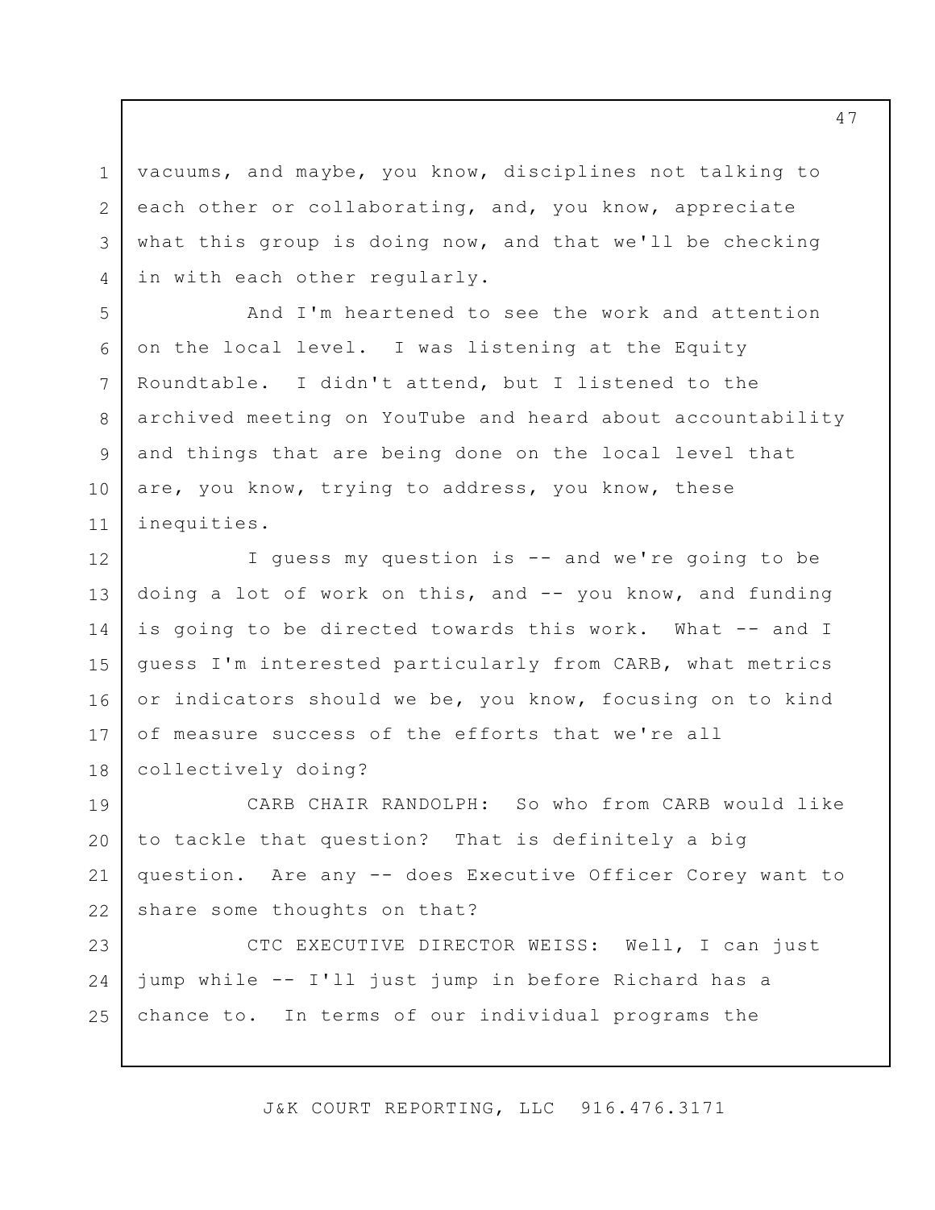vacuums, and maybe, you know, disciplines not talking to each other or collaborating, and, you know, appreciate what this group is doing now, and that we'll be checking in with each other regularly.

And I'm heartened to see the work and attention on the local level. I was listening at the Equity Roundtable. I didn't attend, but I listened to the archived meeting on YouTube and heard about accountability and things that are being done on the local level that are, you know, trying to address, you know, these inequities.

I guess my question is -- and we're going to be doing a lot of work on this, and -- you know, and funding is going to be directed towards this work. What -- and I guess I'm interested particularly from CARB, what metrics or indicators should we be, you know, focusing on to kind of measure success of the efforts that we're all collectively doing?

CARB CHAIR RANDOLPH: So who from CARB would like to tackle that question? That is definitely a big question. Are any -- does Executive Officer Corey want to share some thoughts on that?

CTC EXECUTIVE DIRECTOR WEISS: Well, I can just jump while -- I'll just jump in before Richard has a chance to. In terms of our individual programs the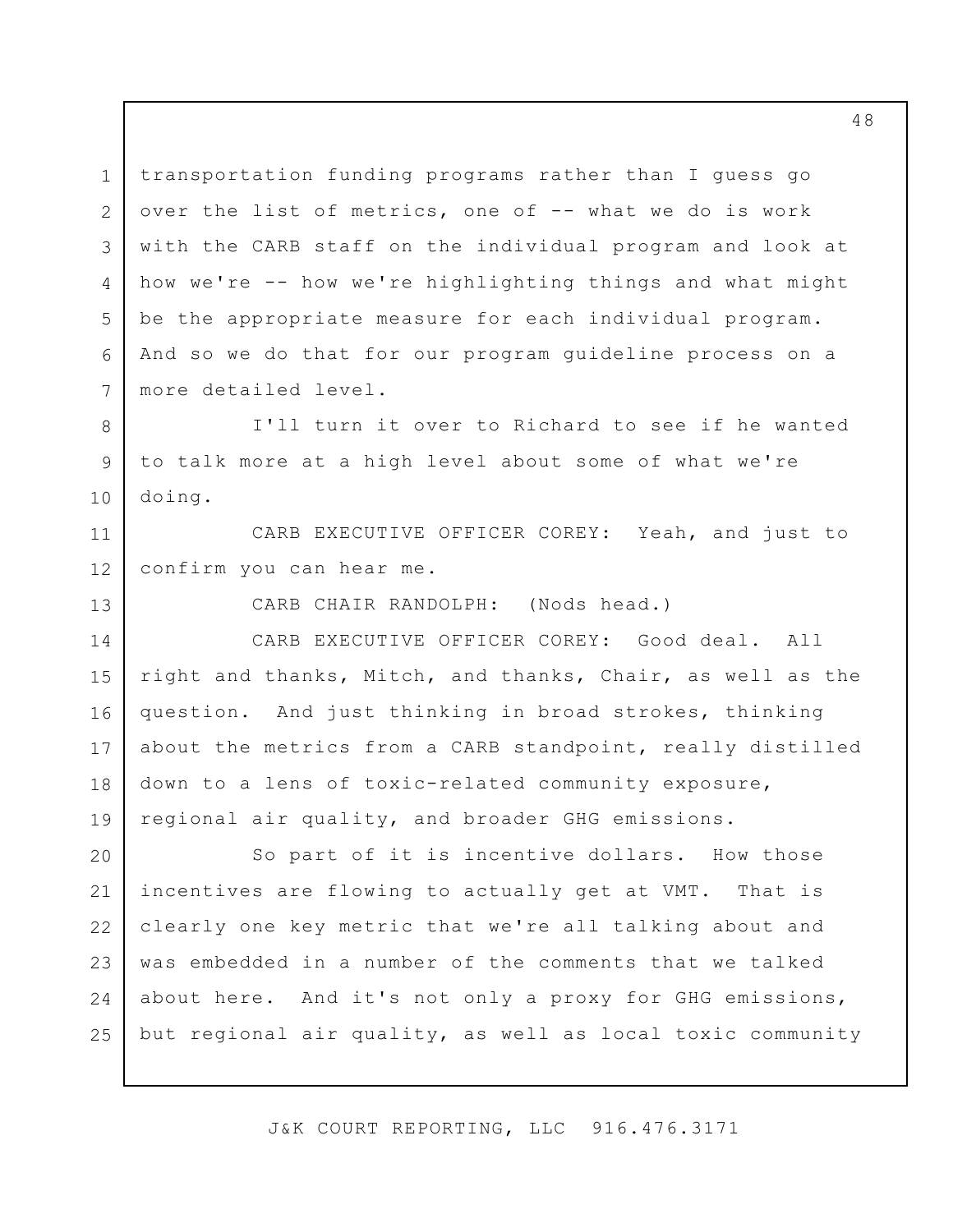transportation funding programs rather than I guess go over the list of metrics, one of -- what we do is work with the CARB staff on the individual program and look at how we're -- how we're highlighting things and what might be the appropriate measure for each individual program. And so we do that for our program guideline process on a more detailed level.

I'll turn it over to Richard to see if he wanted to talk more at a high level about some of what we're doing.

CARB EXECUTIVE OFFICER COREY: Yeah, and just to confirm you can hear me.

CARB CHAIR RANDOLPH: (Nods head.)

CARB EXECUTIVE OFFICER COREY: Good deal. All right and thanks, Mitch, and thanks, Chair, as well as the question. And just thinking in broad strokes, thinking about the metrics from a CARB standpoint, really distilled down to a lens of toxic-related community exposure, regional air quality, and broader GHG emissions.

So part of it is incentive dollars. How those incentives are flowing to actually get at VMT. That is clearly one key metric that we're all talking about and was embedded in a number of the comments that we talked about here. And it's not only a proxy for GHG emissions, but regional air quality, as well as local toxic community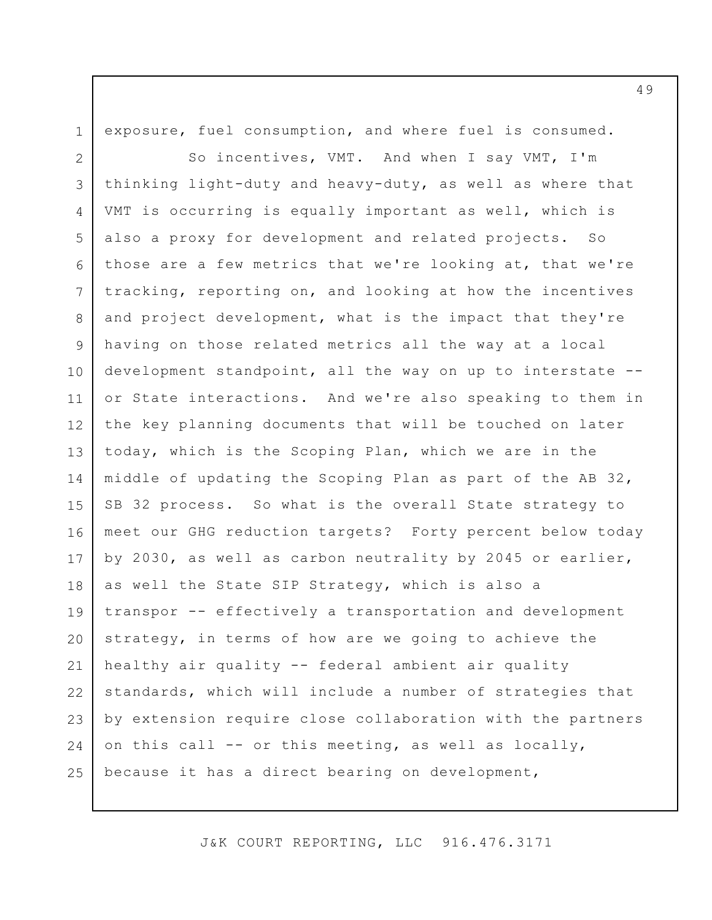exposure, fuel consumption, and where fuel is consumed.

So incentives, VMT. And when I say VMT, I'm thinking light-duty and heavy-duty, as well as where that VMT is occurring is equally important as well, which is also a proxy for development and related projects. So those are a few metrics that we're looking at, that we're tracking, reporting on, and looking at how the incentives and project development, what is the impact that they're having on those related metrics all the way at a local development standpoint, all the way on up to interstate -- or State interactions. And we're also speaking to them in the key planning documents that will be touched on later today, which is the Scoping Plan, which we are in the middle of updating the Scoping Plan as part of the AB 32, SB 32 process. So what is the overall State strategy to meet our GHG reduction targets? Forty percent below today by 2030, as well as carbon neutrality by 2045 or earlier, as well the State SIP Strategy, which is also a transpor -- effectively a transportation and development strategy, in terms of how are we going to achieve the healthy air quality -- federal ambient air quality standards, which will include a number of strategies that by extension require close collaboration with the partners on this call -- or this meeting, as well as locally, because it has a direct bearing on development,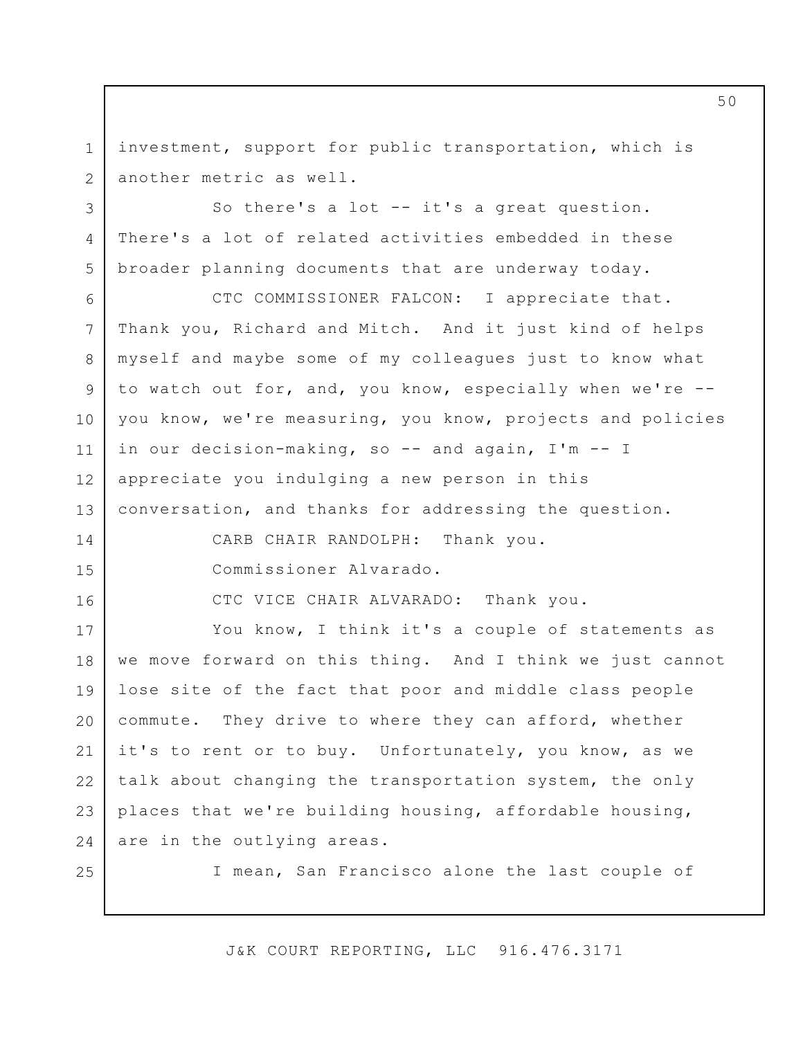investment, support for public transportation, which is another metric as well.

So there's a lot -- it's a great question. There's a lot of related activities embedded in these broader planning documents that are underway today.

CTC COMMISSIONER FALCON: I appreciate that. Thank you, Richard and Mitch. And it just kind of helps myself and maybe some of my colleagues just to know what to watch out for, and, you know, especially when we're -- you know, we're measuring, you know, projects and policies in our decision-making, so -- and again, I'm -- I appreciate you indulging a new person in this conversation, and thanks for addressing the question.

CARB CHAIR RANDOLPH: Thank you.

Commissioner Alvarado.

CTC VICE CHAIR ALVARADO: Thank you.

You know, I think it's a couple of statements as we move forward on this thing. And I think we just cannot lose site of the fact that poor and middle class people commute. They drive to where they can afford, whether it's to rent or to buy. Unfortunately, you know, as we talk about changing the transportation system, the only places that we're building housing, affordable housing, are in the outlying areas.

I mean, San Francisco alone the last couple of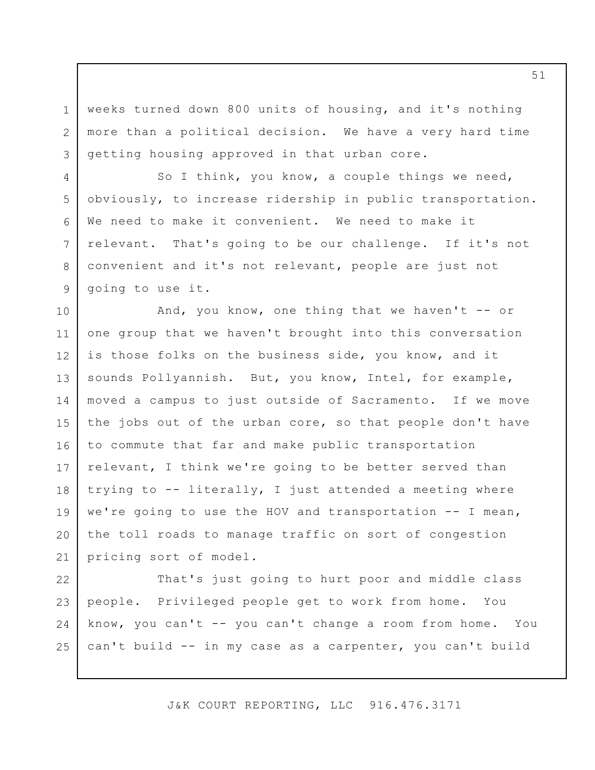weeks turned down 800 units of housing, and it's nothing more than a political decision. We have a very hard time getting housing approved in that urban core.

So I think, you know, a couple things we need, obviously, to increase ridership in public transportation. We need to make it convenient. We need to make it relevant. That's going to be our challenge. If it's not convenient and it's not relevant, people are just not going to use it.

And, you know, one thing that we haven't -- or one group that we haven't brought into this conversation is those folks on the business side, you know, and it sounds Pollyannish. But, you know, Intel, for example, moved a campus to just outside of Sacramento. If we move the jobs out of the urban core, so that people don't have to commute that far and make public transportation relevant, I think we're going to be better served than trying to -- literally, I just attended a meeting where we're going to use the HOV and transportation -- I mean, the toll roads to manage traffic on sort of congestion pricing sort of model.

That's just going to hurt poor and middle class people. Privileged people get to work from home. You know, you can't -- you can't change a room from home. You can't build -- in my case as a carpenter, you can't build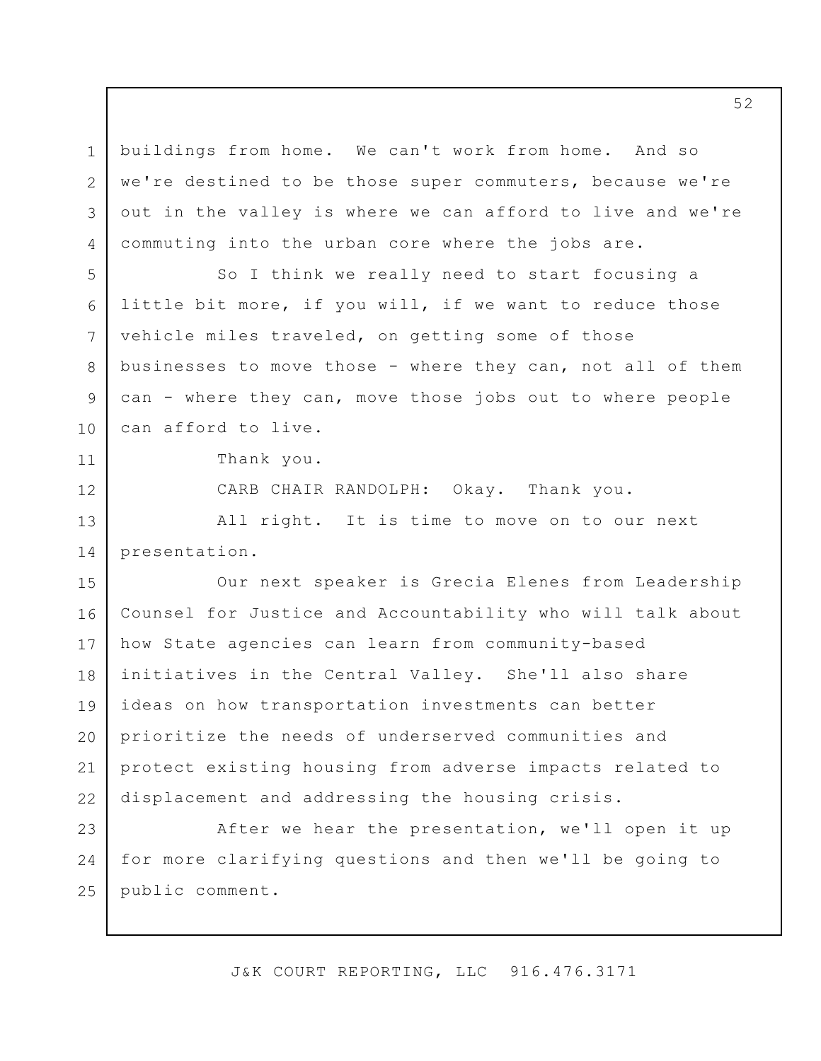buildings from home. We can't work from home. And so we're destined to be those super commuters, because we're out in the valley is where we can afford to live and we're commuting into the urban core where the jobs are.

So I think we really need to start focusing a little bit more, if you will, if we want to reduce those vehicle miles traveled, on getting some of those businesses to move those - where they can, not all of them can - where they can, move those jobs out to where people can afford to live.

Thank you.

CARB CHAIR RANDOLPH: Okay. Thank you.

All right. It is time to move on to our next presentation.

Our next speaker is Grecia Elenes from Leadership Counsel for Justice and Accountability who will talk about how State agencies can learn from community-based initiatives in the Central Valley. She'll also share ideas on how transportation investments can better prioritize the needs of underserved communities and protect existing housing from adverse impacts related to displacement and addressing the housing crisis.

After we hear the presentation, we'll open it up for more clarifying questions and then we'll be going to public comment.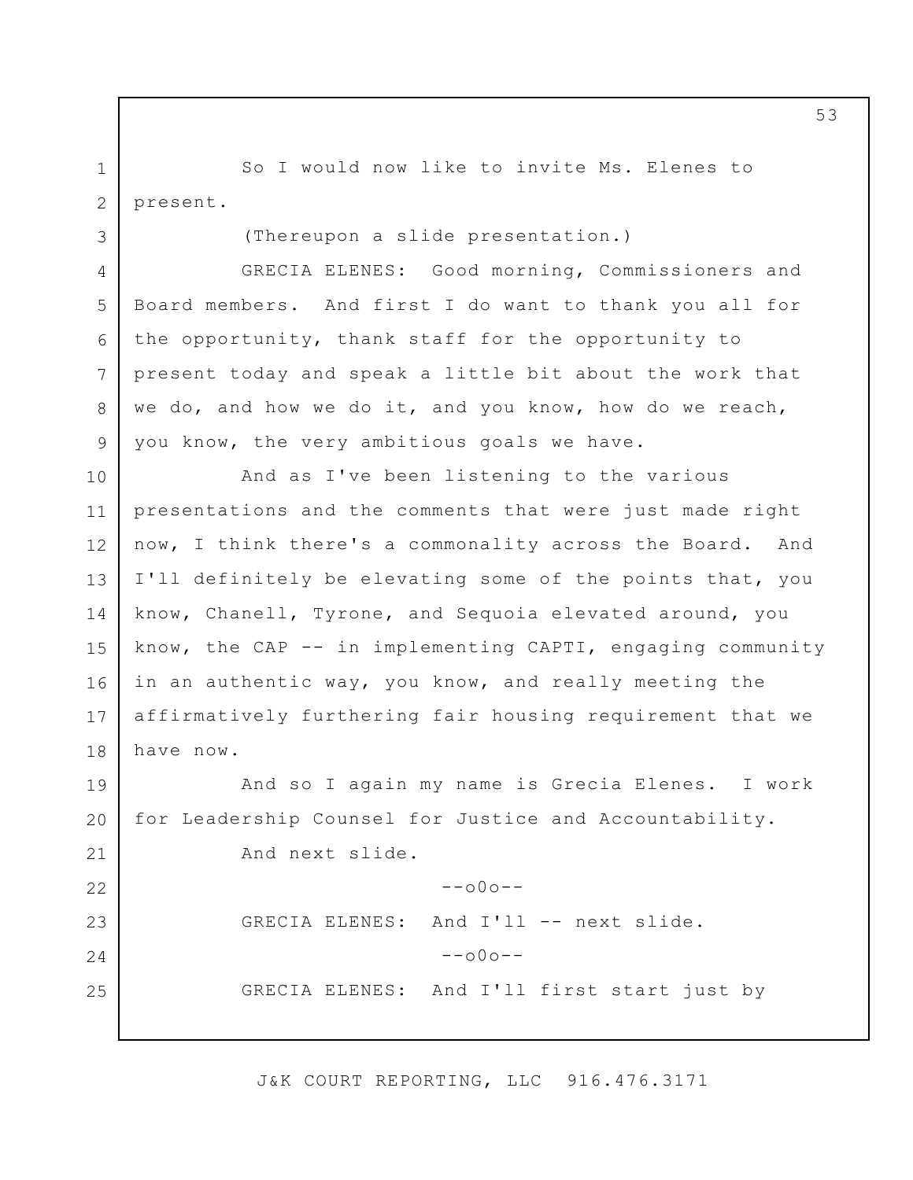So I would now like to invite Ms. Elenes to present.

(Thereupon a slide presentation.)

GRECIA ELENES: Good morning, Commissioners and Board members. And first I do want to thank you all for the opportunity, thank staff for the opportunity to present today and speak a little bit about the work that we do, and how we do it, and you know, how do we reach, you know, the very ambitious goals we have.

And as I've been listening to the various presentations and the comments that were just made right now, I think there's a commonality across the Board. And I'll definitely be elevating some of the points that, you know, Chanell, Tyrone, and Sequoia elevated around, you know, the CAP -- in implementing CAPTI, engaging community in an authentic way, you know, and really meeting the affirmatively furthering fair housing requirement that we have now.

And so I again my name is Grecia Elenes. I work for Leadership Counsel for Justice and Accountability.

And next slide.

--o0o--

GRECIA ELENES: And I'll -- next slide.

--o0o--

GRECIA ELENES: And I'll first start just by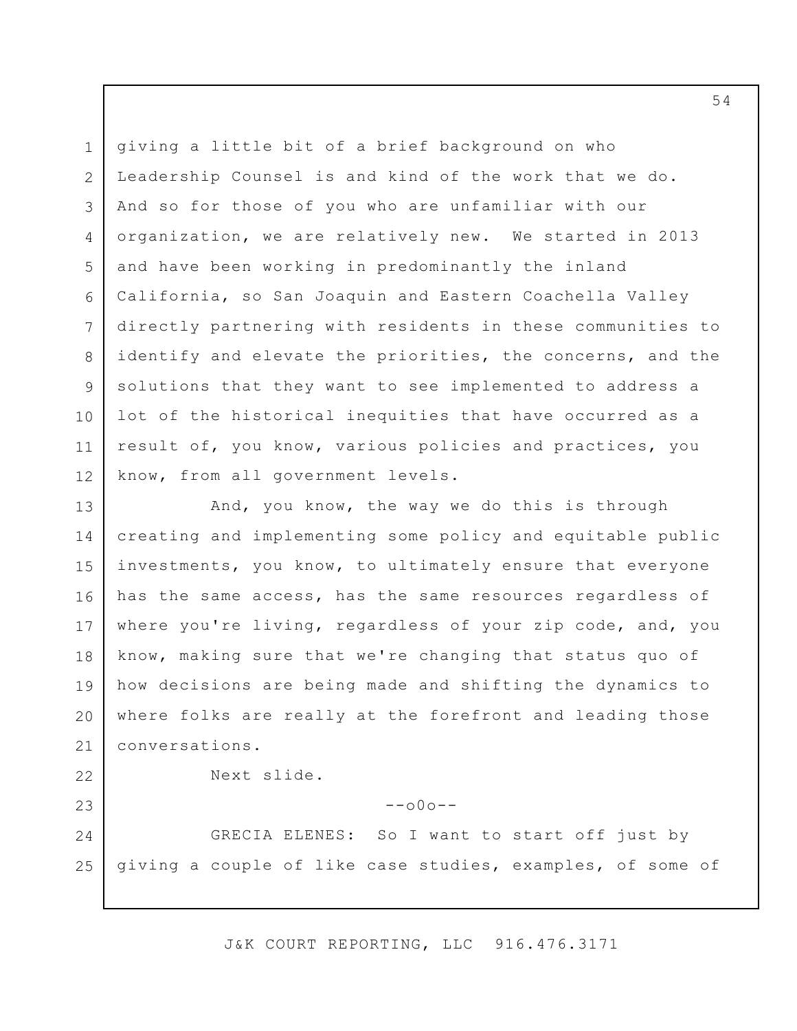giving a little bit of a brief background on who Leadership Counsel is and kind of the work that we do. And so for those of you who are unfamiliar with our organization, we are relatively new. We started in 2013 and have been working in predominantly the inland California, so San Joaquin and Eastern Coachella Valley directly partnering with residents in these communities to identify and elevate the priorities, the concerns, and the solutions that they want to see implemented to address a lot of the historical inequities that have occurred as a result of, you know, various policies and practices, you know, from all government levels.

And, you know, the way we do this is through creating and implementing some policy and equitable public investments, you know, to ultimately ensure that everyone has the same access, has the same resources regardless of where you're living, regardless of your zip code, and, you know, making sure that we're changing that status quo of how decisions are being made and shifting the dynamics to where folks are really at the forefront and leading those conversations.

Next slide.

--o0o--

GRECIA ELENES: So I want to start off just by giving a couple of like case studies, examples, of some of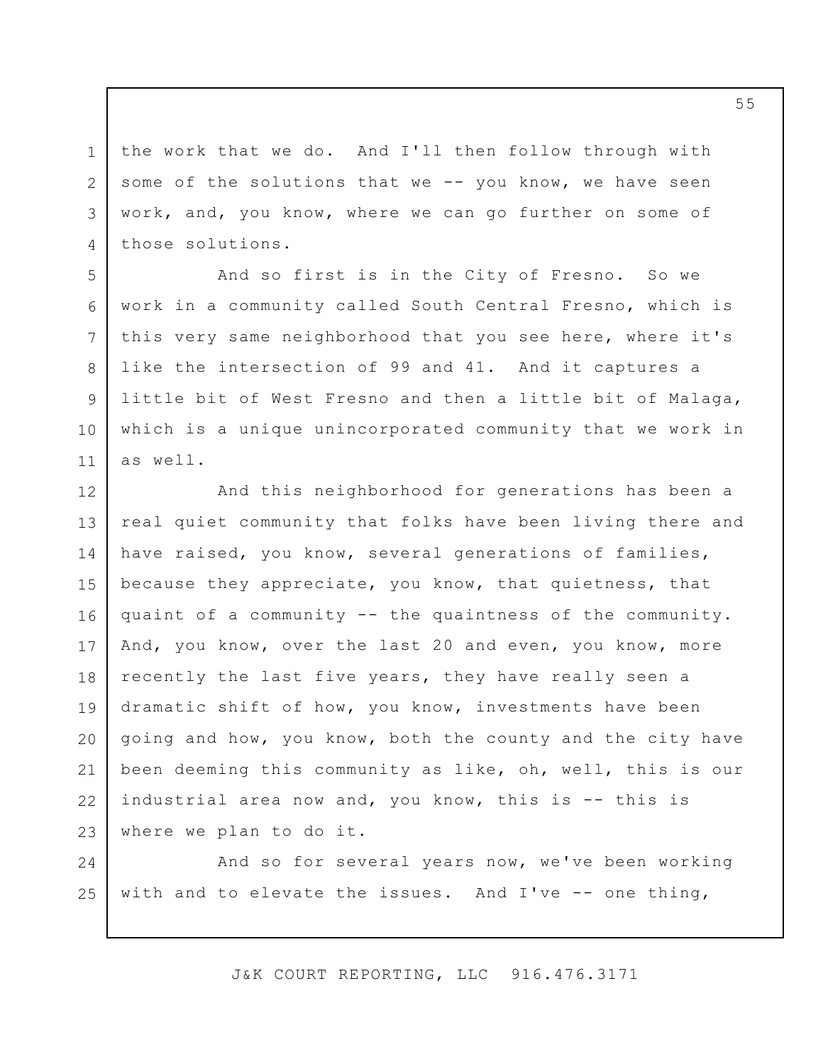the work that we do. And I'll then follow through with some of the solutions that we -- you know, we have seen work, and, you know, where we can go further on some of those solutions.

And so first is in the City of Fresno. So we work in a community called South Central Fresno, which is this very same neighborhood that you see here, where it's like the intersection of 99 and 41. And it captures a little bit of West Fresno and then a little bit of Malaga, which is a unique unincorporated community that we work in as well.

And this neighborhood for generations has been a real quiet community that folks have been living there and have raised, you know, several generations of families, because they appreciate, you know, that quietness, that quaint of a community -- the quaintness of the community. And, you know, over the last 20 and even, you know, more recently the last five years, they have really seen a dramatic shift of how, you know, investments have been going and how, you know, both the county and the city have been deeming this community as like, oh, well, this is our industrial area now and, you know, this is -- this is where we plan to do it.

And so for several years now, we've been working with and to elevate the issues. And I've -- one thing,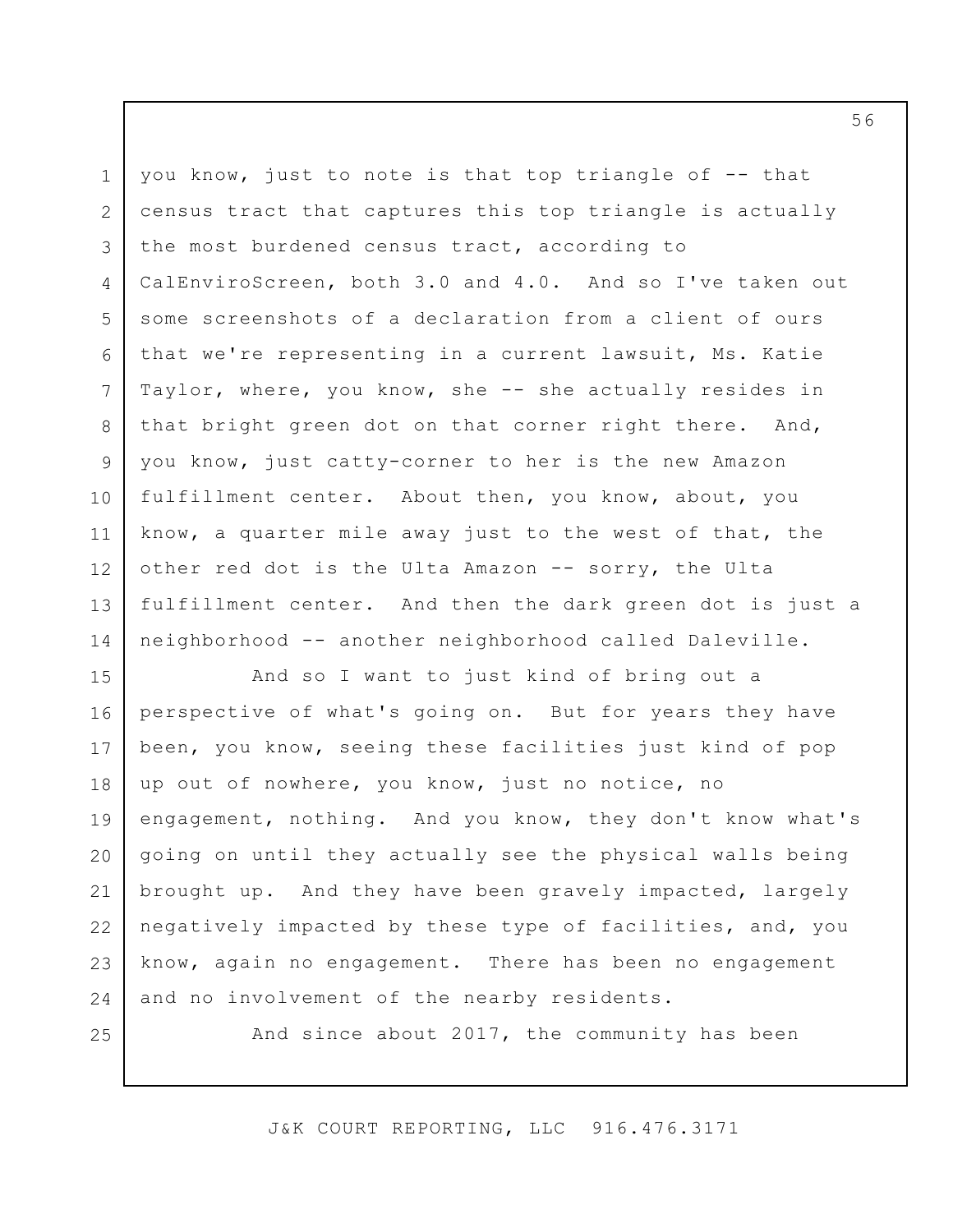you know, just to note is that top triangle of -- that census tract that captures this top triangle is actually the most burdened census tract, according to CalEnviroScreen, both 3.0 and 4.0. And so I've taken out some screenshots of a declaration from a client of ours that we're representing in a current lawsuit, Ms. Katie Taylor, where, you know, she -- she actually resides in that bright green dot on that corner right there. And, you know, just catty-corner to her is the new Amazon fulfillment center. About then, you know, about, you know, a quarter mile away just to the west of that, the other red dot is the Ulta Amazon -- sorry, the Ulta fulfillment center. And then the dark green dot is just a neighborhood -- another neighborhood called Daleville.

And so I want to just kind of bring out a perspective of what's going on. But for years they have been, you know, seeing these facilities just kind of pop up out of nowhere, you know, just no notice, no engagement, nothing. And you know, they don't know what's going on until they actually see the physical walls being brought up. And they have been gravely impacted, largely negatively impacted by these type of facilities, and, you know, again no engagement. There has been no engagement and no involvement of the nearby residents.

And since about 2017, the community has been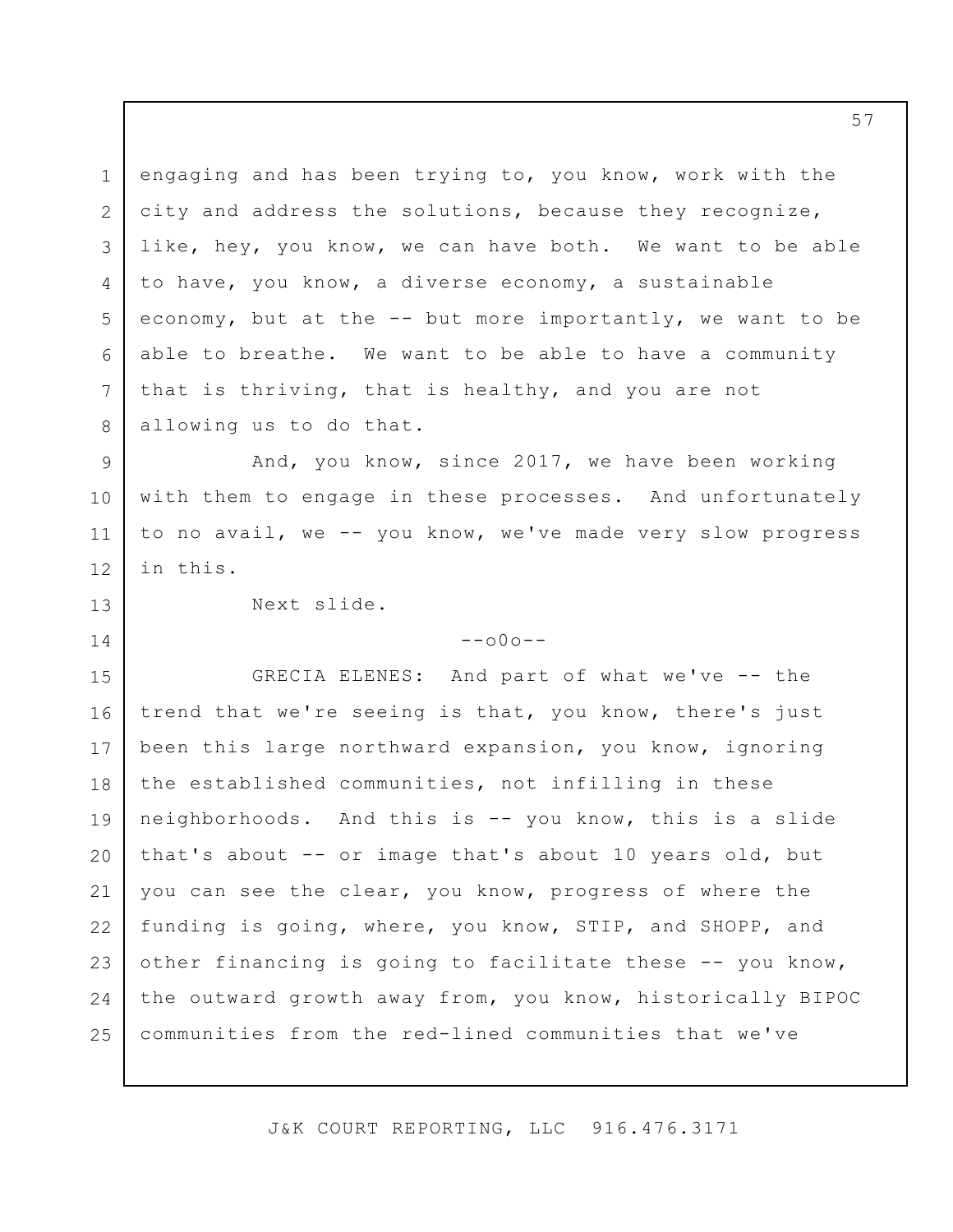engaging and has been trying to, you know, work with the city and address the solutions, because they recognize, like, hey, you know, we can have both. We want to be able to have, you know, a diverse economy, a sustainable economy, but at the -- but more importantly, we want to be able to breathe. We want to be able to have a community that is thriving, that is healthy, and you are not allowing us to do that.

And, you know, since 2017, we have been working with them to engage in these processes. And unfortunately to no avail, we -- you know, we've made very slow progress in this.

Next slide.

--o0o--

GRECIA ELENES: And part of what we've -- the trend that we're seeing is that, you know, there's just been this large northward expansion, you know, ignoring the established communities, not infilling in these neighborhoods. And this is -- you know, this is a slide that's about -- or image that's about 10 years old, but you can see the clear, you know, progress of where the funding is going, where, you know, STIP, and SHOPP, and other financing is going to facilitate these -- you know, the outward growth away from, you know, historically BIPOC communities from the red-lined communities that we've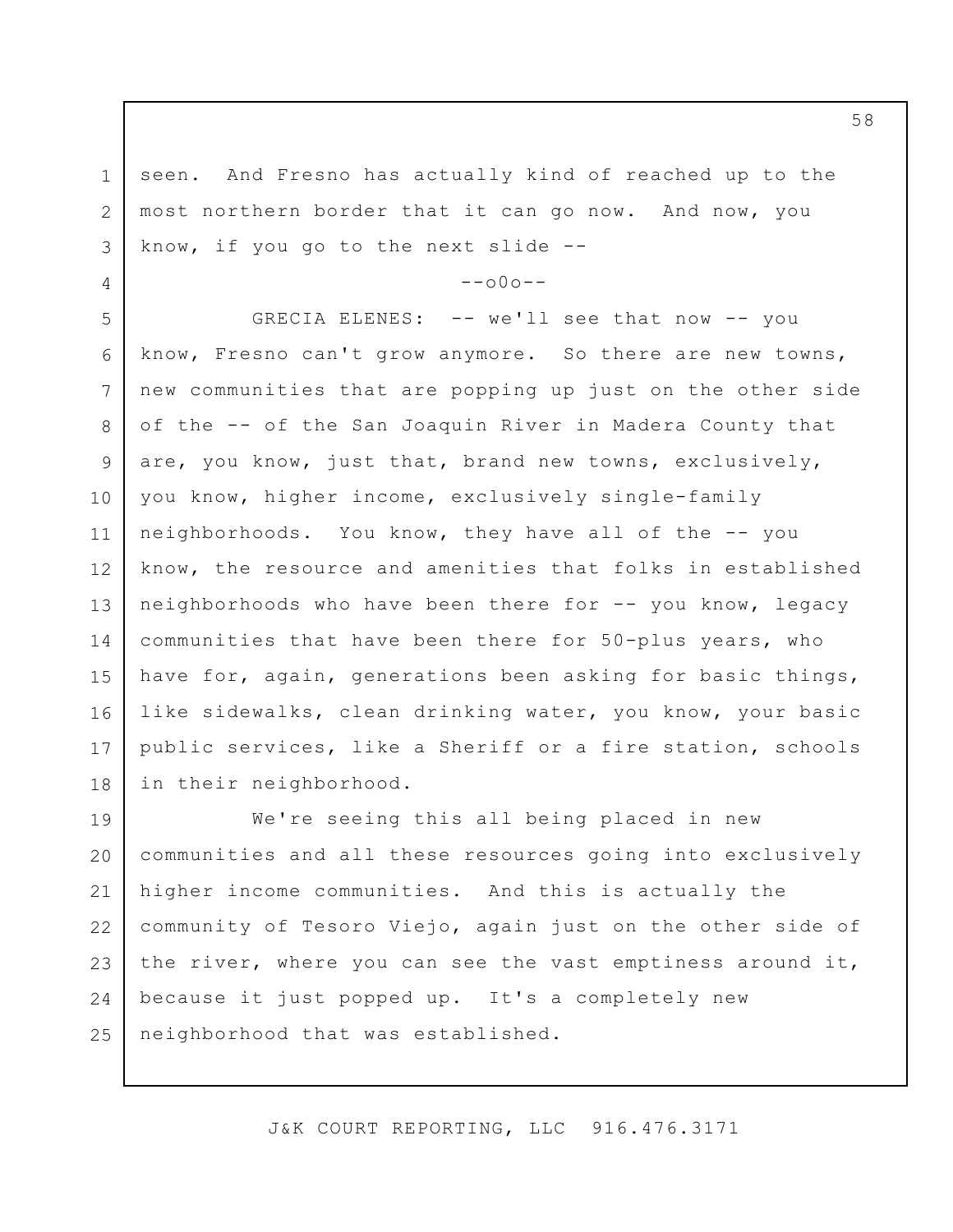seen. And Fresno has actually kind of reached up to the most northern border that it can go now. And now, you know, if you go to the next slide --

--o0o--

GRECIA ELENES: -- we'll see that now -- you know, Fresno can't grow anymore. So there are new towns, new communities that are popping up just on the other side of the -- of the San Joaquin River in Madera County that are, you know, just that, brand new towns, exclusively, you know, higher income, exclusively single-family neighborhoods. You know, they have all of the -- you know, the resource and amenities that folks in established neighborhoods who have been there for -- you know, legacy communities that have been there for 50-plus years, who have for, again, generations been asking for basic things, like sidewalks, clean drinking water, you know, your basic public services, like a Sheriff or a fire station, schools in their neighborhood.

We're seeing this all being placed in new communities and all these resources going into exclusively higher income communities. And this is actually the community of Tesoro Viejo, again just on the other side of the river, where you can see the vast emptiness around it, because it just popped up. It's a completely new neighborhood that was established.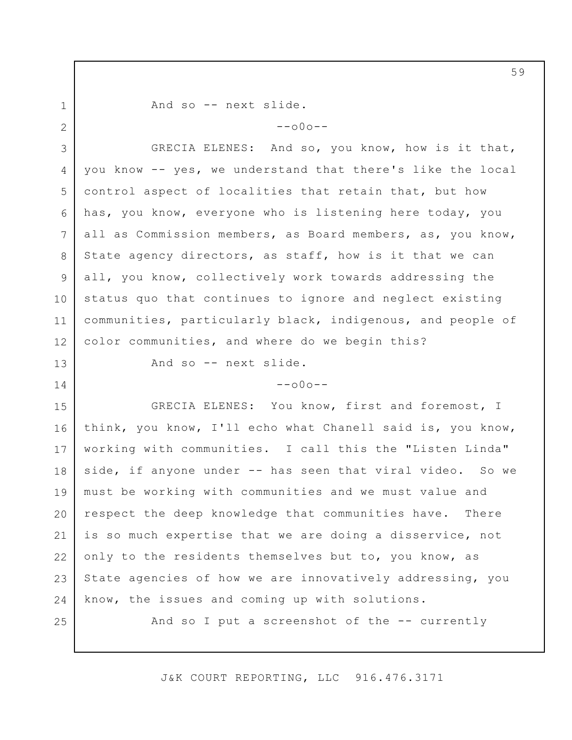And so -- next slide.

--o0o--

GRECIA ELENES: And so, you know, how is it that, you know -- yes, we understand that there's like the local control aspect of localities that retain that, but how has, you know, everyone who is listening here today, you all as Commission members, as Board members, as, you know, State agency directors, as staff, how is it that we can all, you know, collectively work towards addressing the status quo that continues to ignore and neglect existing communities, particularly black, indigenous, and people of color communities, and where do we begin this?

And so -- next slide.

--o0o--

GRECIA ELENES: You know, first and foremost, I think, you know, I'll echo what Chanell said is, you know, working with communities. I call this the "Listen Linda" side, if anyone under -- has seen that viral video. So we must be working with communities and we must value and respect the deep knowledge that communities have. There is so much expertise that we are doing a disservice, not only to the residents themselves but to, you know, as State agencies of how we are innovatively addressing, you know, the issues and coming up with solutions.

And so I put a screenshot of the -- currently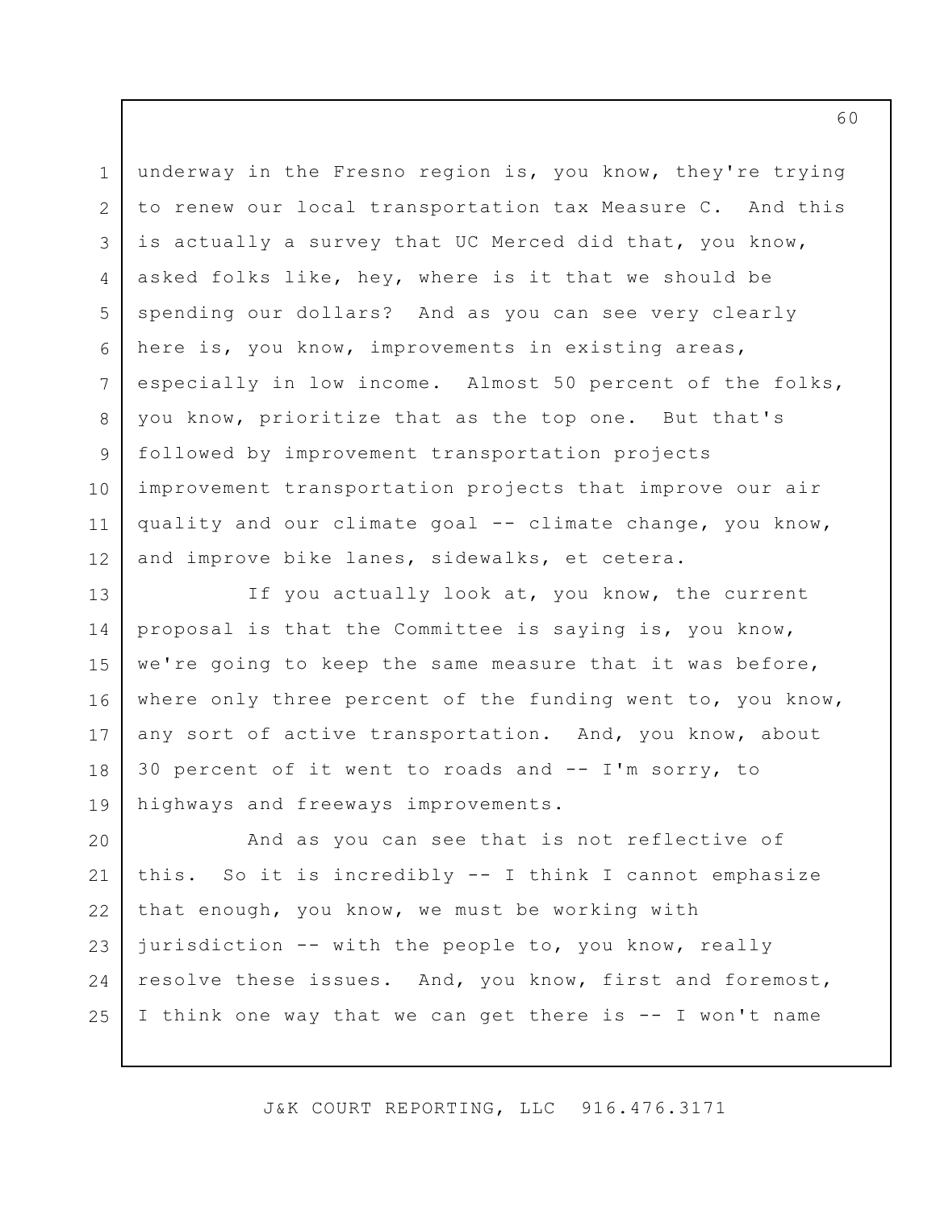underway in the Fresno region is, you know, they're trying to renew our local transportation tax Measure C. And this is actually a survey that UC Merced did that, you know, asked folks like, hey, where is it that we should be spending our dollars? And as you can see very clearly here is, you know, improvements in existing areas, especially in low income. Almost 50 percent of the folks, you know, prioritize that as the top one. But that's followed by improvement transportation projects improvement transportation projects that improve our air quality and our climate goal -- climate change, you know, and improve bike lanes, sidewalks, et cetera.

If you actually look at, you know, the current proposal is that the Committee is saying is, you know, we're going to keep the same measure that it was before, where only three percent of the funding went to, you know, any sort of active transportation. And, you know, about 30 percent of it went to roads and -- I'm sorry, to highways and freeways improvements.

And as you can see that is not reflective of this. So it is incredibly -- I think I cannot emphasize that enough, you know, we must be working with jurisdiction -- with the people to, you know, really resolve these issues. And, you know, first and foremost, I think one way that we can get there is -- I won't name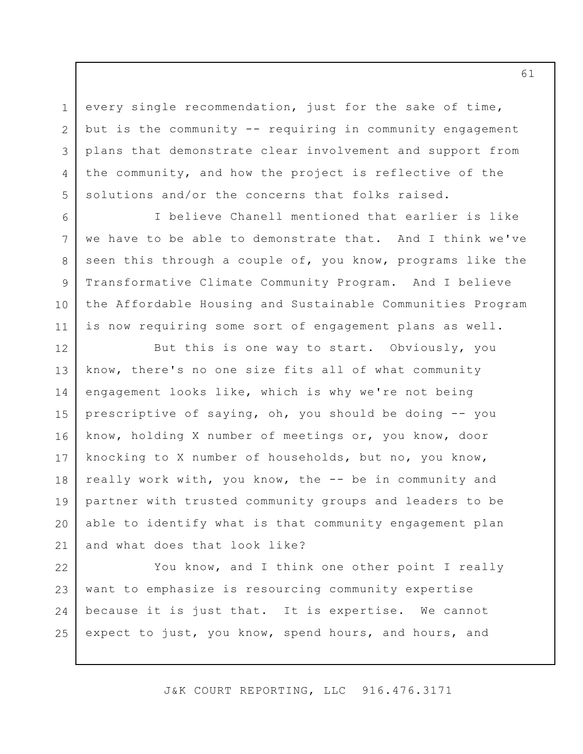every single recommendation, just for the sake of time, but is the community -- requiring in community engagement plans that demonstrate clear involvement and support from the community, and how the project is reflective of the solutions and/or the concerns that folks raised.

I believe Chanell mentioned that earlier is like we have to be able to demonstrate that. And I think we've seen this through a couple of, you know, programs like the Transformative Climate Community Program. And I believe the Affordable Housing and Sustainable Communities Program is now requiring some sort of engagement plans as well.

But this is one way to start. Obviously, you know, there's no one size fits all of what community engagement looks like, which is why we're not being prescriptive of saying, oh, you should be doing -- you know, holding X number of meetings or, you know, door knocking to X number of households, but no, you know, really work with, you know, the -- be in community and partner with trusted community groups and leaders to be able to identify what is that community engagement plan and what does that look like?

You know, and I think one other point I really want to emphasize is resourcing community expertise because it is just that. It is expertise. We cannot expect to just, you know, spend hours, and hours, and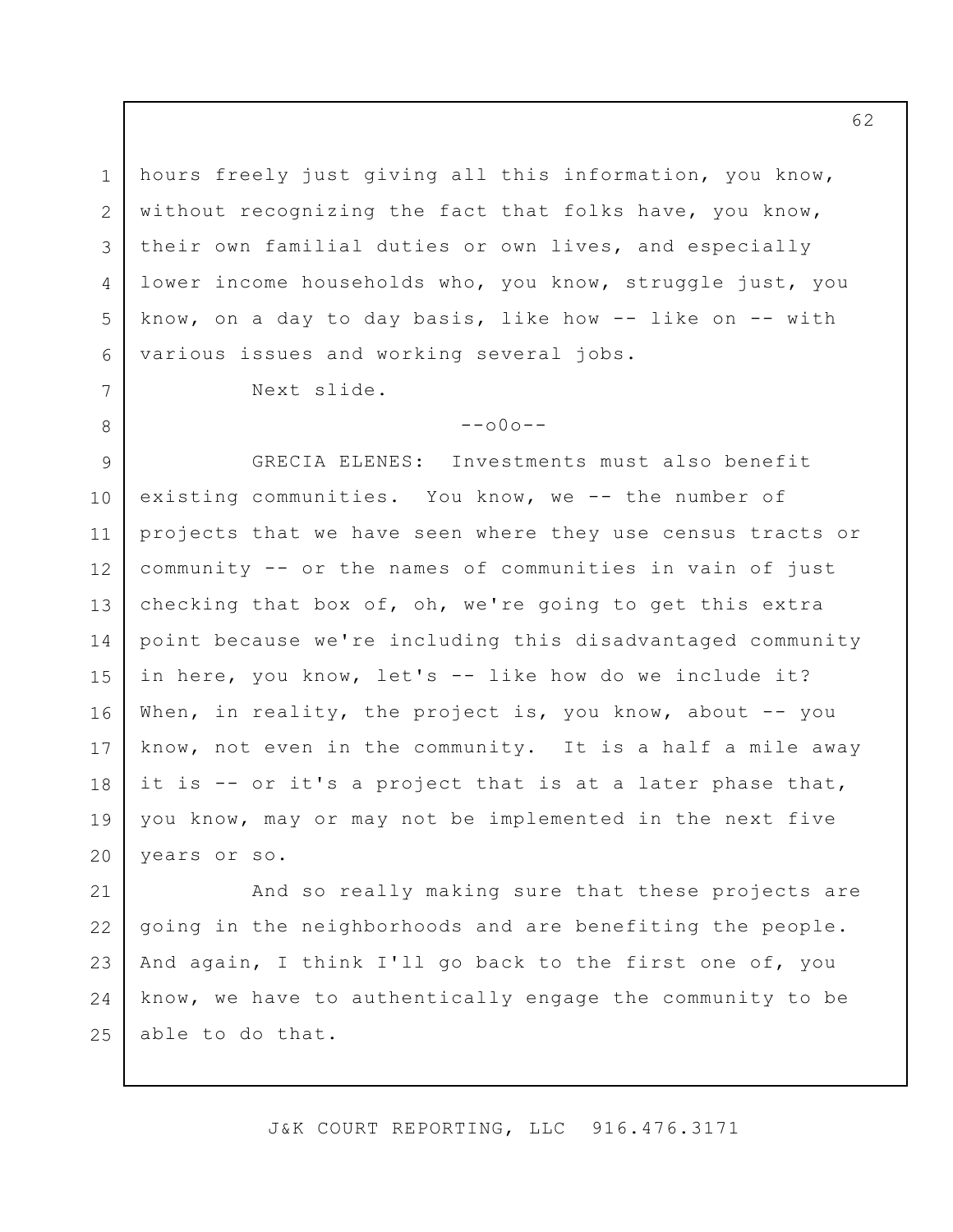hours freely just giving all this information, you know, without recognizing the fact that folks have, you know, their own familial duties or own lives, and especially lower income households who, you know, struggle just, you know, on a day to day basis, like how -- like on -- with various issues and working several jobs.

Next slide.

--o0o--

GRECIA ELENES: Investments must also benefit existing communities. You know, we -- the number of projects that we have seen where they use census tracts or community -- or the names of communities in vain of just checking that box of, oh, we're going to get this extra point because we're including this disadvantaged community in here, you know, let's -- like how do we include it? When, in reality, the project is, you know, about -- you know, not even in the community. It is a half a mile away it is -- or it's a project that is at a later phase that, you know, may or may not be implemented in the next five years or so.

And so really making sure that these projects are going in the neighborhoods and are benefiting the people. And again, I think I'll go back to the first one of, you know, we have to authentically engage the community to be able to do that.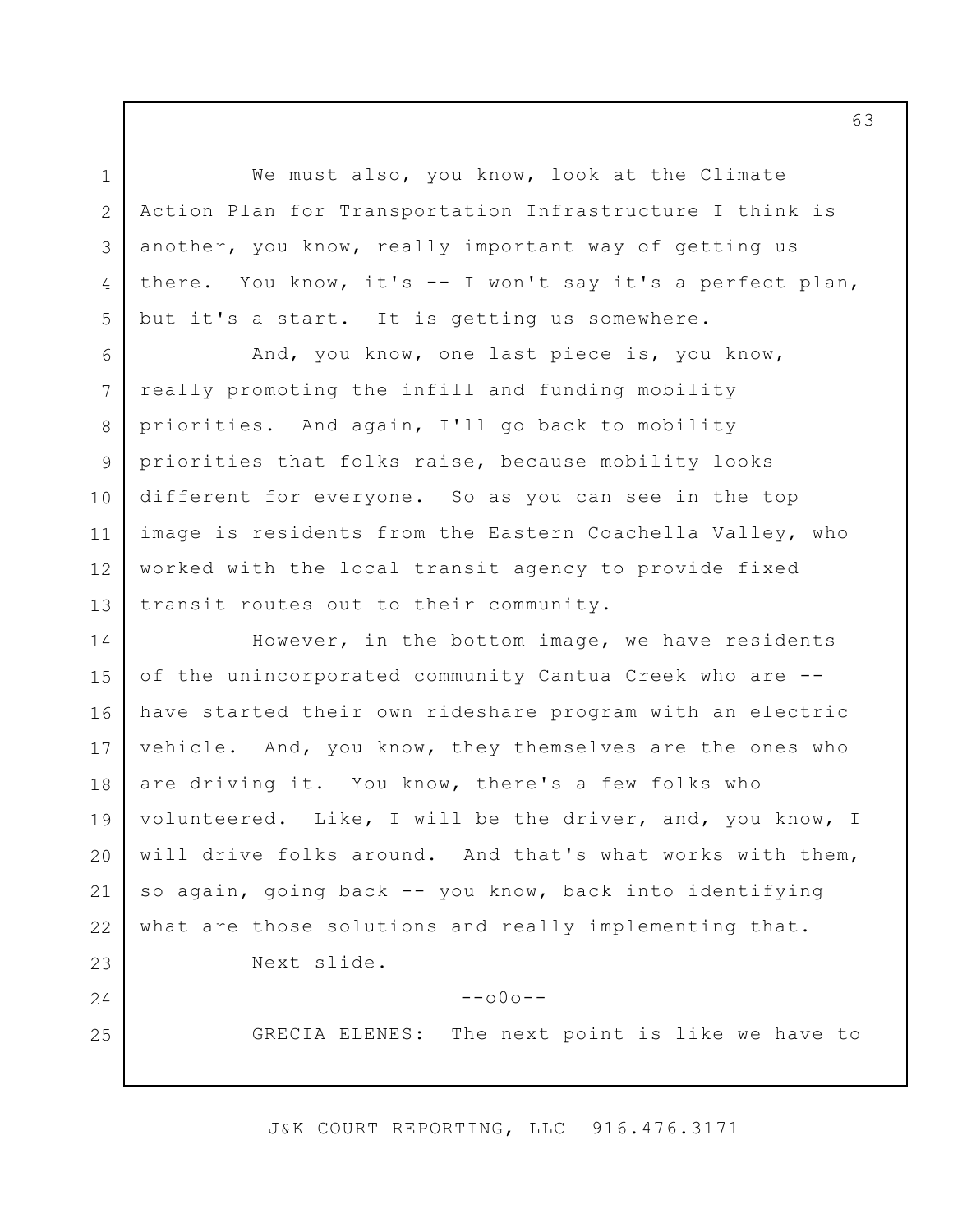We must also, you know, look at the Climate Action Plan for Transportation Infrastructure I think is another, you know, really important way of getting us there. You know, it's -- I won't say it's a perfect plan, but it's a start. It is getting us somewhere.

And, you know, one last piece is, you know, really promoting the infill and funding mobility priorities. And again, I'll go back to mobility priorities that folks raise, because mobility looks different for everyone. So as you can see in the top image is residents from the Eastern Coachella Valley, who worked with the local transit agency to provide fixed transit routes out to their community.

However, in the bottom image, we have residents of the unincorporated community Cantua Creek who are -- have started their own rideshare program with an electric vehicle. And, you know, they themselves are the ones who are driving it. You know, there's a few folks who volunteered. Like, I will be the driver, and, you know, I will drive folks around. And that's what works with them, so again, going back -- you know, back into identifying what are those solutions and really implementing that.

Next slide.

--o0o--

GRECIA ELENES: The next point is like we have to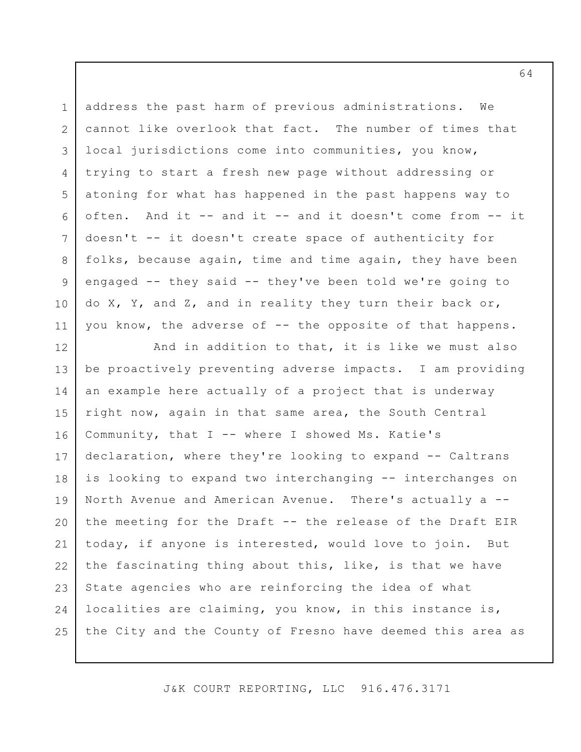address the past harm of previous administrations. We cannot like overlook that fact. The number of times that local jurisdictions come into communities, you know, trying to start a fresh new page without addressing or atoning for what has happened in the past happens way to often. And it -- and it -- and it doesn't come from -- it doesn't -- it doesn't create space of authenticity for folks, because again, time and time again, they have been engaged -- they said -- they've been told we're going to do X, Y, and Z, and in reality they turn their back or, you know, the adverse of -- the opposite of that happens.

And in addition to that, it is like we must also be proactively preventing adverse impacts. I am providing an example here actually of a project that is underway right now, again in that same area, the South Central Community, that I -- where I showed Ms. Katie's declaration, where they're looking to expand -- Caltrans is looking to expand two interchanging -- interchanges on North Avenue and American Avenue. There's actually a -- the meeting for the Draft -- the release of the Draft EIR today, if anyone is interested, would love to join. But the fascinating thing about this, like, is that we have State agencies who are reinforcing the idea of what localities are claiming, you know, in this instance is, the City and the County of Fresno have deemed this area as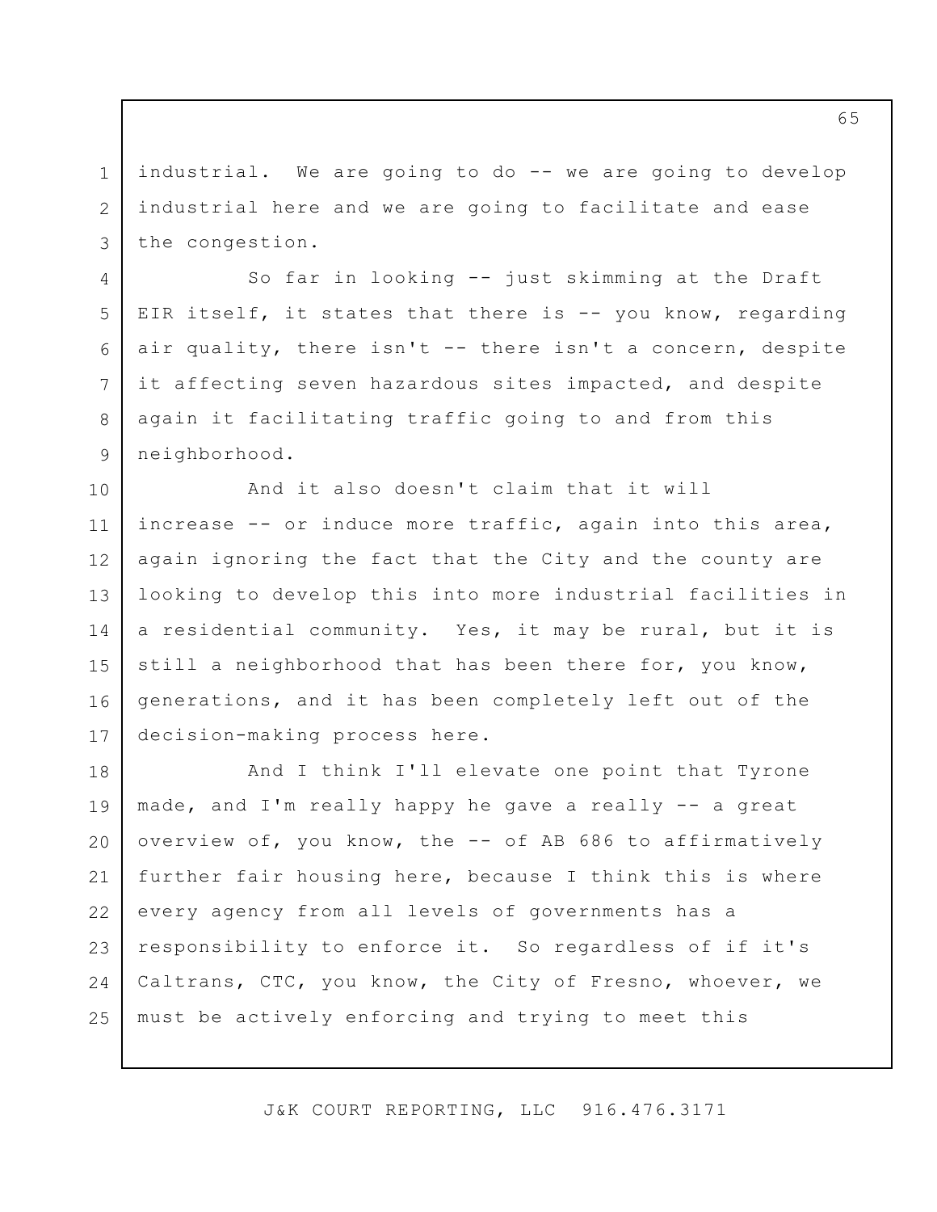industrial. We are going to do -- we are going to develop industrial here and we are going to facilitate and ease the congestion.

So far in looking -- just skimming at the Draft EIR itself, it states that there is -- you know, regarding air quality, there isn't -- there isn't a concern, despite it affecting seven hazardous sites impacted, and despite again it facilitating traffic going to and from this neighborhood.

And it also doesn't claim that it will increase -- or induce more traffic, again into this area, again ignoring the fact that the City and the county are looking to develop this into more industrial facilities in a residential community. Yes, it may be rural, but it is still a neighborhood that has been there for, you know, generations, and it has been completely left out of the decision-making process here.

And I think I'll elevate one point that Tyrone made, and I'm really happy he gave a really -- a great overview of, you know, the -- of AB 686 to affirmatively further fair housing here, because I think this is where every agency from all levels of governments has a responsibility to enforce it. So regardless of if it's Caltrans, CTC, you know, the City of Fresno, whoever, we must be actively enforcing and trying to meet this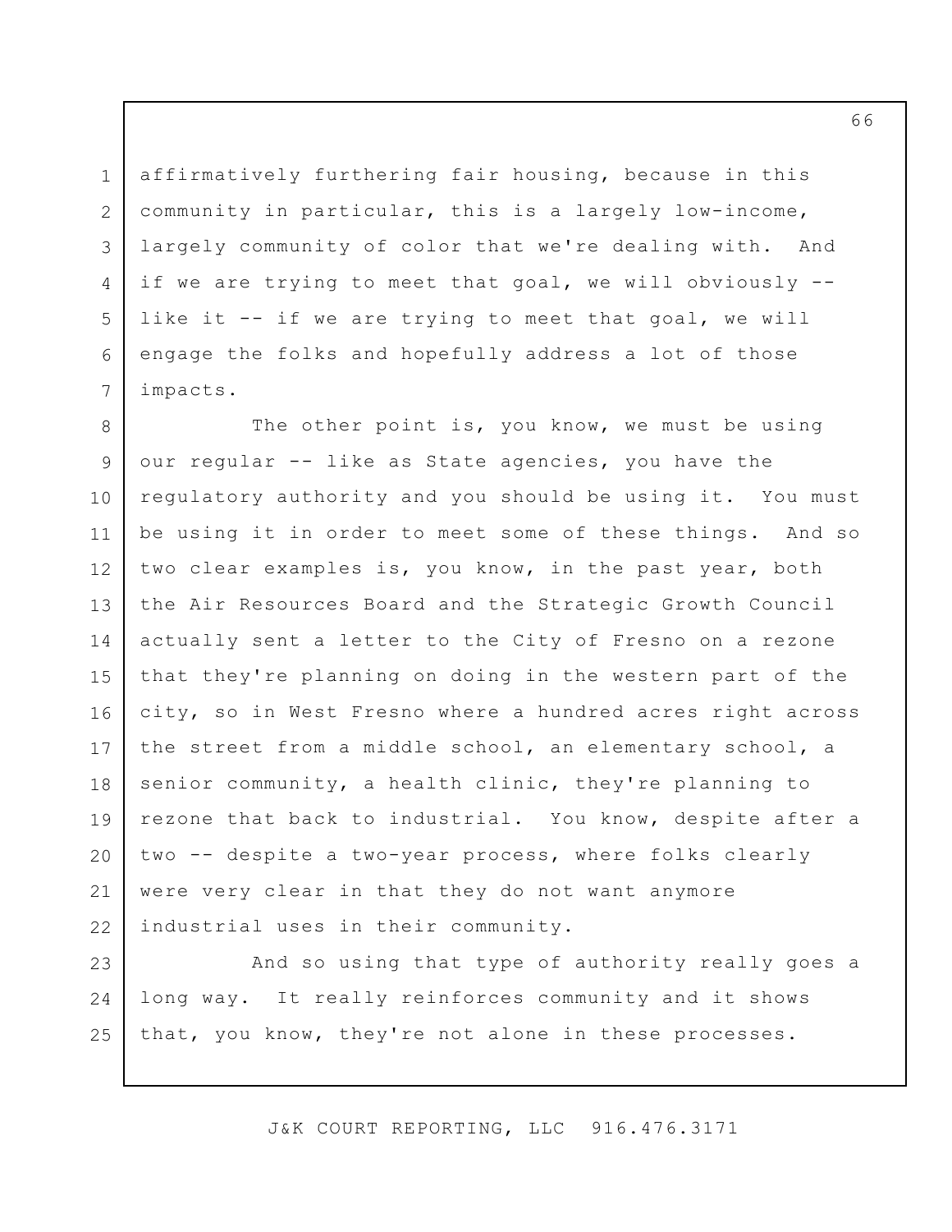affirmatively furthering fair housing, because in this community in particular, this is a largely low-income, largely community of color that we're dealing with. And if we are trying to meet that goal, we will obviously -- like it -- if we are trying to meet that goal, we will engage the folks and hopefully address a lot of those impacts.

The other point is, you know, we must be using our regular -- like as State agencies, you have the regulatory authority and you should be using it. You must be using it in order to meet some of these things. And so two clear examples is, you know, in the past year, both the Air Resources Board and the Strategic Growth Council actually sent a letter to the City of Fresno on a rezone that they're planning on doing in the western part of the city, so in West Fresno where a hundred acres right across the street from a middle school, an elementary school, a senior community, a health clinic, they're planning to rezone that back to industrial. You know, despite after a two -- despite a two-year process, where folks clearly were very clear in that they do not want anymore industrial uses in their community.

And so using that type of authority really goes a long way. It really reinforces community and it shows that, you know, they're not alone in these processes.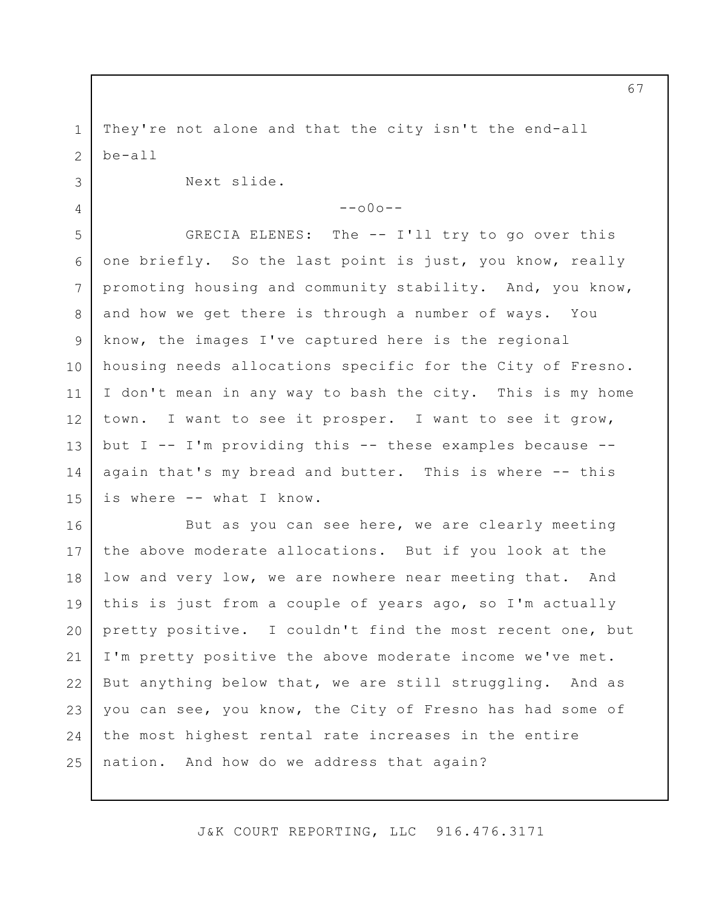They're not alone and that the city isn't the end-all be-all

Next slide.

--o0o--

GRECIA ELENES: The -- I'll try to go over this one briefly. So the last point is just, you know, really promoting housing and community stability. And, you know, and how we get there is through a number of ways. You know, the images I've captured here is the regional housing needs allocations specific for the City of Fresno. I don't mean in any way to bash the city. This is my home town. I want to see it prosper. I want to see it grow, but I -- I'm providing this -- these examples because -- again that's my bread and butter. This is where -- this is where -- what I know.

But as you can see here, we are clearly meeting the above moderate allocations. But if you look at the low and very low, we are nowhere near meeting that. And this is just from a couple of years ago, so I'm actually pretty positive. I couldn't find the most recent one, but I'm pretty positive the above moderate income we've met. But anything below that, we are still struggling. And as you can see, you know, the City of Fresno has had some of the most highest rental rate increases in the entire nation. And how do we address that again?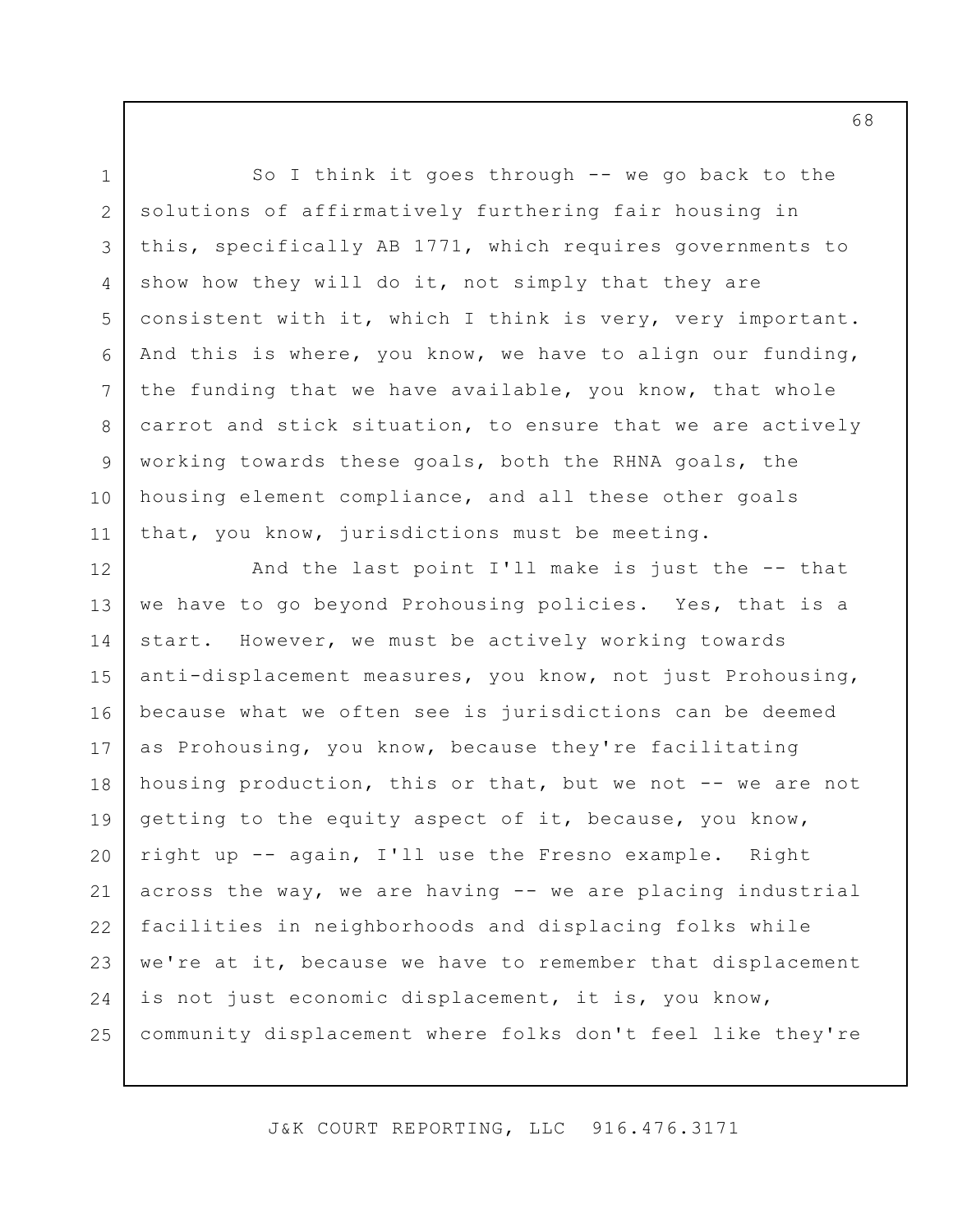So I think it goes through -- we go back to the solutions of affirmatively furthering fair housing in this, specifically AB 1771, which requires governments to show how they will do it, not simply that they are consistent with it, which I think is very, very important. And this is where, you know, we have to align our funding, the funding that we have available, you know, that whole carrot and stick situation, to ensure that we are actively working towards these goals, both the RHNA goals, the housing element compliance, and all these other goals that, you know, jurisdictions must be meeting.

And the last point I'll make is just the -- that we have to go beyond Prohousing policies. Yes, that is a start. However, we must be actively working towards anti-displacement measures, you know, not just Prohousing, because what we often see is jurisdictions can be deemed as Prohousing, you know, because they're facilitating housing production, this or that, but we not -- we are not getting to the equity aspect of it, because, you know, right up -- again, I'll use the Fresno example. Right across the way, we are having -- we are placing industrial facilities in neighborhoods and displacing folks while we're at it, because we have to remember that displacement is not just economic displacement, it is, you know, community displacement where folks don't feel like they're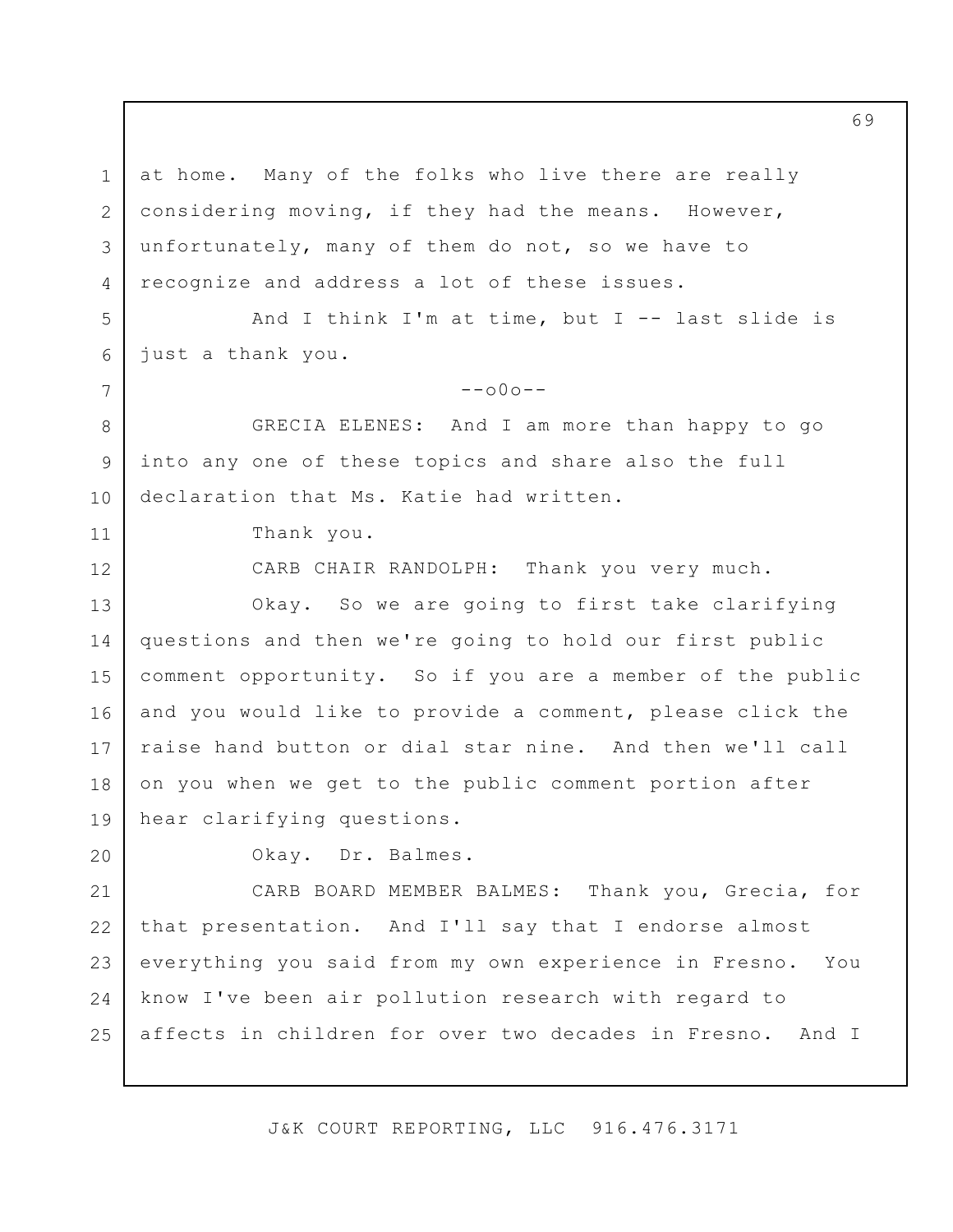at home. Many of the folks who live there are really considering moving, if they had the means. However, unfortunately, many of them do not, so we have to recognize and address a lot of these issues.

And I think I'm at time, but I -- last slide is just a thank you.

--o0o--

GRECIA ELENES: And I am more than happy to go into any one of these topics and share also the full declaration that Ms. Katie had written.

Thank you.

CARB CHAIR RANDOLPH: Thank you very much.

Okay. So we are going to first take clarifying questions and then we're going to hold our first public comment opportunity. So if you are a member of the public and you would like to provide a comment, please click the raise hand button or dial star nine. And then we'll call on you when we get to the public comment portion after hear clarifying questions.

Okay. Dr. Balmes.

CARB BOARD MEMBER BALMES: Thank you, Grecia, for that presentation. And I'll say that I endorse almost everything you said from my own experience in Fresno. You know I've been air pollution research with regard to affects in children for over two decades in Fresno. And I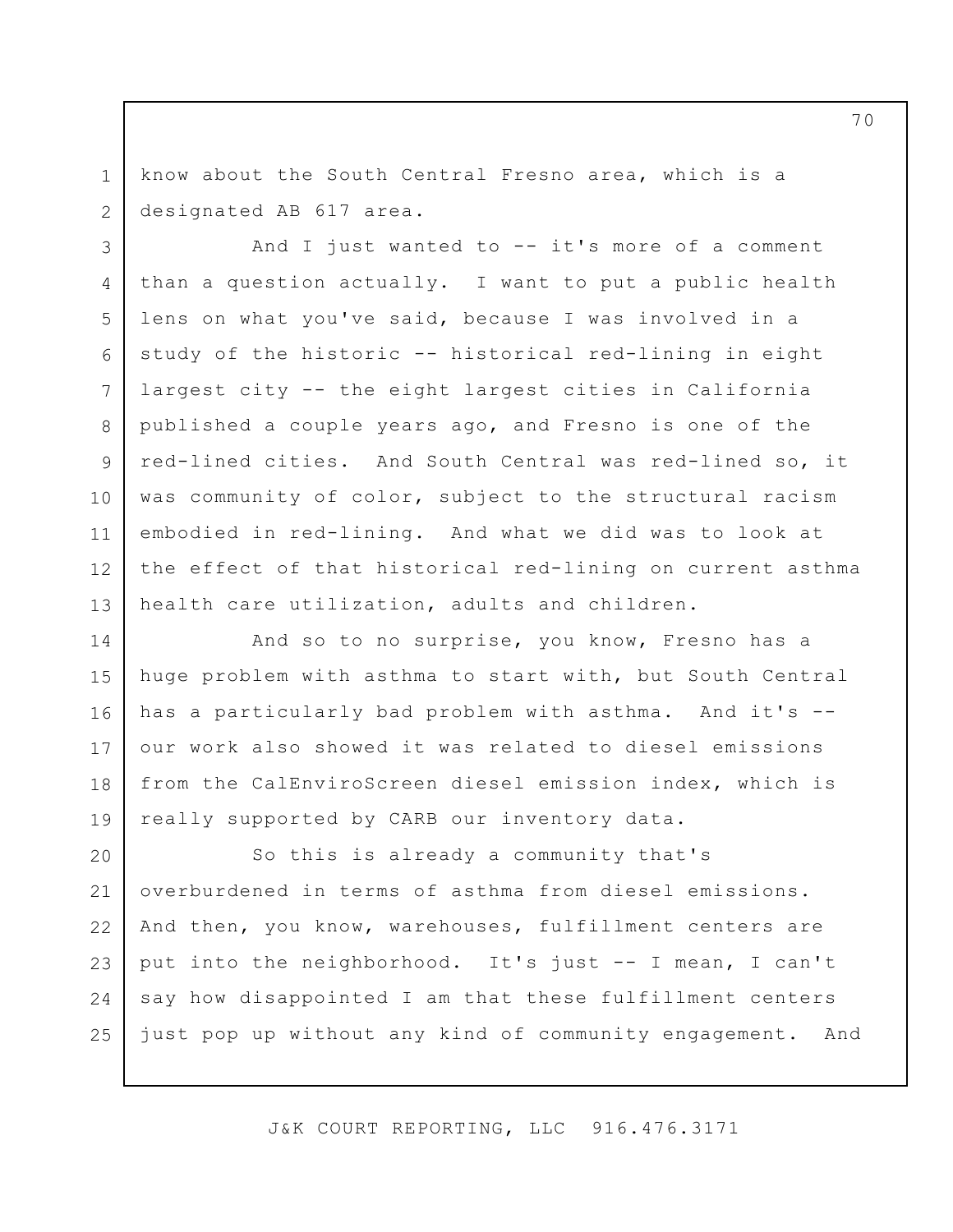know about the South Central Fresno area, which is a designated AB 617 area.

And I just wanted to -- it's more of a comment than a question actually. I want to put a public health lens on what you've said, because I was involved in a study of the historic -- historical red-lining in eight largest city -- the eight largest cities in California published a couple years ago, and Fresno is one of the red-lined cities. And South Central was red-lined so, it was community of color, subject to the structural racism embodied in red-lining. And what we did was to look at the effect of that historical red-lining on current asthma health care utilization, adults and children.

And so to no surprise, you know, Fresno has a huge problem with asthma to start with, but South Central has a particularly bad problem with asthma. And it's -- our work also showed it was related to diesel emissions from the CalEnviroScreen diesel emission index, which is really supported by CARB our inventory data.

So this is already a community that's overburdened in terms of asthma from diesel emissions. And then, you know, warehouses, fulfillment centers are put into the neighborhood. It's just -- I mean, I can't say how disappointed I am that these fulfillment centers just pop up without any kind of community engagement. And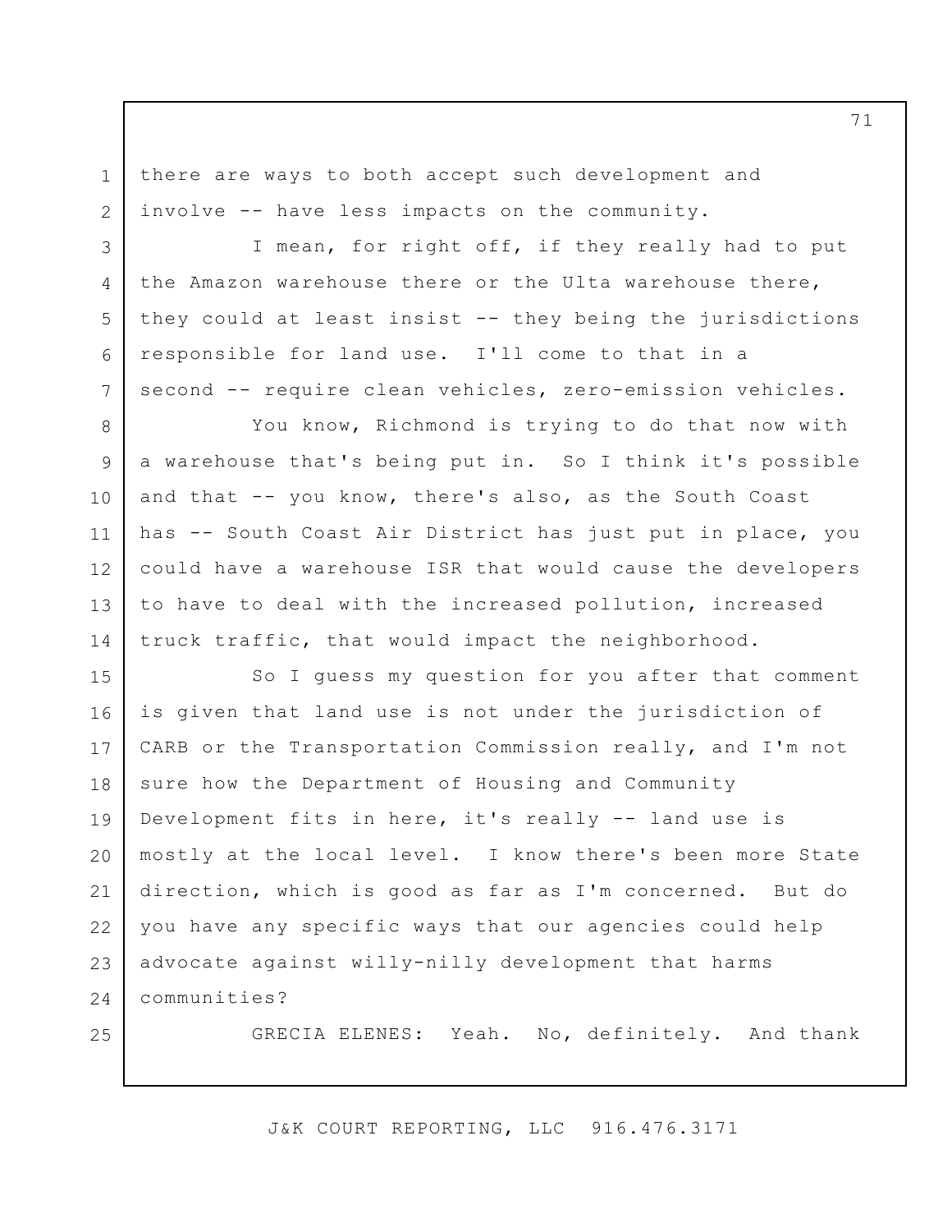there are ways to both accept such development and involve -- have less impacts on the community.

I mean, for right off, if they really had to put the Amazon warehouse there or the Ulta warehouse there, they could at least insist -- they being the jurisdictions responsible for land use. I'll come to that in a second -- require clean vehicles, zero-emission vehicles.

You know, Richmond is trying to do that now with a warehouse that's being put in. So I think it's possible and that -- you know, there's also, as the South Coast has -- South Coast Air District has just put in place, you could have a warehouse ISR that would cause the developers to have to deal with the increased pollution, increased truck traffic, that would impact the neighborhood.

So I guess my question for you after that comment is given that land use is not under the jurisdiction of CARB or the Transportation Commission really, and I'm not sure how the Department of Housing and Community Development fits in here, it's really -- land use is mostly at the local level. I know there's been more State direction, which is good as far as I'm concerned. But do you have any specific ways that our agencies could help advocate against willy-nilly development that harms communities?

GRECIA ELENES: Yeah. No, definitely. And thank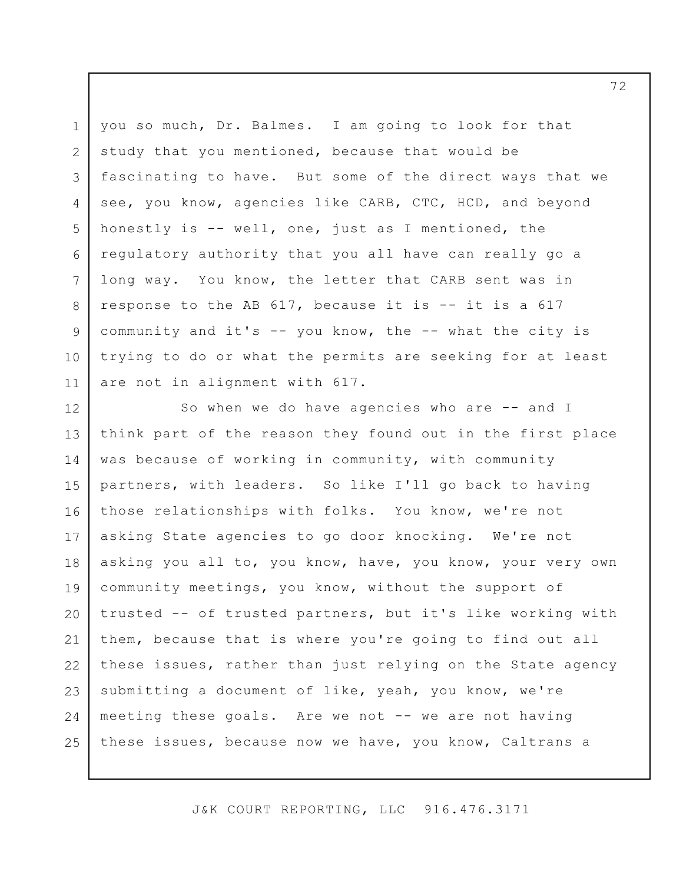you so much, Dr. Balmes. I am going to look for that study that you mentioned, because that would be fascinating to have. But some of the direct ways that we see, you know, agencies like CARB, CTC, HCD, and beyond honestly is -- well, one, just as I mentioned, the regulatory authority that you all have can really go a long way. You know, the letter that CARB sent was in response to the AB 617, because it is -- it is a 617 community and it's -- you know, the -- what the city is trying to do or what the permits are seeking for at least are not in alignment with 617.

So when we do have agencies who are -- and I think part of the reason they found out in the first place was because of working in community, with community partners, with leaders. So like I'll go back to having those relationships with folks. You know, we're not asking State agencies to go door knocking. We're not asking you all to, you know, have, you know, your very own community meetings, you know, without the support of trusted -- of trusted partners, but it's like working with them, because that is where you're going to find out all these issues, rather than just relying on the State agency submitting a document of like, yeah, you know, we're meeting these goals. Are we not -- we are not having these issues, because now we have, you know, Caltrans a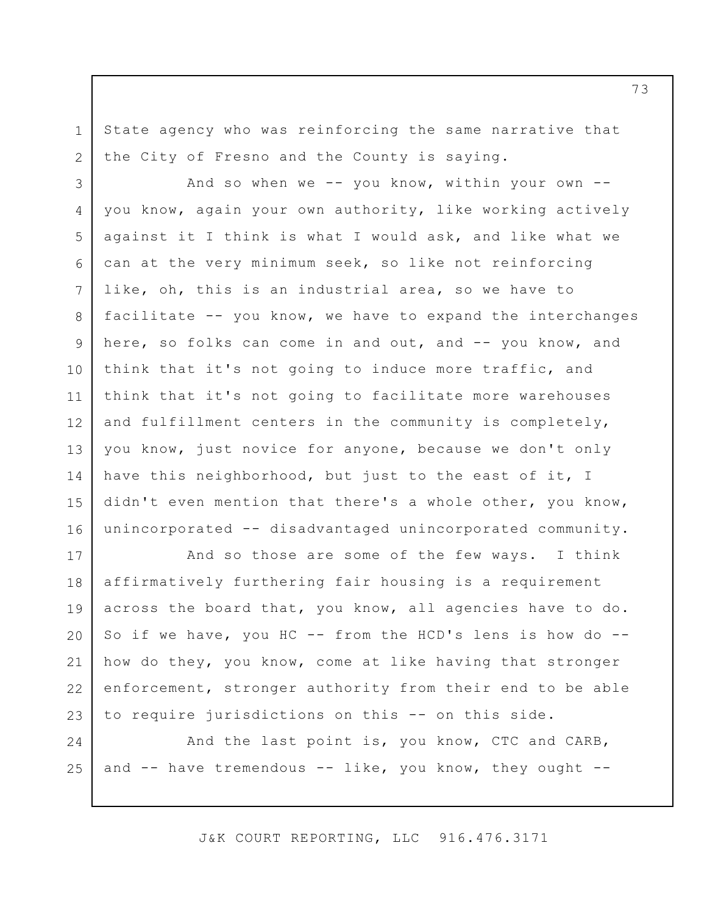State agency who was reinforcing the same narrative that the City of Fresno and the County is saying.

And so when we -- you know, within your own -- you know, again your own authority, like working actively against it I think is what I would ask, and like what we can at the very minimum seek, so like not reinforcing like, oh, this is an industrial area, so we have to facilitate -- you know, we have to expand the interchanges here, so folks can come in and out, and -- you know, and think that it's not going to induce more traffic, and think that it's not going to facilitate more warehouses and fulfillment centers in the community is completely, you know, just novice for anyone, because we don't only have this neighborhood, but just to the east of it, I didn't even mention that there's a whole other, you know, unincorporated -- disadvantaged unincorporated community.

And so those are some of the few ways. I think affirmatively furthering fair housing is a requirement across the board that, you know, all agencies have to do. So if we have, you HC -- from the HCD's lens is how do -- how do they, you know, come at like having that stronger enforcement, stronger authority from their end to be able to require jurisdictions on this -- on this side.

And the last point is, you know, CTC and CARB, and -- have tremendous -- like, you know, they ought --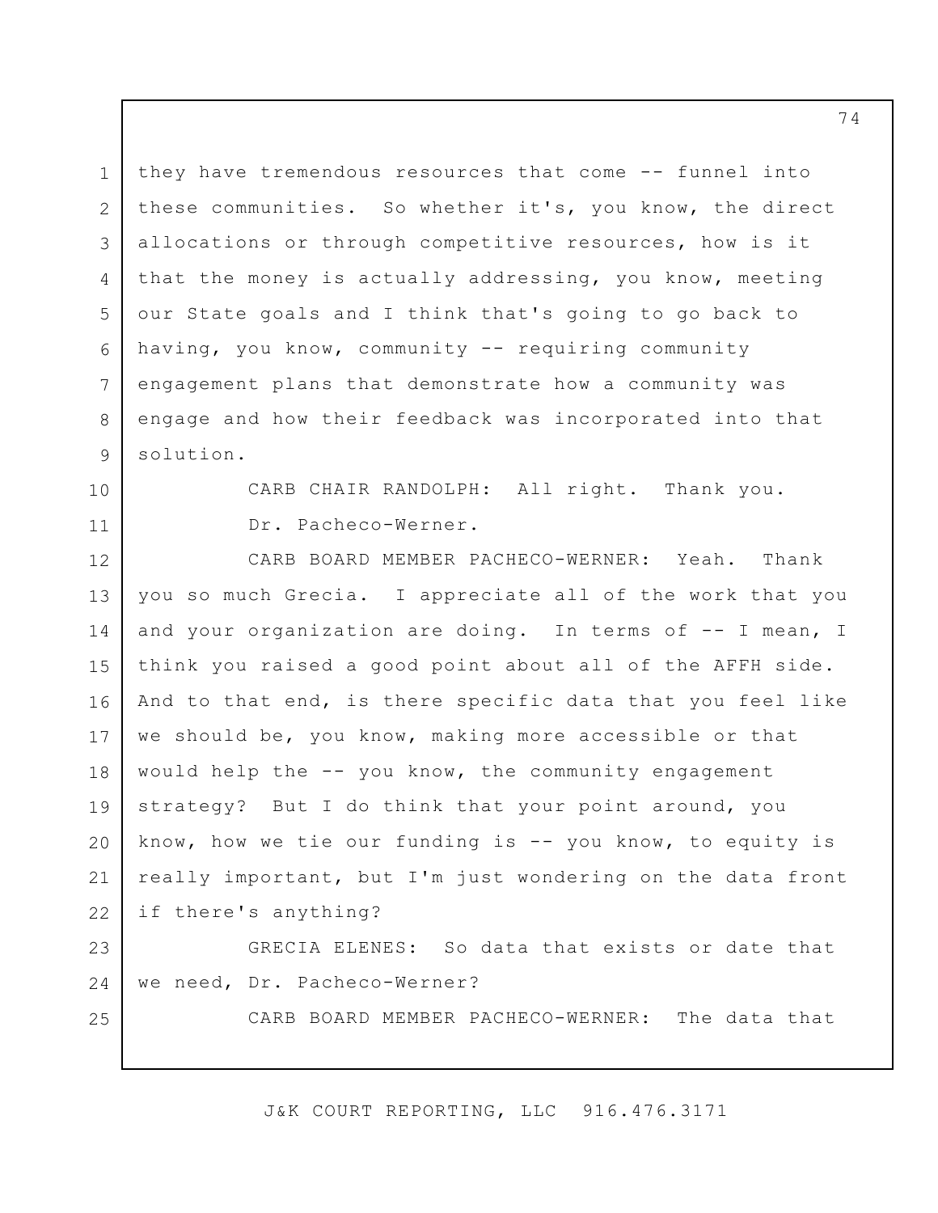they have tremendous resources that come -- funnel into these communities. So whether it's, you know, the direct allocations or through competitive resources, how is it that the money is actually addressing, you know, meeting our State goals and I think that's going to go back to having, you know, community -- requiring community engagement plans that demonstrate how a community was engage and how their feedback was incorporated into that solution.

CARB CHAIR RANDOLPH: All right. Thank you.

Dr. Pacheco-Werner.

CARB BOARD MEMBER PACHECO-WERNER: Yeah. Thank you so much Grecia. I appreciate all of the work that you and your organization are doing. In terms of -- I mean, I think you raised a good point about all of the AFFH side. And to that end, is there specific data that you feel like we should be, you know, making more accessible or that would help the -- you know, the community engagement strategy? But I do think that your point around, you know, how we tie our funding is -- you know, to equity is really important, but I'm just wondering on the data front if there's anything?

GRECIA ELENES: So data that exists or date that we need, Dr. Pacheco-Werner?

CARB BOARD MEMBER PACHECO-WERNER: The data that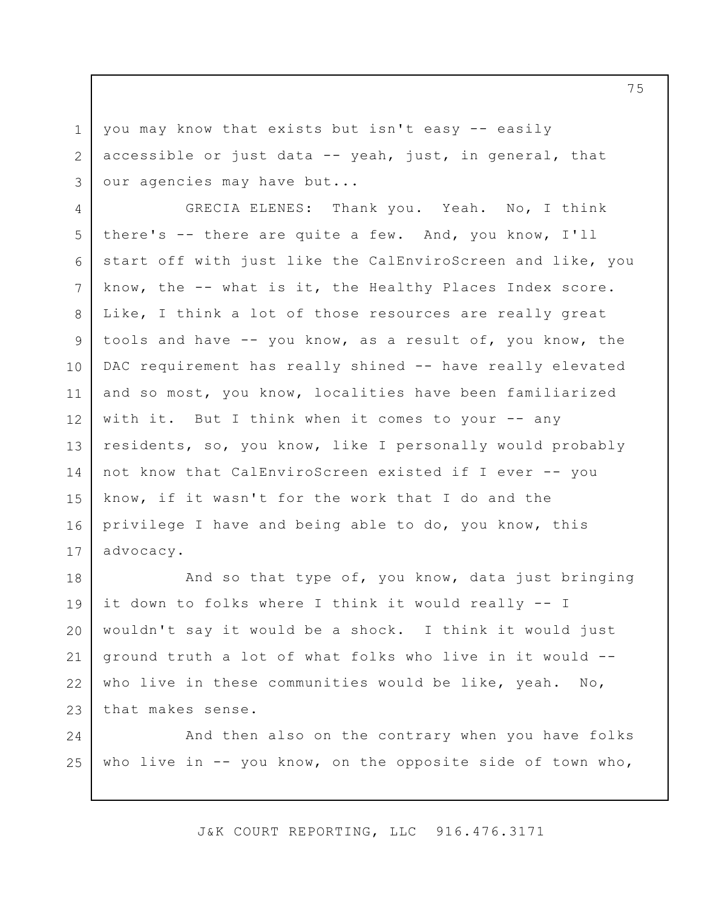you may know that exists but isn't easy -- easily accessible or just data -- yeah, just, in general, that our agencies may have but...

GRECIA ELENES: Thank you. Yeah. No, I think there's -- there are quite a few. And, you know, I'll start off with just like the CalEnviroScreen and like, you know, the -- what is it, the Healthy Places Index score. Like, I think a lot of those resources are really great tools and have -- you know, as a result of, you know, the DAC requirement has really shined -- have really elevated and so most, you know, localities have been familiarized with it. But I think when it comes to your -- any residents, so, you know, like I personally would probably not know that CalEnviroScreen existed if I ever -- you know, if it wasn't for the work that I do and the privilege I have and being able to do, you know, this advocacy.

And so that type of, you know, data just bringing it down to folks where I think it would really -- I wouldn't say it would be a shock. I think it would just ground truth a lot of what folks who live in it would -- who live in these communities would be like, yeah. No, that makes sense.

And then also on the contrary when you have folks who live in -- you know, on the opposite side of town who,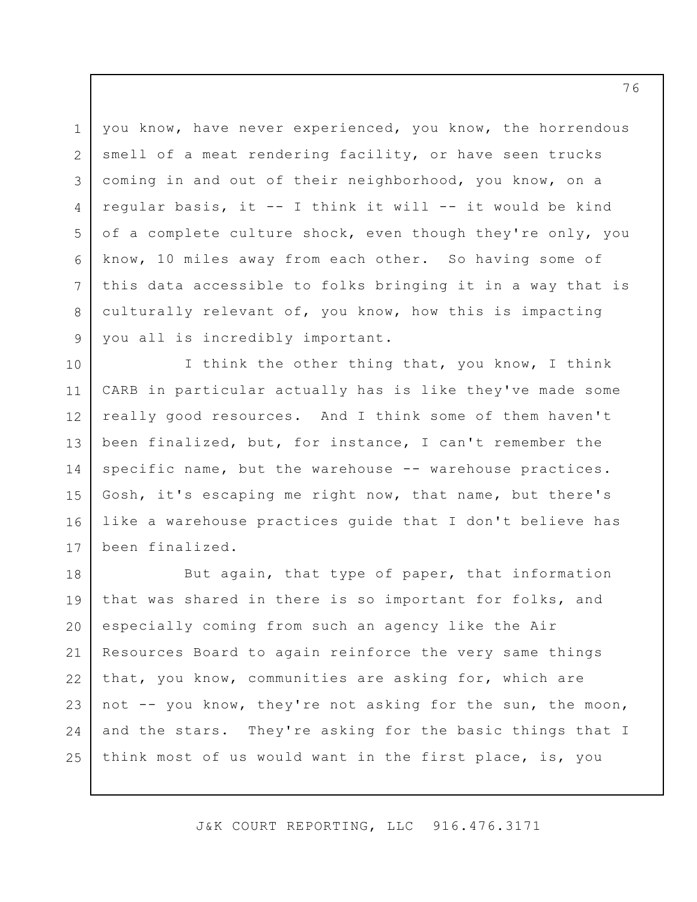you know, have never experienced, you know, the horrendous smell of a meat rendering facility, or have seen trucks coming in and out of their neighborhood, you know, on a regular basis, it -- I think it will -- it would be kind of a complete culture shock, even though they're only, you know, 10 miles away from each other. So having some of this data accessible to folks bringing it in a way that is culturally relevant of, you know, how this is impacting you all is incredibly important.

I think the other thing that, you know, I think CARB in particular actually has is like they've made some really good resources. And I think some of them haven't been finalized, but, for instance, I can't remember the specific name, but the warehouse -- warehouse practices. Gosh, it's escaping me right now, that name, but there's like a warehouse practices guide that I don't believe has been finalized.

But again, that type of paper, that information that was shared in there is so important for folks, and especially coming from such an agency like the Air Resources Board to again reinforce the very same things that, you know, communities are asking for, which are not -- you know, they're not asking for the sun, the moon, and the stars. They're asking for the basic things that I think most of us would want in the first place, is, you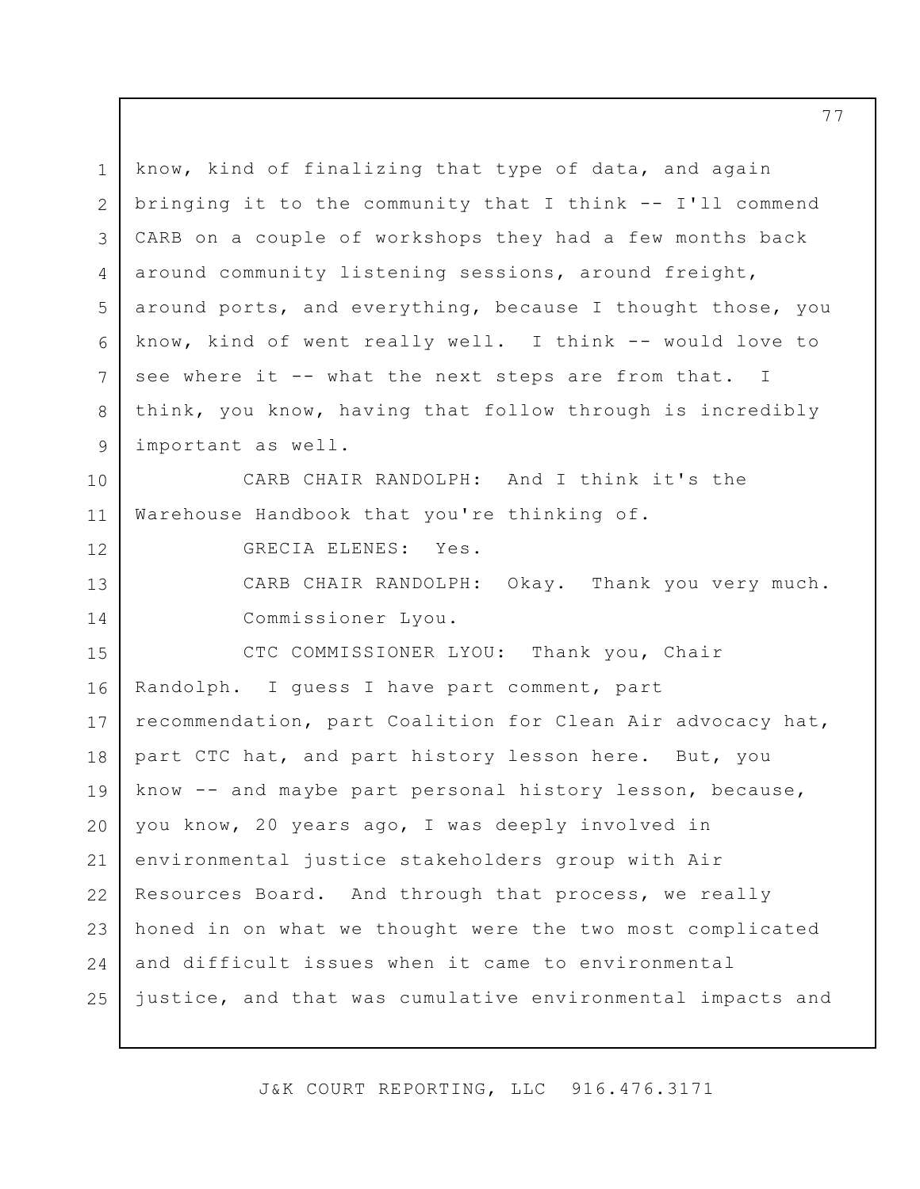know, kind of finalizing that type of data, and again bringing it to the community that I think -- I'll commend CARB on a couple of workshops they had a few months back around community listening sessions, around freight, around ports, and everything, because I thought those, you know, kind of went really well. I think -- would love to see where it -- what the next steps are from that. I think, you know, having that follow through is incredibly important as well.

CARB CHAIR RANDOLPH: And I think it's the Warehouse Handbook that you're thinking of.

GRECIA ELENES: Yes.

CARB CHAIR RANDOLPH: Okay. Thank you very much. Commissioner Lyou.

CTC COMMISSIONER LYOU: Thank you, Chair Randolph. I guess I have part comment, part recommendation, part Coalition for Clean Air advocacy hat, part CTC hat, and part history lesson here. But, you know -- and maybe part personal history lesson, because, you know, 20 years ago, I was deeply involved in environmental justice stakeholders group with Air Resources Board. And through that process, we really honed in on what we thought were the two most complicated and difficult issues when it came to environmental justice, and that was cumulative environmental impacts and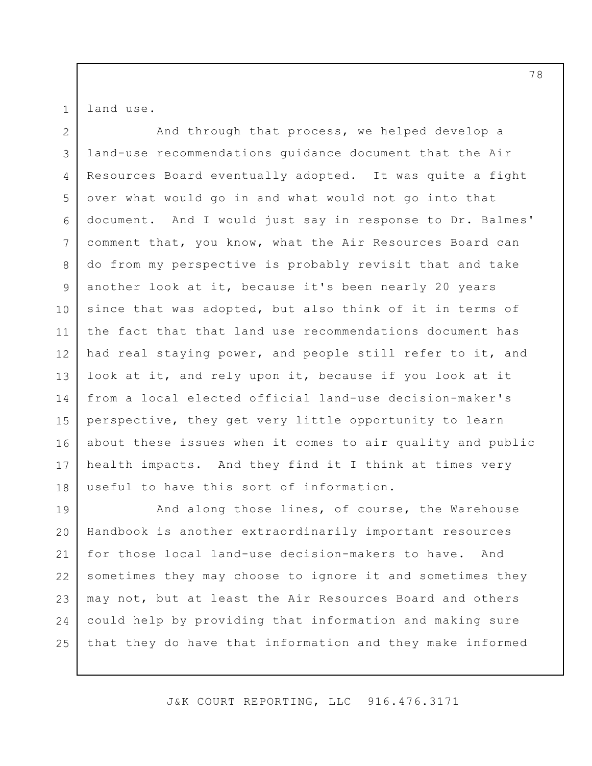land use.

And through that process, we helped develop a land-use recommendations guidance document that the Air Resources Board eventually adopted. It was quite a fight over what would go in and what would not go into that document. And I would just say in response to Dr. Balmes' comment that, you know, what the Air Resources Board can do from my perspective is probably revisit that and take another look at it, because it's been nearly 20 years since that was adopted, but also think of it in terms of the fact that that land use recommendations document has had real staying power, and people still refer to it, and look at it, and rely upon it, because if you look at it from a local elected official land-use decision-maker's perspective, they get very little opportunity to learn about these issues when it comes to air quality and public health impacts. And they find it I think at times very useful to have this sort of information.

And along those lines, of course, the Warehouse Handbook is another extraordinarily important resources for those local land-use decision-makers to have. And sometimes they may choose to ignore it and sometimes they may not, but at least the Air Resources Board and others could help by providing that information and making sure that they do have that information and they make informed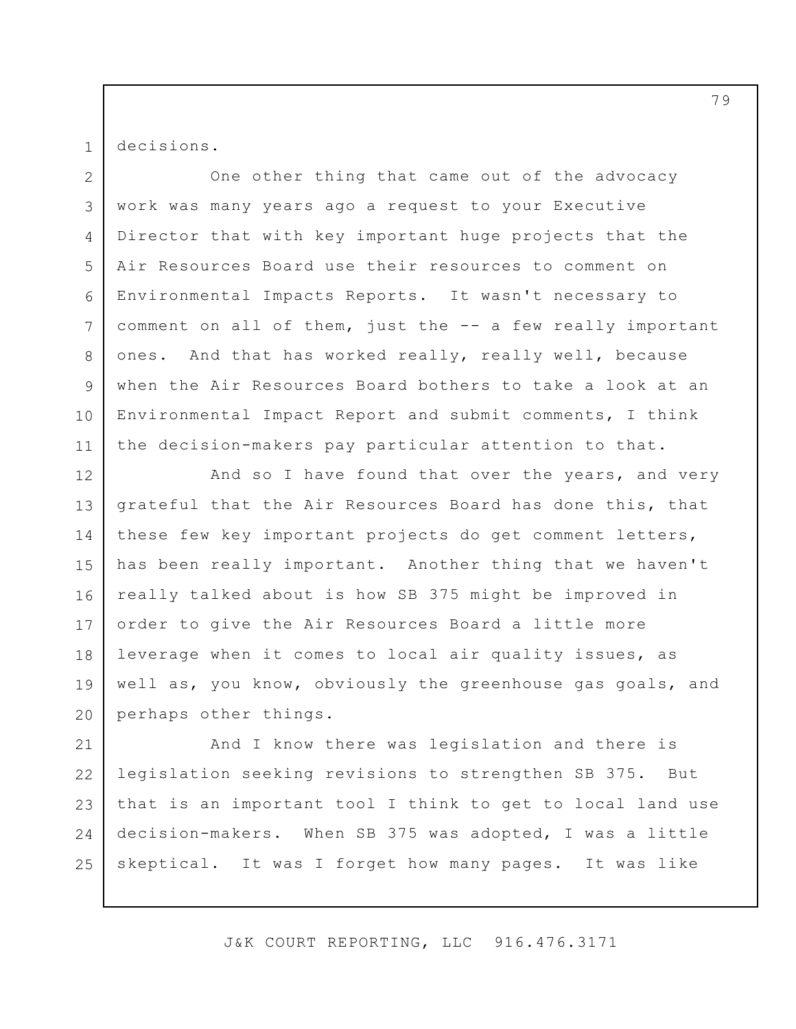decisions.

One other thing that came out of the advocacy work was many years ago a request to your Executive Director that with key important huge projects that the Air Resources Board use their resources to comment on Environmental Impacts Reports. It wasn't necessary to comment on all of them, just the -- a few really important ones. And that has worked really, really well, because when the Air Resources Board bothers to take a look at an Environmental Impact Report and submit comments, I think the decision-makers pay particular attention to that.

And so I have found that over the years, and very grateful that the Air Resources Board has done this, that these few key important projects do get comment letters, has been really important. Another thing that we haven't really talked about is how SB 375 might be improved in order to give the Air Resources Board a little more leverage when it comes to local air quality issues, as well as, you know, obviously the greenhouse gas goals, and perhaps other things.

And I know there was legislation and there is legislation seeking revisions to strengthen SB 375. But that is an important tool I think to get to local land use decision-makers. When SB 375 was adopted, I was a little skeptical. It was I forget how many pages. It was like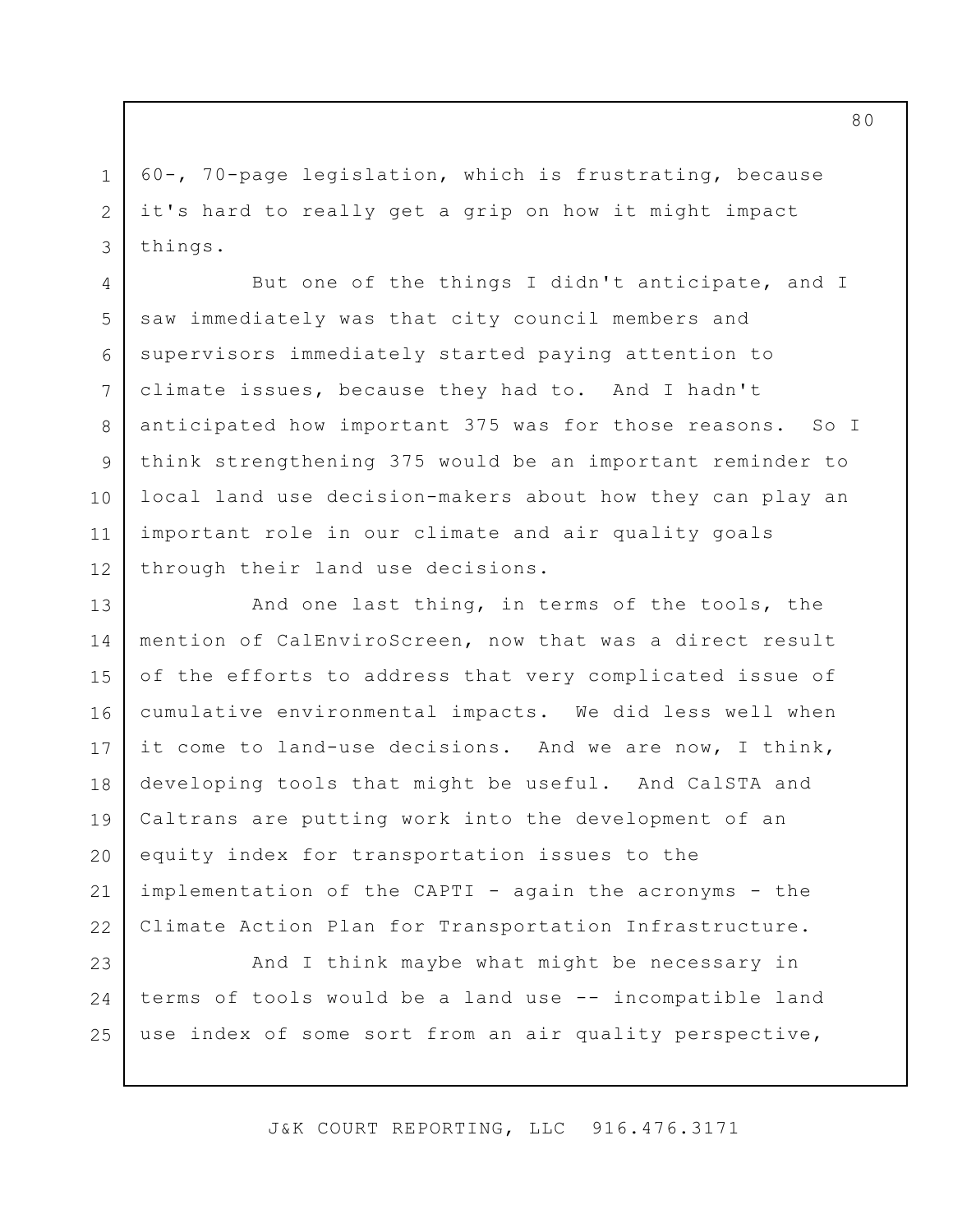60-, 70-page legislation, which is frustrating, because it's hard to really get a grip on how it might impact things.

But one of the things I didn't anticipate, and I saw immediately was that city council members and supervisors immediately started paying attention to climate issues, because they had to. And I hadn't anticipated how important 375 was for those reasons. So I think strengthening 375 would be an important reminder to local land use decision-makers about how they can play an important role in our climate and air quality goals through their land use decisions.

And one last thing, in terms of the tools, the mention of CalEnviroScreen, now that was a direct result of the efforts to address that very complicated issue of cumulative environmental impacts. We did less well when it come to land-use decisions. And we are now, I think, developing tools that might be useful. And CalSTA and Caltrans are putting work into the development of an equity index for transportation issues to the implementation of the CAPTI - again the acronyms - the Climate Action Plan for Transportation Infrastructure.

And I think maybe what might be necessary in terms of tools would be a land use -- incompatible land use index of some sort from an air quality perspective,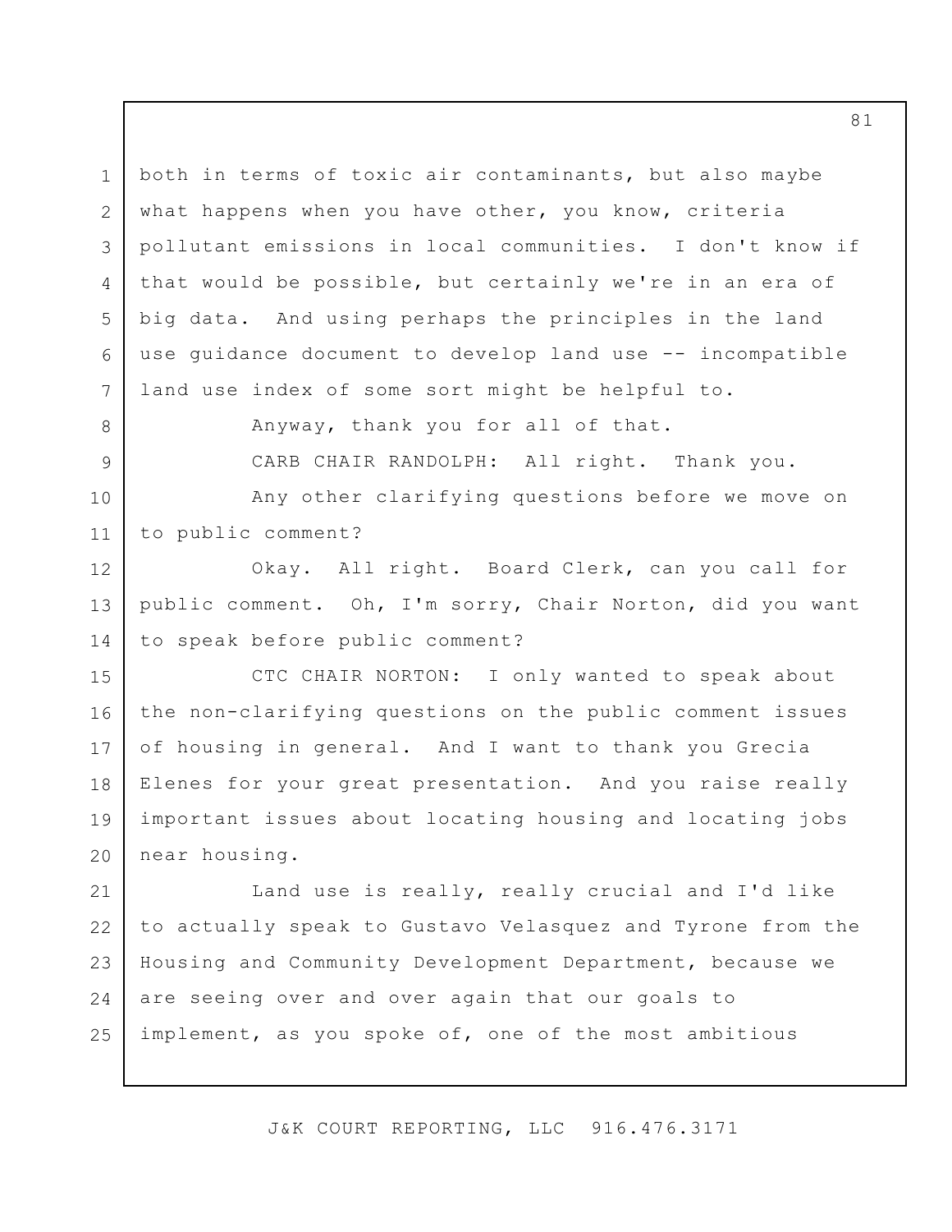both in terms of toxic air contaminants, but also maybe what happens when you have other, you know, criteria pollutant emissions in local communities. I don't know if that would be possible, but certainly we're in an era of big data. And using perhaps the principles in the land use guidance document to develop land use -- incompatible land use index of some sort might be helpful to.

Anyway, thank you for all of that.

CARB CHAIR RANDOLPH: All right. Thank you.

Any other clarifying questions before we move on to public comment?

Okay. All right. Board Clerk, can you call for public comment. Oh, I'm sorry, Chair Norton, did you want to speak before public comment?

CTC CHAIR NORTON: I only wanted to speak about the non-clarifying questions on the public comment issues of housing in general. And I want to thank you Grecia Elenes for your great presentation. And you raise really important issues about locating housing and locating jobs near housing.

Land use is really, really crucial and I'd like to actually speak to Gustavo Velasquez and Tyrone from the Housing and Community Development Department, because we are seeing over and over again that our goals to implement, as you spoke of, one of the most ambitious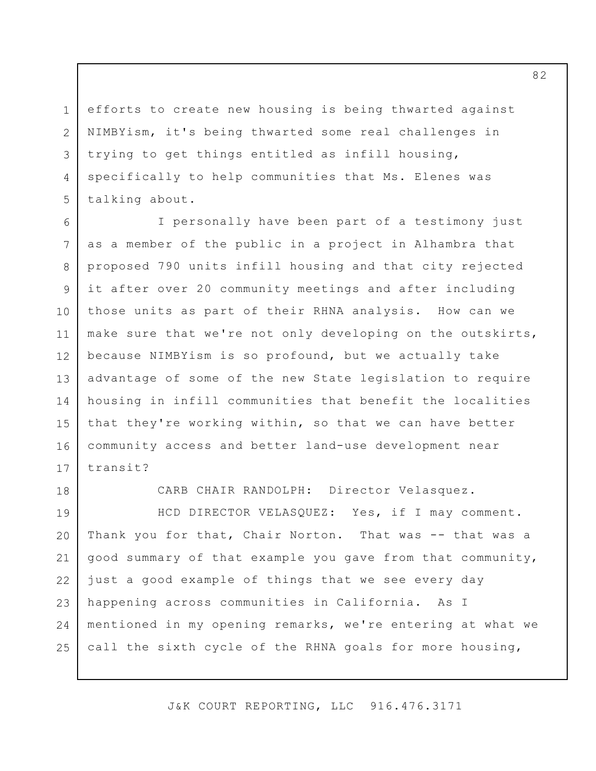efforts to create new housing is being thwarted against NIMBYism, it's being thwarted some real challenges in trying to get things entitled as infill housing, specifically to help communities that Ms. Elenes was talking about.

I personally have been part of a testimony just as a member of the public in a project in Alhambra that proposed 790 units infill housing and that city rejected it after over 20 community meetings and after including those units as part of their RHNA analysis. How can we make sure that we're not only developing on the outskirts, because NIMBYism is so profound, but we actually take advantage of some of the new State legislation to require housing in infill communities that benefit the localities that they're working within, so that we can have better community access and better land-use development near transit?

CARB CHAIR RANDOLPH: Director Velasquez.

HCD DIRECTOR VELASQUEZ: Yes, if I may comment. Thank you for that, Chair Norton. That was -- that was a good summary of that example you gave from that community, just a good example of things that we see every day happening across communities in California. As I mentioned in my opening remarks, we're entering at what we call the sixth cycle of the RHNA goals for more housing,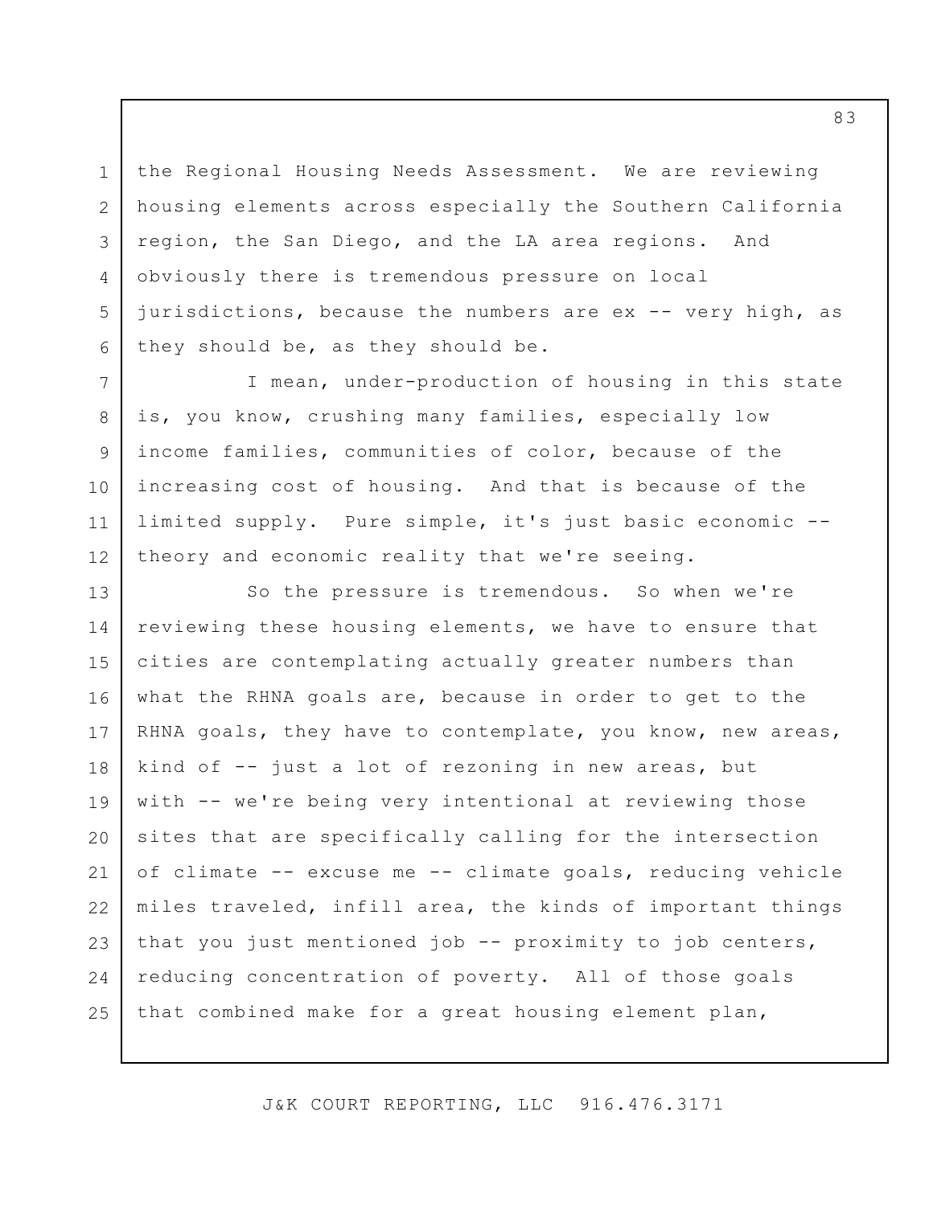the Regional Housing Needs Assessment. We are reviewing housing elements across especially the Southern California region, the San Diego, and the LA area regions. And obviously there is tremendous pressure on local jurisdictions, because the numbers are ex -- very high, as they should be, as they should be.

I mean, under-production of housing in this state is, you know, crushing many families, especially low income families, communities of color, because of the increasing cost of housing. And that is because of the limited supply. Pure simple, it's just basic economic -- theory and economic reality that we're seeing.

So the pressure is tremendous. So when we're reviewing these housing elements, we have to ensure that cities are contemplating actually greater numbers than what the RHNA goals are, because in order to get to the RHNA goals, they have to contemplate, you know, new areas, kind of -- just a lot of rezoning in new areas, but with -- we're being very intentional at reviewing those sites that are specifically calling for the intersection of climate -- excuse me -- climate goals, reducing vehicle miles traveled, infill area, the kinds of important things that you just mentioned job -- proximity to job centers, reducing concentration of poverty. All of those goals that combined make for a great housing element plan,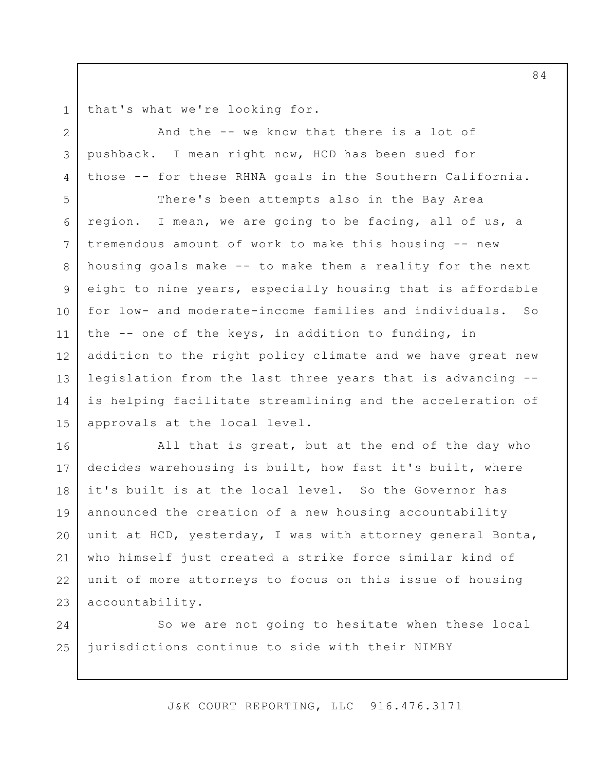that's what we're looking for.

And the -- we know that there is a lot of pushback. I mean right now, HCD has been sued for those -- for these RHNA goals in the Southern California.

There's been attempts also in the Bay Area region. I mean, we are going to be facing, all of us, a tremendous amount of work to make this housing -- new housing goals make -- to make them a reality for the next eight to nine years, especially housing that is affordable for low- and moderate-income families and individuals. So the -- one of the keys, in addition to funding, in addition to the right policy climate and we have great new legislation from the last three years that is advancing -- is helping facilitate streamlining and the acceleration of approvals at the local level.

All that is great, but at the end of the day who decides warehousing is built, how fast it's built, where it's built is at the local level. So the Governor has announced the creation of a new housing accountability unit at HCD, yesterday, I was with attorney general Bonta, who himself just created a strike force similar kind of unit of more attorneys to focus on this issue of housing accountability.

So we are not going to hesitate when these local jurisdictions continue to side with their NIMBY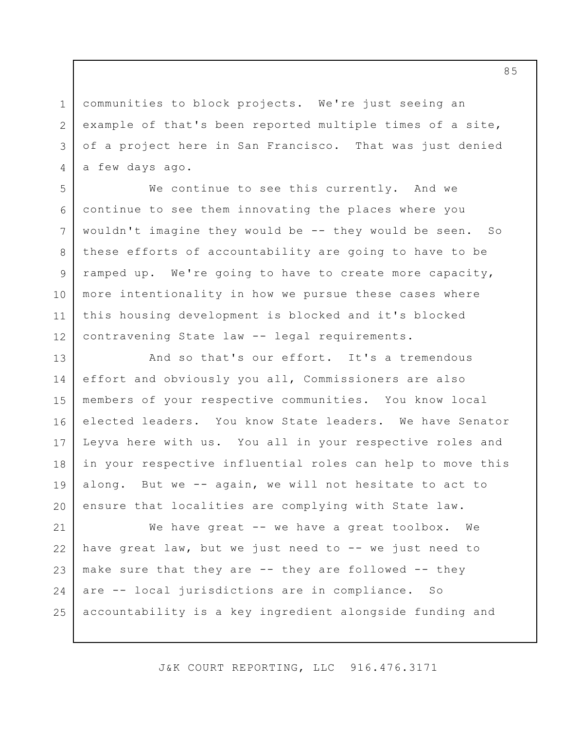communities to block projects. We're just seeing an example of that's been reported multiple times of a site, of a project here in San Francisco. That was just denied a few days ago.

We continue to see this currently. And we continue to see them innovating the places where you wouldn't imagine they would be -- they would be seen. So these efforts of accountability are going to have to be ramped up. We're going to have to create more capacity, more intentionality in how we pursue these cases where this housing development is blocked and it's blocked contravening State law -- legal requirements.

And so that's our effort. It's a tremendous effort and obviously you all, Commissioners are also members of your respective communities. You know local elected leaders. You know State leaders. We have Senator Leyva here with us. You all in your respective roles and in your respective influential roles can help to move this along. But we -- again, we will not hesitate to act to ensure that localities are complying with State law.

We have great -- we have a great toolbox. We have great law, but we just need to -- we just need to make sure that they are -- they are followed -- they are -- local jurisdictions are in compliance. So accountability is a key ingredient alongside funding and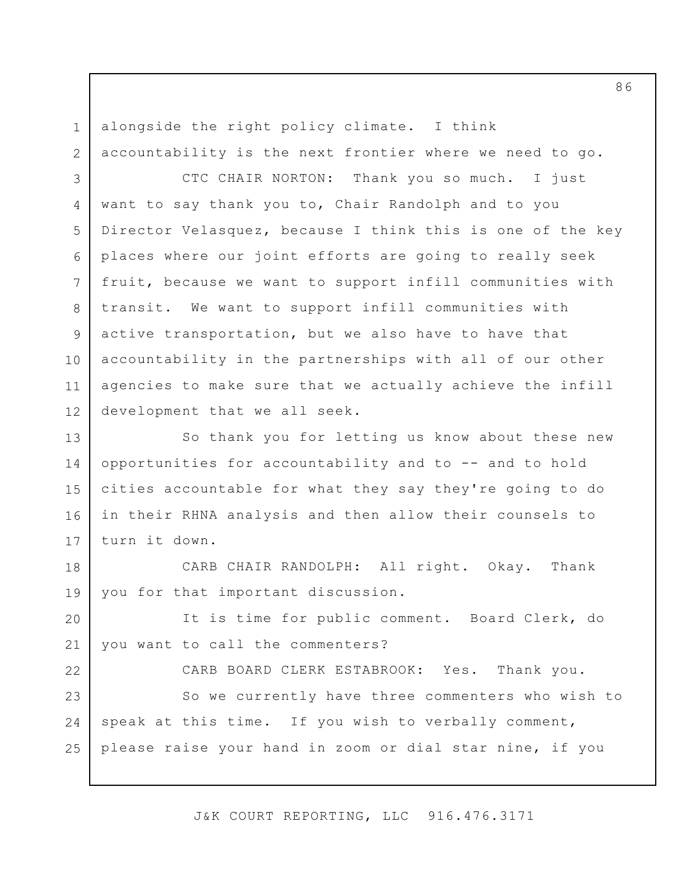alongside the right policy climate. I think accountability is the next frontier where we need to go.

CTC CHAIR NORTON: Thank you so much. I just want to say thank you to, Chair Randolph and to you Director Velasquez, because I think this is one of the key places where our joint efforts are going to really seek fruit, because we want to support infill communities with transit. We want to support infill communities with active transportation, but we also have to have that accountability in the partnerships with all of our other agencies to make sure that we actually achieve the infill development that we all seek.

So thank you for letting us know about these new opportunities for accountability and to -- and to hold cities accountable for what they say they're going to do in their RHNA analysis and then allow their counsels to turn it down.

CARB CHAIR RANDOLPH: All right. Okay. Thank you for that important discussion.

It is time for public comment. Board Clerk, do you want to call the commenters?

CARB BOARD CLERK ESTABROOK: Yes. Thank you.

So we currently have three commenters who wish to speak at this time. If you wish to verbally comment, please raise your hand in zoom or dial star nine, if you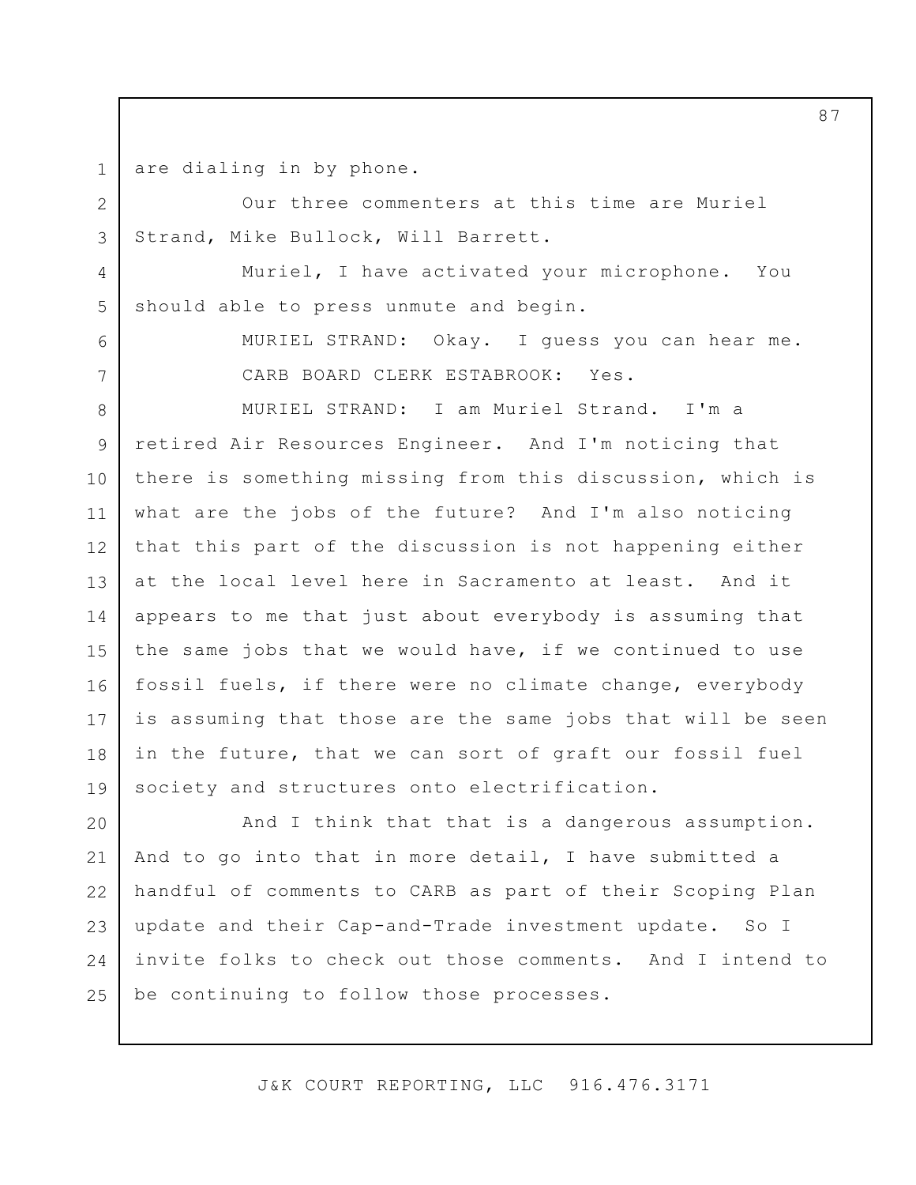are dialing in by phone.

Our three commenters at this time are Muriel Strand, Mike Bullock, Will Barrett.

Muriel, I have activated your microphone. You should able to press unmute and begin.

MURIEL STRAND: Okay. I guess you can hear me.

CARB BOARD CLERK ESTABROOK: Yes.

MURIEL STRAND: I am Muriel Strand. I'm a retired Air Resources Engineer. And I'm noticing that there is something missing from this discussion, which is what are the jobs of the future? And I'm also noticing that this part of the discussion is not happening either at the local level here in Sacramento at least. And it appears to me that just about everybody is assuming that the same jobs that we would have, if we continued to use fossil fuels, if there were no climate change, everybody is assuming that those are the same jobs that will be seen in the future, that we can sort of graft our fossil fuel society and structures onto electrification.

And I think that that is a dangerous assumption. And to go into that in more detail, I have submitted a handful of comments to CARB as part of their Scoping Plan update and their Cap-and-Trade investment update. So I invite folks to check out those comments. And I intend to be continuing to follow those processes.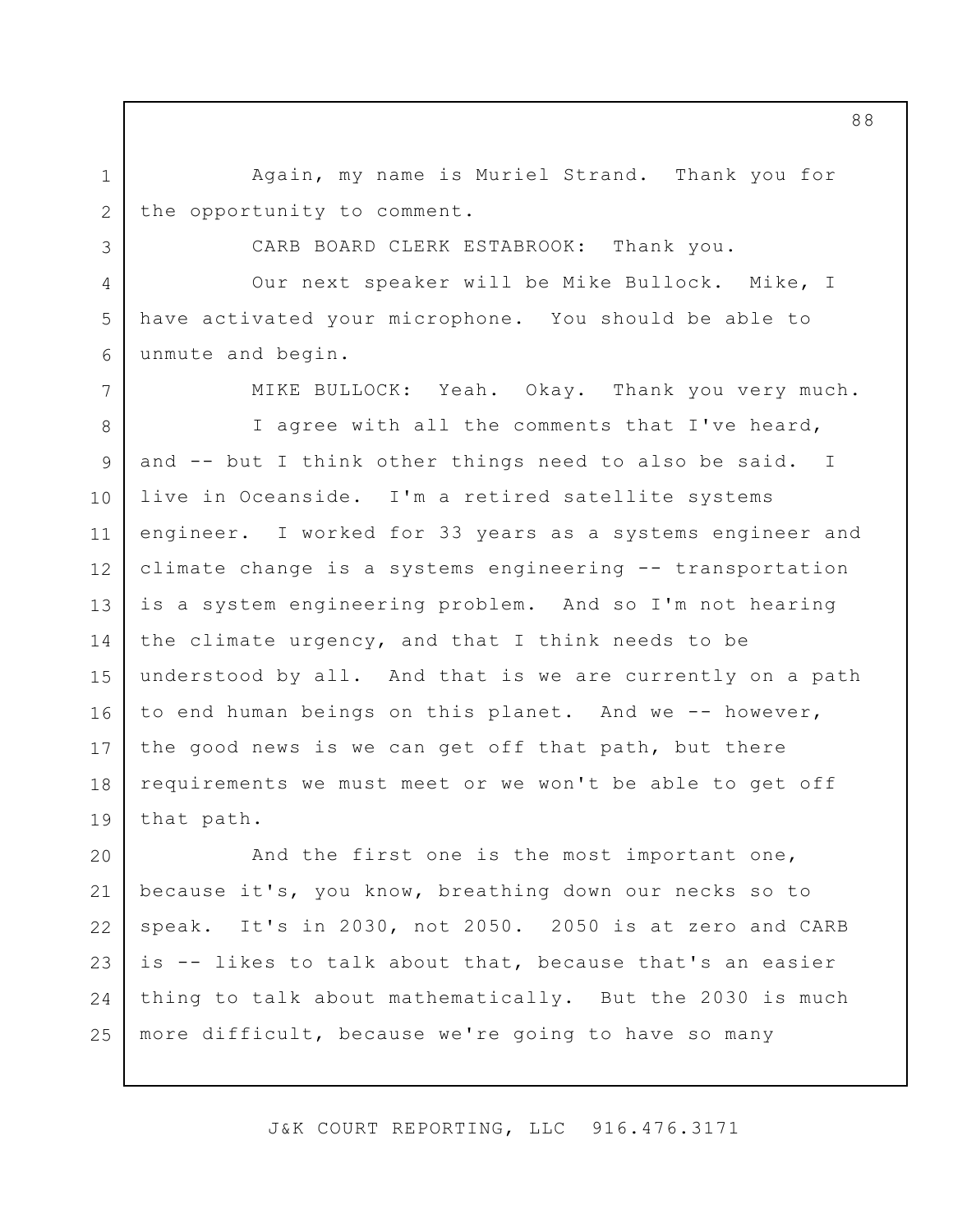Again, my name is Muriel Strand. Thank you for the opportunity to comment.

CARB BOARD CLERK ESTABROOK: Thank you.

Our next speaker will be Mike Bullock. Mike, I have activated your microphone. You should be able to unmute and begin.

MIKE BULLOCK: Yeah. Okay. Thank you very much.

I agree with all the comments that I've heard, and -- but I think other things need to also be said. I live in Oceanside. I'm a retired satellite systems engineer. I worked for 33 years as a systems engineer and climate change is a systems engineering -- transportation is a system engineering problem. And so I'm not hearing the climate urgency, and that I think needs to be understood by all. And that is we are currently on a path to end human beings on this planet. And we -- however, the good news is we can get off that path, but there requirements we must meet or we won't be able to get off that path.

And the first one is the most important one, because it's, you know, breathing down our necks so to speak. It's in 2030, not 2050. 2050 is at zero and CARB is -- likes to talk about that, because that's an easier thing to talk about mathematically. But the 2030 is much more difficult, because we're going to have so many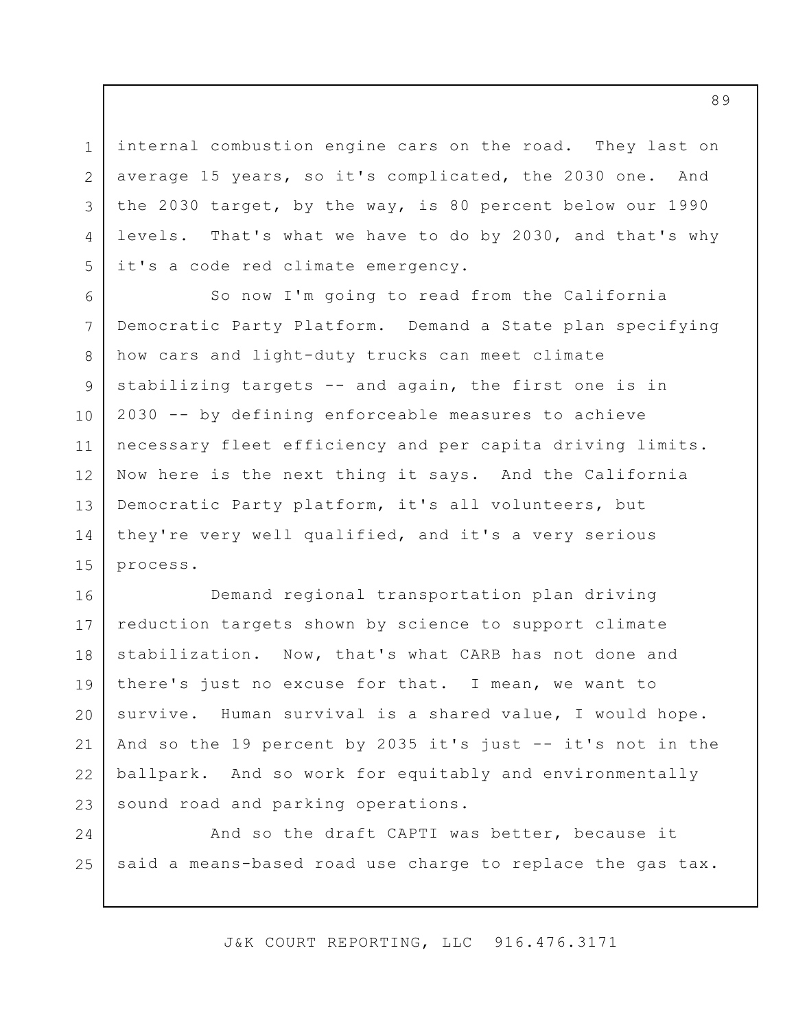internal combustion engine cars on the road. They last on average 15 years, so it's complicated, the 2030 one. And the 2030 target, by the way, is 80 percent below our 1990 levels. That's what we have to do by 2030, and that's why it's a code red climate emergency.

So now I'm going to read from the California Democratic Party Platform. Demand a State plan specifying how cars and light-duty trucks can meet climate stabilizing targets -- and again, the first one is in 2030 -- by defining enforceable measures to achieve necessary fleet efficiency and per capita driving limits. Now here is the next thing it says. And the California Democratic Party platform, it's all volunteers, but they're very well qualified, and it's a very serious process.

Demand regional transportation plan driving reduction targets shown by science to support climate stabilization. Now, that's what CARB has not done and there's just no excuse for that. I mean, we want to survive. Human survival is a shared value, I would hope. And so the 19 percent by 2035 it's just -- it's not in the ballpark. And so work for equitably and environmentally sound road and parking operations.

And so the draft CAPTI was better, because it said a means-based road use charge to replace the gas tax.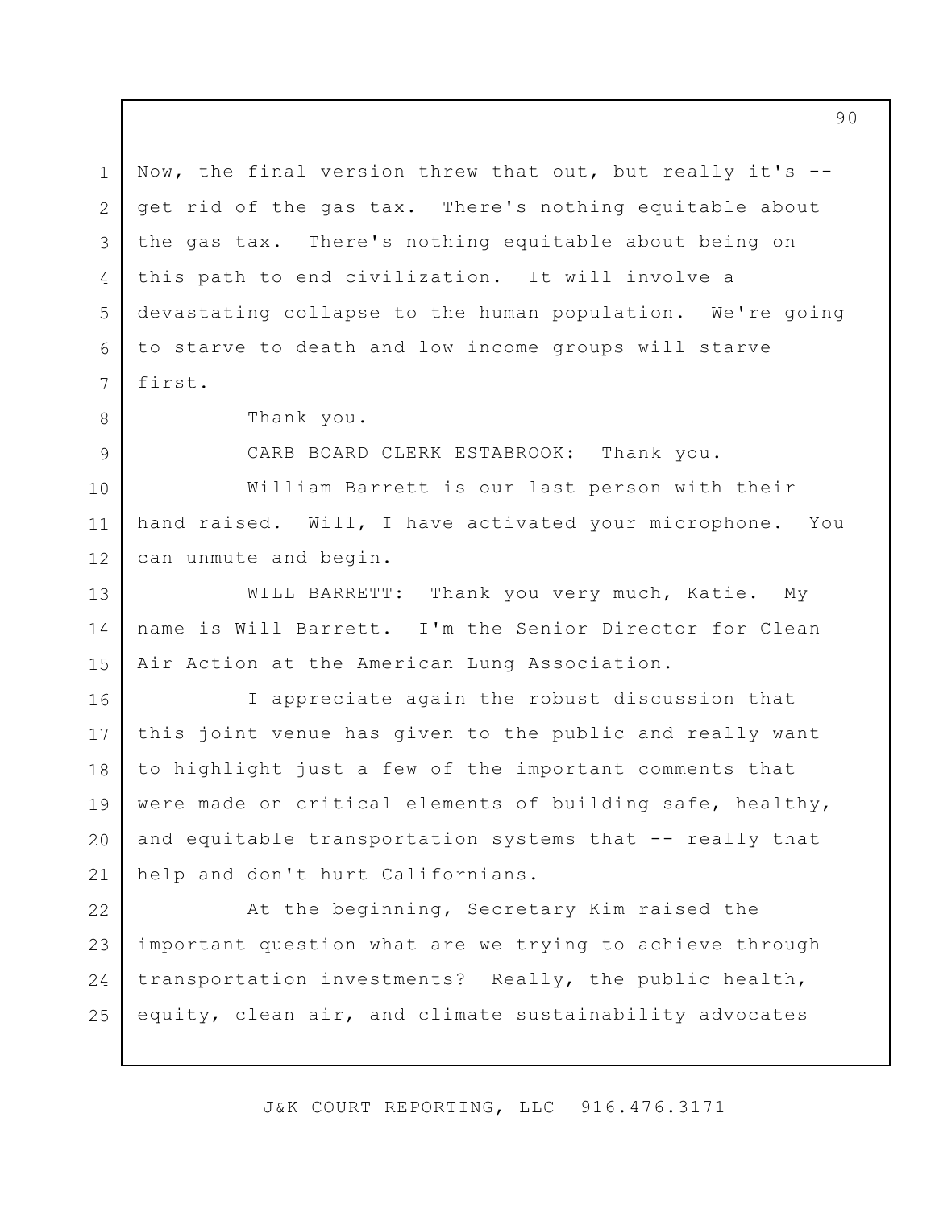Now, the final version threw that out, but really it's -- get rid of the gas tax. There's nothing equitable about the gas tax. There's nothing equitable about being on this path to end civilization. It will involve a devastating collapse to the human population. We're going to starve to death and low income groups will starve first.

Thank you.

CARB BOARD CLERK ESTABROOK: Thank you.

William Barrett is our last person with their hand raised. Will, I have activated your microphone. You can unmute and begin.

WILL BARRETT: Thank you very much, Katie. My name is Will Barrett. I'm the Senior Director for Clean Air Action at the American Lung Association.

I appreciate again the robust discussion that this joint venue has given to the public and really want to highlight just a few of the important comments that were made on critical elements of building safe, healthy, and equitable transportation systems that -- really that help and don't hurt Californians.

At the beginning, Secretary Kim raised the important question what are we trying to achieve through transportation investments? Really, the public health, equity, clean air, and climate sustainability advocates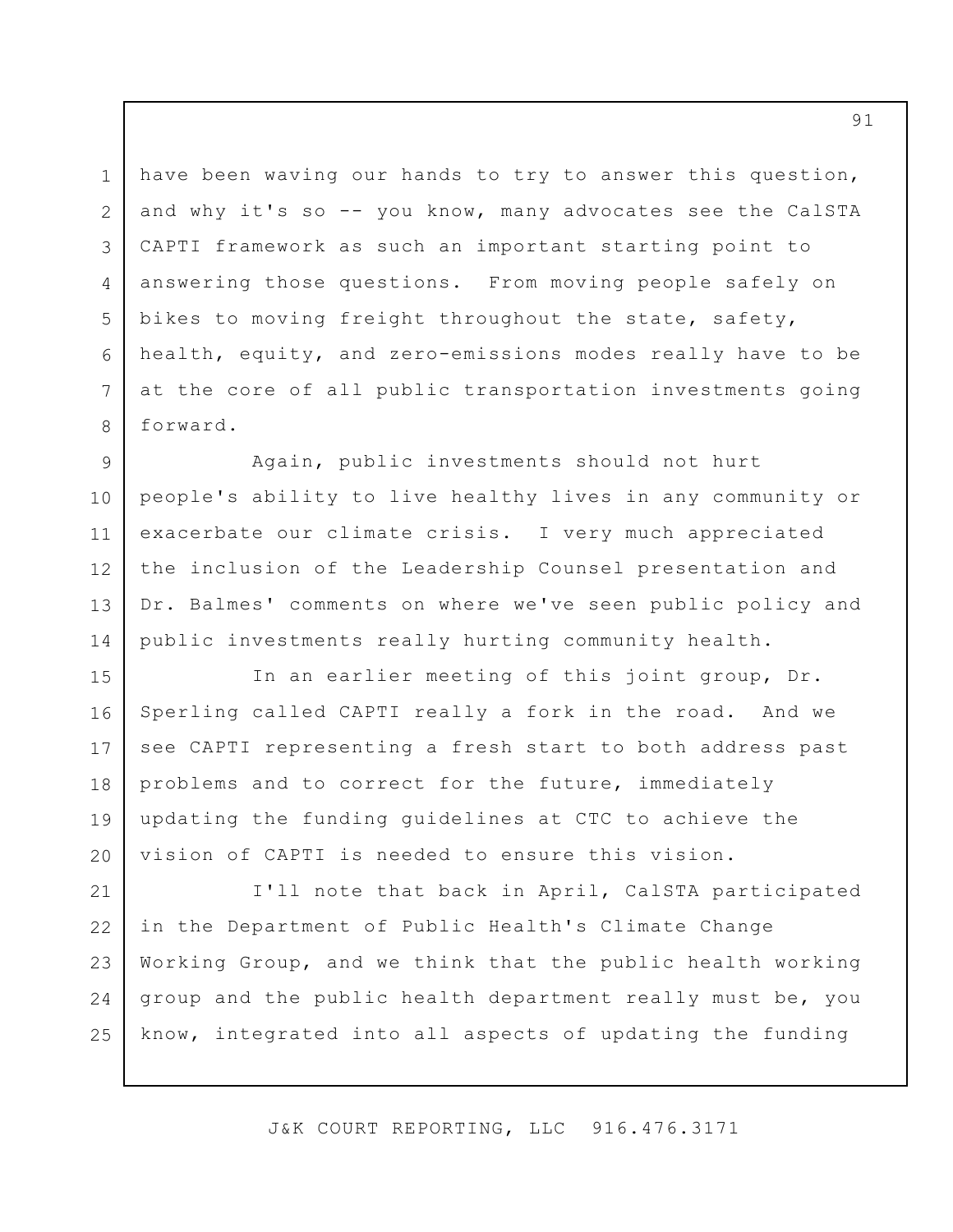have been waving our hands to try to answer this question, and why it's so -- you know, many advocates see the CalSTA CAPTI framework as such an important starting point to answering those questions. From moving people safely on bikes to moving freight throughout the state, safety, health, equity, and zero-emissions modes really have to be at the core of all public transportation investments going forward.

Again, public investments should not hurt people's ability to live healthy lives in any community or exacerbate our climate crisis. I very much appreciated the inclusion of the Leadership Counsel presentation and Dr. Balmes' comments on where we've seen public policy and public investments really hurting community health.

In an earlier meeting of this joint group, Dr. Sperling called CAPTI really a fork in the road. And we see CAPTI representing a fresh start to both address past problems and to correct for the future, immediately updating the funding guidelines at CTC to achieve the vision of CAPTI is needed to ensure this vision.

I'll note that back in April, CalSTA participated in the Department of Public Health's Climate Change Working Group, and we think that the public health working group and the public health department really must be, you know, integrated into all aspects of updating the funding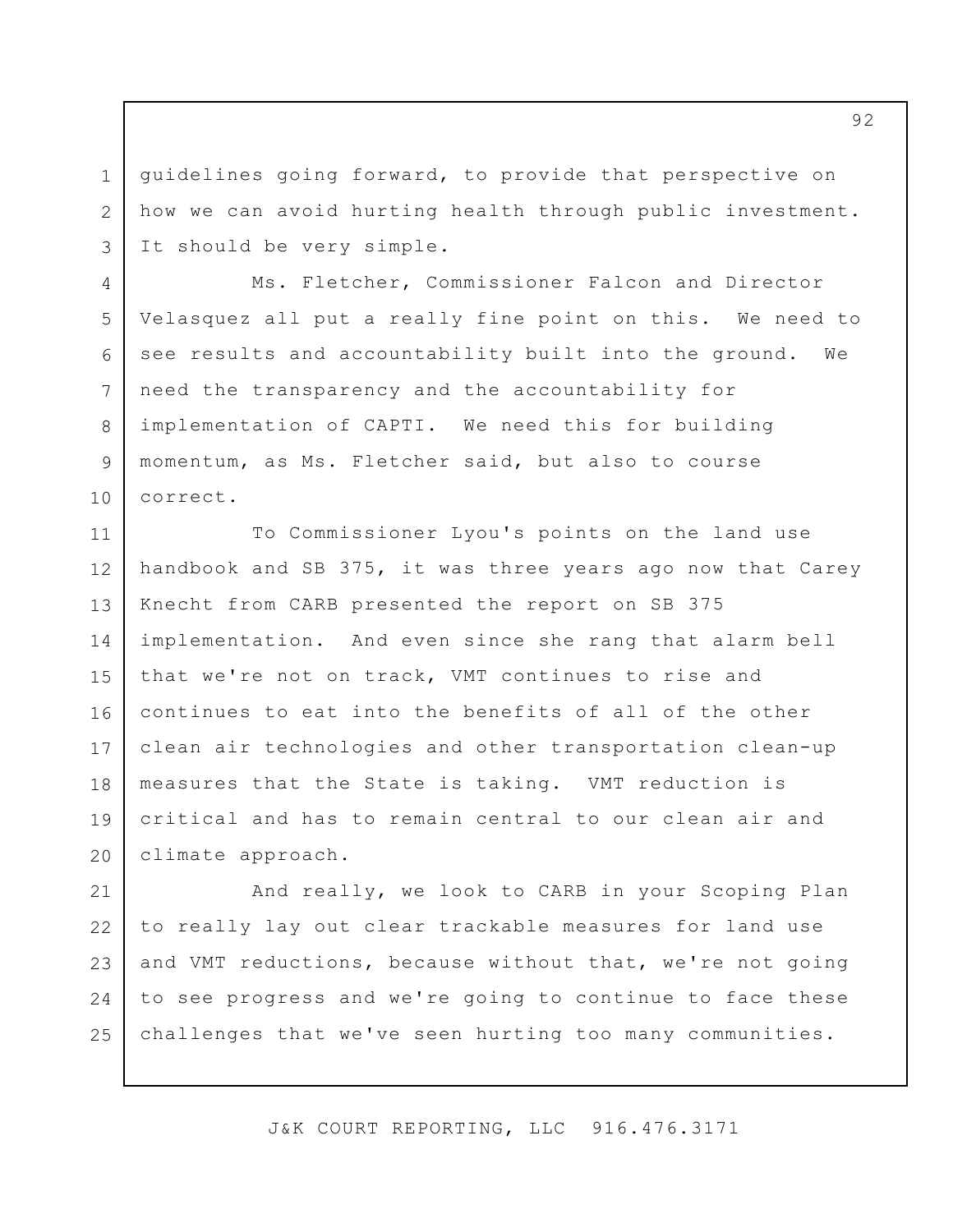guidelines going forward, to provide that perspective on how we can avoid hurting health through public investment. It should be very simple.

Ms. Fletcher, Commissioner Falcon and Director Velasquez all put a really fine point on this. We need to see results and accountability built into the ground. We need the transparency and the accountability for implementation of CAPTI. We need this for building momentum, as Ms. Fletcher said, but also to course correct.

To Commissioner Lyou's points on the land use handbook and SB 375, it was three years ago now that Carey Knecht from CARB presented the report on SB 375 implementation. And even since she rang that alarm bell that we're not on track, VMT continues to rise and continues to eat into the benefits of all of the other clean air technologies and other transportation clean-up measures that the State is taking. VMT reduction is critical and has to remain central to our clean air and climate approach.

And really, we look to CARB in your Scoping Plan to really lay out clear trackable measures for land use and VMT reductions, because without that, we're not going to see progress and we're going to continue to face these challenges that we've seen hurting too many communities.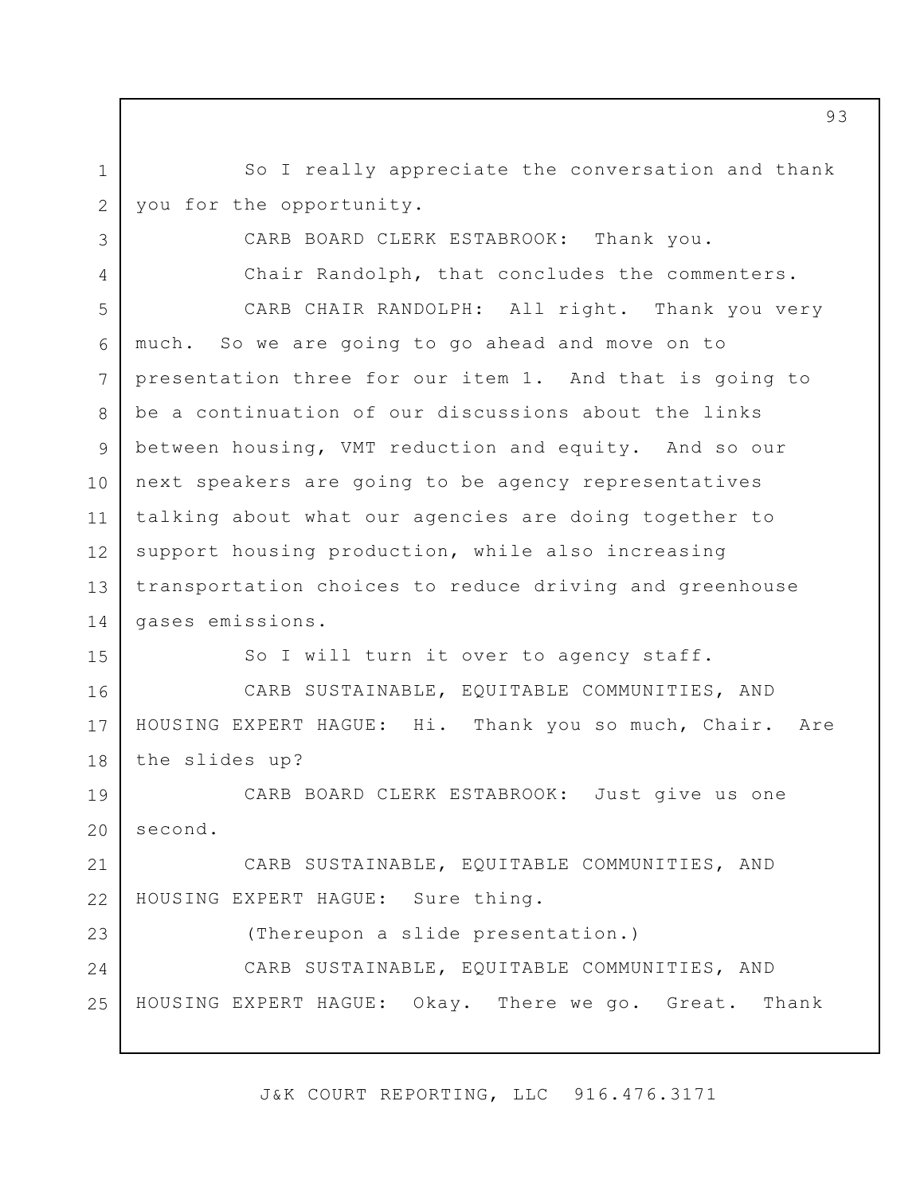So I really appreciate the conversation and thank you for the opportunity.

CARB BOARD CLERK ESTABROOK: Thank you.

Chair Randolph, that concludes the commenters.

CARB CHAIR RANDOLPH: All right. Thank you very much. So we are going to go ahead and move on to presentation three for our item 1. And that is going to be a continuation of our discussions about the links between housing, VMT reduction and equity. And so our next speakers are going to be agency representatives talking about what our agencies are doing together to support housing production, while also increasing transportation choices to reduce driving and greenhouse gases emissions.

So I will turn it over to agency staff.

CARB SUSTAINABLE, EQUITABLE COMMUNITIES, AND HOUSING EXPERT HAGUE: Hi. Thank you so much, Chair. Are the slides up?

CARB BOARD CLERK ESTABROOK: Just give us one second.

CARB SUSTAINABLE, EQUITABLE COMMUNITIES, AND HOUSING EXPERT HAGUE: Sure thing.

(Thereupon a slide presentation.)

CARB SUSTAINABLE, EQUITABLE COMMUNITIES, AND HOUSING EXPERT HAGUE: Okay. There we go. Great. Thank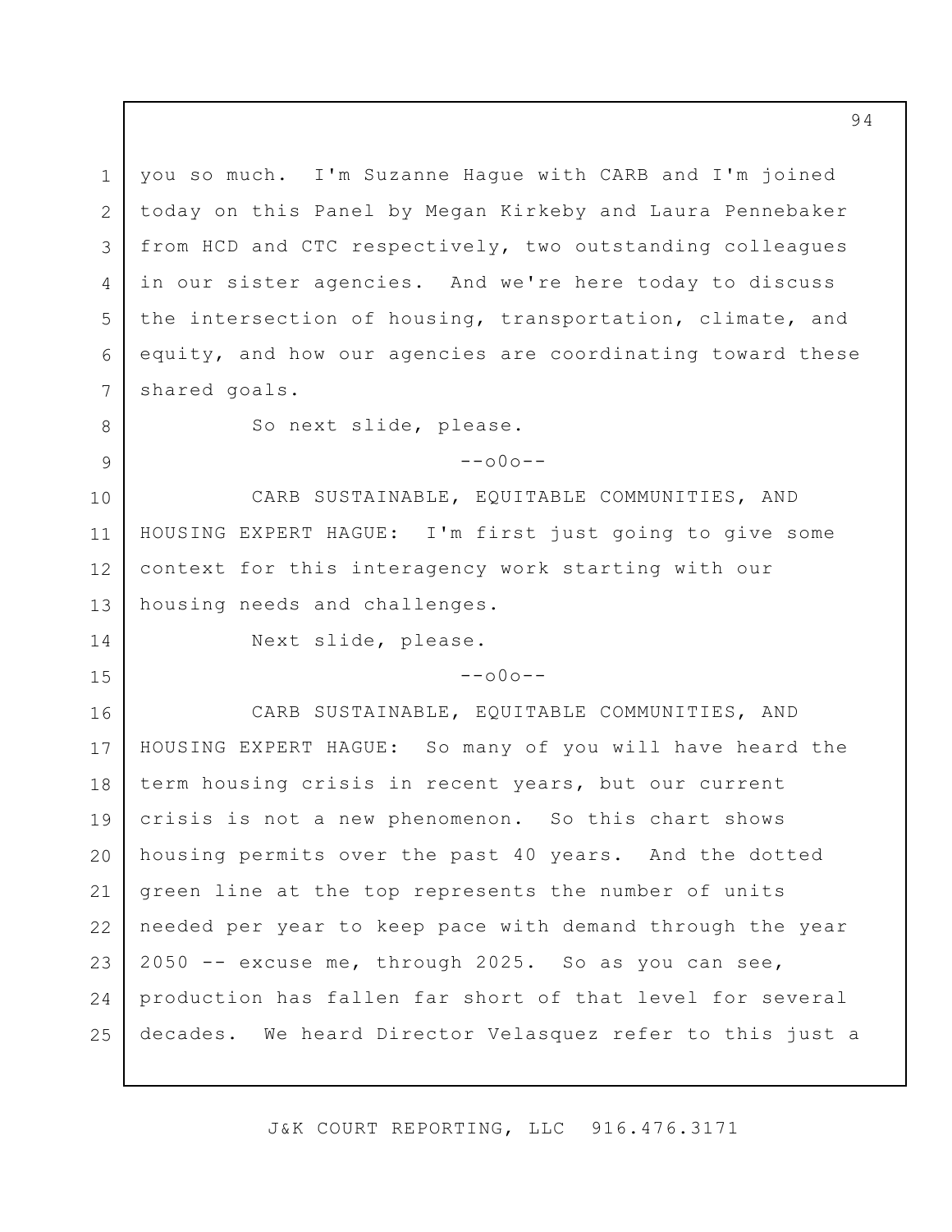you so much. I'm Suzanne Hague with CARB and I'm joined today on this Panel by Megan Kirkeby and Laura Pennebaker from HCD and CTC respectively, two outstanding colleagues in our sister agencies. And we're here today to discuss the intersection of housing, transportation, climate, and equity, and how our agencies are coordinating toward these shared goals.

So next slide, please.

--o0o--

CARB SUSTAINABLE, EQUITABLE COMMUNITIES, AND HOUSING EXPERT HAGUE: I'm first just going to give some context for this interagency work starting with our housing needs and challenges.

Next slide, please.

--o0o--

CARB SUSTAINABLE, EQUITABLE COMMUNITIES, AND HOUSING EXPERT HAGUE: So many of you will have heard the term housing crisis in recent years, but our current crisis is not a new phenomenon. So this chart shows housing permits over the past 40 years. And the dotted green line at the top represents the number of units needed per year to keep pace with demand through the year 2050 -- excuse me, through 2025. So as you can see, production has fallen far short of that level for several decades. We heard Director Velasquez refer to this just a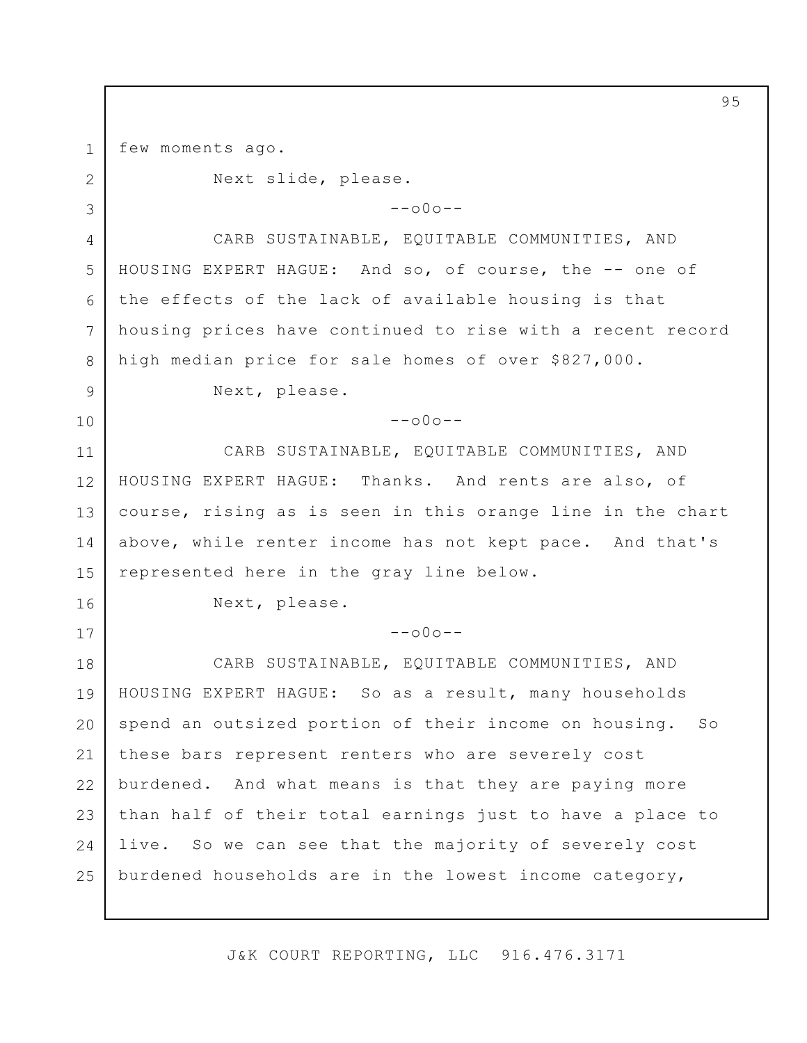few moments ago.

Next slide, please.

--o0o--

CARB SUSTAINABLE, EQUITABLE COMMUNITIES, AND HOUSING EXPERT HAGUE: And so, of course, the -- one of the effects of the lack of available housing is that housing prices have continued to rise with a recent record high median price for sale homes of over $827,000.

Next, please.

--o0o--

CARB SUSTAINABLE, EQUITABLE COMMUNITIES, AND HOUSING EXPERT HAGUE: Thanks. And rents are also, of course, rising as is seen in this orange line in the chart above, while renter income has not kept pace. And that's represented here in the gray line below.

Next, please.

--o0o--

CARB SUSTAINABLE, EQUITABLE COMMUNITIES, AND HOUSING EXPERT HAGUE: So as a result, many households spend an outsized portion of their income on housing. So these bars represent renters who are severely cost burdened. And what means is that they are paying more than half of their total earnings just to have a place to live. So we can see that the majority of severely cost burdened households are in the lowest income category,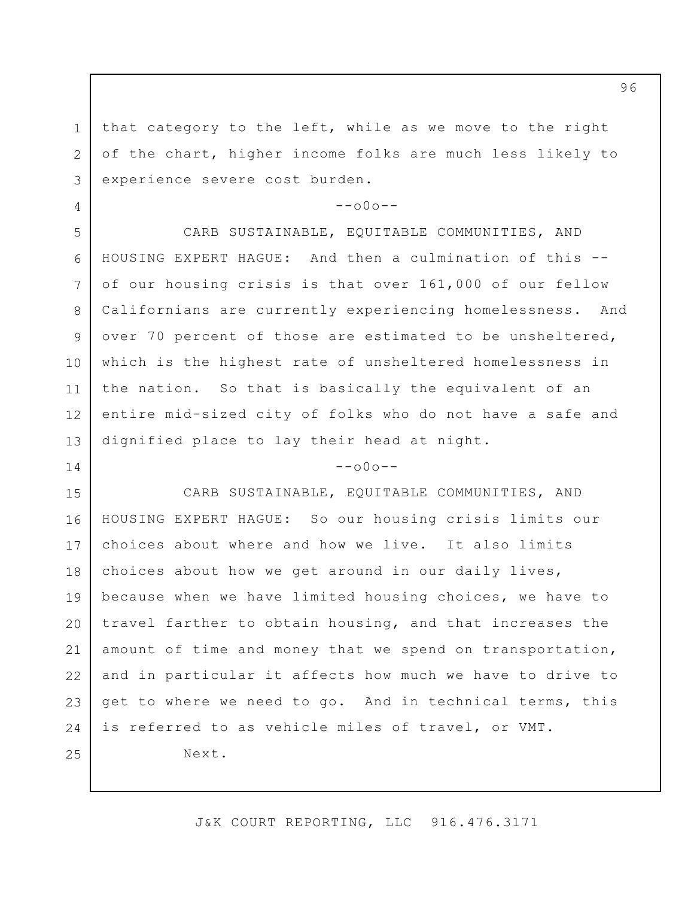that category to the left, while as we move to the right of the chart, higher income folks are much less likely to experience severe cost burden.

--o0o--

CARB SUSTAINABLE, EQUITABLE COMMUNITIES, AND HOUSING EXPERT HAGUE: And then a culmination of this -- of our housing crisis is that over 161,000 of our fellow Californians are currently experiencing homelessness. And over 70 percent of those are estimated to be unsheltered, which is the highest rate of unsheltered homelessness in the nation. So that is basically the equivalent of an entire mid-sized city of folks who do not have a safe and dignified place to lay their head at night.

--o0o--

CARB SUSTAINABLE, EQUITABLE COMMUNITIES, AND HOUSING EXPERT HAGUE: So our housing crisis limits our choices about where and how we live. It also limits choices about how we get around in our daily lives, because when we have limited housing choices, we have to travel farther to obtain housing, and that increases the amount of time and money that we spend on transportation, and in particular it affects how much we have to drive to get to where we need to go. And in technical terms, this is referred to as vehicle miles of travel, or VMT.

Next.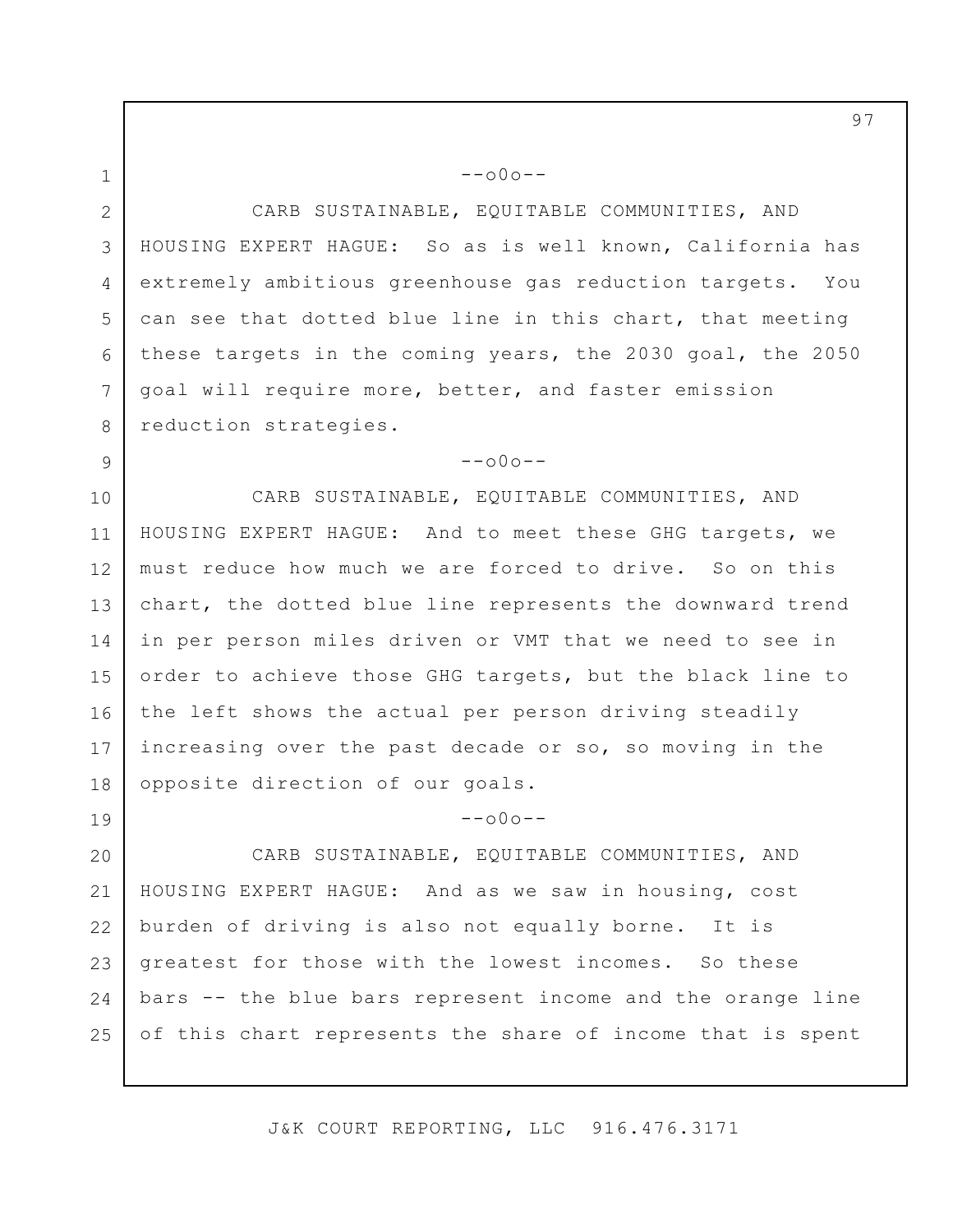--o0o--

CARB SUSTAINABLE, EQUITABLE COMMUNITIES, AND HOUSING EXPERT HAGUE: So as is well known, California has extremely ambitious greenhouse gas reduction targets. You can see that dotted blue line in this chart, that meeting these targets in the coming years, the 2030 goal, the 2050 goal will require more, better, and faster emission reduction strategies.

--o0o--

CARB SUSTAINABLE, EQUITABLE COMMUNITIES, AND HOUSING EXPERT HAGUE: And to meet these GHG targets, we must reduce how much we are forced to drive. So on this chart, the dotted blue line represents the downward trend in per person miles driven or VMT that we need to see in order to achieve those GHG targets, but the black line to the left shows the actual per person driving steadily increasing over the past decade or so, so moving in the opposite direction of our goals.

--o0o--

CARB SUSTAINABLE, EQUITABLE COMMUNITIES, AND HOUSING EXPERT HAGUE: And as we saw in housing, cost burden of driving is also not equally borne. It is greatest for those with the lowest incomes. So these bars -- the blue bars represent income and the orange line of this chart represents the share of income that is spent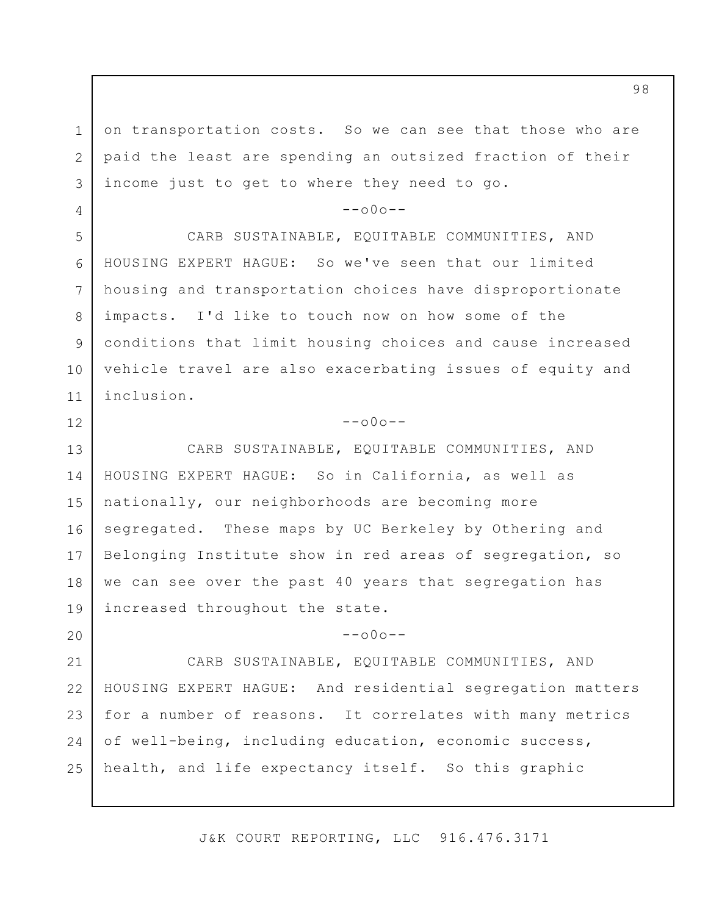on transportation costs. So we can see that those who are paid the least are spending an outsized fraction of their income just to get to where they need to go.

--o0o--

CARB SUSTAINABLE, EQUITABLE COMMUNITIES, AND HOUSING EXPERT HAGUE: So we've seen that our limited housing and transportation choices have disproportionate impacts. I'd like to touch now on how some of the conditions that limit housing choices and cause increased vehicle travel are also exacerbating issues of equity and inclusion.

--o0o--

CARB SUSTAINABLE, EQUITABLE COMMUNITIES, AND HOUSING EXPERT HAGUE: So in California, as well as nationally, our neighborhoods are becoming more segregated. These maps by UC Berkeley by Othering and Belonging Institute show in red areas of segregation, so we can see over the past 40 years that segregation has increased throughout the state.

--o0o--

CARB SUSTAINABLE, EQUITABLE COMMUNITIES, AND HOUSING EXPERT HAGUE: And residential segregation matters for a number of reasons. It correlates with many metrics of well-being, including education, economic success, health, and life expectancy itself. So this graphic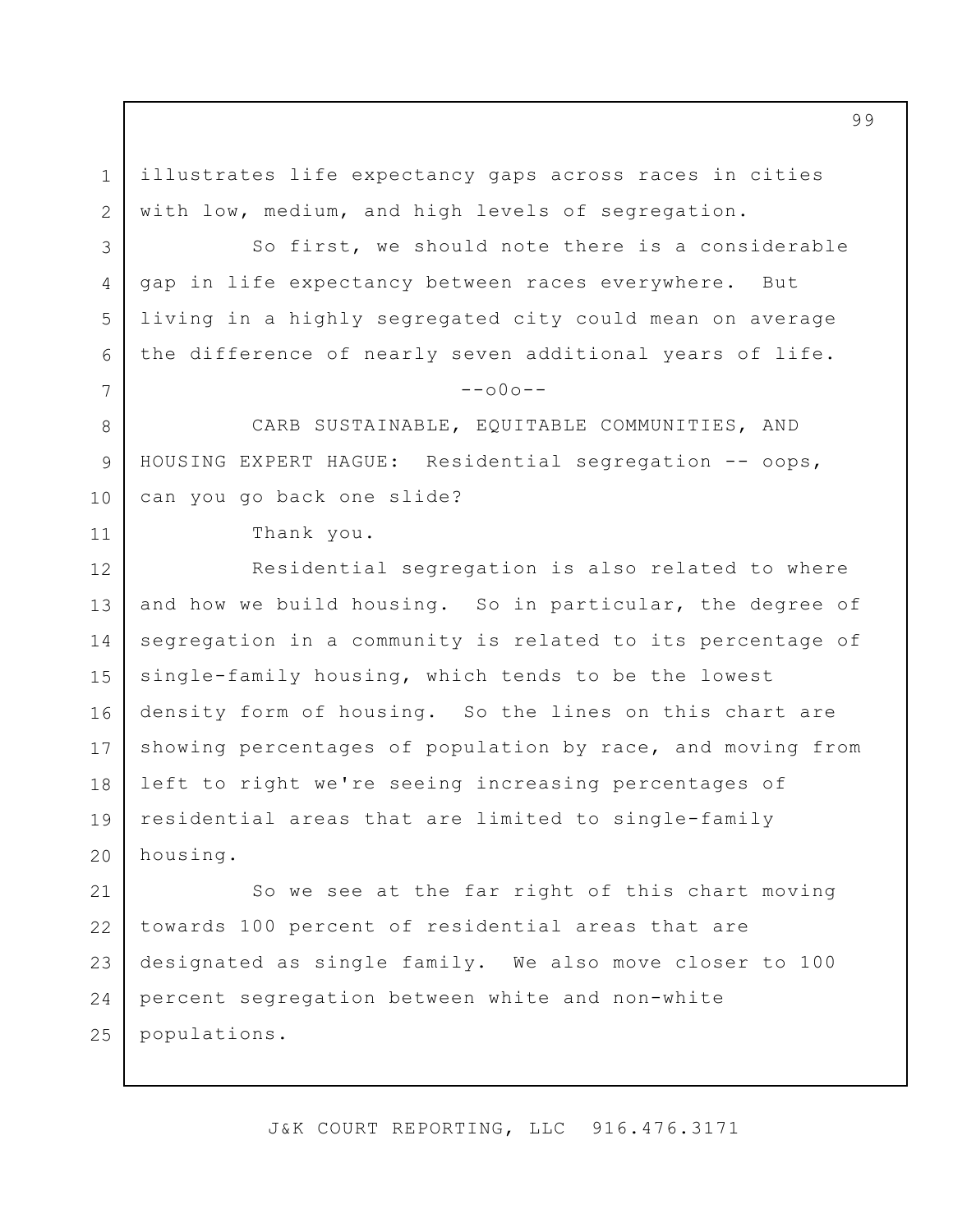illustrates life expectancy gaps across races in cities with low, medium, and high levels of segregation.

So first, we should note there is a considerable gap in life expectancy between races everywhere. But living in a highly segregated city could mean on average the difference of nearly seven additional years of life.

--o0o--

CARB SUSTAINABLE, EQUITABLE COMMUNITIES, AND HOUSING EXPERT HAGUE: Residential segregation -- oops, can you go back one slide?

Thank you.

Residential segregation is also related to where and how we build housing. So in particular, the degree of segregation in a community is related to its percentage of single-family housing, which tends to be the lowest density form of housing. So the lines on this chart are showing percentages of population by race, and moving from left to right we're seeing increasing percentages of residential areas that are limited to single-family housing.

So we see at the far right of this chart moving towards 100 percent of residential areas that are designated as single family. We also move closer to 100 percent segregation between white and non-white populations.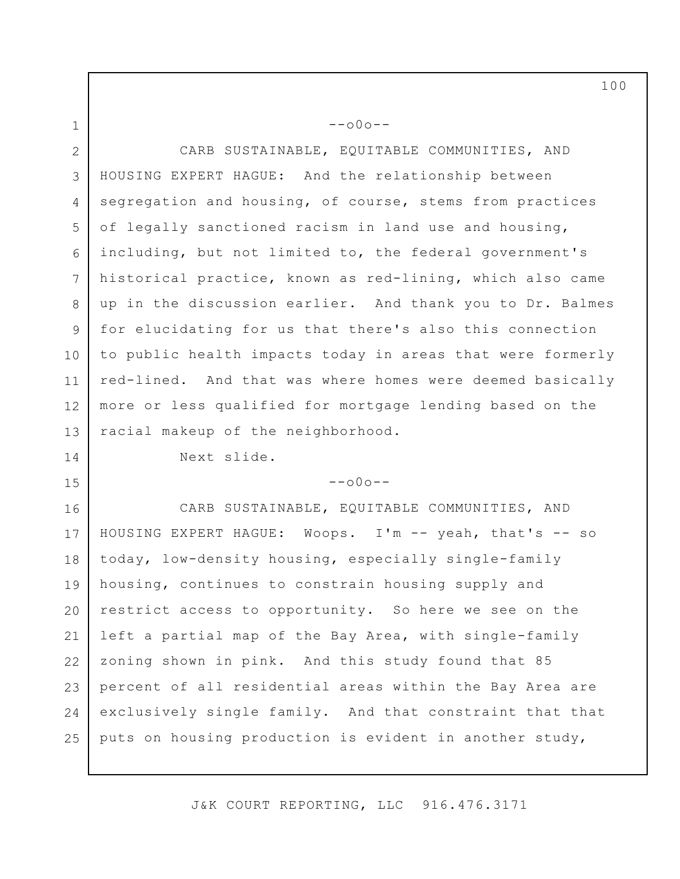--o0o--

CARB SUSTAINABLE, EQUITABLE COMMUNITIES, AND HOUSING EXPERT HAGUE: And the relationship between segregation and housing, of course, stems from practices of legally sanctioned racism in land use and housing, including, but not limited to, the federal government's historical practice, known as red-lining, which also came up in the discussion earlier. And thank you to Dr. Balmes for elucidating for us that there's also this connection to public health impacts today in areas that were formerly red-lined. And that was where homes were deemed basically more or less qualified for mortgage lending based on the racial makeup of the neighborhood.

Next slide.

--o0o--

CARB SUSTAINABLE, EQUITABLE COMMUNITIES, AND HOUSING EXPERT HAGUE: Woops. I'm -- yeah, that's -- so today, low-density housing, especially single-family housing, continues to constrain housing supply and restrict access to opportunity. So here we see on the left a partial map of the Bay Area, with single-family zoning shown in pink. And this study found that 85 percent of all residential areas within the Bay Area are exclusively single family. And that constraint that that puts on housing production is evident in another study,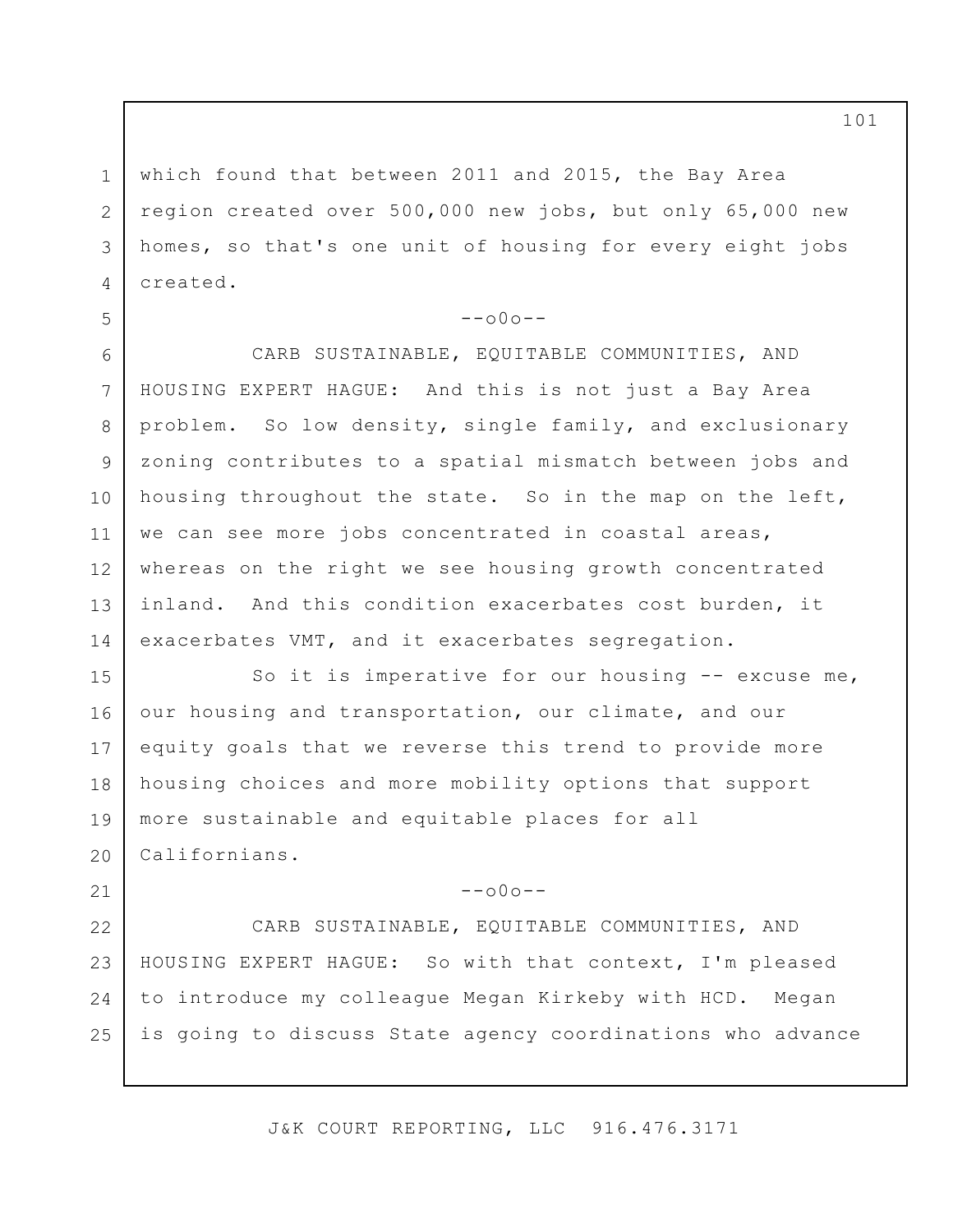which found that between 2011 and 2015, the Bay Area region created over 500,000 new jobs, but only 65,000 new homes, so that's one unit of housing for every eight jobs created.

--o0o--

CARB SUSTAINABLE, EQUITABLE COMMUNITIES, AND HOUSING EXPERT HAGUE: And this is not just a Bay Area problem. So low density, single family, and exclusionary zoning contributes to a spatial mismatch between jobs and housing throughout the state. So in the map on the left, we can see more jobs concentrated in coastal areas, whereas on the right we see housing growth concentrated inland. And this condition exacerbates cost burden, it exacerbates VMT, and it exacerbates segregation.

So it is imperative for our housing -- excuse me, our housing and transportation, our climate, and our equity goals that we reverse this trend to provide more housing choices and more mobility options that support more sustainable and equitable places for all Californians.

--o0o--

CARB SUSTAINABLE, EQUITABLE COMMUNITIES, AND HOUSING EXPERT HAGUE: So with that context, I'm pleased to introduce my colleague Megan Kirkeby with HCD. Megan is going to discuss State agency coordinations who advance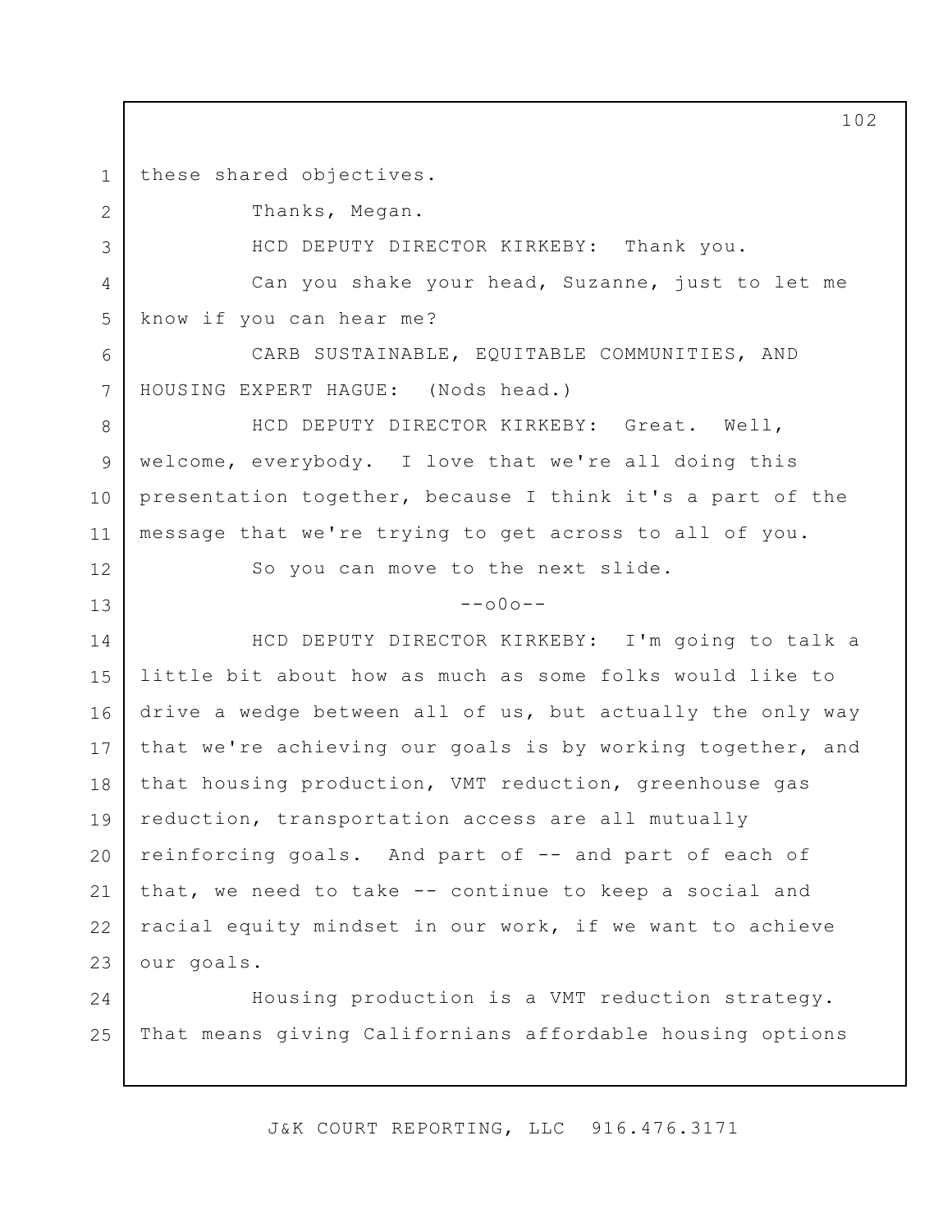these shared objectives.

Thanks, Megan.

HCD DEPUTY DIRECTOR KIRKEBY: Thank you.

Can you shake your head, Suzanne, just to let me know if you can hear me?

CARB SUSTAINABLE, EQUITABLE COMMUNITIES, AND HOUSING EXPERT HAGUE: (Nods head.)

HCD DEPUTY DIRECTOR KIRKEBY: Great. Well, welcome, everybody. I love that we're all doing this presentation together, because I think it's a part of the message that we're trying to get across to all of you.

So you can move to the next slide.

--o0o--

HCD DEPUTY DIRECTOR KIRKEBY: I'm going to talk a little bit about how as much as some folks would like to drive a wedge between all of us, but actually the only way that we're achieving our goals is by working together, and that housing production, VMT reduction, greenhouse gas reduction, transportation access are all mutually reinforcing goals. And part of -- and part of each of that, we need to take -- continue to keep a social and racial equity mindset in our work, if we want to achieve our goals.

Housing production is a VMT reduction strategy. That means giving Californians affordable housing options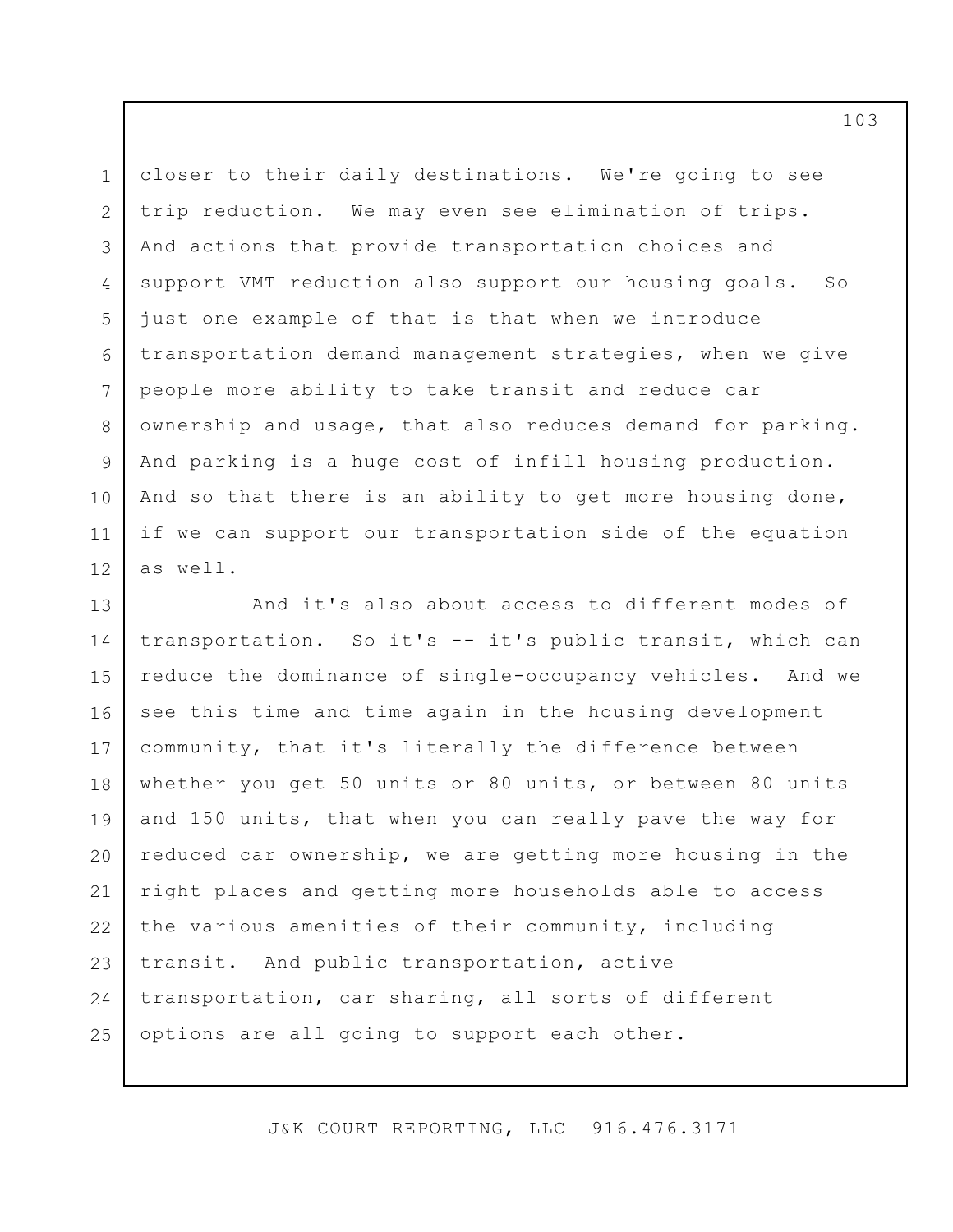closer to their daily destinations. We're going to see trip reduction. We may even see elimination of trips. And actions that provide transportation choices and support VMT reduction also support our housing goals. So just one example of that is that when we introduce transportation demand management strategies, when we give people more ability to take transit and reduce car ownership and usage, that also reduces demand for parking. And parking is a huge cost of infill housing production. And so that there is an ability to get more housing done, if we can support our transportation side of the equation as well.

And it's also about access to different modes of transportation. So it's -- it's public transit, which can reduce the dominance of single-occupancy vehicles. And we see this time and time again in the housing development community, that it's literally the difference between whether you get 50 units or 80 units, or between 80 units and 150 units, that when you can really pave the way for reduced car ownership, we are getting more housing in the right places and getting more households able to access the various amenities of their community, including transit. And public transportation, active transportation, car sharing, all sorts of different options are all going to support each other.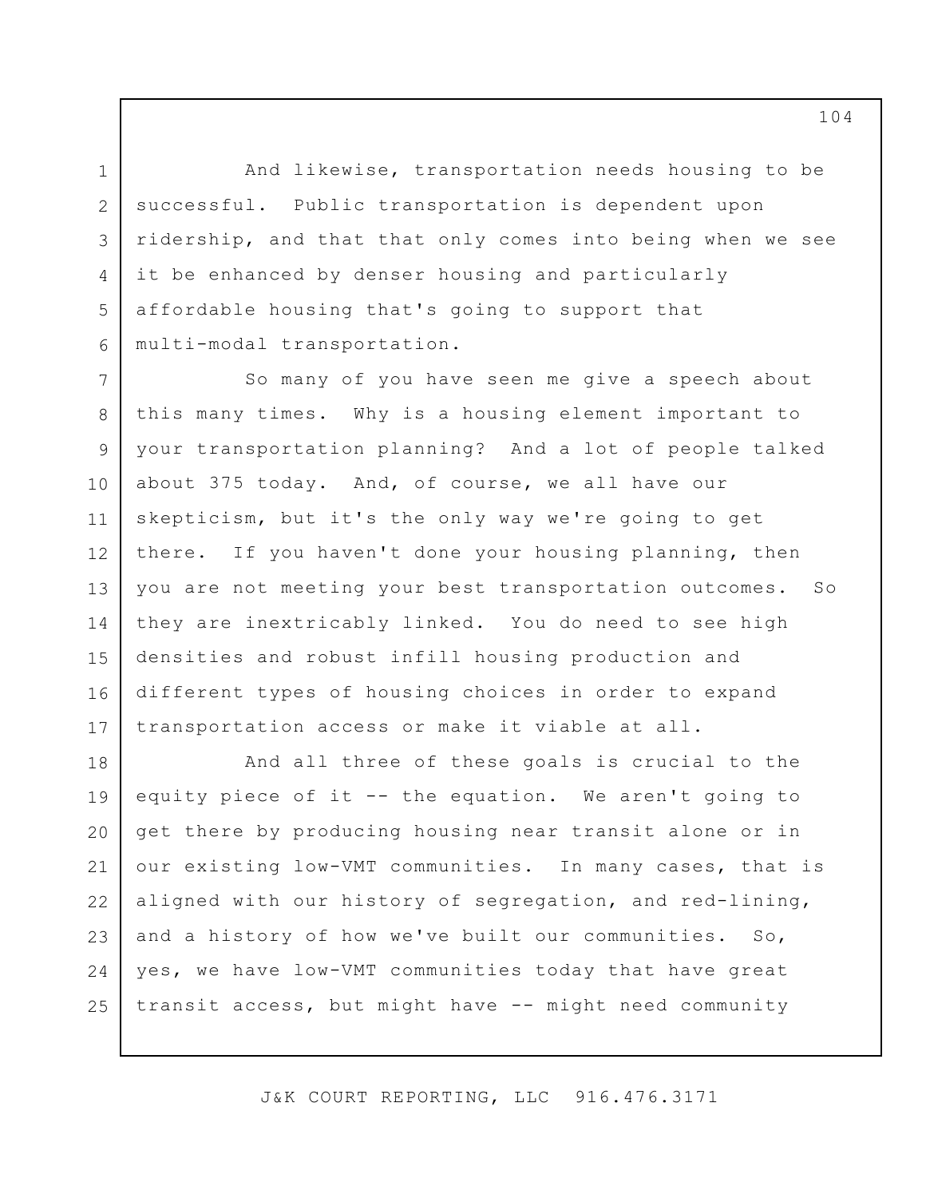And likewise, transportation needs housing to be successful. Public transportation is dependent upon ridership, and that that only comes into being when we see it be enhanced by denser housing and particularly affordable housing that's going to support that multi-modal transportation.

So many of you have seen me give a speech about this many times. Why is a housing element important to your transportation planning? And a lot of people talked about 375 today. And, of course, we all have our skepticism, but it's the only way we're going to get there. If you haven't done your housing planning, then you are not meeting your best transportation outcomes. So they are inextricably linked. You do need to see high densities and robust infill housing production and different types of housing choices in order to expand transportation access or make it viable at all.

And all three of these goals is crucial to the equity piece of it -- the equation. We aren't going to get there by producing housing near transit alone or in our existing low-VMT communities. In many cases, that is aligned with our history of segregation, and red-lining, and a history of how we've built our communities. So, yes, we have low-VMT communities today that have great transit access, but might have -- might need community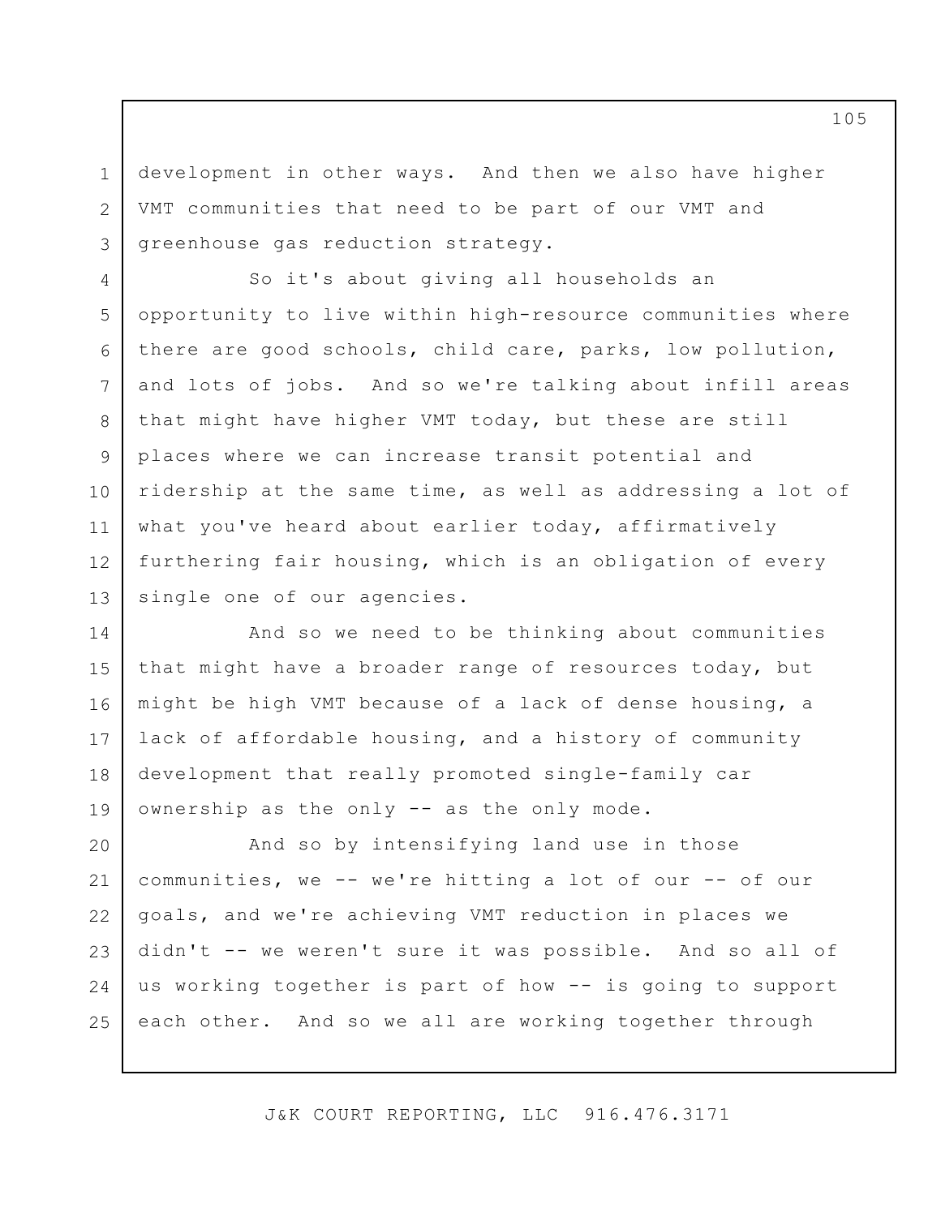development in other ways. And then we also have higher VMT communities that need to be part of our VMT and greenhouse gas reduction strategy.

So it's about giving all households an opportunity to live within high-resource communities where there are good schools, child care, parks, low pollution, and lots of jobs. And so we're talking about infill areas that might have higher VMT today, but these are still places where we can increase transit potential and ridership at the same time, as well as addressing a lot of what you've heard about earlier today, affirmatively furthering fair housing, which is an obligation of every single one of our agencies.

And so we need to be thinking about communities that might have a broader range of resources today, but might be high VMT because of a lack of dense housing, a lack of affordable housing, and a history of community development that really promoted single-family car ownership as the only -- as the only mode.

And so by intensifying land use in those communities, we -- we're hitting a lot of our -- of our goals, and we're achieving VMT reduction in places we didn't -- we weren't sure it was possible. And so all of us working together is part of how -- is going to support each other. And so we all are working together through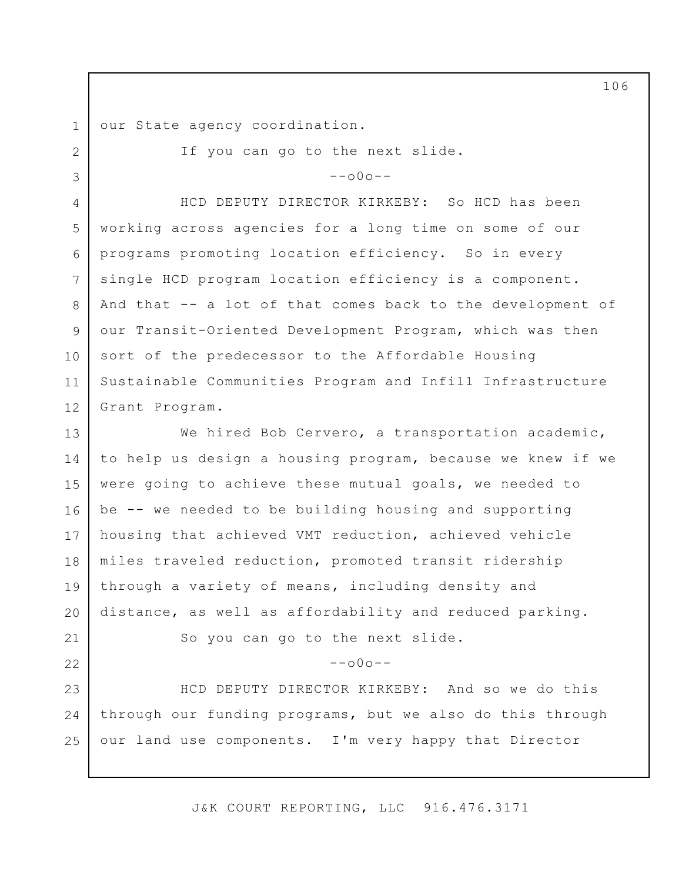our State agency coordination.

If you can go to the next slide.

--o0o--

HCD DEPUTY DIRECTOR KIRKEBY: So HCD has been working across agencies for a long time on some of our programs promoting location efficiency. So in every single HCD program location efficiency is a component. And that -- a lot of that comes back to the development of our Transit-Oriented Development Program, which was then sort of the predecessor to the Affordable Housing Sustainable Communities Program and Infill Infrastructure Grant Program.

We hired Bob Cervero, a transportation academic, to help us design a housing program, because we knew if we were going to achieve these mutual goals, we needed to be -- we needed to be building housing and supporting housing that achieved VMT reduction, achieved vehicle miles traveled reduction, promoted transit ridership through a variety of means, including density and distance, as well as affordability and reduced parking.

So you can go to the next slide.

--o0o--

HCD DEPUTY DIRECTOR KIRKEBY: And so we do this through our funding programs, but we also do this through our land use components. I'm very happy that Director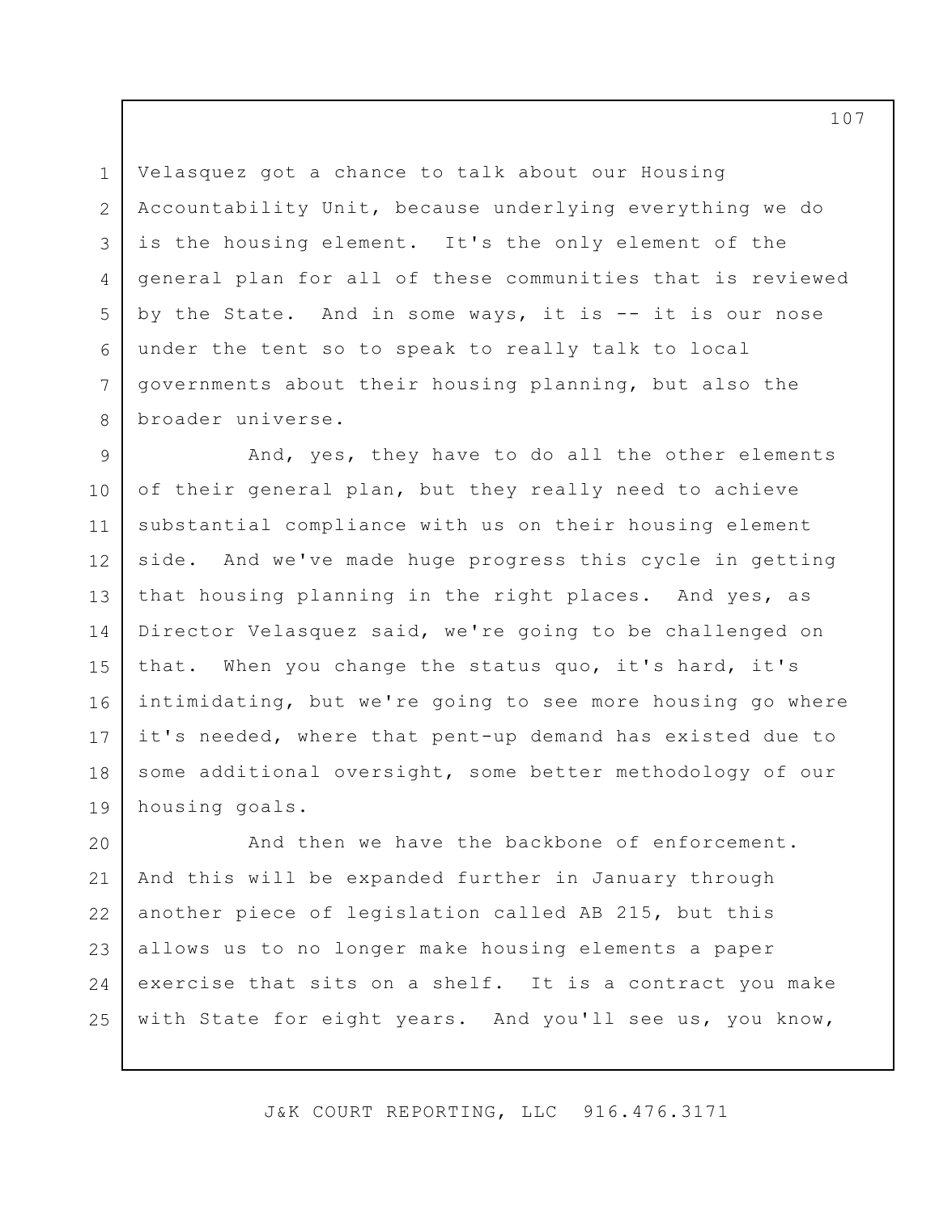Velasquez got a chance to talk about our Housing Accountability Unit, because underlying everything we do is the housing element. It's the only element of the general plan for all of these communities that is reviewed by the State. And in some ways, it is -- it is our nose under the tent so to speak to really talk to local governments about their housing planning, but also the broader universe.

And, yes, they have to do all the other elements of their general plan, but they really need to achieve substantial compliance with us on their housing element side. And we've made huge progress this cycle in getting that housing planning in the right places. And yes, as Director Velasquez said, we're going to be challenged on that. When you change the status quo, it's hard, it's intimidating, but we're going to see more housing go where it's needed, where that pent-up demand has existed due to some additional oversight, some better methodology of our housing goals.

And then we have the backbone of enforcement. And this will be expanded further in January through another piece of legislation called AB 215, but this allows us to no longer make housing elements a paper exercise that sits on a shelf. It is a contract you make with State for eight years. And you'll see us, you know,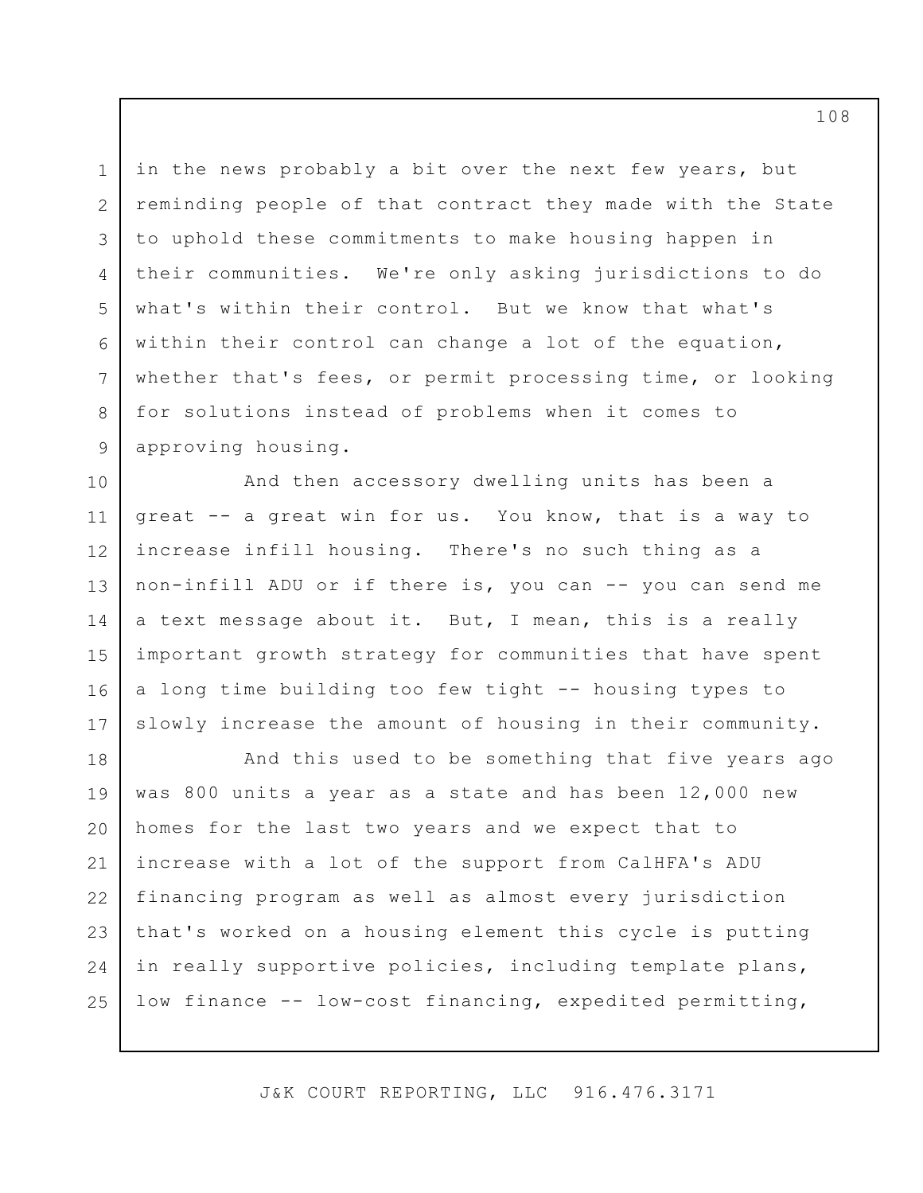in the news probably a bit over the next few years, but reminding people of that contract they made with the State to uphold these commitments to make housing happen in their communities. We're only asking jurisdictions to do what's within their control. But we know that what's within their control can change a lot of the equation, whether that's fees, or permit processing time, or looking for solutions instead of problems when it comes to approving housing.

And then accessory dwelling units has been a great -- a great win for us. You know, that is a way to increase infill housing. There's no such thing as a non-infill ADU or if there is, you can -- you can send me a text message about it. But, I mean, this is a really important growth strategy for communities that have spent a long time building too few tight -- housing types to slowly increase the amount of housing in their community.

And this used to be something that five years ago was 800 units a year as a state and has been 12,000 new homes for the last two years and we expect that to increase with a lot of the support from CalHFA's ADU financing program as well as almost every jurisdiction that's worked on a housing element this cycle is putting in really supportive policies, including template plans, low finance -- low-cost financing, expedited permitting,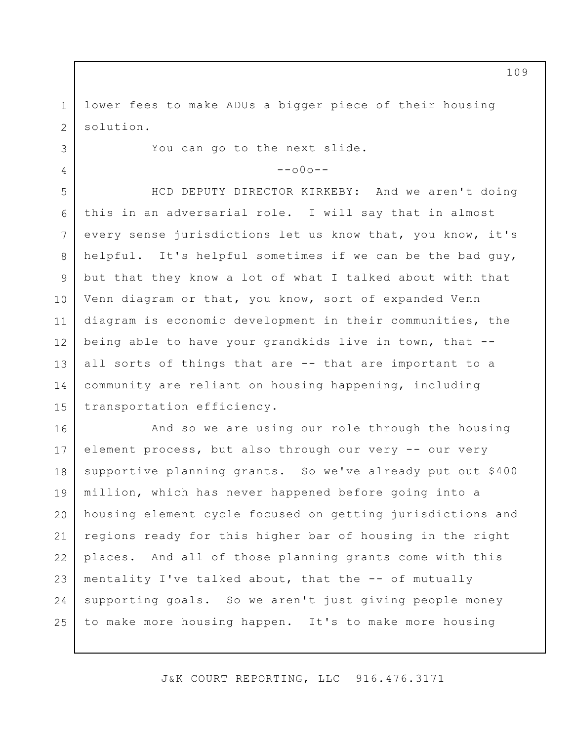lower fees to make ADUs a bigger piece of their housing solution.

You can go to the next slide.

--o0o--

HCD DEPUTY DIRECTOR KIRKEBY: And we aren't doing this in an adversarial role. I will say that in almost every sense jurisdictions let us know that, you know, it's helpful. It's helpful sometimes if we can be the bad guy, but that they know a lot of what I talked about with that Venn diagram or that, you know, sort of expanded Venn diagram is economic development in their communities, the being able to have your grandkids live in town, that -- all sorts of things that are -- that are important to a community are reliant on housing happening, including transportation efficiency.

And so we are using our role through the housing element process, but also through our very -- our very supportive planning grants. So we've already put out $400 million, which has never happened before going into a housing element cycle focused on getting jurisdictions and regions ready for this higher bar of housing in the right places. And all of those planning grants come with this mentality I've talked about, that the -- of mutually supporting goals. So we aren't just giving people money to make more housing happen. It's to make more housing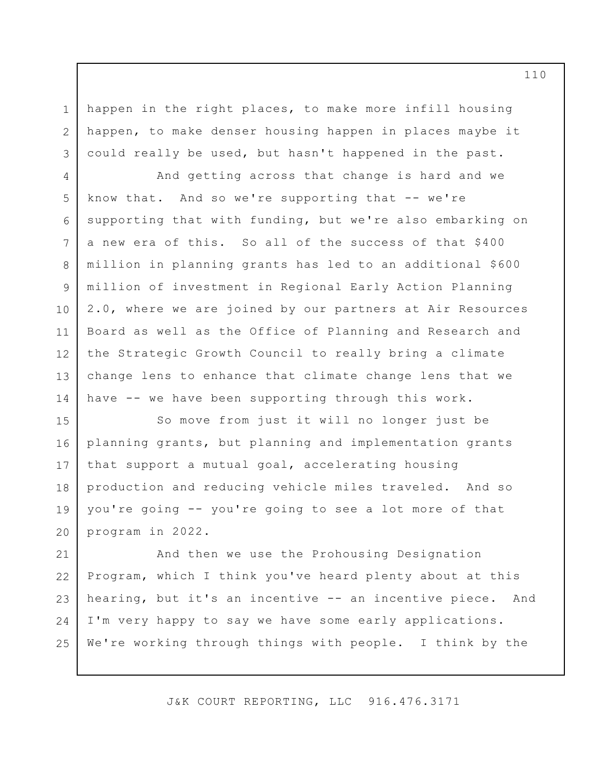happen in the right places, to make more infill housing happen, to make denser housing happen in places maybe it could really be used, but hasn't happened in the past.

And getting across that change is hard and we know that. And so we're supporting that -- we're supporting that with funding, but we're also embarking on a new era of this. So all of the success of that $400 million in planning grants has led to an additional $600 million of investment in Regional Early Action Planning 2.0, where we are joined by our partners at Air Resources Board as well as the Office of Planning and Research and the Strategic Growth Council to really bring a climate change lens to enhance that climate change lens that we have -- we have been supporting through this work.

So move from just it will no longer just be planning grants, but planning and implementation grants that support a mutual goal, accelerating housing production and reducing vehicle miles traveled. And so you're going -- you're going to see a lot more of that program in 2022.

And then we use the Prohousing Designation Program, which I think you've heard plenty about at this hearing, but it's an incentive -- an incentive piece. And I'm very happy to say we have some early applications. We're working through things with people. I think by the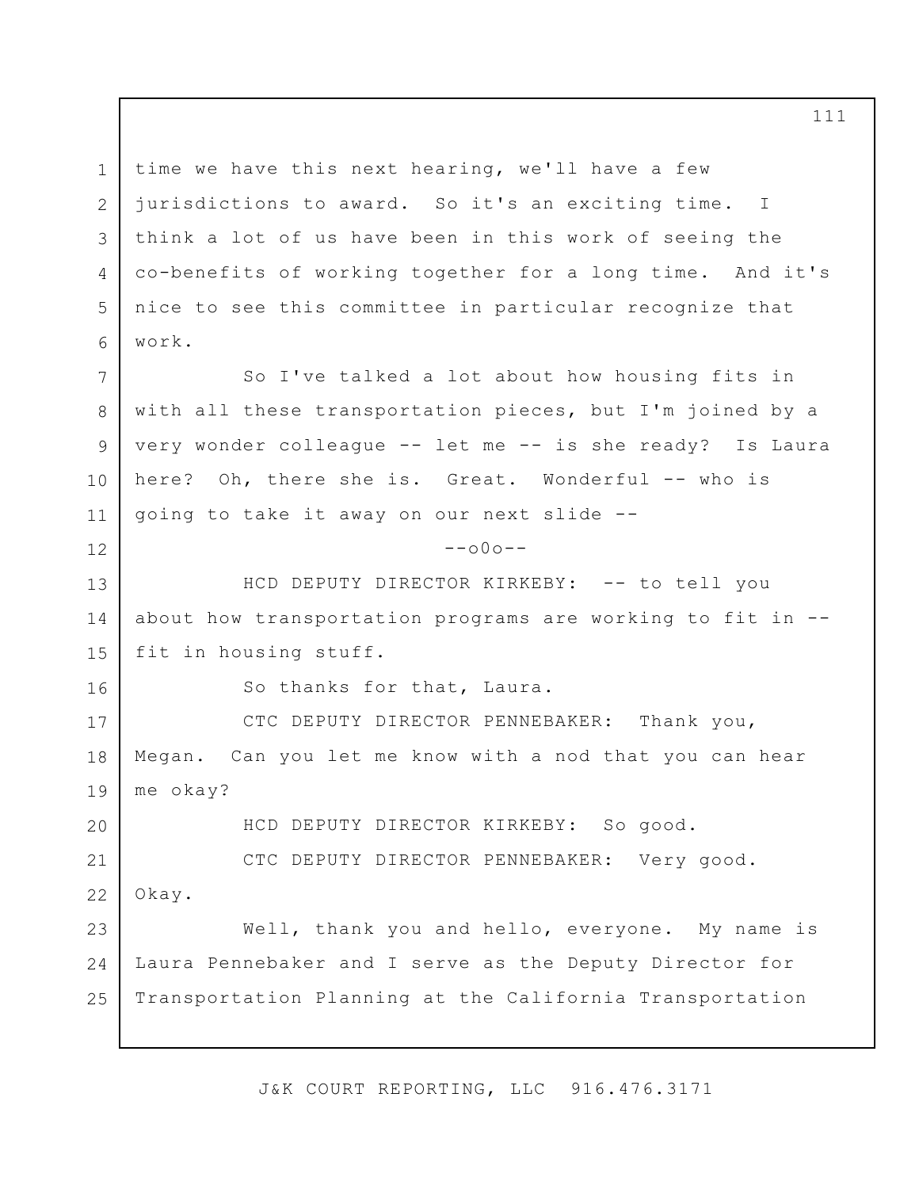time we have this next hearing, we'll have a few jurisdictions to award. So it's an exciting time. I think a lot of us have been in this work of seeing the co-benefits of working together for a long time. And it's nice to see this committee in particular recognize that work.

So I've talked a lot about how housing fits in with all these transportation pieces, but I'm joined by a very wonder colleague -- let me -- is she ready? Is Laura here? Oh, there she is. Great. Wonderful -- who is going to take it away on our next slide --

--o0o--

HCD DEPUTY DIRECTOR KIRKEBY: -- to tell you about how transportation programs are working to fit in -- fit in housing stuff.

So thanks for that, Laura.

CTC DEPUTY DIRECTOR PENNEBAKER: Thank you, Megan. Can you let me know with a nod that you can hear me okay?

HCD DEPUTY DIRECTOR KIRKEBY: So good.

CTC DEPUTY DIRECTOR PENNEBAKER: Very good. Okay.

Well, thank you and hello, everyone. My name is Laura Pennebaker and I serve as the Deputy Director for Transportation Planning at the California Transportation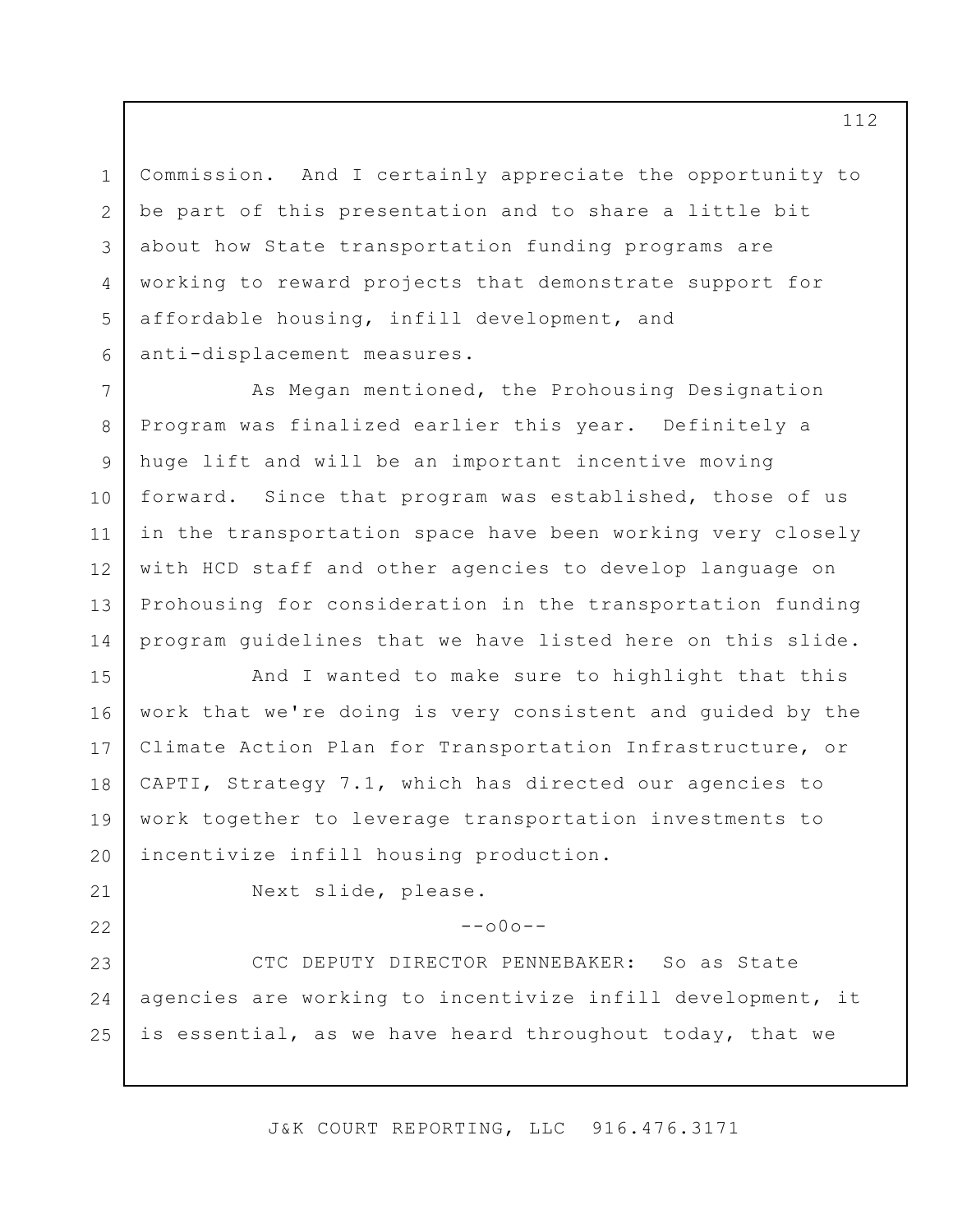Commission. And I certainly appreciate the opportunity to be part of this presentation and to share a little bit about how State transportation funding programs are working to reward projects that demonstrate support for affordable housing, infill development, and anti-displacement measures.

As Megan mentioned, the Prohousing Designation Program was finalized earlier this year. Definitely a huge lift and will be an important incentive moving forward. Since that program was established, those of us in the transportation space have been working very closely with HCD staff and other agencies to develop language on Prohousing for consideration in the transportation funding program guidelines that we have listed here on this slide.

And I wanted to make sure to highlight that this work that we're doing is very consistent and guided by the Climate Action Plan for Transportation Infrastructure, or CAPTI, Strategy 7.1, which has directed our agencies to work together to leverage transportation investments to incentivize infill housing production.

Next slide, please.

--o0o--

CTC DEPUTY DIRECTOR PENNEBAKER: So as State agencies are working to incentivize infill development, it is essential, as we have heard throughout today, that we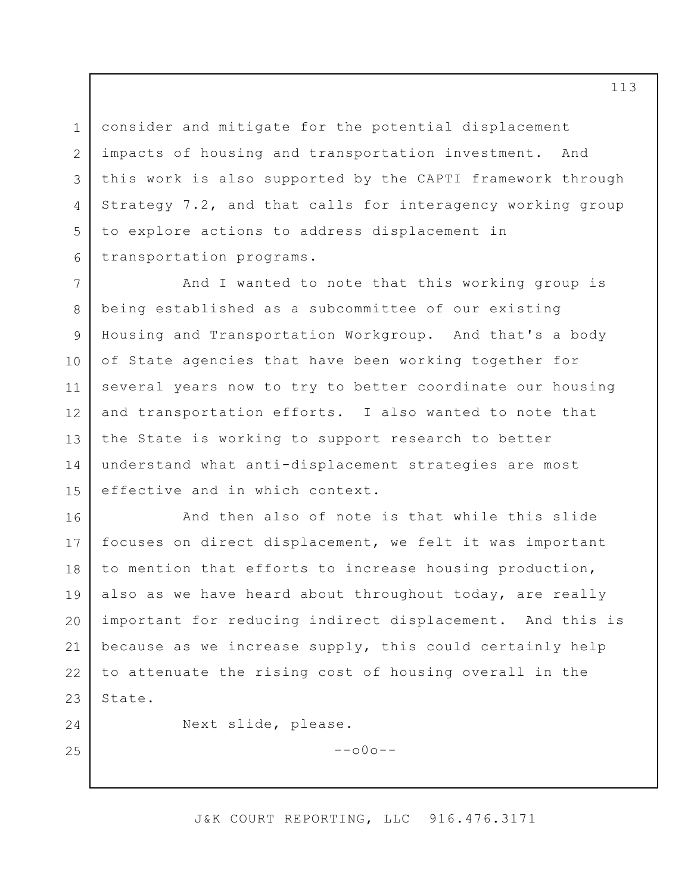consider and mitigate for the potential displacement impacts of housing and transportation investment. And this work is also supported by the CAPTI framework through Strategy 7.2, and that calls for interagency working group to explore actions to address displacement in transportation programs.

And I wanted to note that this working group is being established as a subcommittee of our existing Housing and Transportation Workgroup. And that's a body of State agencies that have been working together for several years now to try to better coordinate our housing and transportation efforts. I also wanted to note that the State is working to support research to better understand what anti-displacement strategies are most effective and in which context.

And then also of note is that while this slide focuses on direct displacement, we felt it was important to mention that efforts to increase housing production, also as we have heard about throughout today, are really important for reducing indirect displacement. And this is because as we increase supply, this could certainly help to attenuate the rising cost of housing overall in the State.

Next slide, please.

--o0o--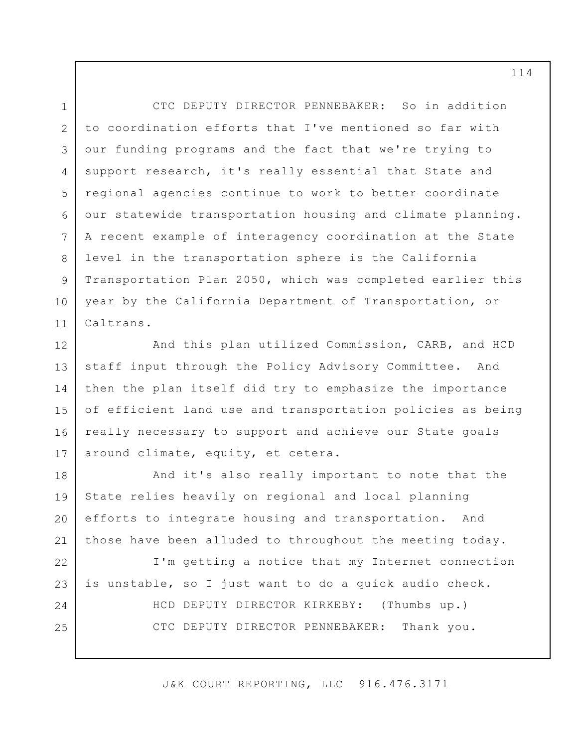CTC DEPUTY DIRECTOR PENNEBAKER: So in addition to coordination efforts that I've mentioned so far with our funding programs and the fact that we're trying to support research, it's really essential that State and regional agencies continue to work to better coordinate our statewide transportation housing and climate planning. A recent example of interagency coordination at the State level in the transportation sphere is the California Transportation Plan 2050, which was completed earlier this year by the California Department of Transportation, or Caltrans.

And this plan utilized Commission, CARB, and HCD staff input through the Policy Advisory Committee. And then the plan itself did try to emphasize the importance of efficient land use and transportation policies as being really necessary to support and achieve our State goals around climate, equity, et cetera.

And it's also really important to note that the State relies heavily on regional and local planning efforts to integrate housing and transportation. And those have been alluded to throughout the meeting today.

I'm getting a notice that my Internet connection is unstable, so I just want to do a quick audio check.

HCD DEPUTY DIRECTOR KIRKEBY: (Thumbs up.)

CTC DEPUTY DIRECTOR PENNEBAKER: Thank you.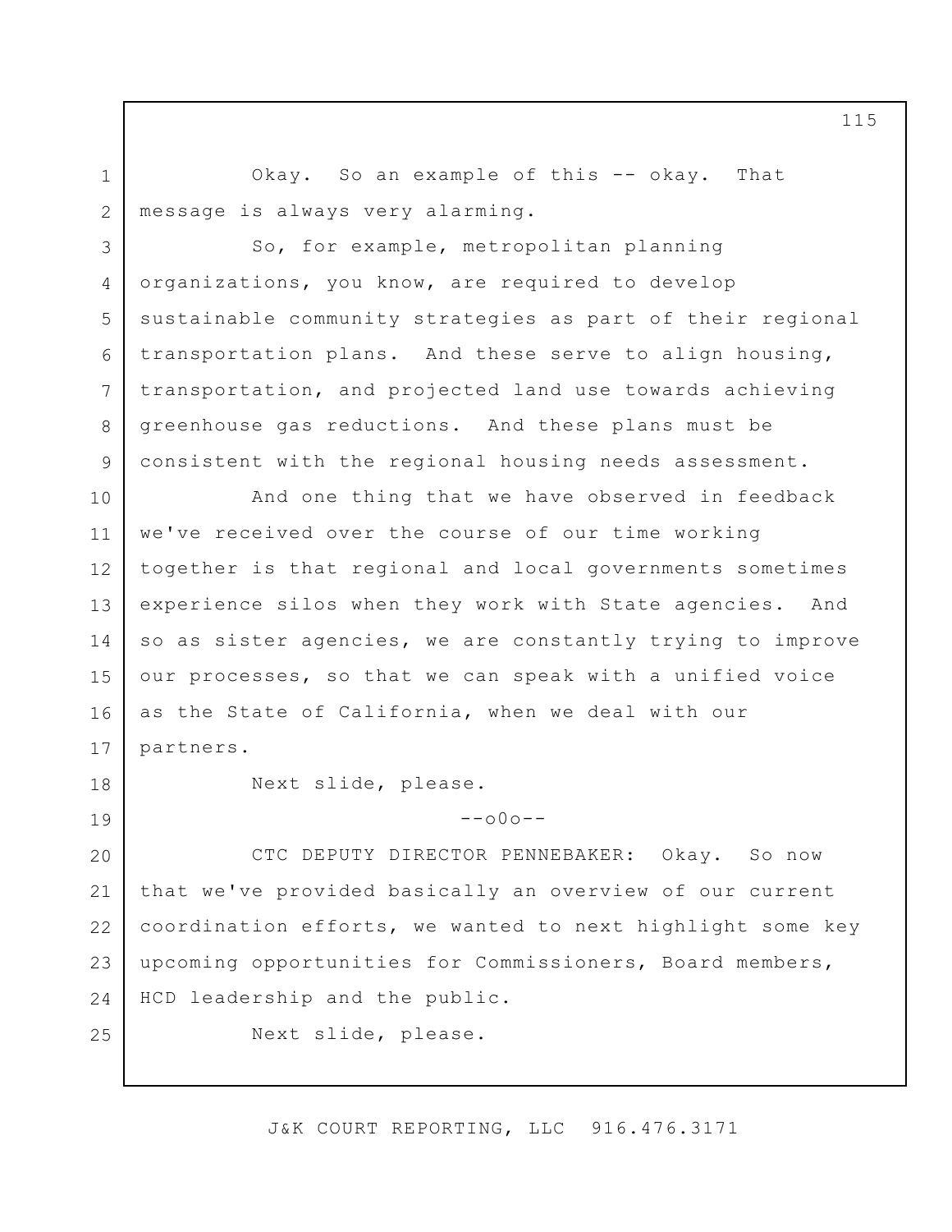Okay. So an example of this -- okay. That message is always very alarming.

So, for example, metropolitan planning organizations, you know, are required to develop sustainable community strategies as part of their regional transportation plans. And these serve to align housing, transportation, and projected land use towards achieving greenhouse gas reductions. And these plans must be consistent with the regional housing needs assessment.

And one thing that we have observed in feedback we've received over the course of our time working together is that regional and local governments sometimes experience silos when they work with State agencies. And so as sister agencies, we are constantly trying to improve our processes, so that we can speak with a unified voice as the State of California, when we deal with our partners.

Next slide, please.

--o0o--

CTC DEPUTY DIRECTOR PENNEBAKER: Okay. So now that we've provided basically an overview of our current coordination efforts, we wanted to next highlight some key upcoming opportunities for Commissioners, Board members, HCD leadership and the public.

Next slide, please.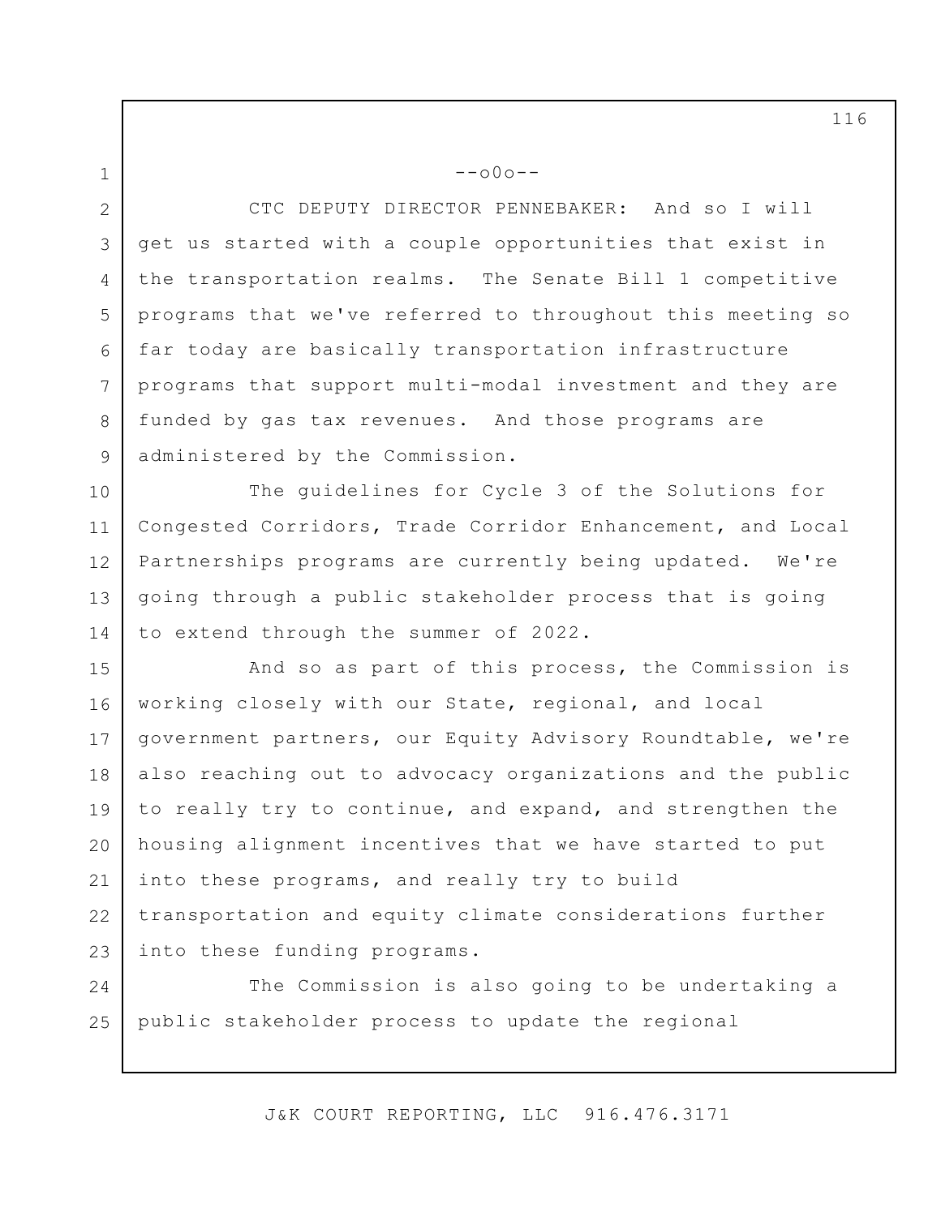--o0o--

CTC DEPUTY DIRECTOR PENNEBAKER: And so I will get us started with a couple opportunities that exist in the transportation realms. The Senate Bill 1 competitive programs that we've referred to throughout this meeting so far today are basically transportation infrastructure programs that support multi-modal investment and they are funded by gas tax revenues. And those programs are administered by the Commission.

The guidelines for Cycle 3 of the Solutions for Congested Corridors, Trade Corridor Enhancement, and Local Partnerships programs are currently being updated. We're going through a public stakeholder process that is going to extend through the summer of 2022.

And so as part of this process, the Commission is working closely with our State, regional, and local government partners, our Equity Advisory Roundtable, we're also reaching out to advocacy organizations and the public to really try to continue, and expand, and strengthen the housing alignment incentives that we have started to put into these programs, and really try to build transportation and equity climate considerations further into these funding programs.

The Commission is also going to be undertaking a public stakeholder process to update the regional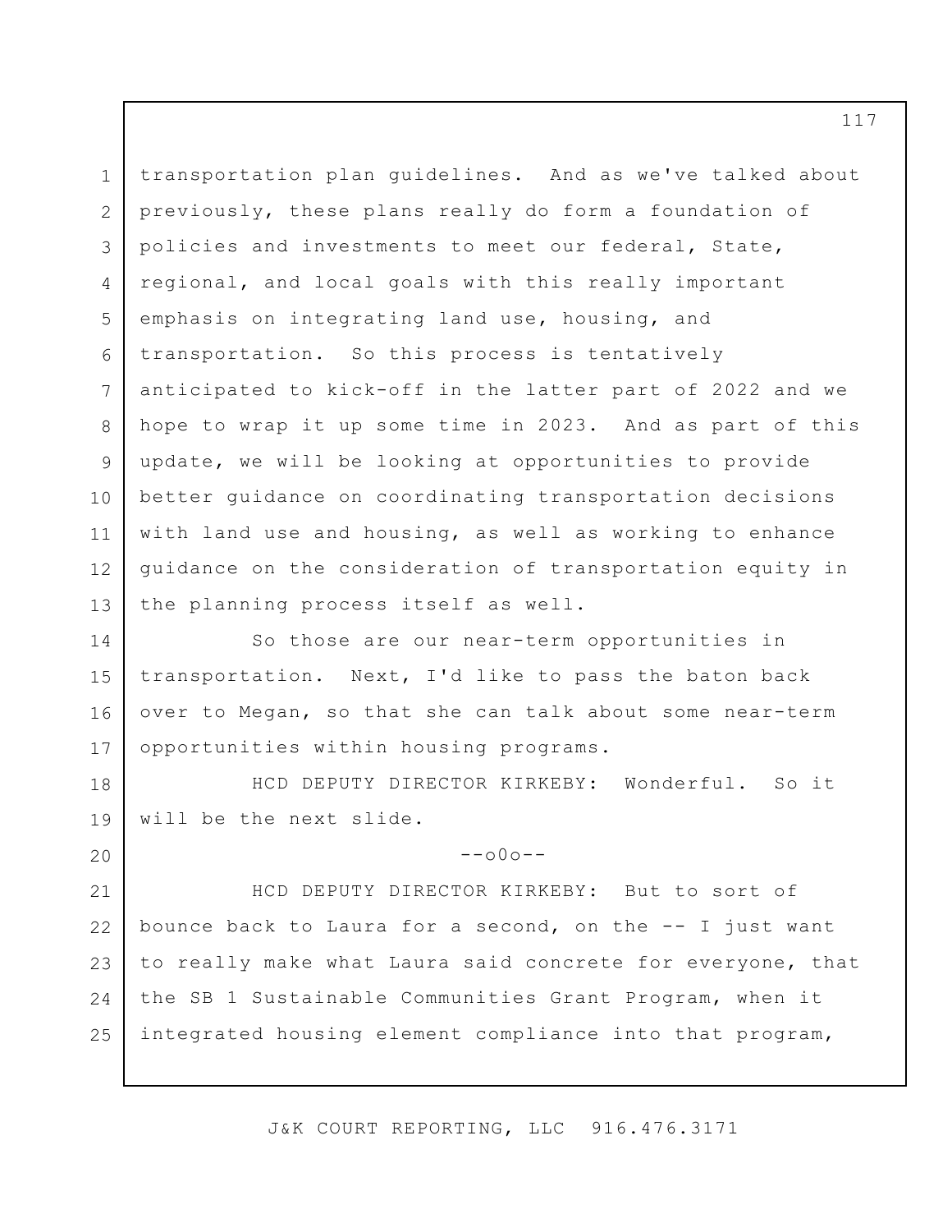transportation plan guidelines. And as we've talked about previously, these plans really do form a foundation of policies and investments to meet our federal, State, regional, and local goals with this really important emphasis on integrating land use, housing, and transportation. So this process is tentatively anticipated to kick-off in the latter part of 2022 and we hope to wrap it up some time in 2023. And as part of this update, we will be looking at opportunities to provide better guidance on coordinating transportation decisions with land use and housing, as well as working to enhance guidance on the consideration of transportation equity in the planning process itself as well.

So those are our near-term opportunities in transportation. Next, I'd like to pass the baton back over to Megan, so that she can talk about some near-term opportunities within housing programs.

HCD DEPUTY DIRECTOR KIRKEBY: Wonderful. So it will be the next slide.

--o0o--

HCD DEPUTY DIRECTOR KIRKEBY: But to sort of bounce back to Laura for a second, on the -- I just want to really make what Laura said concrete for everyone, that the SB 1 Sustainable Communities Grant Program, when it integrated housing element compliance into that program,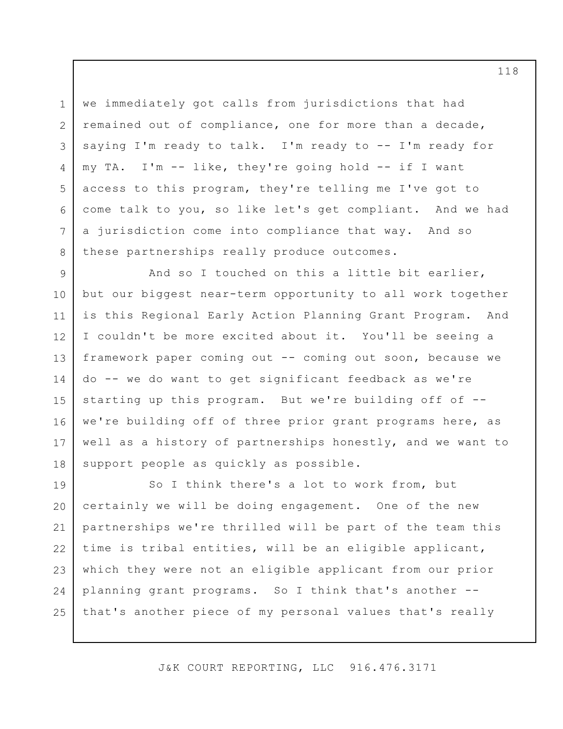we immediately got calls from jurisdictions that had remained out of compliance, one for more than a decade, saying I'm ready to talk. I'm ready to -- I'm ready for my TA. I'm -- like, they're going hold -- if I want access to this program, they're telling me I've got to come talk to you, so like let's get compliant. And we had a jurisdiction come into compliance that way. And so these partnerships really produce outcomes.

And so I touched on this a little bit earlier, but our biggest near-term opportunity to all work together is this Regional Early Action Planning Grant Program. And I couldn't be more excited about it. You'll be seeing a framework paper coming out -- coming out soon, because we do -- we do want to get significant feedback as we're starting up this program. But we're building off of -- we're building off of three prior grant programs here, as well as a history of partnerships honestly, and we want to support people as quickly as possible.

So I think there's a lot to work from, but certainly we will be doing engagement. One of the new partnerships we're thrilled will be part of the team this time is tribal entities, will be an eligible applicant, which they were not an eligible applicant from our prior planning grant programs. So I think that's another -- that's another piece of my personal values that's really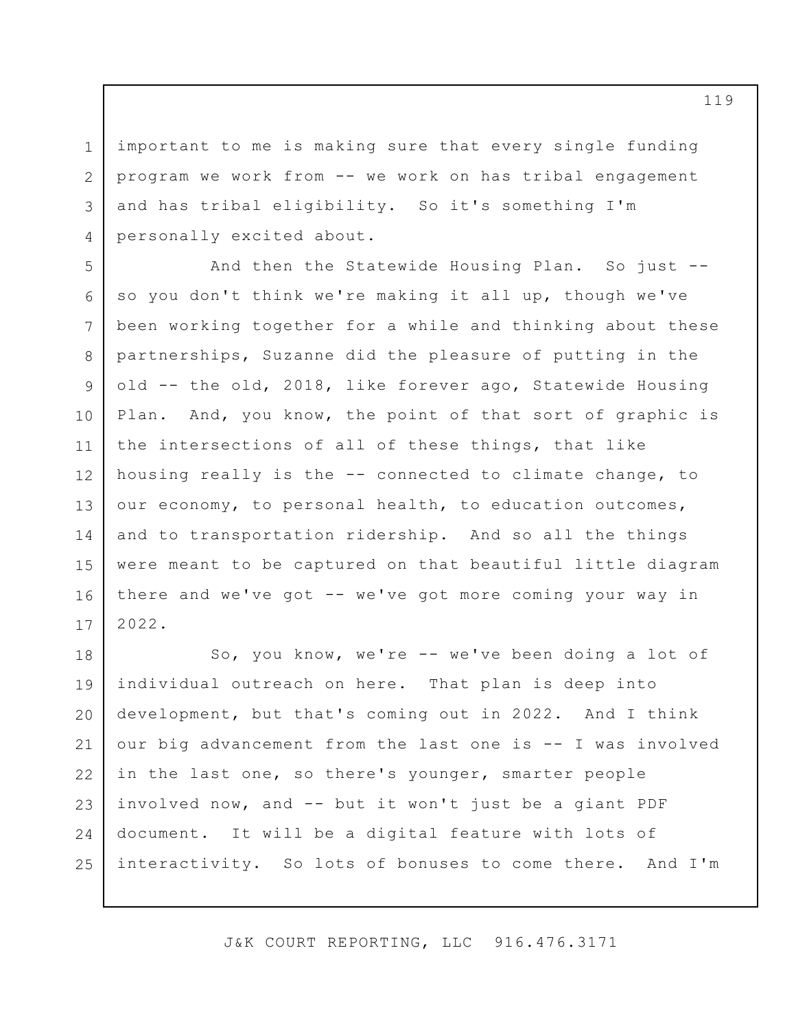important to me is making sure that every single funding program we work from -- we work on has tribal engagement and has tribal eligibility. So it's something I'm personally excited about.

And then the Statewide Housing Plan. So just -- so you don't think we're making it all up, though we've been working together for a while and thinking about these partnerships, Suzanne did the pleasure of putting in the old -- the old, 2018, like forever ago, Statewide Housing Plan. And, you know, the point of that sort of graphic is the intersections of all of these things, that like housing really is the -- connected to climate change, to our economy, to personal health, to education outcomes, and to transportation ridership. And so all the things were meant to be captured on that beautiful little diagram there and we've got -- we've got more coming your way in 2022.

So, you know, we're -- we've been doing a lot of individual outreach on here. That plan is deep into development, but that's coming out in 2022. And I think our big advancement from the last one is -- I was involved in the last one, so there's younger, smarter people involved now, and -- but it won't just be a giant PDF document. It will be a digital feature with lots of interactivity. So lots of bonuses to come there. And I'm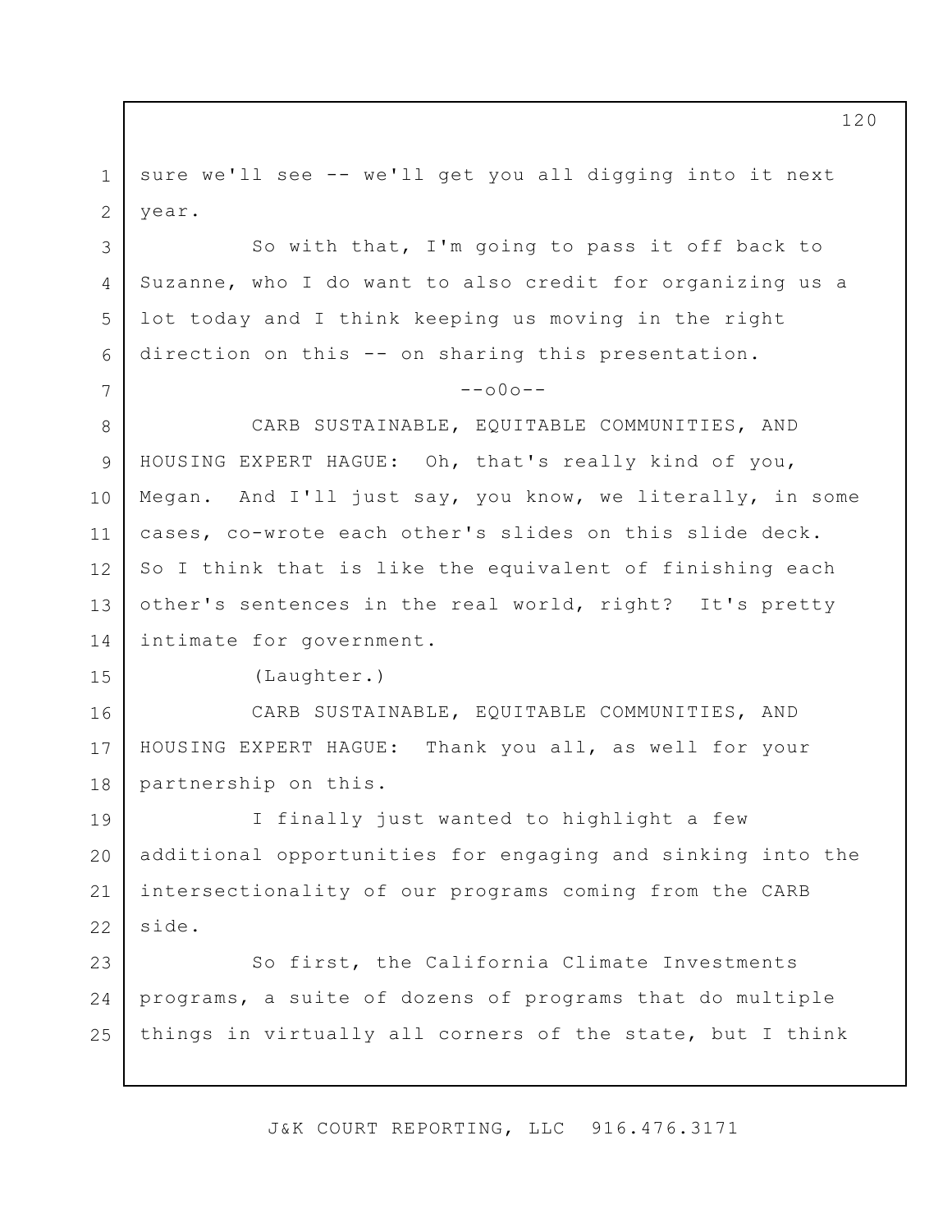sure we'll see -- we'll get you all digging into it next year.

So with that, I'm going to pass it off back to Suzanne, who I do want to also credit for organizing us a lot today and I think keeping us moving in the right direction on this -- on sharing this presentation.

--o0o--

CARB SUSTAINABLE, EQUITABLE COMMUNITIES, AND HOUSING EXPERT HAGUE: Oh, that's really kind of you, Megan. And I'll just say, you know, we literally, in some cases, co-wrote each other's slides on this slide deck. So I think that is like the equivalent of finishing each other's sentences in the real world, right? It's pretty intimate for government.

(Laughter.)

CARB SUSTAINABLE, EQUITABLE COMMUNITIES, AND HOUSING EXPERT HAGUE: Thank you all, as well for your partnership on this.

I finally just wanted to highlight a few additional opportunities for engaging and sinking into the intersectionality of our programs coming from the CARB side.

So first, the California Climate Investments programs, a suite of dozens of programs that do multiple things in virtually all corners of the state, but I think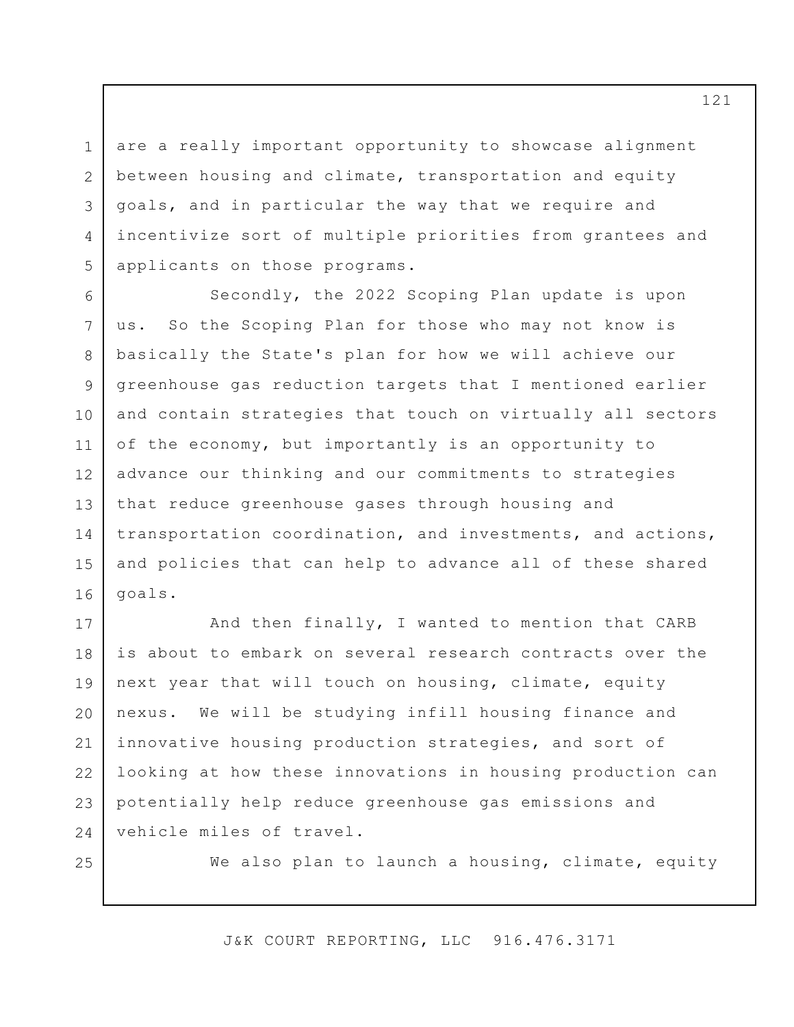are a really important opportunity to showcase alignment between housing and climate, transportation and equity goals, and in particular the way that we require and incentivize sort of multiple priorities from grantees and applicants on those programs.

Secondly, the 2022 Scoping Plan update is upon us. So the Scoping Plan for those who may not know is basically the State's plan for how we will achieve our greenhouse gas reduction targets that I mentioned earlier and contain strategies that touch on virtually all sectors of the economy, but importantly is an opportunity to advance our thinking and our commitments to strategies that reduce greenhouse gases through housing and transportation coordination, and investments, and actions, and policies that can help to advance all of these shared goals.

And then finally, I wanted to mention that CARB is about to embark on several research contracts over the next year that will touch on housing, climate, equity nexus. We will be studying infill housing finance and innovative housing production strategies, and sort of looking at how these innovations in housing production can potentially help reduce greenhouse gas emissions and vehicle miles of travel.

We also plan to launch a housing, climate, equity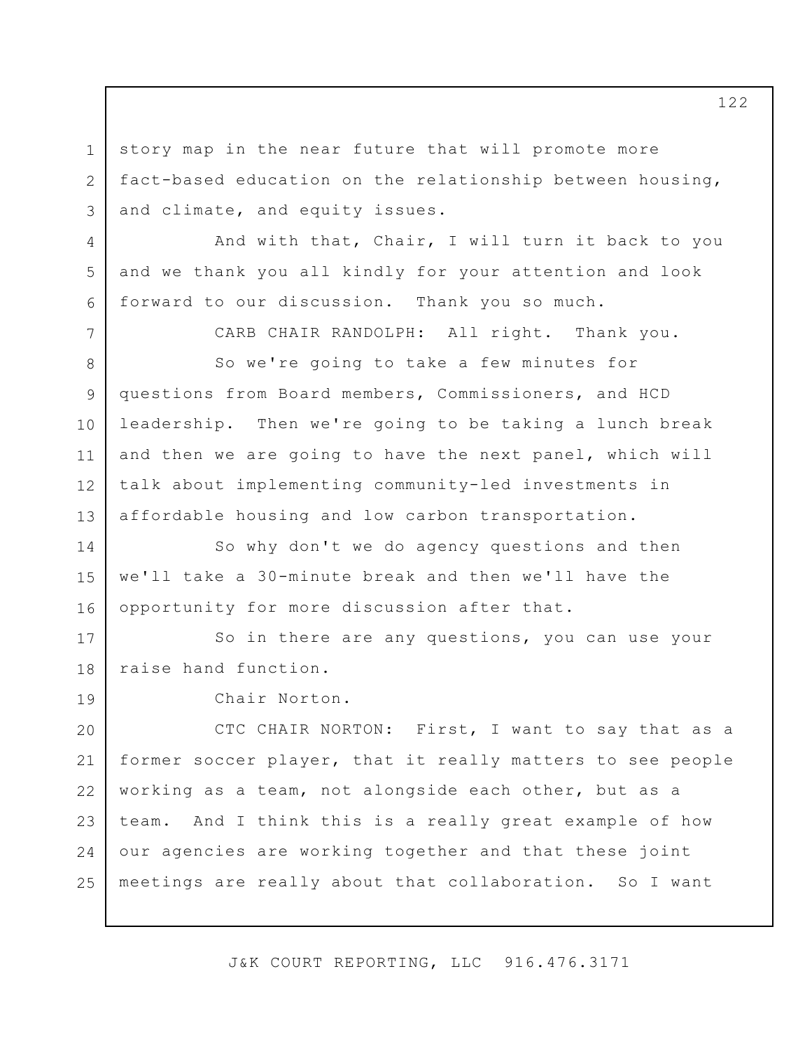story map in the near future that will promote more fact-based education on the relationship between housing, and climate, and equity issues.

And with that, Chair, I will turn it back to you and we thank you all kindly for your attention and look forward to our discussion. Thank you so much.

CARB CHAIR RANDOLPH: All right. Thank you.

So we're going to take a few minutes for questions from Board members, Commissioners, and HCD leadership. Then we're going to be taking a lunch break and then we are going to have the next panel, which will talk about implementing community-led investments in affordable housing and low carbon transportation.

So why don't we do agency questions and then we'll take a 30-minute break and then we'll have the opportunity for more discussion after that.

So in there are any questions, you can use your raise hand function.

Chair Norton.

CTC CHAIR NORTON: First, I want to say that as a former soccer player, that it really matters to see people working as a team, not alongside each other, but as a team. And I think this is a really great example of how our agencies are working together and that these joint meetings are really about that collaboration. So I want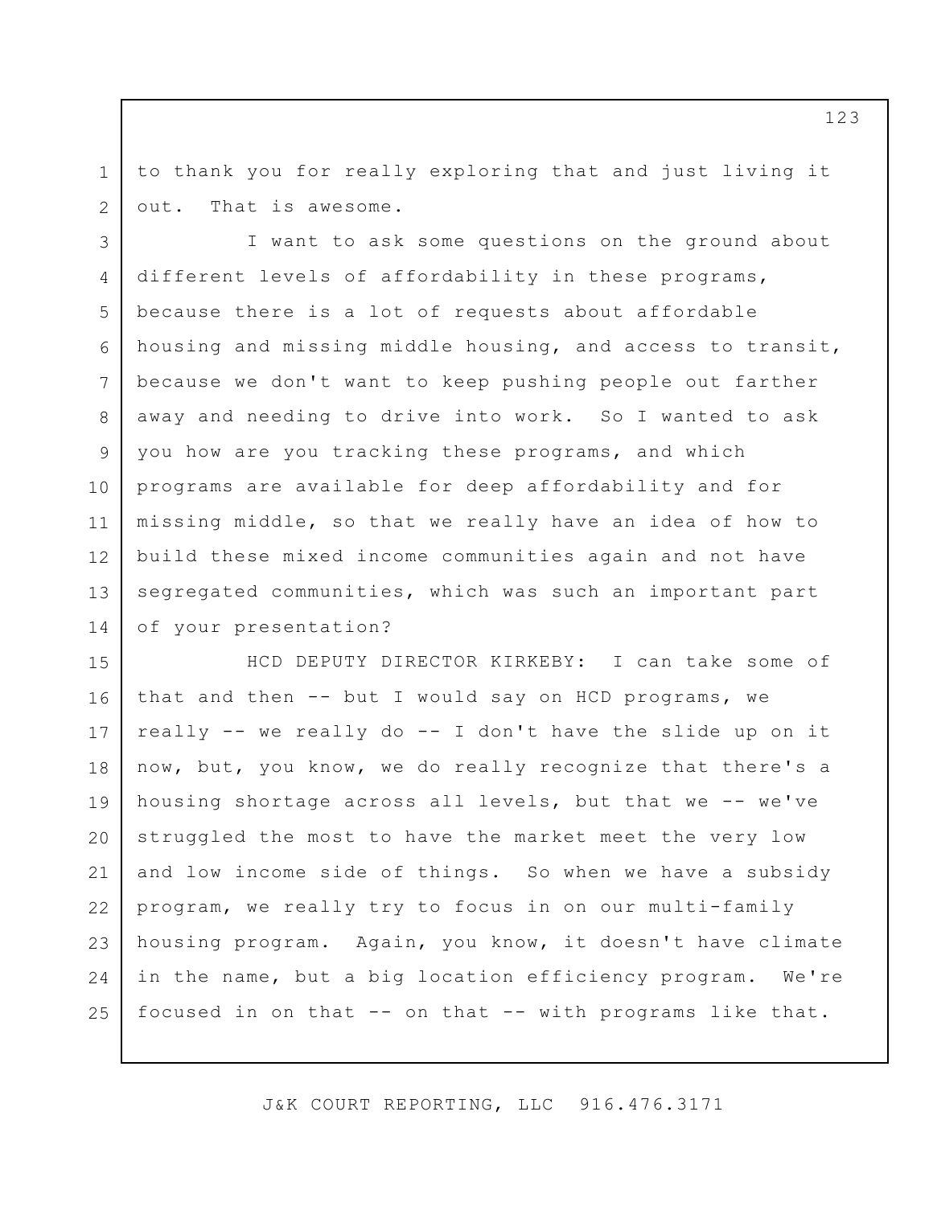to thank you for really exploring that and just living it out. That is awesome.

I want to ask some questions on the ground about different levels of affordability in these programs, because there is a lot of requests about affordable housing and missing middle housing, and access to transit, because we don't want to keep pushing people out farther away and needing to drive into work. So I wanted to ask you how are you tracking these programs, and which programs are available for deep affordability and for missing middle, so that we really have an idea of how to build these mixed income communities again and not have segregated communities, which was such an important part of your presentation?

HCD DEPUTY DIRECTOR KIRKEBY: I can take some of that and then -- but I would say on HCD programs, we really -- we really do -- I don't have the slide up on it now, but, you know, we do really recognize that there's a housing shortage across all levels, but that we -- we've struggled the most to have the market meet the very low and low income side of things. So when we have a subsidy program, we really try to focus in on our multi-family housing program. Again, you know, it doesn't have climate in the name, but a big location efficiency program. We're focused in on that -- on that -- with programs like that.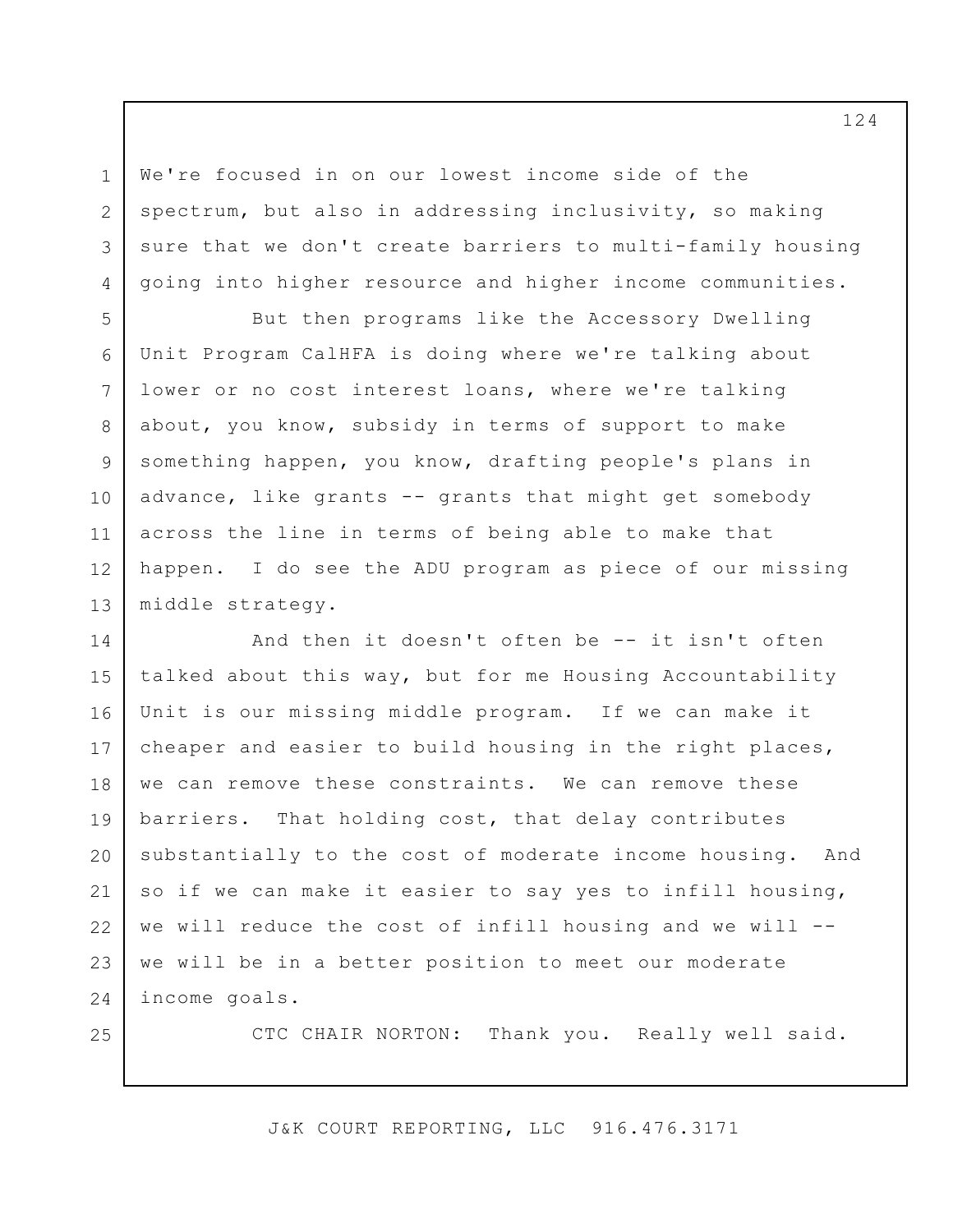We're focused in on our lowest income side of the spectrum, but also in addressing inclusivity, so making sure that we don't create barriers to multi-family housing going into higher resource and higher income communities.

But then programs like the Accessory Dwelling Unit Program CalHFA is doing where we're talking about lower or no cost interest loans, where we're talking about, you know, subsidy in terms of support to make something happen, you know, drafting people's plans in advance, like grants -- grants that might get somebody across the line in terms of being able to make that happen. I do see the ADU program as piece of our missing middle strategy.

And then it doesn't often be -- it isn't often talked about this way, but for me Housing Accountability Unit is our missing middle program. If we can make it cheaper and easier to build housing in the right places, we can remove these constraints. We can remove these barriers. That holding cost, that delay contributes substantially to the cost of moderate income housing. And so if we can make it easier to say yes to infill housing, we will reduce the cost of infill housing and we will -- we will be in a better position to meet our moderate income goals.

CTC CHAIR NORTON: Thank you. Really well said.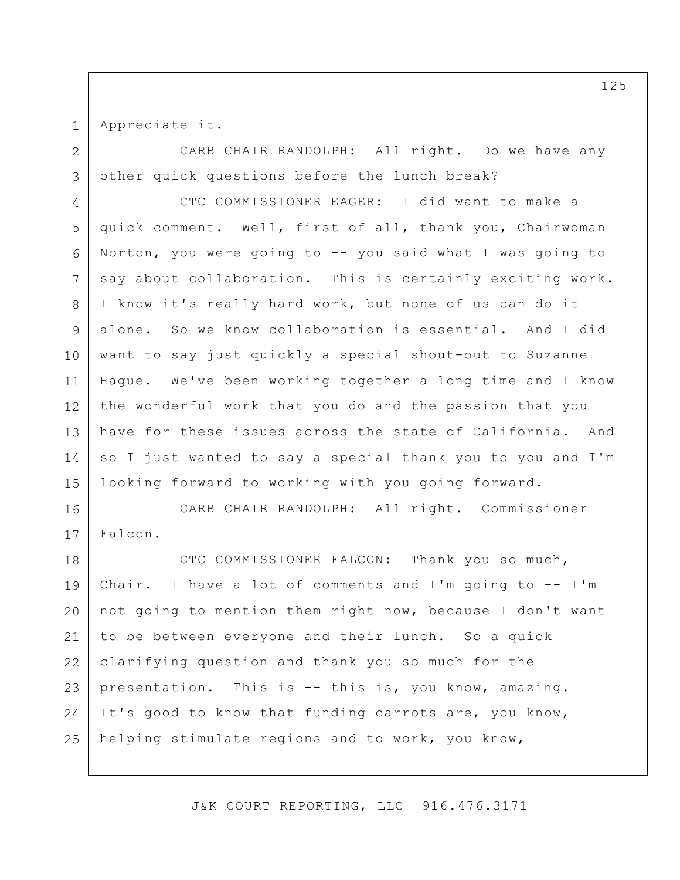Appreciate it.

CARB CHAIR RANDOLPH: All right. Do we have any other quick questions before the lunch break?

CTC COMMISSIONER EAGER: I did want to make a quick comment. Well, first of all, thank you, Chairwoman Norton, you were going to -- you said what I was going to say about collaboration. This is certainly exciting work. I know it's really hard work, but none of us can do it alone. So we know collaboration is essential. And I did want to say just quickly a special shout-out to Suzanne Hague. We've been working together a long time and I know the wonderful work that you do and the passion that you have for these issues across the state of California. And so I just wanted to say a special thank you to you and I'm looking forward to working with you going forward.

CARB CHAIR RANDOLPH: All right. Commissioner Falcon.

CTC COMMISSIONER FALCON: Thank you so much, Chair. I have a lot of comments and I'm going to -- I'm not going to mention them right now, because I don't want to be between everyone and their lunch. So a quick clarifying question and thank you so much for the presentation. This is -- this is, you know, amazing. It's good to know that funding carrots are, you know, helping stimulate regions and to work, you know,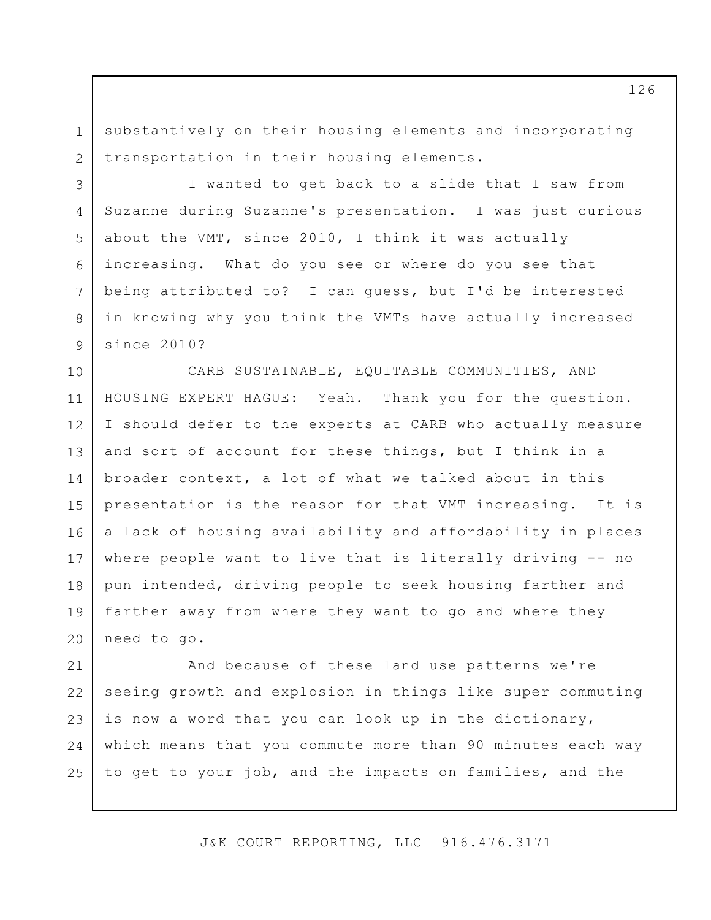substantively on their housing elements and incorporating transportation in their housing elements.

I wanted to get back to a slide that I saw from Suzanne during Suzanne's presentation. I was just curious about the VMT, since 2010, I think it was actually increasing. What do you see or where do you see that being attributed to? I can guess, but I'd be interested in knowing why you think the VMTs have actually increased since 2010?

CARB SUSTAINABLE, EQUITABLE COMMUNITIES, AND HOUSING EXPERT HAGUE: Yeah. Thank you for the question. I should defer to the experts at CARB who actually measure and sort of account for these things, but I think in a broader context, a lot of what we talked about in this presentation is the reason for that VMT increasing. It is a lack of housing availability and affordability in places where people want to live that is literally driving -- no pun intended, driving people to seek housing farther and farther away from where they want to go and where they need to go.

And because of these land use patterns we're seeing growth and explosion in things like super commuting is now a word that you can look up in the dictionary, which means that you commute more than 90 minutes each way to get to your job, and the impacts on families, and the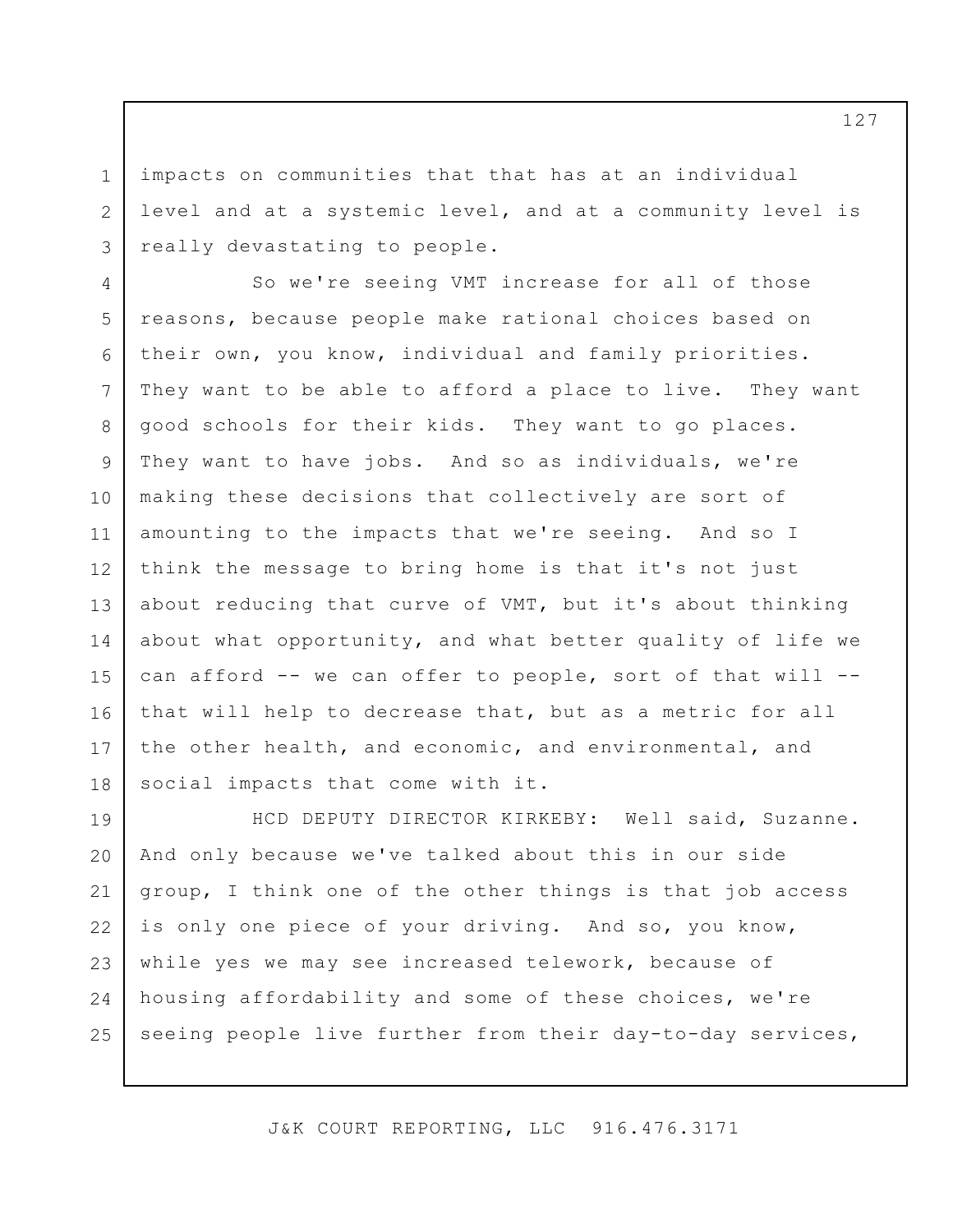impacts on communities that that has at an individual level and at a systemic level, and at a community level is really devastating to people.

So we're seeing VMT increase for all of those reasons, because people make rational choices based on their own, you know, individual and family priorities. They want to be able to afford a place to live. They want good schools for their kids. They want to go places. They want to have jobs. And so as individuals, we're making these decisions that collectively are sort of amounting to the impacts that we're seeing. And so I think the message to bring home is that it's not just about reducing that curve of VMT, but it's about thinking about what opportunity, and what better quality of life we can afford -- we can offer to people, sort of that will -- that will help to decrease that, but as a metric for all the other health, and economic, and environmental, and social impacts that come with it.

HCD DEPUTY DIRECTOR KIRKEBY: Well said, Suzanne. And only because we've talked about this in our side group, I think one of the other things is that job access is only one piece of your driving. And so, you know, while yes we may see increased telework, because of housing affordability and some of these choices, we're seeing people live further from their day-to-day services,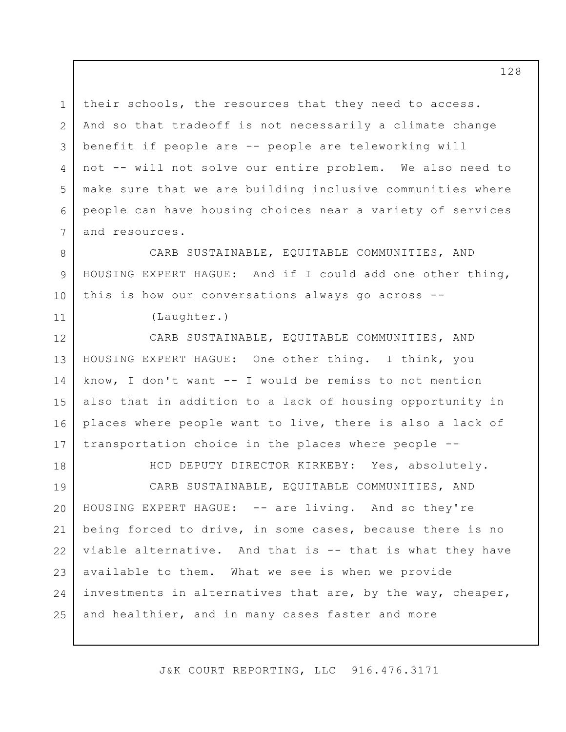their schools, the resources that they need to access. And so that tradeoff is not necessarily a climate change benefit if people are -- people are teleworking will not -- will not solve our entire problem. We also need to make sure that we are building inclusive communities where people can have housing choices near a variety of services and resources.

CARB SUSTAINABLE, EQUITABLE COMMUNITIES, AND HOUSING EXPERT HAGUE: And if I could add one other thing, this is how our conversations always go across --

(Laughter.)

CARB SUSTAINABLE, EQUITABLE COMMUNITIES, AND HOUSING EXPERT HAGUE: One other thing. I think, you know, I don't want -- I would be remiss to not mention also that in addition to a lack of housing opportunity in places where people want to live, there is also a lack of transportation choice in the places where people --

HCD DEPUTY DIRECTOR KIRKEBY: Yes, absolutely.

CARB SUSTAINABLE, EQUITABLE COMMUNITIES, AND HOUSING EXPERT HAGUE: -- are living. And so they're being forced to drive, in some cases, because there is no viable alternative. And that is -- that is what they have available to them. What we see is when we provide investments in alternatives that are, by the way, cheaper, and healthier, and in many cases faster and more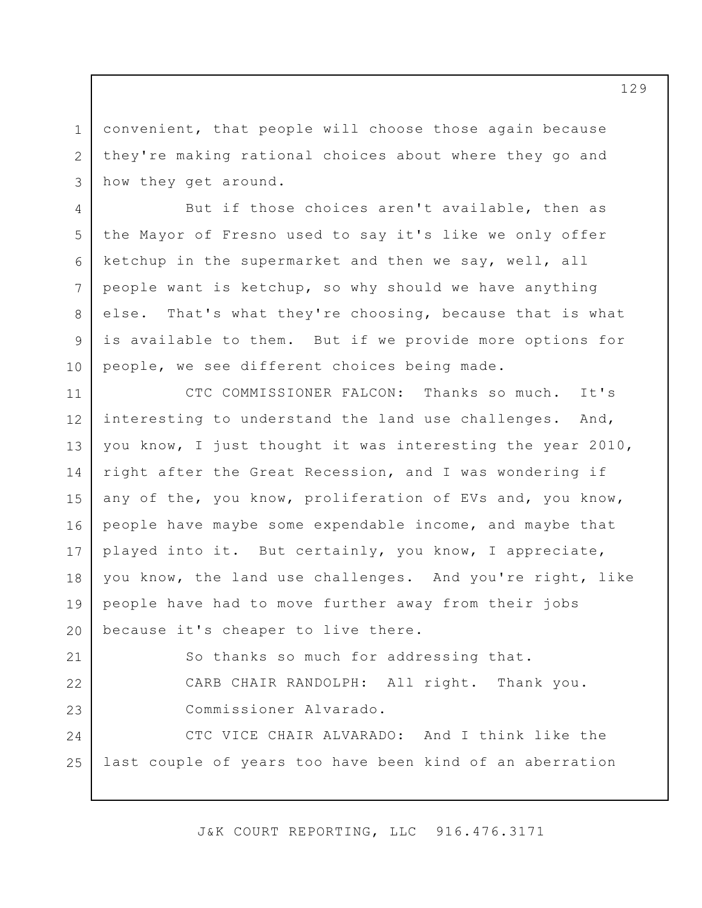convenient, that people will choose those again because they're making rational choices about where they go and how they get around.

But if those choices aren't available, then as the Mayor of Fresno used to say it's like we only offer ketchup in the supermarket and then we say, well, all people want is ketchup, so why should we have anything else. That's what they're choosing, because that is what is available to them. But if we provide more options for people, we see different choices being made.

CTC COMMISSIONER FALCON: Thanks so much. It's interesting to understand the land use challenges. And, you know, I just thought it was interesting the year 2010, right after the Great Recession, and I was wondering if any of the, you know, proliferation of EVs and, you know, people have maybe some expendable income, and maybe that played into it. But certainly, you know, I appreciate, you know, the land use challenges. And you're right, like people have had to move further away from their jobs because it's cheaper to live there.

So thanks so much for addressing that.

CARB CHAIR RANDOLPH: All right. Thank you.

Commissioner Alvarado.

CTC VICE CHAIR ALVARADO: And I think like the last couple of years too have been kind of an aberration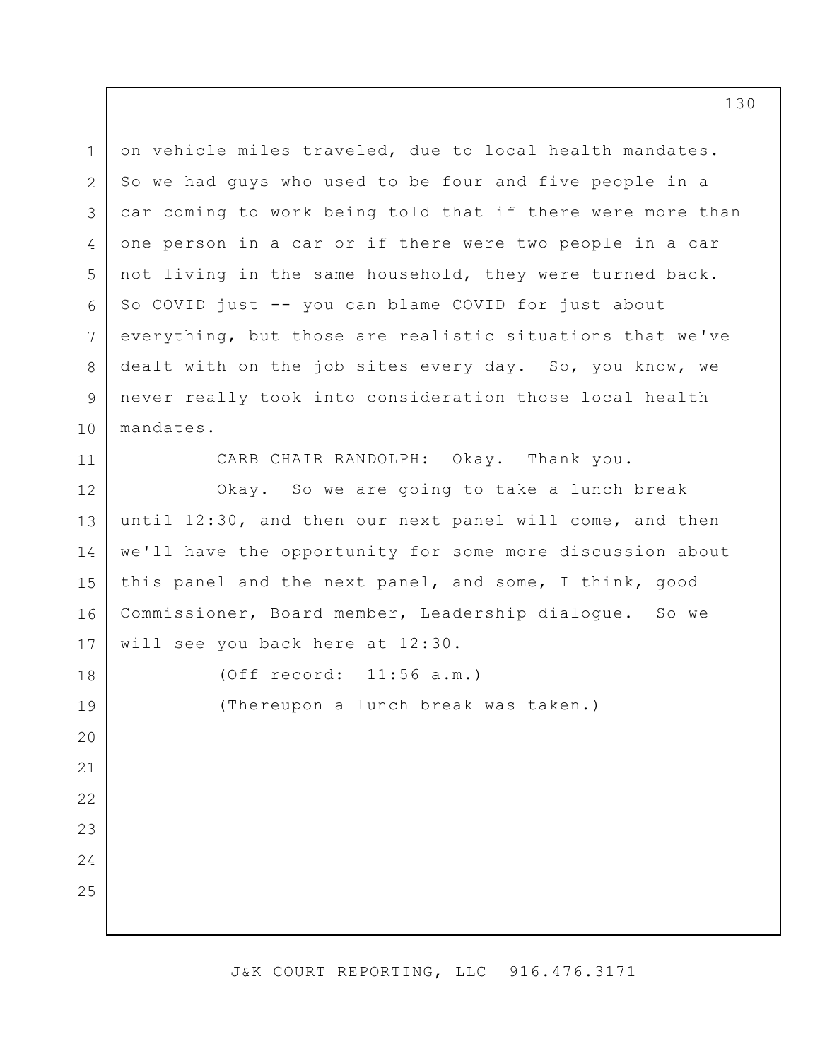on vehicle miles traveled, due to local health mandates. So we had guys who used to be four and five people in a car coming to work being told that if there were more than one person in a car or if there were two people in a car not living in the same household, they were turned back. So COVID just -- you can blame COVID for just about everything, but those are realistic situations that we've dealt with on the job sites every day. So, you know, we never really took into consideration those local health mandates.

CARB CHAIR RANDOLPH: Okay. Thank you.

Okay. So we are going to take a lunch break until 12:30, and then our next panel will come, and then we'll have the opportunity for some more discussion about this panel and the next panel, and some, I think, good Commissioner, Board member, Leadership dialogue. So we will see you back here at 12:30.

(Off record: 11:56 a.m.)

(Thereupon a lunch break was taken.)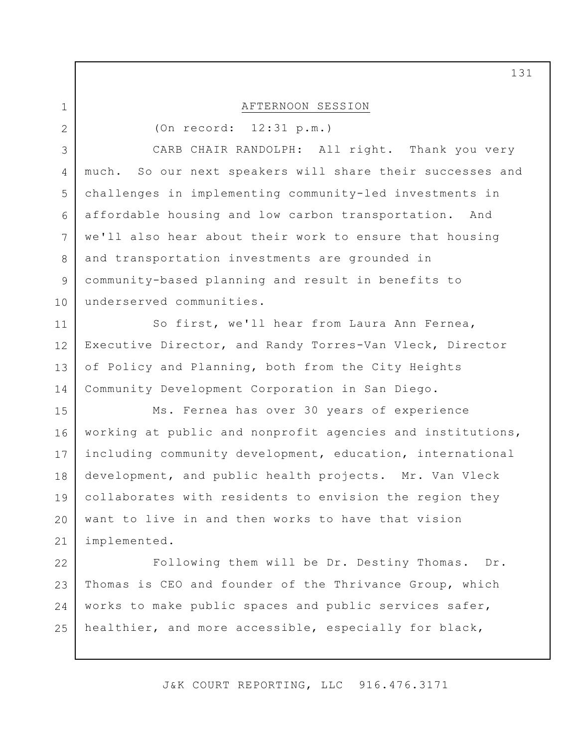## AFTERNOON SESSION

(On record: 12:31 p.m.)

CARB CHAIR RANDOLPH: All right. Thank you very much. So our next speakers will share their successes and challenges in implementing community-led investments in affordable housing and low carbon transportation. And we'll also hear about their work to ensure that housing and transportation investments are grounded in community-based planning and result in benefits to underserved communities.

So first, we'll hear from Laura Ann Fernea, Executive Director, and Randy Torres-Van Vleck, Director of Policy and Planning, both from the City Heights Community Development Corporation in San Diego.

Ms. Fernea has over 30 years of experience working at public and nonprofit agencies and institutions, including community development, education, international development, and public health projects. Mr. Van Vleck collaborates with residents to envision the region they want to live in and then works to have that vision implemented.

Following them will be Dr. Destiny Thomas. Dr. Thomas is CEO and founder of the Thrivance Group, which works to make public spaces and public services safer, healthier, and more accessible, especially for black,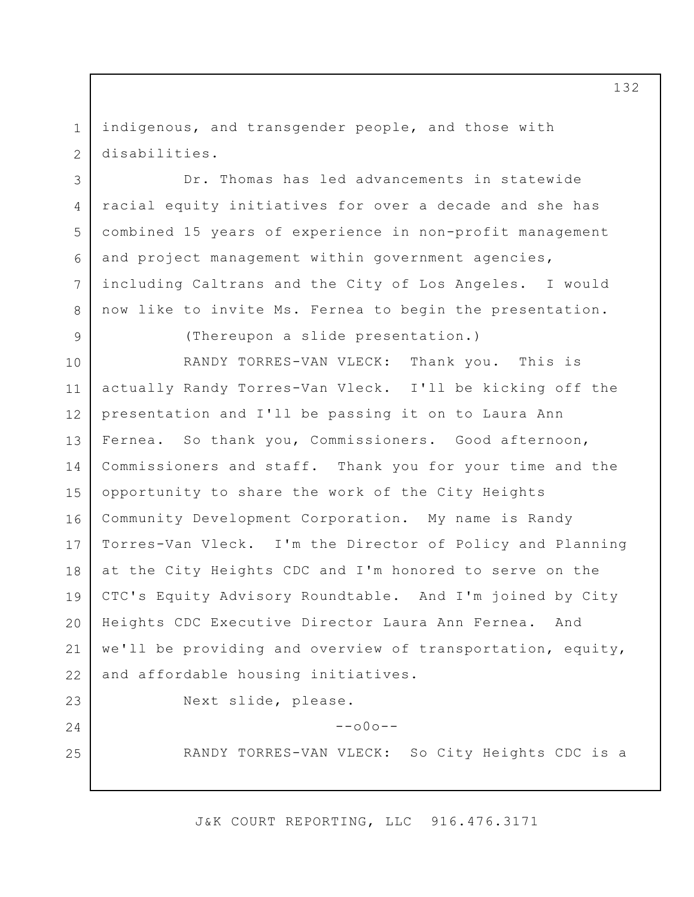indigenous, and transgender people, and those with disabilities.

Dr. Thomas has led advancements in statewide racial equity initiatives for over a decade and she has combined 15 years of experience in non-profit management and project management within government agencies, including Caltrans and the City of Los Angeles. I would now like to invite Ms. Fernea to begin the presentation.

(Thereupon a slide presentation.)

RANDY TORRES-VAN VLECK: Thank you. This is actually Randy Torres-Van Vleck. I'll be kicking off the presentation and I'll be passing it on to Laura Ann Fernea. So thank you, Commissioners. Good afternoon, Commissioners and staff. Thank you for your time and the opportunity to share the work of the City Heights Community Development Corporation. My name is Randy Torres-Van Vleck. I'm the Director of Policy and Planning at the City Heights CDC and I'm honored to serve on the CTC's Equity Advisory Roundtable. And I'm joined by City Heights CDC Executive Director Laura Ann Fernea. And we'll be providing and overview of transportation, equity, and affordable housing initiatives.

Next slide, please.

--o0o--

RANDY TORRES-VAN VLECK: So City Heights CDC is a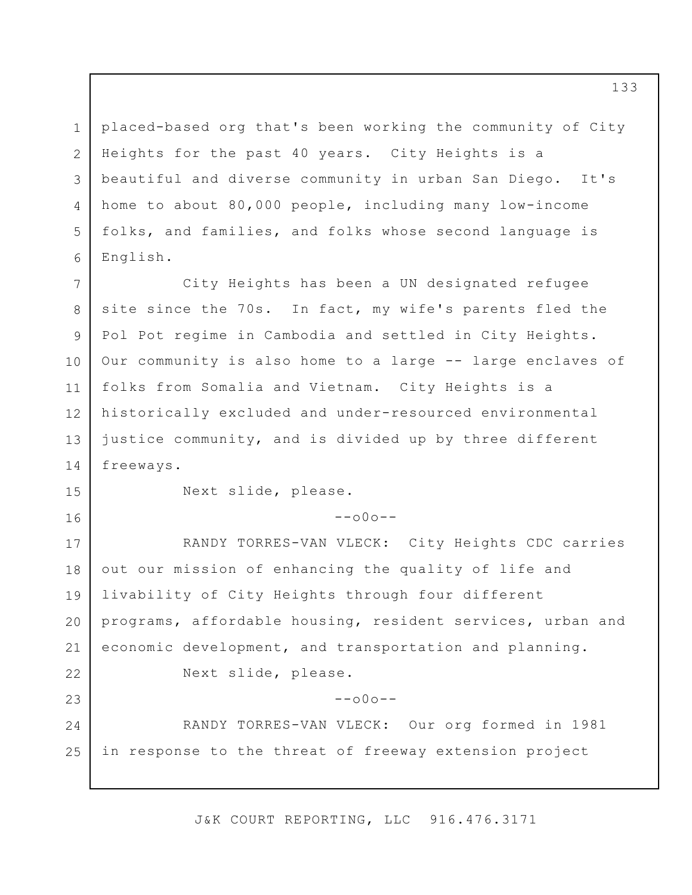placed-based org that's been working the community of City Heights for the past 40 years. City Heights is a beautiful and diverse community in urban San Diego. It's home to about 80,000 people, including many low-income folks, and families, and folks whose second language is English.

City Heights has been a UN designated refugee site since the 70s. In fact, my wife's parents fled the Pol Pot regime in Cambodia and settled in City Heights. Our community is also home to a large -- large enclaves of folks from Somalia and Vietnam. City Heights is a historically excluded and under-resourced environmental justice community, and is divided up by three different freeways.

Next slide, please.

--o0o--

RANDY TORRES-VAN VLECK: City Heights CDC carries out our mission of enhancing the quality of life and livability of City Heights through four different programs, affordable housing, resident services, urban and economic development, and transportation and planning.

Next slide, please.

--o0o--

RANDY TORRES-VAN VLECK: Our org formed in 1981 in response to the threat of freeway extension project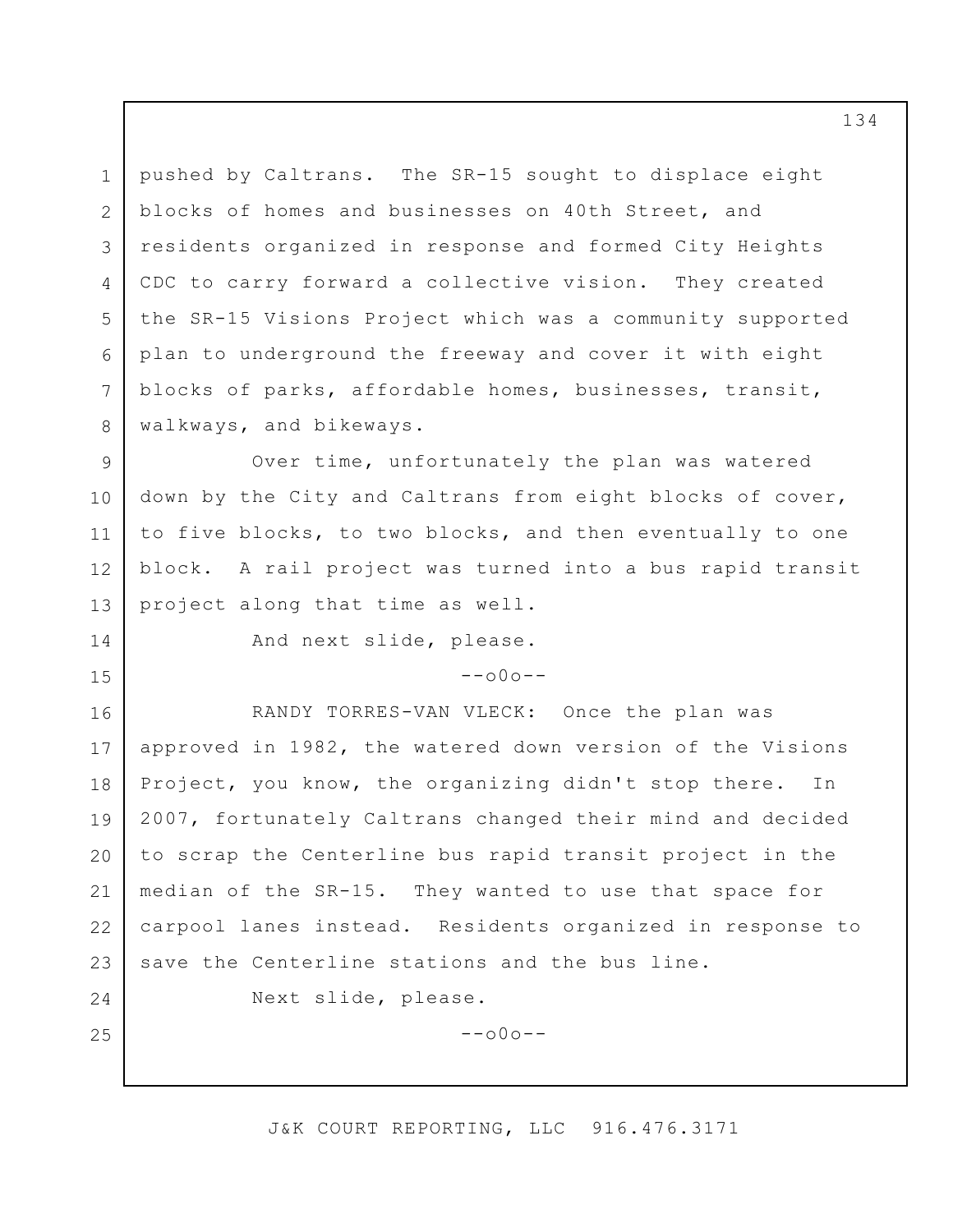pushed by Caltrans. The SR-15 sought to displace eight blocks of homes and businesses on 40th Street, and residents organized in response and formed City Heights CDC to carry forward a collective vision. They created the SR-15 Visions Project which was a community supported plan to underground the freeway and cover it with eight blocks of parks, affordable homes, businesses, transit, walkways, and bikeways.

Over time, unfortunately the plan was watered down by the City and Caltrans from eight blocks of cover, to five blocks, to two blocks, and then eventually to one block. A rail project was turned into a bus rapid transit project along that time as well.

And next slide, please.

--o0o--

RANDY TORRES-VAN VLECK: Once the plan was approved in 1982, the watered down version of the Visions Project, you know, the organizing didn't stop there. In 2007, fortunately Caltrans changed their mind and decided to scrap the Centerline bus rapid transit project in the median of the SR-15. They wanted to use that space for carpool lanes instead. Residents organized in response to save the Centerline stations and the bus line.

Next slide, please.

--o0o--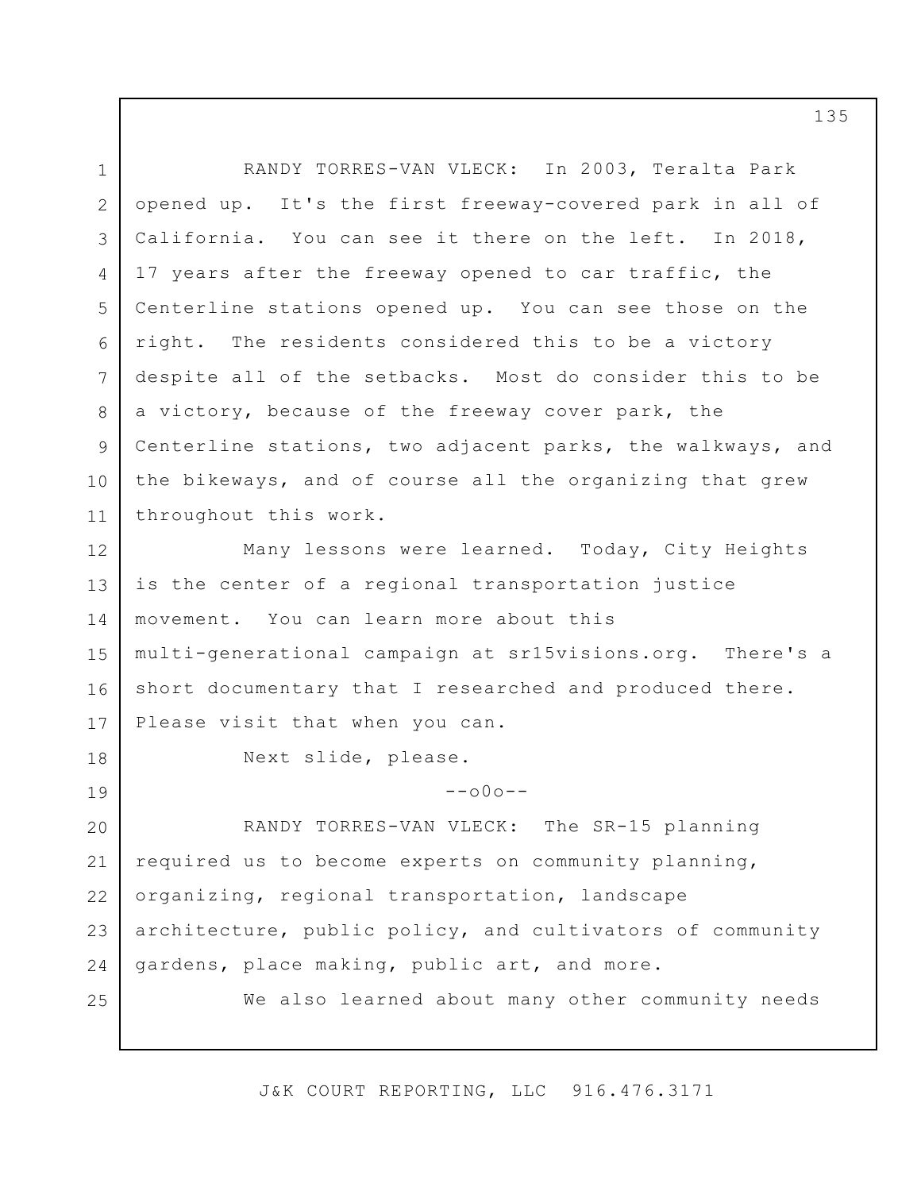RANDY TORRES-VAN VLECK: In 2003, Teralta Park opened up. It's the first freeway-covered park in all of California. You can see it there on the left. In 2018, 17 years after the freeway opened to car traffic, the Centerline stations opened up. You can see those on the right. The residents considered this to be a victory despite all of the setbacks. Most do consider this to be a victory, because of the freeway cover park, the Centerline stations, two adjacent parks, the walkways, and the bikeways, and of course all the organizing that grew throughout this work.

Many lessons were learned. Today, City Heights is the center of a regional transportation justice movement. You can learn more about this multi-generational campaign at sr15visions.org. There's a short documentary that I researched and produced there. Please visit that when you can.

Next slide, please.

--o0o--

RANDY TORRES-VAN VLECK: The SR-15 planning required us to become experts on community planning, organizing, regional transportation, landscape architecture, public policy, and cultivators of community gardens, place making, public art, and more.

We also learned about many other community needs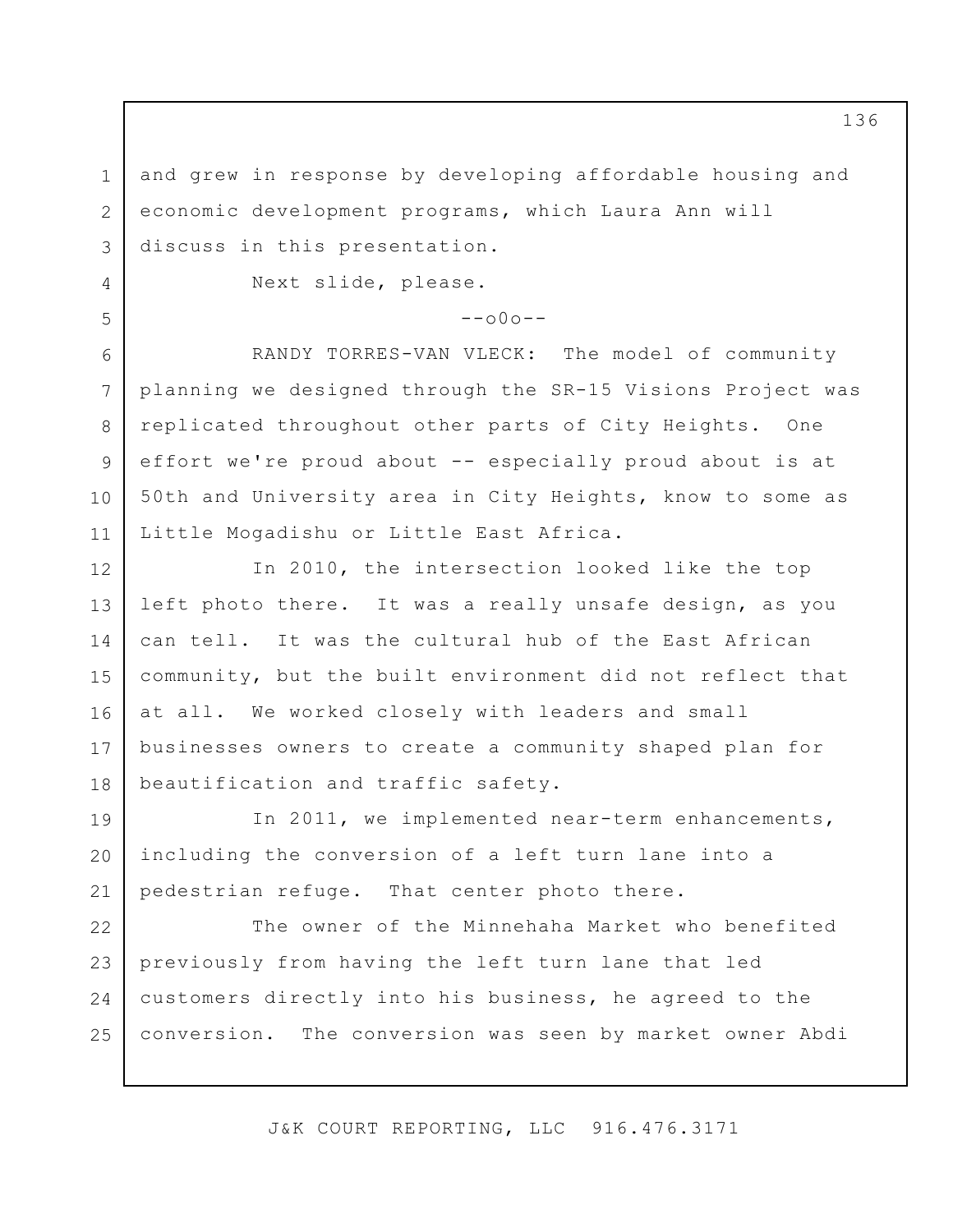and grew in response by developing affordable housing and economic development programs, which Laura Ann will discuss in this presentation.

Next slide, please.

--o0o--

RANDY TORRES-VAN VLECK: The model of community planning we designed through the SR-15 Visions Project was replicated throughout other parts of City Heights. One effort we're proud about -- especially proud about is at 50th and University area in City Heights, know to some as Little Mogadishu or Little East Africa.

In 2010, the intersection looked like the top left photo there. It was a really unsafe design, as you can tell. It was the cultural hub of the East African community, but the built environment did not reflect that at all. We worked closely with leaders and small businesses owners to create a community shaped plan for beautification and traffic safety.

In 2011, we implemented near-term enhancements, including the conversion of a left turn lane into a pedestrian refuge. That center photo there.

The owner of the Minnehaha Market who benefited previously from having the left turn lane that led customers directly into his business, he agreed to the conversion. The conversion was seen by market owner Abdi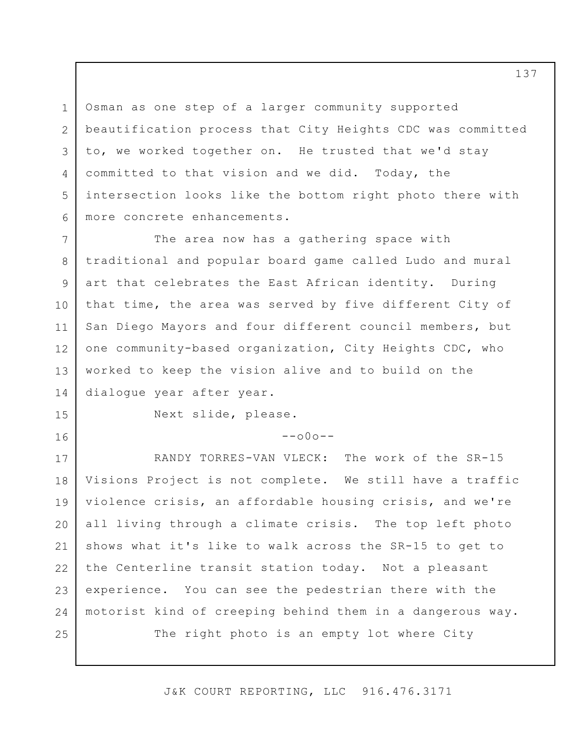Osman as one step of a larger community supported beautification process that City Heights CDC was committed to, we worked together on. He trusted that we'd stay committed to that vision and we did. Today, the intersection looks like the bottom right photo there with more concrete enhancements.

The area now has a gathering space with traditional and popular board game called Ludo and mural art that celebrates the East African identity. During that time, the area was served by five different City of San Diego Mayors and four different council members, but one community-based organization, City Heights CDC, who worked to keep the vision alive and to build on the dialogue year after year.

Next slide, please.

--o0o--

RANDY TORRES-VAN VLECK: The work of the SR-15 Visions Project is not complete. We still have a traffic violence crisis, an affordable housing crisis, and we're all living through a climate crisis. The top left photo shows what it's like to walk across the SR-15 to get to the Centerline transit station today. Not a pleasant experience. You can see the pedestrian there with the motorist kind of creeping behind them in a dangerous way.

The right photo is an empty lot where City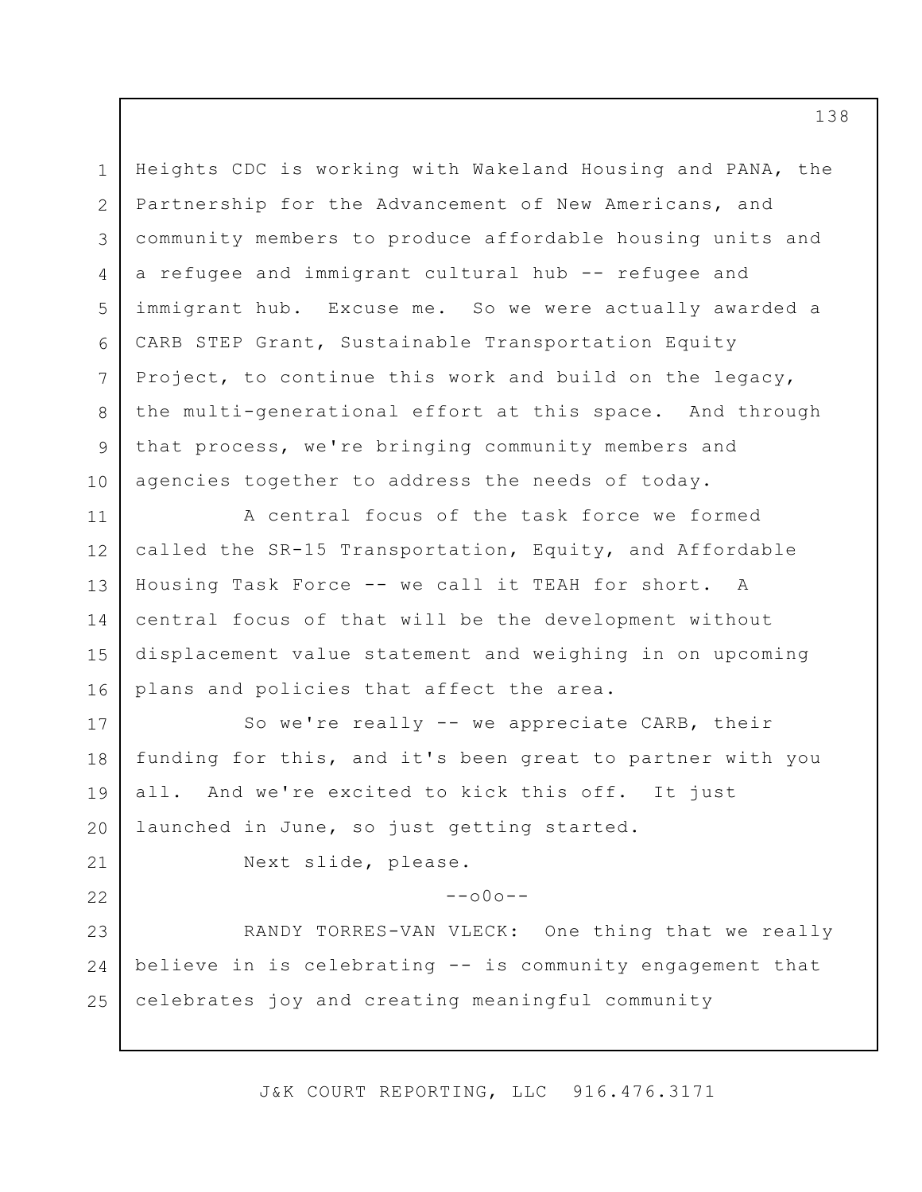Heights CDC is working with Wakeland Housing and PANA, the Partnership for the Advancement of New Americans, and community members to produce affordable housing units and a refugee and immigrant cultural hub -- refugee and immigrant hub. Excuse me. So we were actually awarded a CARB STEP Grant, Sustainable Transportation Equity Project, to continue this work and build on the legacy, the multi-generational effort at this space. And through that process, we're bringing community members and agencies together to address the needs of today.

A central focus of the task force we formed called the SR-15 Transportation, Equity, and Affordable Housing Task Force -- we call it TEAH for short. A central focus of that will be the development without displacement value statement and weighing in on upcoming plans and policies that affect the area.

So we're really -- we appreciate CARB, their funding for this, and it's been great to partner with you all. And we're excited to kick this off. It just launched in June, so just getting started.

Next slide, please.

--o0o--

RANDY TORRES-VAN VLECK: One thing that we really believe in is celebrating -- is community engagement that celebrates joy and creating meaningful community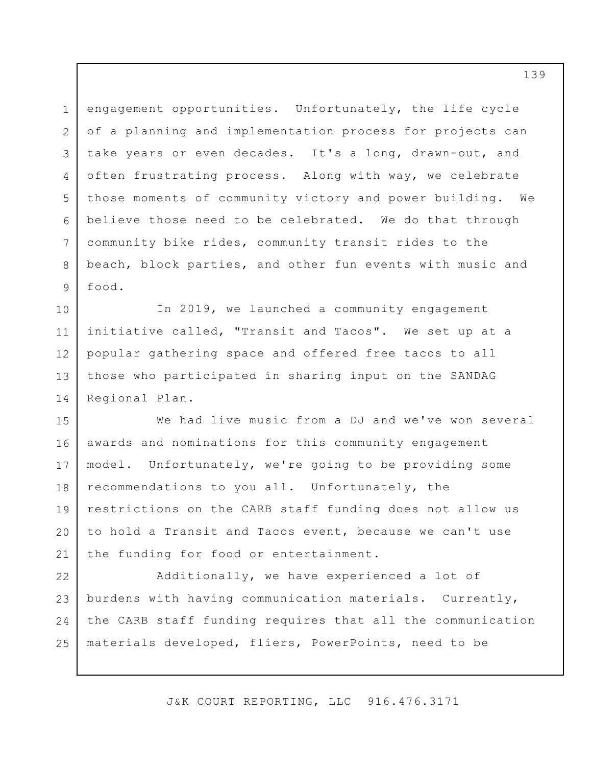engagement opportunities. Unfortunately, the life cycle of a planning and implementation process for projects can take years or even decades. It's a long, drawn-out, and often frustrating process. Along with way, we celebrate those moments of community victory and power building. We believe those need to be celebrated. We do that through community bike rides, community transit rides to the beach, block parties, and other fun events with music and food.

In 2019, we launched a community engagement initiative called, "Transit and Tacos". We set up at a popular gathering space and offered free tacos to all those who participated in sharing input on the SANDAG Regional Plan.

We had live music from a DJ and we've won several awards and nominations for this community engagement model. Unfortunately, we're going to be providing some recommendations to you all. Unfortunately, the restrictions on the CARB staff funding does not allow us to hold a Transit and Tacos event, because we can't use the funding for food or entertainment.

Additionally, we have experienced a lot of burdens with having communication materials. Currently, the CARB staff funding requires that all the communication materials developed, fliers, PowerPoints, need to be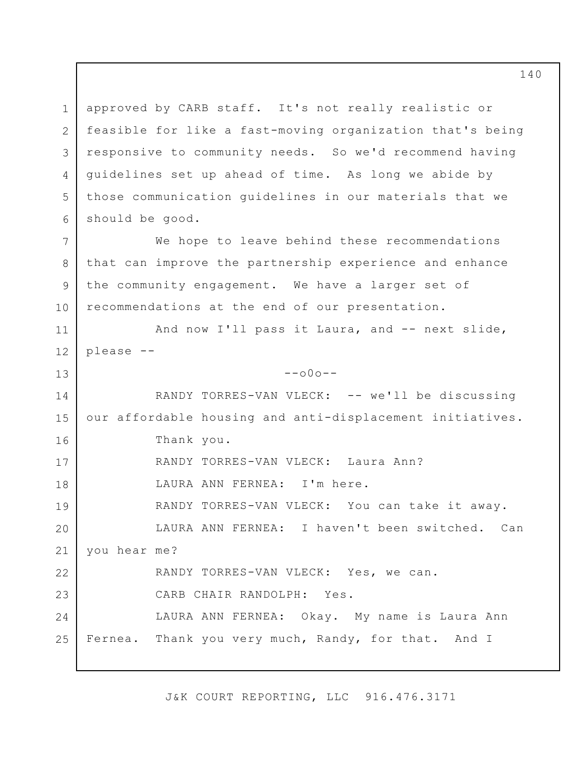approved by CARB staff. It's not really realistic or feasible for like a fast-moving organization that's being responsive to community needs. So we'd recommend having guidelines set up ahead of time. As long we abide by those communication guidelines in our materials that we should be good.

We hope to leave behind these recommendations that can improve the partnership experience and enhance the community engagement. We have a larger set of recommendations at the end of our presentation.

And now I'll pass it Laura, and -- next slide, please --

--o0o--

RANDY TORRES-VAN VLECK: -- we'll be discussing our affordable housing and anti-displacement initiatives.

Thank you.

RANDY TORRES-VAN VLECK: Laura Ann?

LAURA ANN FERNEA: I'm here.

RANDY TORRES-VAN VLECK: You can take it away.

LAURA ANN FERNEA: I haven't been switched. Can you hear me?

RANDY TORRES-VAN VLECK: Yes, we can.

CARB CHAIR RANDOLPH: Yes.

LAURA ANN FERNEA: Okay. My name is Laura Ann Fernea. Thank you very much, Randy, for that. And I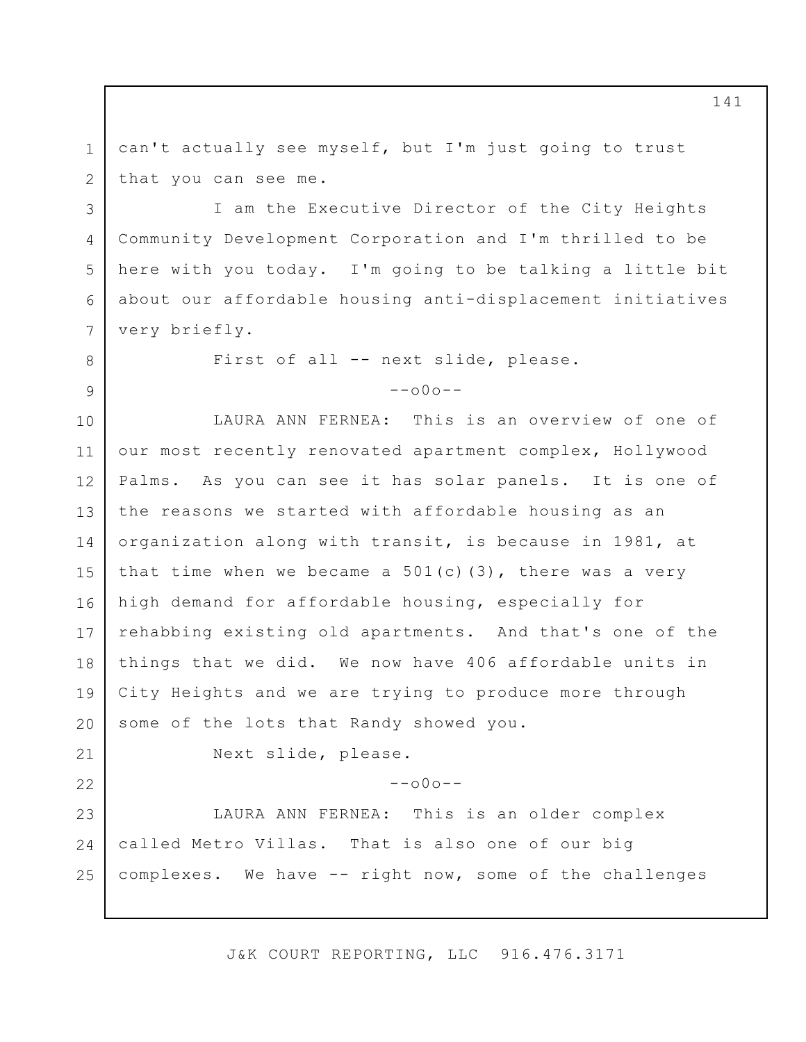can't actually see myself, but I'm just going to trust that you can see me.

I am the Executive Director of the City Heights Community Development Corporation and I'm thrilled to be here with you today. I'm going to be talking a little bit about our affordable housing anti-displacement initiatives very briefly.

First of all -- next slide, please.

--o0o--

LAURA ANN FERNEA: This is an overview of one of our most recently renovated apartment complex, Hollywood Palms. As you can see it has solar panels. It is one of the reasons we started with affordable housing as an organization along with transit, is because in 1981, at that time when we became a 501(c)(3), there was a very high demand for affordable housing, especially for rehabbing existing old apartments. And that's one of the things that we did. We now have 406 affordable units in City Heights and we are trying to produce more through some of the lots that Randy showed you.

Next slide, please.

--o0o--

LAURA ANN FERNEA: This is an older complex called Metro Villas. That is also one of our big complexes. We have -- right now, some of the challenges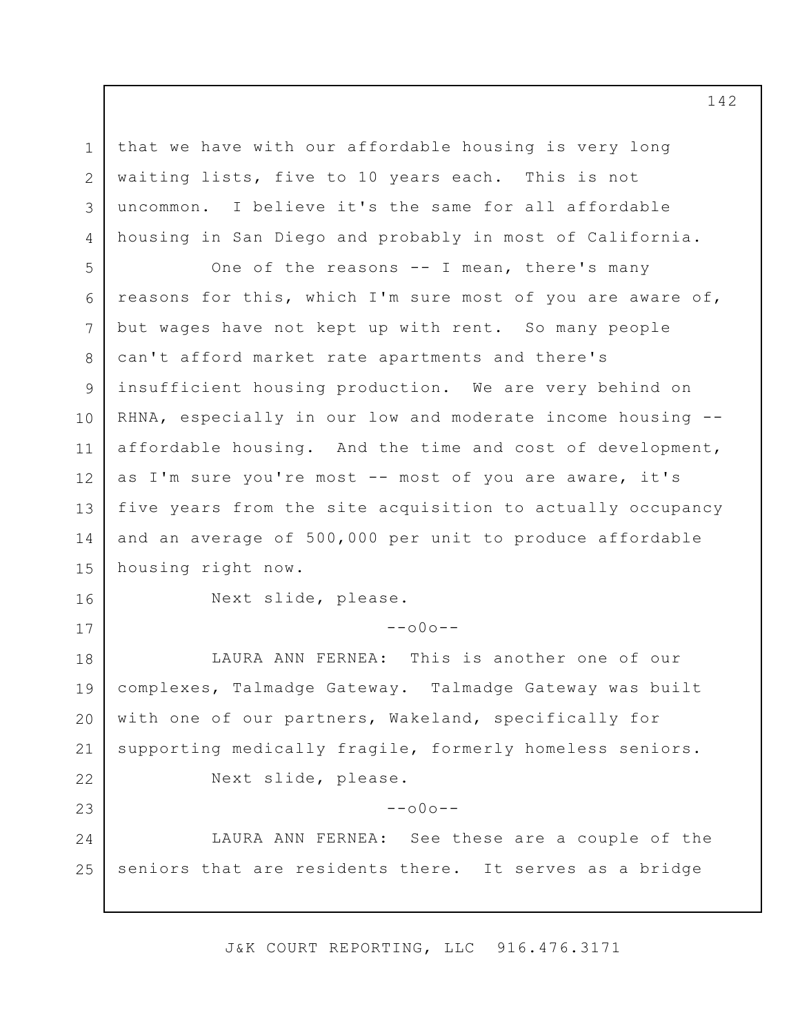that we have with our affordable housing is very long waiting lists, five to 10 years each. This is not uncommon. I believe it's the same for all affordable housing in San Diego and probably in most of California.

One of the reasons -- I mean, there's many reasons for this, which I'm sure most of you are aware of, but wages have not kept up with rent. So many people can't afford market rate apartments and there's insufficient housing production. We are very behind on RHNA, especially in our low and moderate income housing -- affordable housing. And the time and cost of development, as I'm sure you're most -- most of you are aware, it's five years from the site acquisition to actually occupancy and an average of 500,000 per unit to produce affordable housing right now.

Next slide, please.

--o0o--

LAURA ANN FERNEA: This is another one of our complexes, Talmadge Gateway. Talmadge Gateway was built with one of our partners, Wakeland, specifically for supporting medically fragile, formerly homeless seniors.

Next slide, please.

--o0o--

LAURA ANN FERNEA: See these are a couple of the seniors that are residents there. It serves as a bridge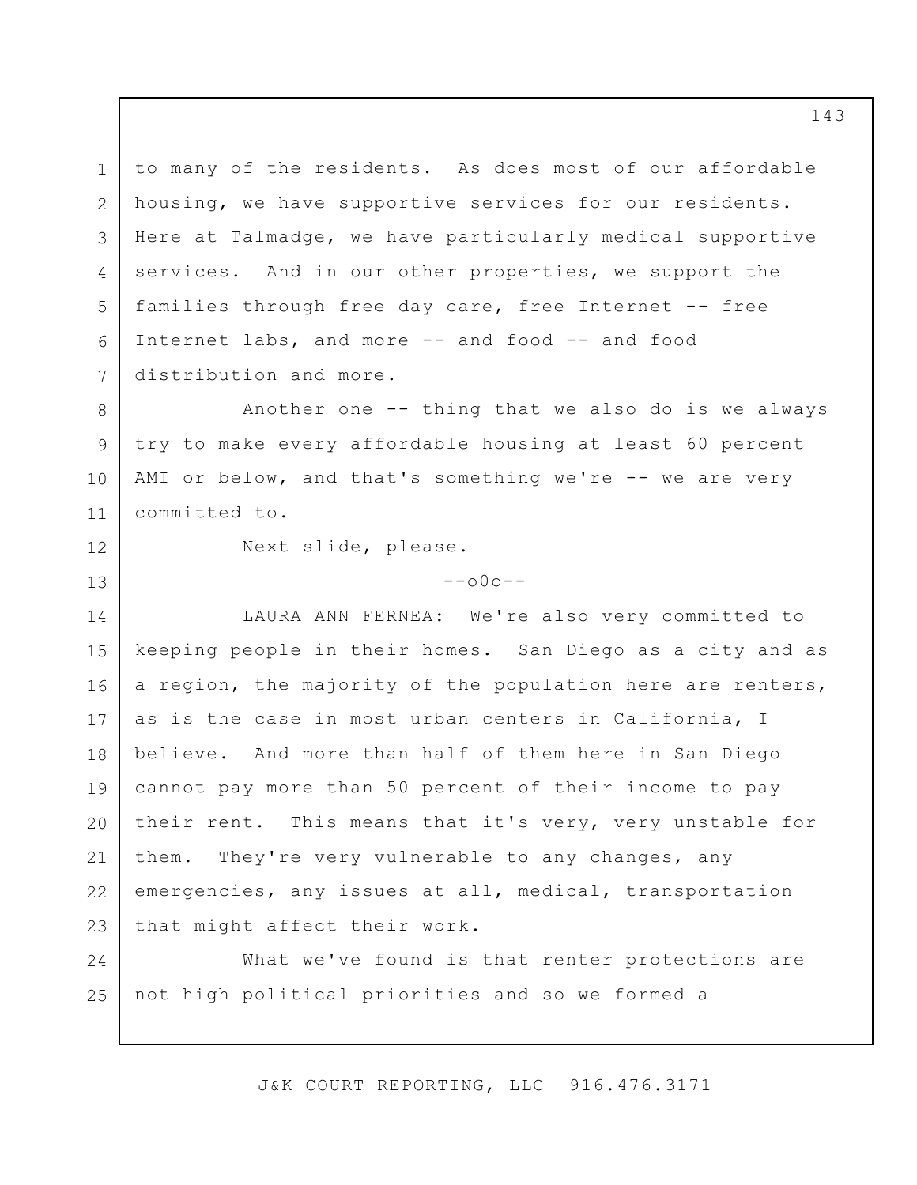to many of the residents. As does most of our affordable housing, we have supportive services for our residents. Here at Talmadge, we have particularly medical supportive services. And in our other properties, we support the families through free day care, free Internet -- free Internet labs, and more -- and food -- and food distribution and more.

Another one -- thing that we also do is we always try to make every affordable housing at least 60 percent AMI or below, and that's something we're -- we are very committed to.

Next slide, please.

--o0o--

LAURA ANN FERNEA: We're also very committed to keeping people in their homes. San Diego as a city and as a region, the majority of the population here are renters, as is the case in most urban centers in California, I believe. And more than half of them here in San Diego cannot pay more than 50 percent of their income to pay their rent. This means that it's very, very unstable for them. They're very vulnerable to any changes, any emergencies, any issues at all, medical, transportation that might affect their work.

What we've found is that renter protections are not high political priorities and so we formed a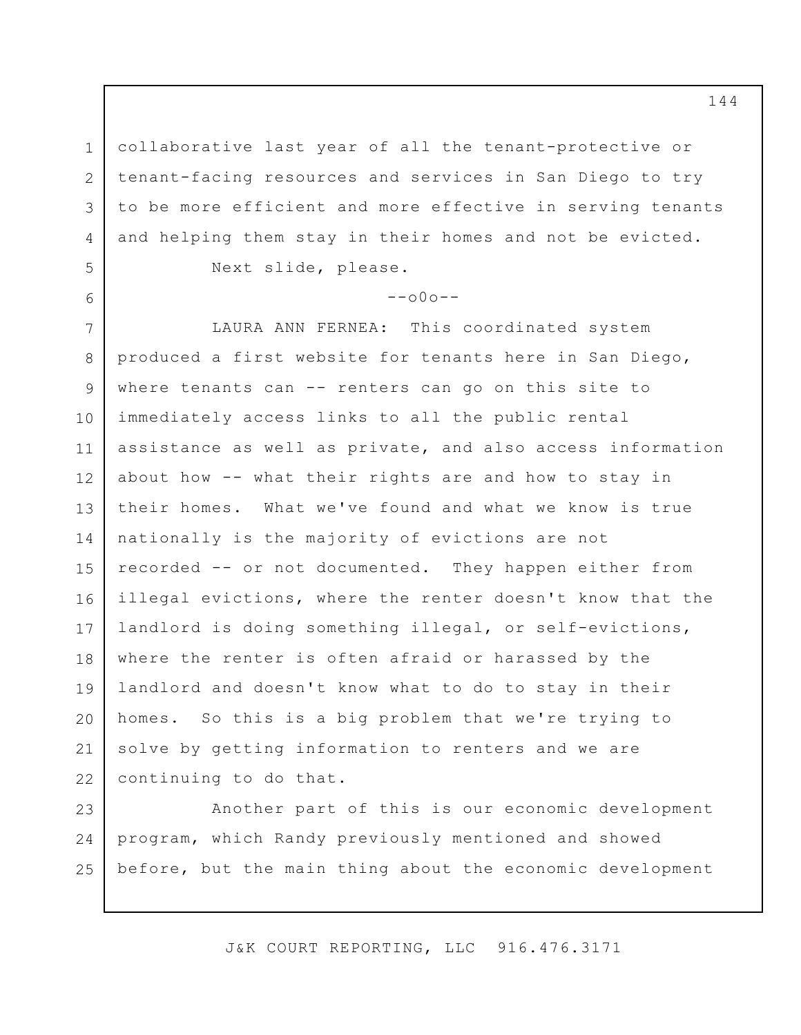collaborative last year of all the tenant-protective or tenant-facing resources and services in San Diego to try to be more efficient and more effective in serving tenants and helping them stay in their homes and not be evicted.

Next slide, please.

--o0o--

LAURA ANN FERNEA: This coordinated system produced a first website for tenants here in San Diego, where tenants can -- renters can go on this site to immediately access links to all the public rental assistance as well as private, and also access information about how -- what their rights are and how to stay in their homes. What we've found and what we know is true nationally is the majority of evictions are not recorded -- or not documented. They happen either from illegal evictions, where the renter doesn't know that the landlord is doing something illegal, or self-evictions, where the renter is often afraid or harassed by the landlord and doesn't know what to do to stay in their homes. So this is a big problem that we're trying to solve by getting information to renters and we are continuing to do that.

Another part of this is our economic development program, which Randy previously mentioned and showed before, but the main thing about the economic development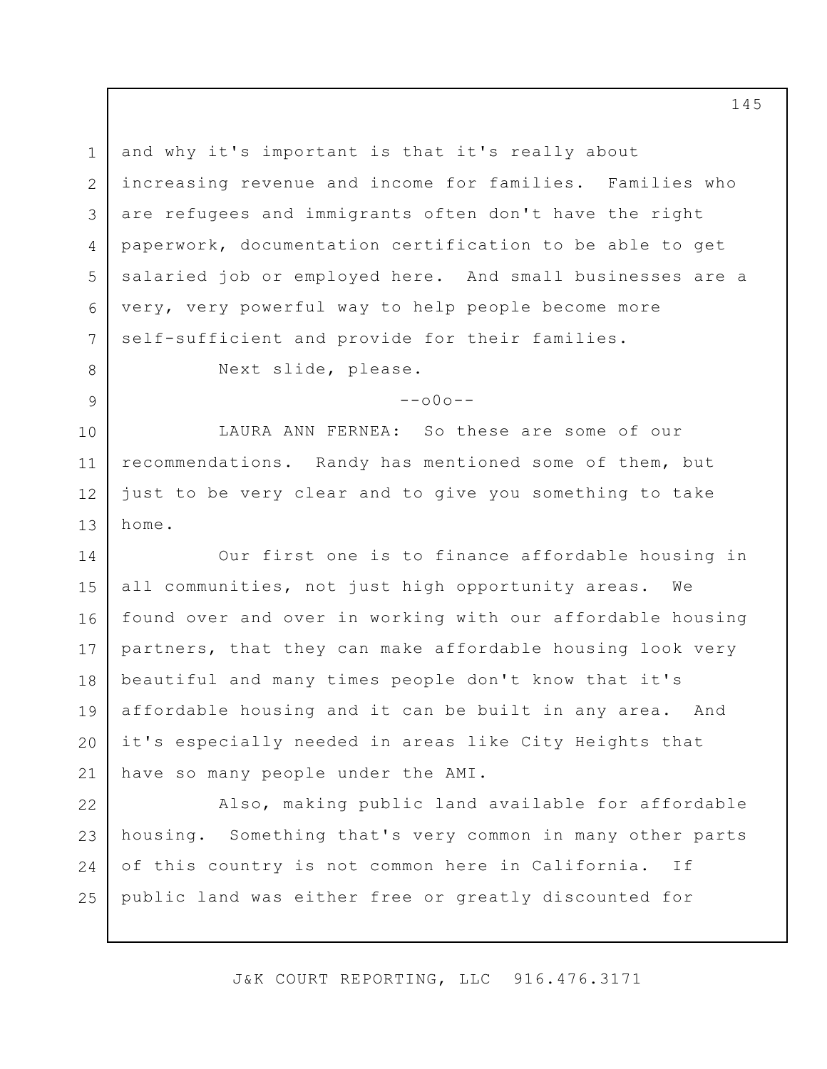and why it's important is that it's really about increasing revenue and income for families. Families who are refugees and immigrants often don't have the right paperwork, documentation certification to be able to get salaried job or employed here. And small businesses are a very, very powerful way to help people become more self-sufficient and provide for their families.

Next slide, please.

--o0o--

LAURA ANN FERNEA: So these are some of our recommendations. Randy has mentioned some of them, but just to be very clear and to give you something to take home.

Our first one is to finance affordable housing in all communities, not just high opportunity areas. We found over and over in working with our affordable housing partners, that they can make affordable housing look very beautiful and many times people don't know that it's affordable housing and it can be built in any area. And it's especially needed in areas like City Heights that have so many people under the AMI.

Also, making public land available for affordable housing. Something that's very common in many other parts of this country is not common here in California. If public land was either free or greatly discounted for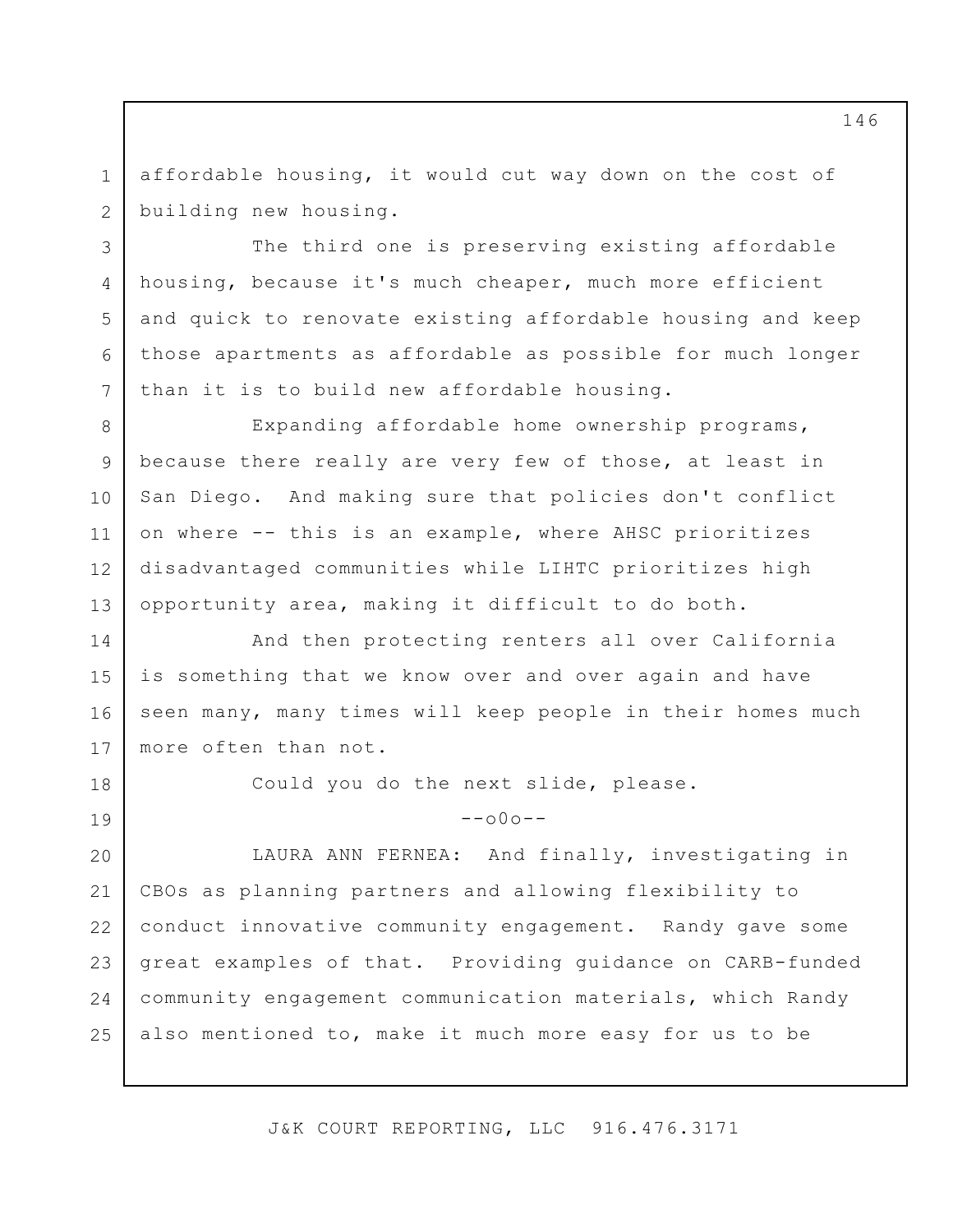affordable housing, it would cut way down on the cost of building new housing.

The third one is preserving existing affordable housing, because it's much cheaper, much more efficient and quick to renovate existing affordable housing and keep those apartments as affordable as possible for much longer than it is to build new affordable housing.

Expanding affordable home ownership programs, because there really are very few of those, at least in San Diego. And making sure that policies don't conflict on where -- this is an example, where AHSC prioritizes disadvantaged communities while LIHTC prioritizes high opportunity area, making it difficult to do both.

And then protecting renters all over California is something that we know over and over again and have seen many, many times will keep people in their homes much more often than not.

Could you do the next slide, please.

--o0o--

LAURA ANN FERNEA: And finally, investigating in CBOs as planning partners and allowing flexibility to conduct innovative community engagement. Randy gave some great examples of that. Providing guidance on CARB-funded community engagement communication materials, which Randy also mentioned to, make it much more easy for us to be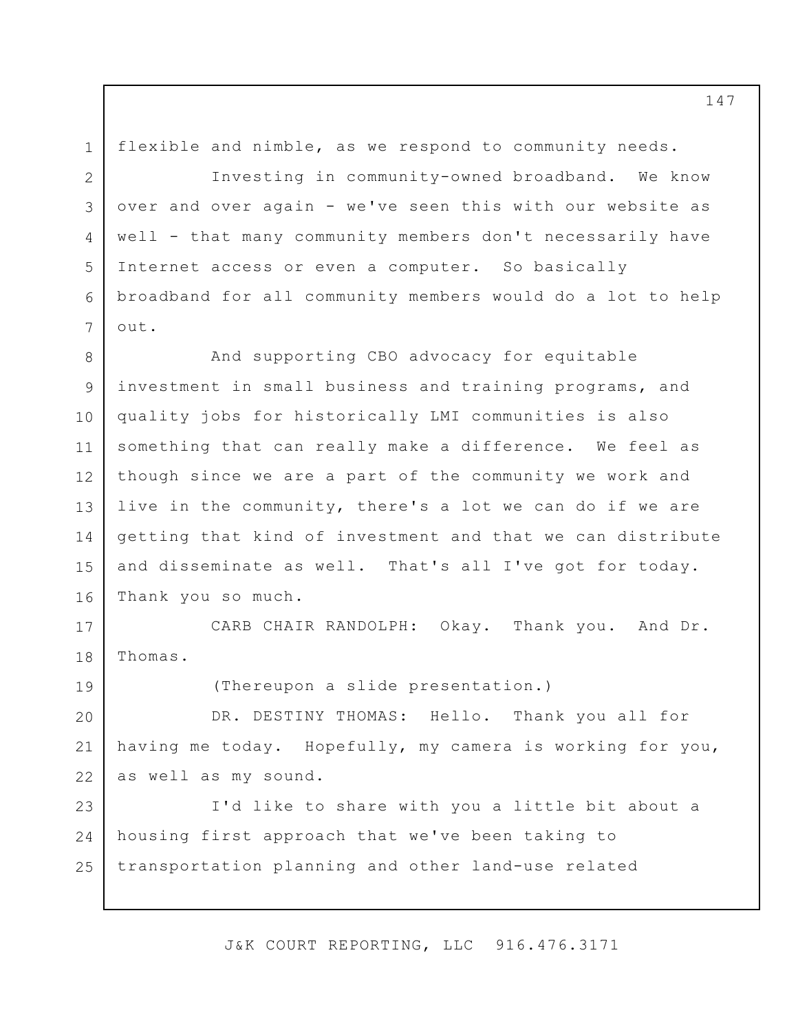flexible and nimble, as we respond to community needs.

Investing in community-owned broadband. We know over and over again - we've seen this with our website as well - that many community members don't necessarily have Internet access or even a computer. So basically broadband for all community members would do a lot to help out.

And supporting CBO advocacy for equitable investment in small business and training programs, and quality jobs for historically LMI communities is also something that can really make a difference. We feel as though since we are a part of the community we work and live in the community, there's a lot we can do if we are getting that kind of investment and that we can distribute and disseminate as well. That's all I've got for today. Thank you so much.

CARB CHAIR RANDOLPH: Okay. Thank you. And Dr. Thomas.

(Thereupon a slide presentation.)

DR. DESTINY THOMAS: Hello. Thank you all for having me today. Hopefully, my camera is working for you, as well as my sound.

I'd like to share with you a little bit about a housing first approach that we've been taking to transportation planning and other land-use related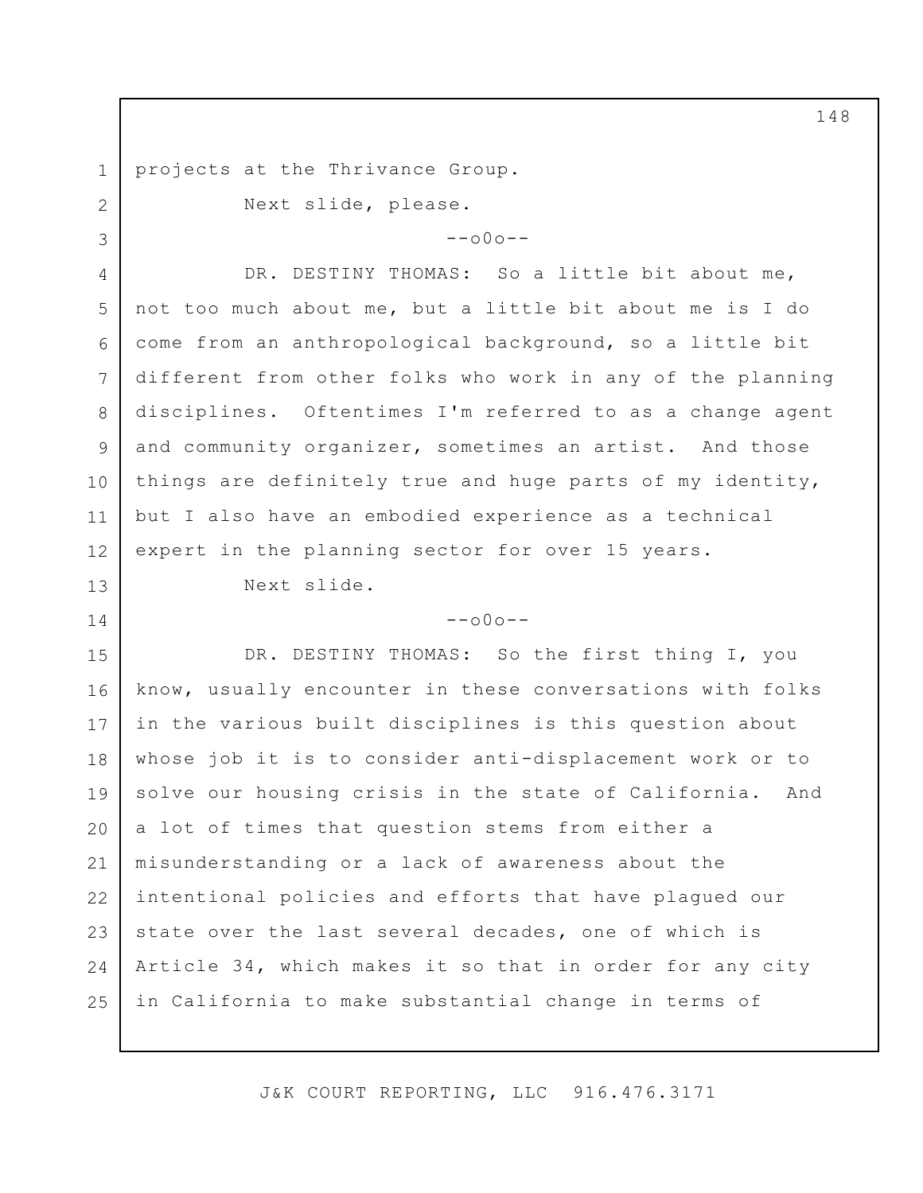projects at the Thrivance Group.

Next slide, please.

--o0o--

DR. DESTINY THOMAS: So a little bit about me, not too much about me, but a little bit about me is I do come from an anthropological background, so a little bit different from other folks who work in any of the planning disciplines. Oftentimes I'm referred to as a change agent and community organizer, sometimes an artist. And those things are definitely true and huge parts of my identity, but I also have an embodied experience as a technical expert in the planning sector for over 15 years.

Next slide.

--o0o--

DR. DESTINY THOMAS: So the first thing I, you know, usually encounter in these conversations with folks in the various built disciplines is this question about whose job it is to consider anti-displacement work or to solve our housing crisis in the state of California. And a lot of times that question stems from either a misunderstanding or a lack of awareness about the intentional policies and efforts that have plagued our state over the last several decades, one of which is Article 34, which makes it so that in order for any city in California to make substantial change in terms of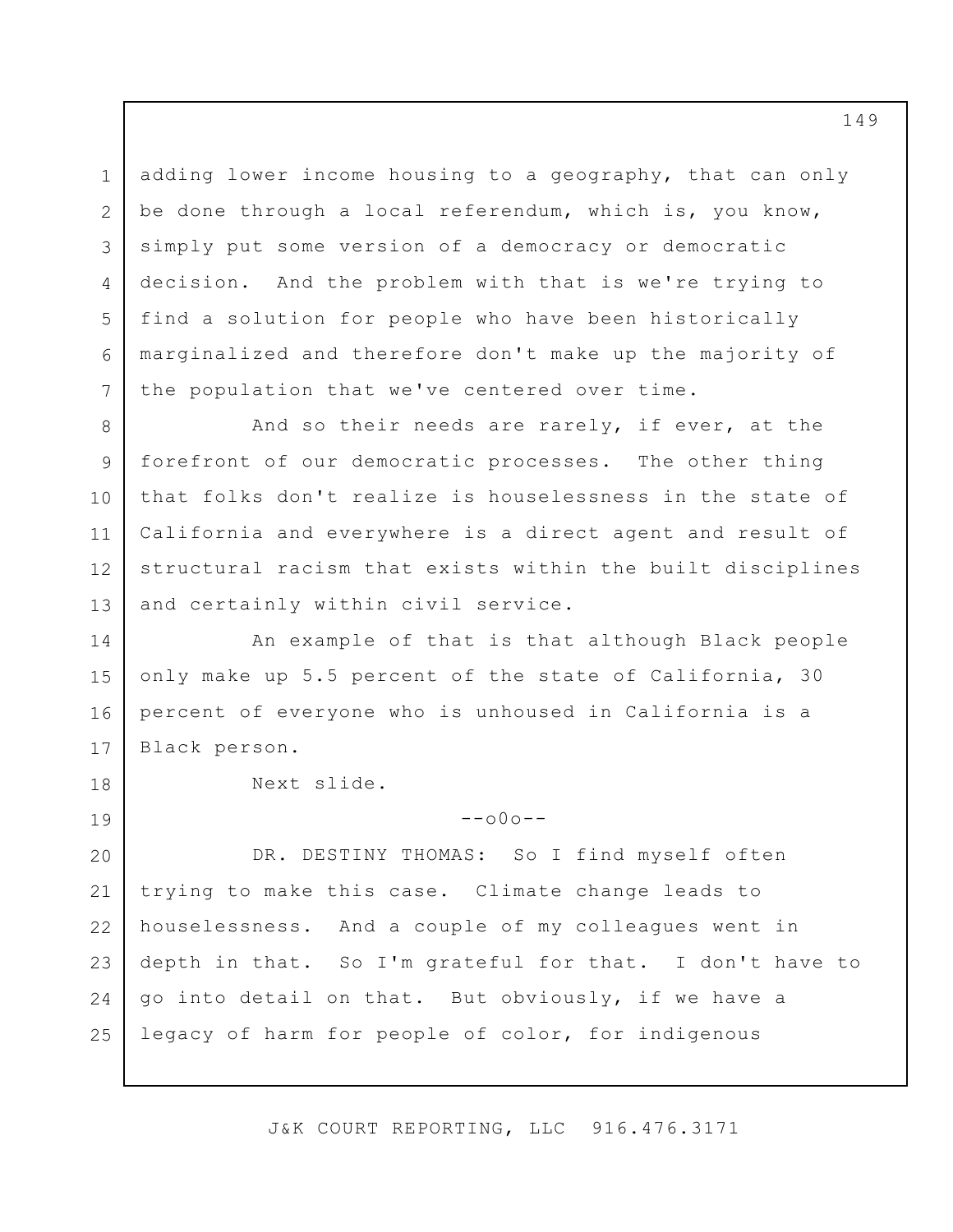adding lower income housing to a geography, that can only be done through a local referendum, which is, you know, simply put some version of a democracy or democratic decision. And the problem with that is we're trying to find a solution for people who have been historically marginalized and therefore don't make up the majority of the population that we've centered over time.

And so their needs are rarely, if ever, at the forefront of our democratic processes. The other thing that folks don't realize is houselessness in the state of California and everywhere is a direct agent and result of structural racism that exists within the built disciplines and certainly within civil service.

An example of that is that although Black people only make up 5.5 percent of the state of California, 30 percent of everyone who is unhoused in California is a Black person.

Next slide.

--o0o--

DR. DESTINY THOMAS: So I find myself often trying to make this case. Climate change leads to houselessness. And a couple of my colleagues went in depth in that. So I'm grateful for that. I don't have to go into detail on that. But obviously, if we have a legacy of harm for people of color, for indigenous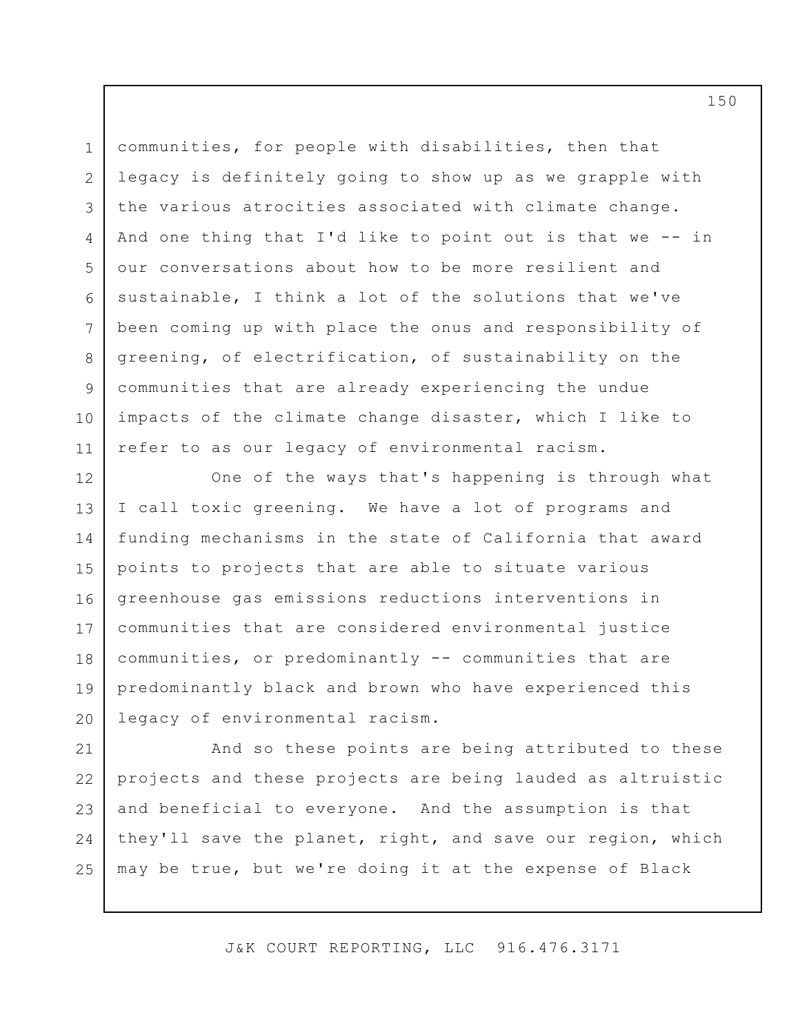communities, for people with disabilities, then that legacy is definitely going to show up as we grapple with the various atrocities associated with climate change. And one thing that I'd like to point out is that we -- in our conversations about how to be more resilient and sustainable, I think a lot of the solutions that we've been coming up with place the onus and responsibility of greening, of electrification, of sustainability on the communities that are already experiencing the undue impacts of the climate change disaster, which I like to refer to as our legacy of environmental racism.

One of the ways that's happening is through what I call toxic greening. We have a lot of programs and funding mechanisms in the state of California that award points to projects that are able to situate various greenhouse gas emissions reductions interventions in communities that are considered environmental justice communities, or predominantly -- communities that are predominantly black and brown who have experienced this legacy of environmental racism.

And so these points are being attributed to these projects and these projects are being lauded as altruistic and beneficial to everyone. And the assumption is that they'll save the planet, right, and save our region, which may be true, but we're doing it at the expense of Black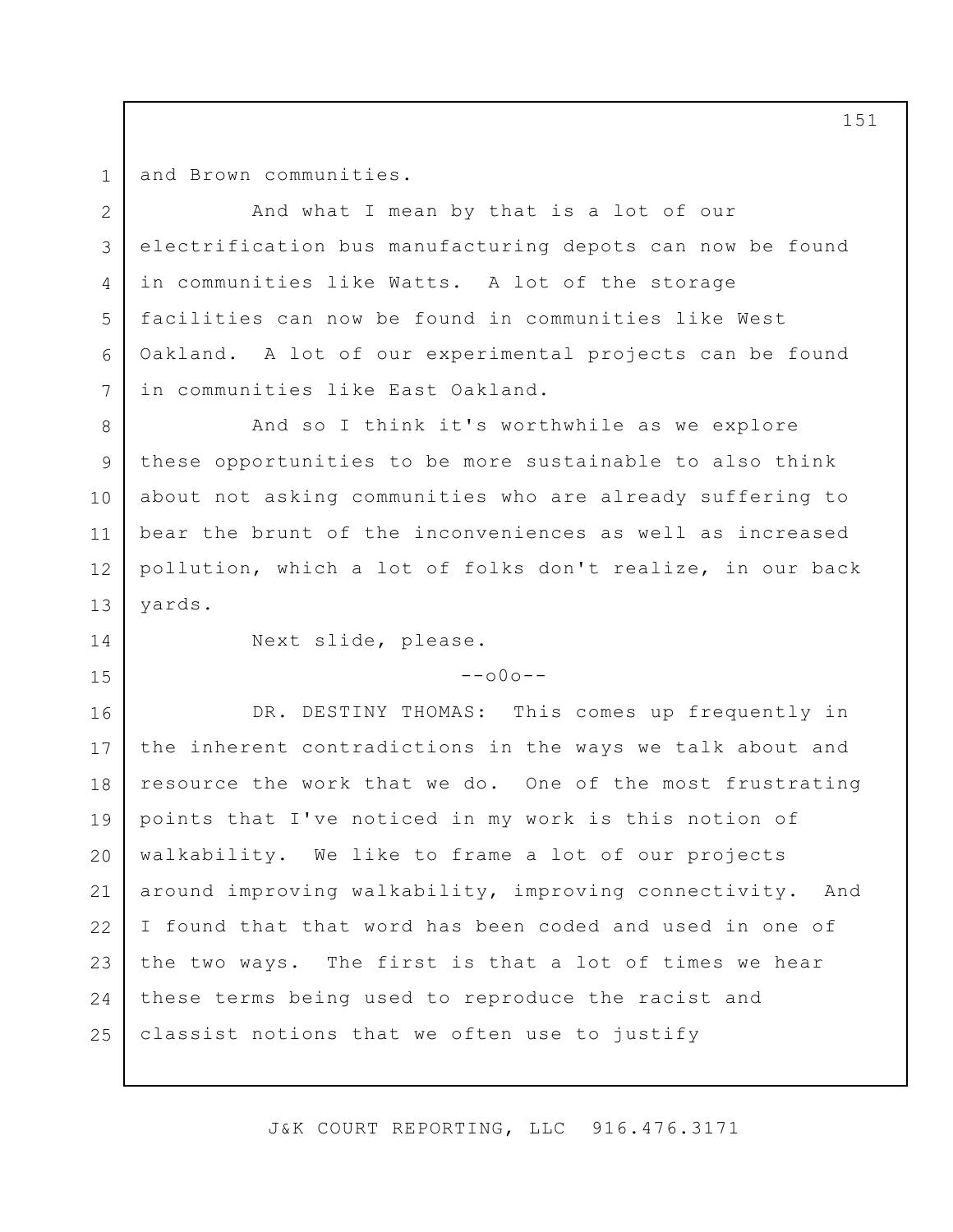and Brown communities.

And what I mean by that is a lot of our electrification bus manufacturing depots can now be found in communities like Watts. A lot of the storage facilities can now be found in communities like West Oakland. A lot of our experimental projects can be found in communities like East Oakland.

And so I think it's worthwhile as we explore these opportunities to be more sustainable to also think about not asking communities who are already suffering to bear the brunt of the inconveniences as well as increased pollution, which a lot of folks don't realize, in our back yards.

Next slide, please.

--o0o--

DR. DESTINY THOMAS: This comes up frequently in the inherent contradictions in the ways we talk about and resource the work that we do. One of the most frustrating points that I've noticed in my work is this notion of walkability. We like to frame a lot of our projects around improving walkability, improving connectivity. And I found that that word has been coded and used in one of the two ways. The first is that a lot of times we hear these terms being used to reproduce the racist and classist notions that we often use to justify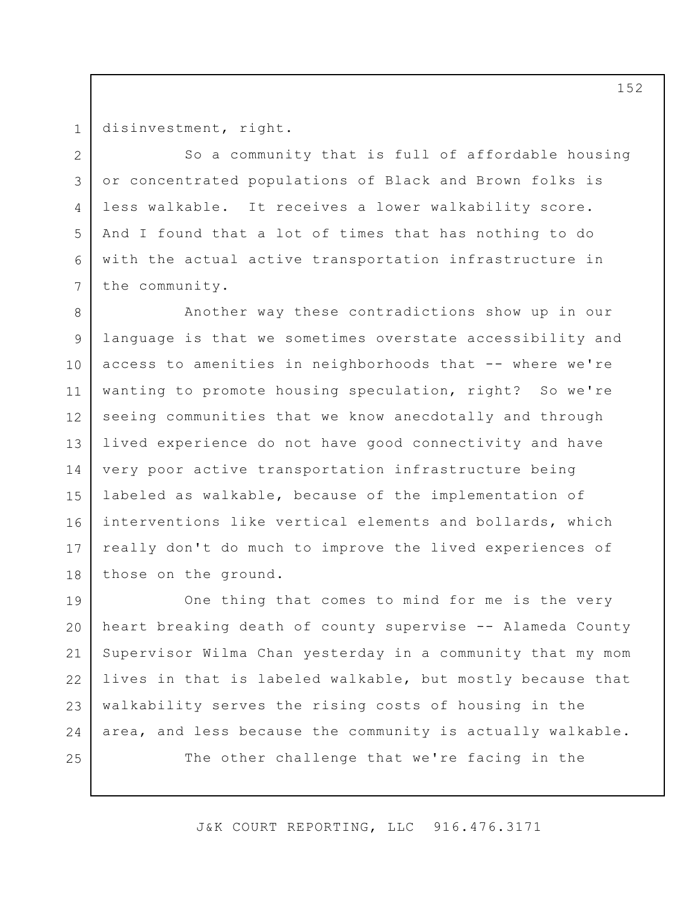disinvestment, right.

So a community that is full of affordable housing or concentrated populations of Black and Brown folks is less walkable. It receives a lower walkability score. And I found that a lot of times that has nothing to do with the actual active transportation infrastructure in the community.

Another way these contradictions show up in our language is that we sometimes overstate accessibility and access to amenities in neighborhoods that -- where we're wanting to promote housing speculation, right? So we're seeing communities that we know anecdotally and through lived experience do not have good connectivity and have very poor active transportation infrastructure being labeled as walkable, because of the implementation of interventions like vertical elements and bollards, which really don't do much to improve the lived experiences of those on the ground.

One thing that comes to mind for me is the very heart breaking death of county supervise -- Alameda County Supervisor Wilma Chan yesterday in a community that my mom lives in that is labeled walkable, but mostly because that walkability serves the rising costs of housing in the area, and less because the community is actually walkable.

The other challenge that we're facing in the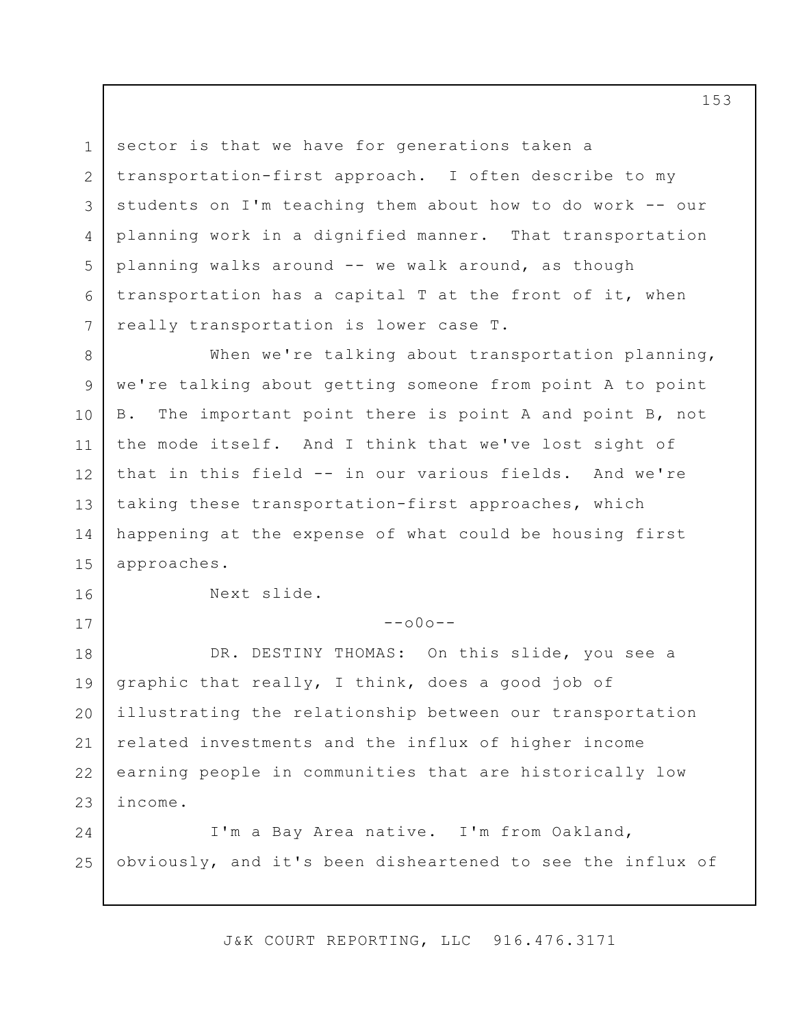sector is that we have for generations taken a transportation-first approach. I often describe to my students on I'm teaching them about how to do work -- our planning work in a dignified manner. That transportation planning walks around -- we walk around, as though transportation has a capital T at the front of it, when really transportation is lower case T.

When we're talking about transportation planning, we're talking about getting someone from point A to point B. The important point there is point A and point B, not the mode itself. And I think that we've lost sight of that in this field -- in our various fields. And we're taking these transportation-first approaches, which happening at the expense of what could be housing first approaches.

Next slide.

--o0o--

DR. DESTINY THOMAS: On this slide, you see a graphic that really, I think, does a good job of illustrating the relationship between our transportation related investments and the influx of higher income earning people in communities that are historically low income.

I'm a Bay Area native. I'm from Oakland, obviously, and it's been disheartened to see the influx of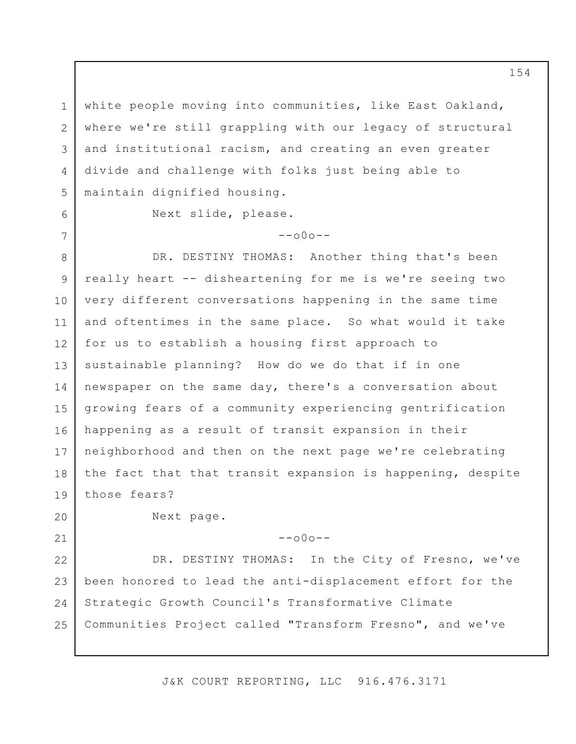white people moving into communities, like East Oakland, where we're still grappling with our legacy of structural and institutional racism, and creating an even greater divide and challenge with folks just being able to maintain dignified housing.

Next slide, please.

--o0o--

DR. DESTINY THOMAS: Another thing that's been really heart -- disheartening for me is we're seeing two very different conversations happening in the same time and oftentimes in the same place. So what would it take for us to establish a housing first approach to sustainable planning? How do we do that if in one newspaper on the same day, there's a conversation about growing fears of a community experiencing gentrification happening as a result of transit expansion in their neighborhood and then on the next page we're celebrating the fact that that transit expansion is happening, despite those fears?

Next page.

--o0o--

DR. DESTINY THOMAS: In the City of Fresno, we've been honored to lead the anti-displacement effort for the Strategic Growth Council's Transformative Climate Communities Project called "Transform Fresno", and we've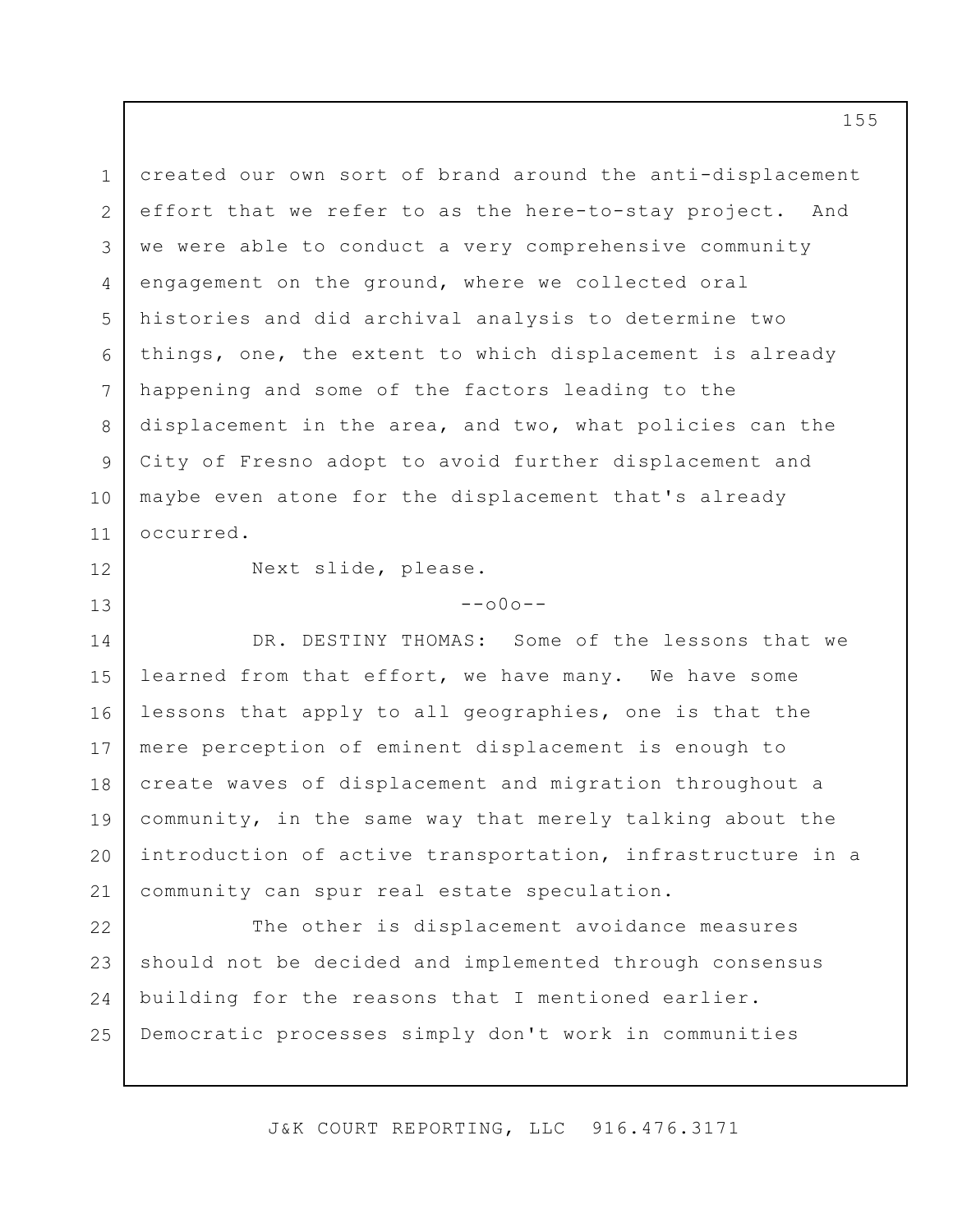created our own sort of brand around the anti-displacement effort that we refer to as the here-to-stay project. And we were able to conduct a very comprehensive community engagement on the ground, where we collected oral histories and did archival analysis to determine two things, one, the extent to which displacement is already happening and some of the factors leading to the displacement in the area, and two, what policies can the City of Fresno adopt to avoid further displacement and maybe even atone for the displacement that's already occurred.

Next slide, please.

--o0o--

DR. DESTINY THOMAS: Some of the lessons that we learned from that effort, we have many. We have some lessons that apply to all geographies, one is that the mere perception of eminent displacement is enough to create waves of displacement and migration throughout a community, in the same way that merely talking about the introduction of active transportation, infrastructure in a community can spur real estate speculation.

The other is displacement avoidance measures should not be decided and implemented through consensus building for the reasons that I mentioned earlier. Democratic processes simply don't work in communities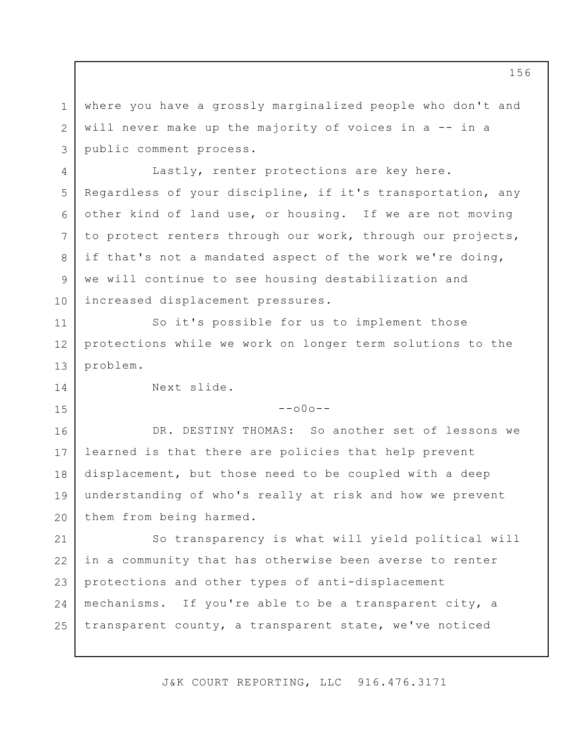where you have a grossly marginalized people who don't and will never make up the majority of voices in a -- in a public comment process.

Lastly, renter protections are key here. Regardless of your discipline, if it's transportation, any other kind of land use, or housing. If we are not moving to protect renters through our work, through our projects, if that's not a mandated aspect of the work we're doing, we will continue to see housing destabilization and increased displacement pressures.

So it's possible for us to implement those protections while we work on longer term solutions to the problem.

Next slide.

--o0o--

DR. DESTINY THOMAS: So another set of lessons we learned is that there are policies that help prevent displacement, but those need to be coupled with a deep understanding of who's really at risk and how we prevent them from being harmed.

So transparency is what will yield political will in a community that has otherwise been averse to renter protections and other types of anti-displacement mechanisms. If you're able to be a transparent city, a transparent county, a transparent state, we've noticed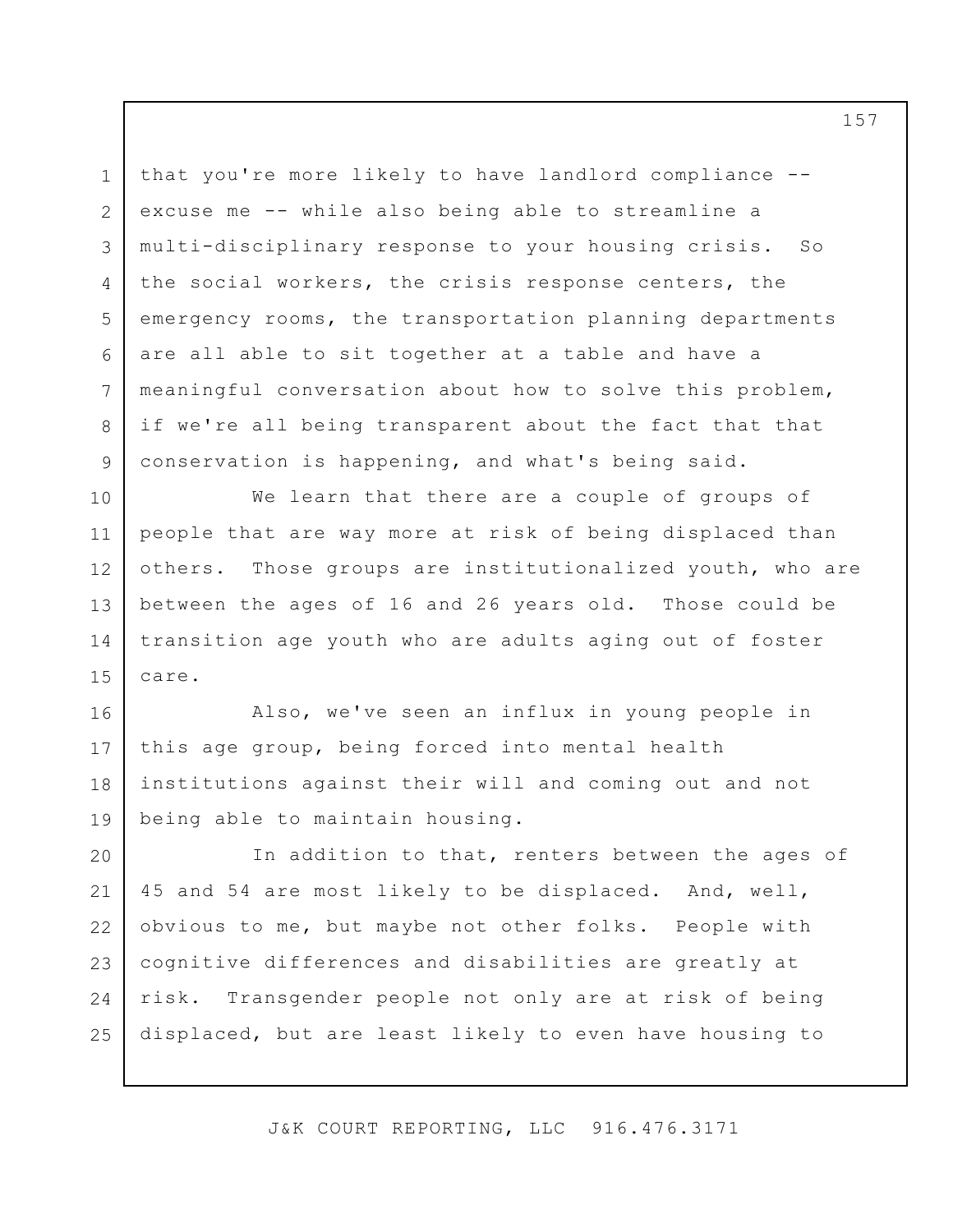that you're more likely to have landlord compliance -- excuse me -- while also being able to streamline a multi-disciplinary response to your housing crisis. So the social workers, the crisis response centers, the emergency rooms, the transportation planning departments are all able to sit together at a table and have a meaningful conversation about how to solve this problem, if we're all being transparent about the fact that that conservation is happening, and what's being said.

We learn that there are a couple of groups of people that are way more at risk of being displaced than others. Those groups are institutionalized youth, who are between the ages of 16 and 26 years old. Those could be transition age youth who are adults aging out of foster care.

Also, we've seen an influx in young people in this age group, being forced into mental health institutions against their will and coming out and not being able to maintain housing.

In addition to that, renters between the ages of 45 and 54 are most likely to be displaced. And, well, obvious to me, but maybe not other folks. People with cognitive differences and disabilities are greatly at risk. Transgender people not only are at risk of being displaced, but are least likely to even have housing to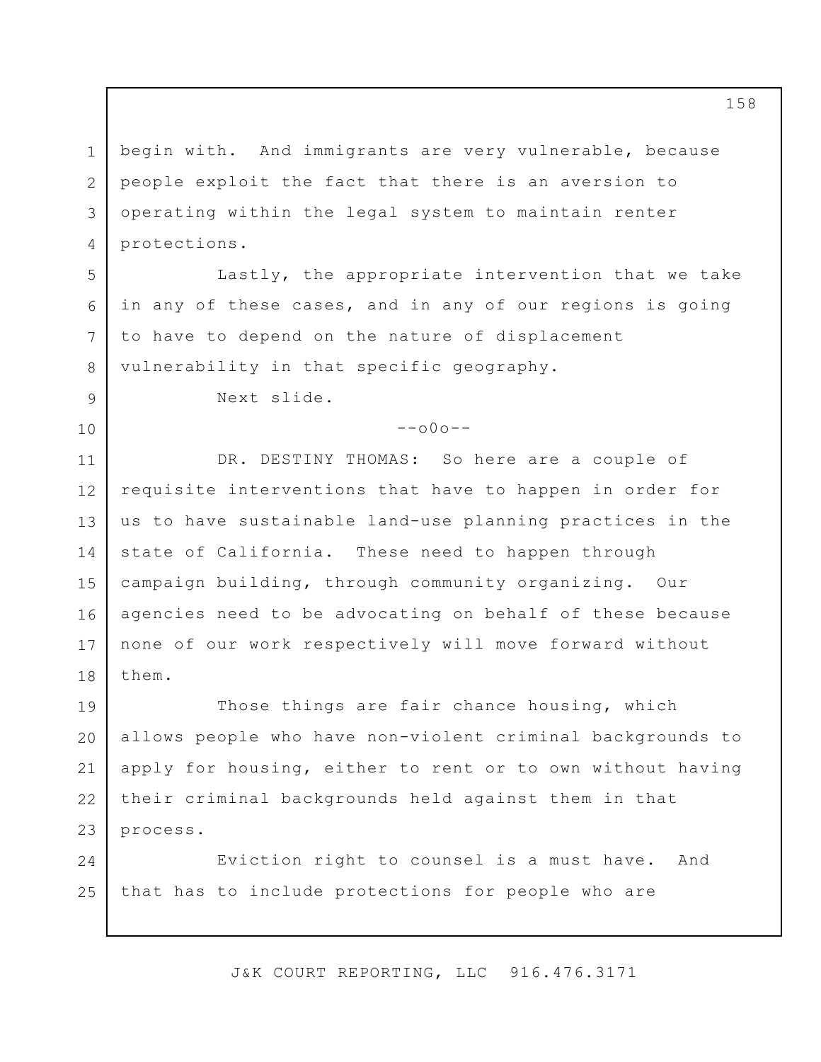begin with. And immigrants are very vulnerable, because people exploit the fact that there is an aversion to operating within the legal system to maintain renter protections.

Lastly, the appropriate intervention that we take in any of these cases, and in any of our regions is going to have to depend on the nature of displacement vulnerability in that specific geography.

Next slide.

--o0o--

DR. DESTINY THOMAS: So here are a couple of requisite interventions that have to happen in order for us to have sustainable land-use planning practices in the state of California. These need to happen through campaign building, through community organizing. Our agencies need to be advocating on behalf of these because none of our work respectively will move forward without them.

Those things are fair chance housing, which allows people who have non-violent criminal backgrounds to apply for housing, either to rent or to own without having their criminal backgrounds held against them in that process.

Eviction right to counsel is a must have. And that has to include protections for people who are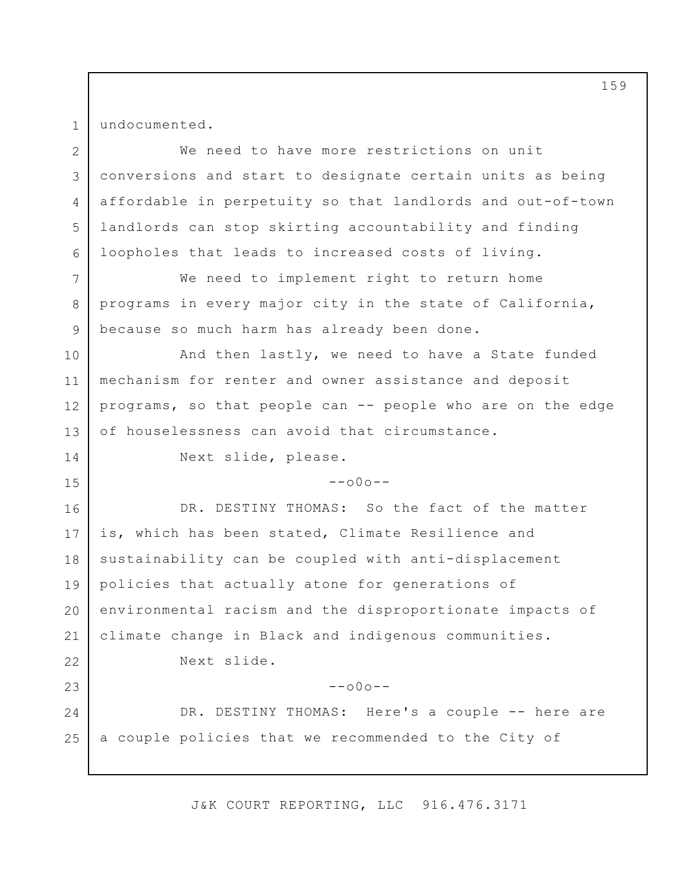undocumented.

We need to have more restrictions on unit conversions and start to designate certain units as being affordable in perpetuity so that landlords and out-of-town landlords can stop skirting accountability and finding loopholes that leads to increased costs of living.

We need to implement right to return home programs in every major city in the state of California, because so much harm has already been done.

And then lastly, we need to have a State funded mechanism for renter and owner assistance and deposit programs, so that people can -- people who are on the edge of houselessness can avoid that circumstance.

Next slide, please.

--o0o--

DR. DESTINY THOMAS: So the fact of the matter is, which has been stated, Climate Resilience and sustainability can be coupled with anti-displacement policies that actually atone for generations of environmental racism and the disproportionate impacts of climate change in Black and indigenous communities.

Next slide.

--o0o--

DR. DESTINY THOMAS: Here's a couple -- here are a couple policies that we recommended to the City of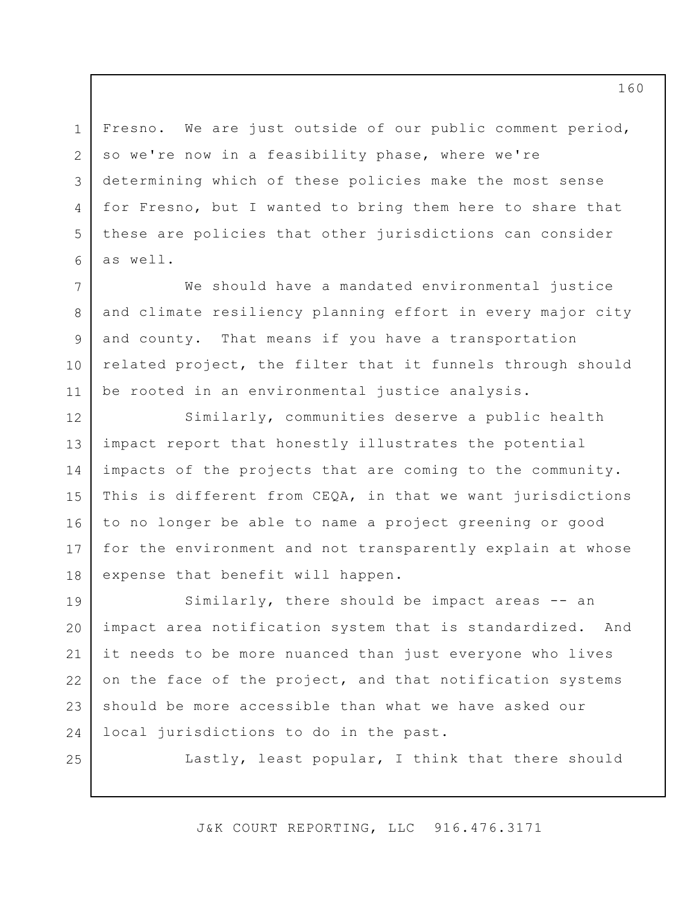Fresno. We are just outside of our public comment period, so we're now in a feasibility phase, where we're determining which of these policies make the most sense for Fresno, but I wanted to bring them here to share that these are policies that other jurisdictions can consider as well.

We should have a mandated environmental justice and climate resiliency planning effort in every major city and county. That means if you have a transportation related project, the filter that it funnels through should be rooted in an environmental justice analysis.

Similarly, communities deserve a public health impact report that honestly illustrates the potential impacts of the projects that are coming to the community. This is different from CEQA, in that we want jurisdictions to no longer be able to name a project greening or good for the environment and not transparently explain at whose expense that benefit will happen.

Similarly, there should be impact areas -- an impact area notification system that is standardized. And it needs to be more nuanced than just everyone who lives on the face of the project, and that notification systems should be more accessible than what we have asked our local jurisdictions to do in the past.

Lastly, least popular, I think that there should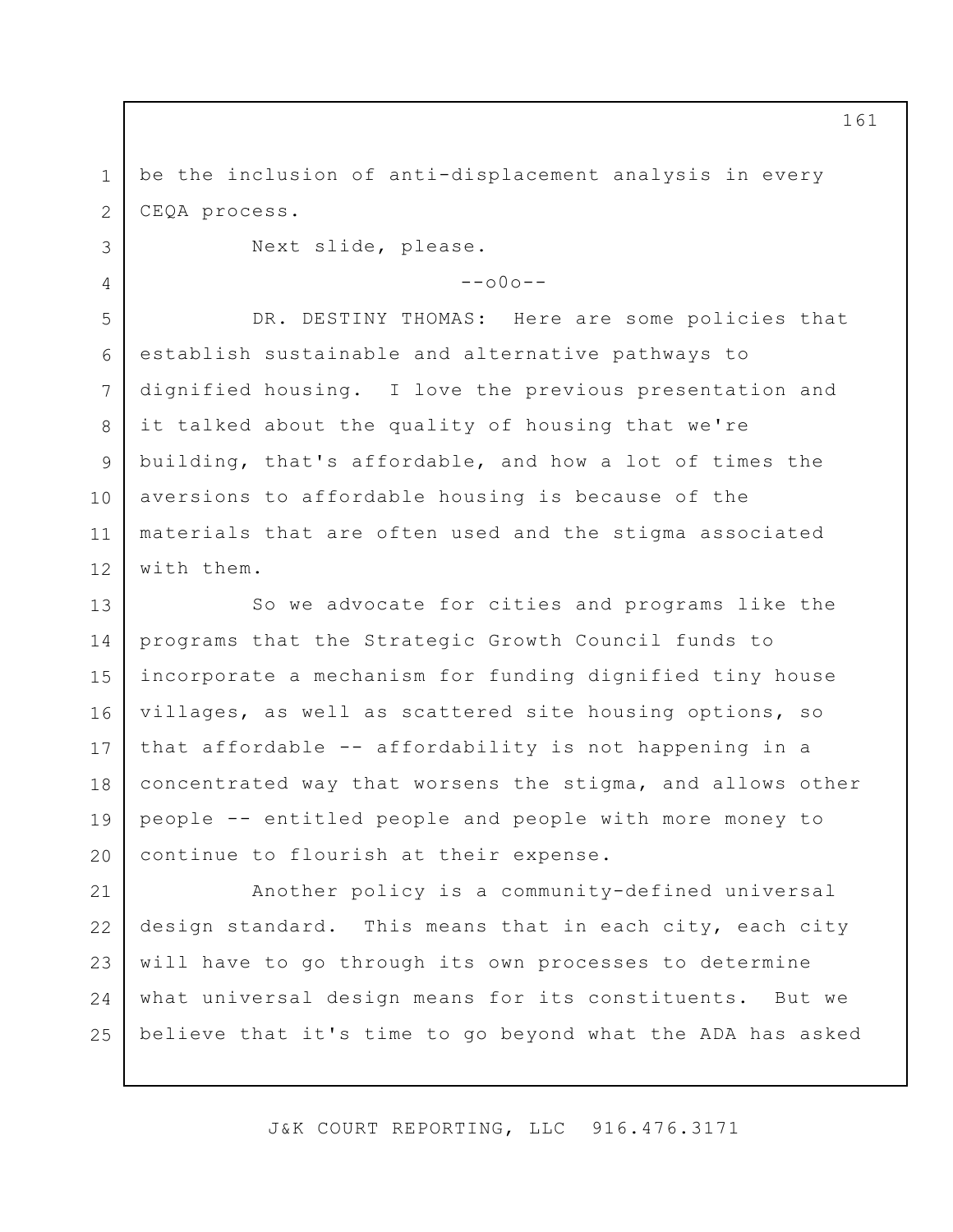be the inclusion of anti-displacement analysis in every CEQA process.

Next slide, please.

--o0o--

DR. DESTINY THOMAS: Here are some policies that establish sustainable and alternative pathways to dignified housing. I love the previous presentation and it talked about the quality of housing that we're building, that's affordable, and how a lot of times the aversions to affordable housing is because of the materials that are often used and the stigma associated with them.

So we advocate for cities and programs like the programs that the Strategic Growth Council funds to incorporate a mechanism for funding dignified tiny house villages, as well as scattered site housing options, so that affordable -- affordability is not happening in a concentrated way that worsens the stigma, and allows other people -- entitled people and people with more money to continue to flourish at their expense.

Another policy is a community-defined universal design standard. This means that in each city, each city will have to go through its own processes to determine what universal design means for its constituents. But we believe that it's time to go beyond what the ADA has asked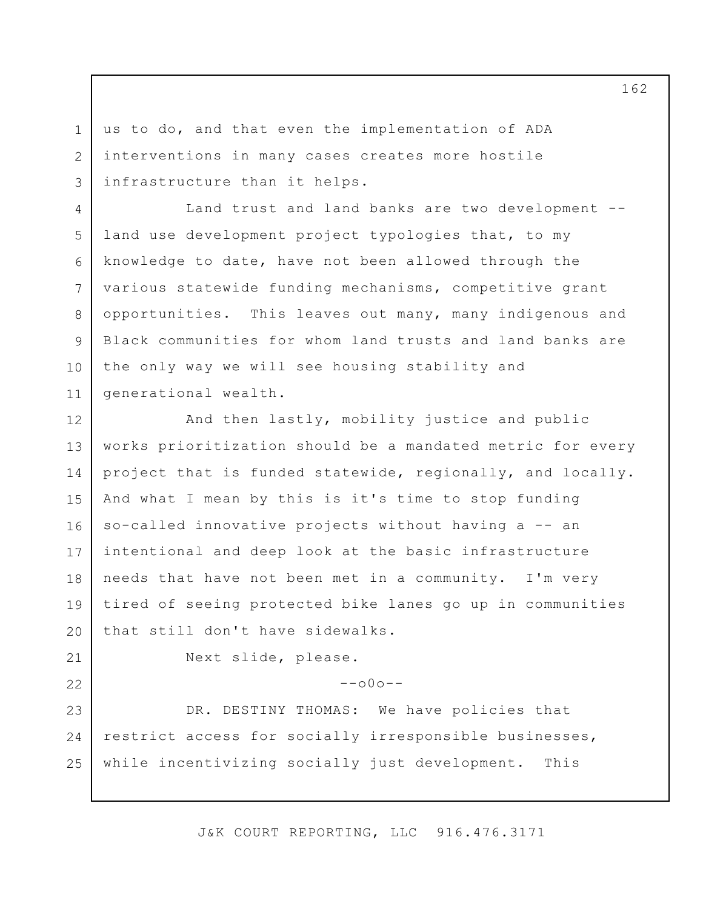us to do, and that even the implementation of ADA interventions in many cases creates more hostile infrastructure than it helps.

Land trust and land banks are two development -- land use development project typologies that, to my knowledge to date, have not been allowed through the various statewide funding mechanisms, competitive grant opportunities. This leaves out many, many indigenous and Black communities for whom land trusts and land banks are the only way we will see housing stability and generational wealth.

And then lastly, mobility justice and public works prioritization should be a mandated metric for every project that is funded statewide, regionally, and locally. And what I mean by this is it's time to stop funding so-called innovative projects without having a -- an intentional and deep look at the basic infrastructure needs that have not been met in a community. I'm very tired of seeing protected bike lanes go up in communities that still don't have sidewalks.

Next slide, please.

--o0o--

DR. DESTINY THOMAS: We have policies that restrict access for socially irresponsible businesses, while incentivizing socially just development. This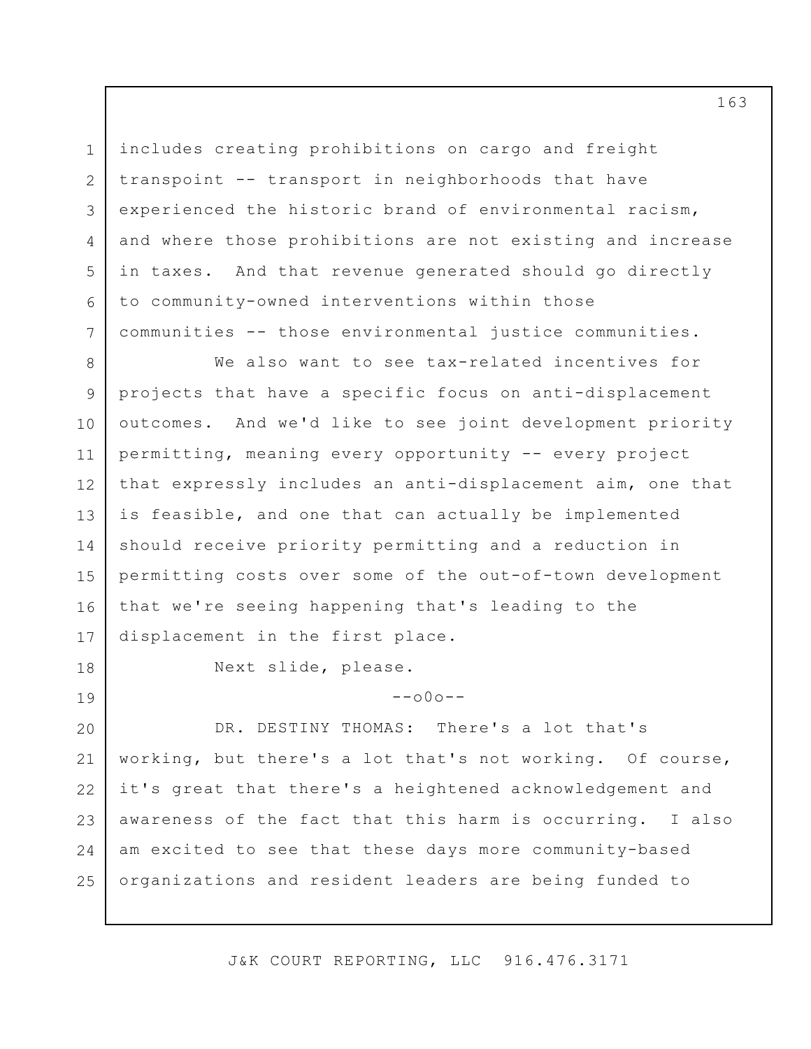includes creating prohibitions on cargo and freight transpoint -- transport in neighborhoods that have experienced the historic brand of environmental racism, and where those prohibitions are not existing and increase in taxes. And that revenue generated should go directly to community-owned interventions within those communities -- those environmental justice communities.

We also want to see tax-related incentives for projects that have a specific focus on anti-displacement outcomes. And we'd like to see joint development priority permitting, meaning every opportunity -- every project that expressly includes an anti-displacement aim, one that is feasible, and one that can actually be implemented should receive priority permitting and a reduction in permitting costs over some of the out-of-town development that we're seeing happening that's leading to the displacement in the first place.

Next slide, please.

--o0o--

DR. DESTINY THOMAS: There's a lot that's working, but there's a lot that's not working. Of course, it's great that there's a heightened acknowledgement and awareness of the fact that this harm is occurring. I also am excited to see that these days more community-based organizations and resident leaders are being funded to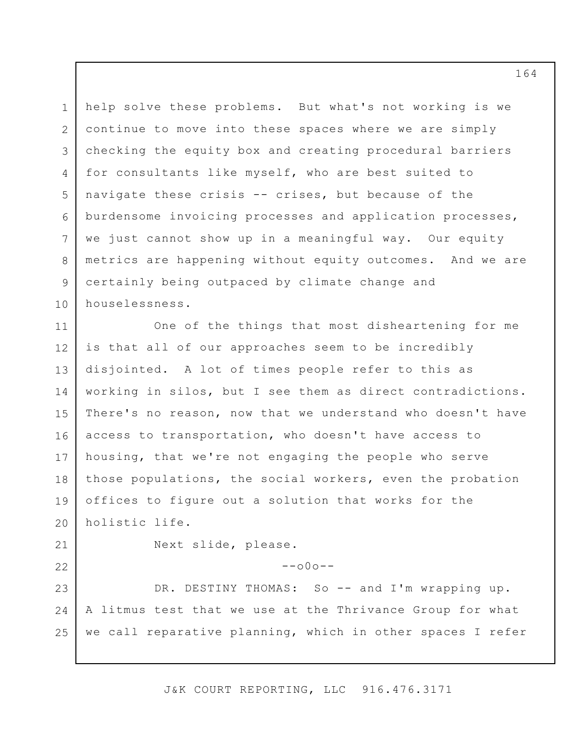help solve these problems. But what's not working is we continue to move into these spaces where we are simply checking the equity box and creating procedural barriers for consultants like myself, who are best suited to navigate these crisis -- crises, but because of the burdensome invoicing processes and application processes, we just cannot show up in a meaningful way. Our equity metrics are happening without equity outcomes. And we are certainly being outpaced by climate change and houselessness.

One of the things that most disheartening for me is that all of our approaches seem to be incredibly disjointed. A lot of times people refer to this as working in silos, but I see them as direct contradictions. There's no reason, now that we understand who doesn't have access to transportation, who doesn't have access to housing, that we're not engaging the people who serve those populations, the social workers, even the probation offices to figure out a solution that works for the holistic life.

Next slide, please.

--o0o--

DR. DESTINY THOMAS: So -- and I'm wrapping up. A litmus test that we use at the Thrivance Group for what we call reparative planning, which in other spaces I refer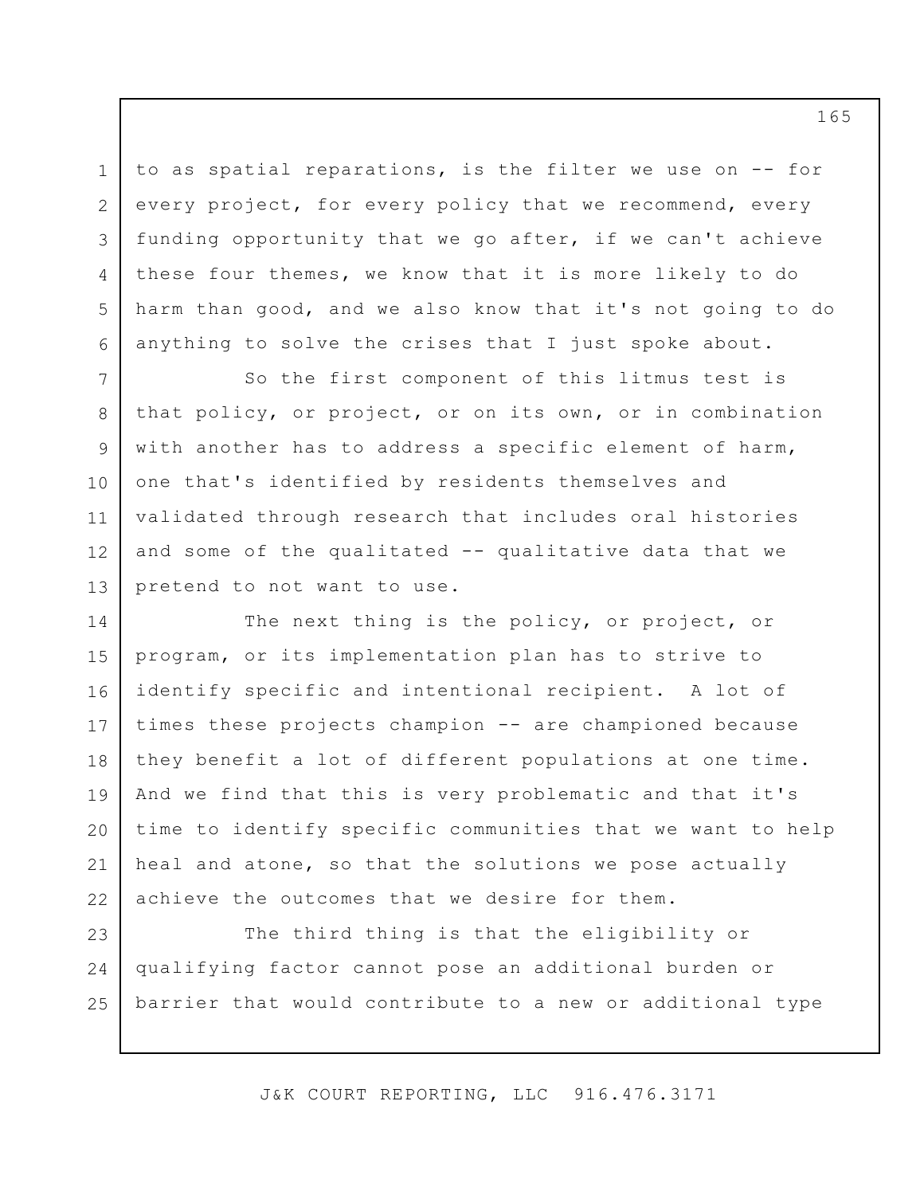to as spatial reparations, is the filter we use on -- for every project, for every policy that we recommend, every funding opportunity that we go after, if we can't achieve these four themes, we know that it is more likely to do harm than good, and we also know that it's not going to do anything to solve the crises that I just spoke about.

So the first component of this litmus test is that policy, or project, or on its own, or in combination with another has to address a specific element of harm, one that's identified by residents themselves and validated through research that includes oral histories and some of the qualitated -- qualitative data that we pretend to not want to use.

The next thing is the policy, or project, or program, or its implementation plan has to strive to identify specific and intentional recipient. A lot of times these projects champion -- are championed because they benefit a lot of different populations at one time. And we find that this is very problematic and that it's time to identify specific communities that we want to help heal and atone, so that the solutions we pose actually achieve the outcomes that we desire for them.

The third thing is that the eligibility or qualifying factor cannot pose an additional burden or barrier that would contribute to a new or additional type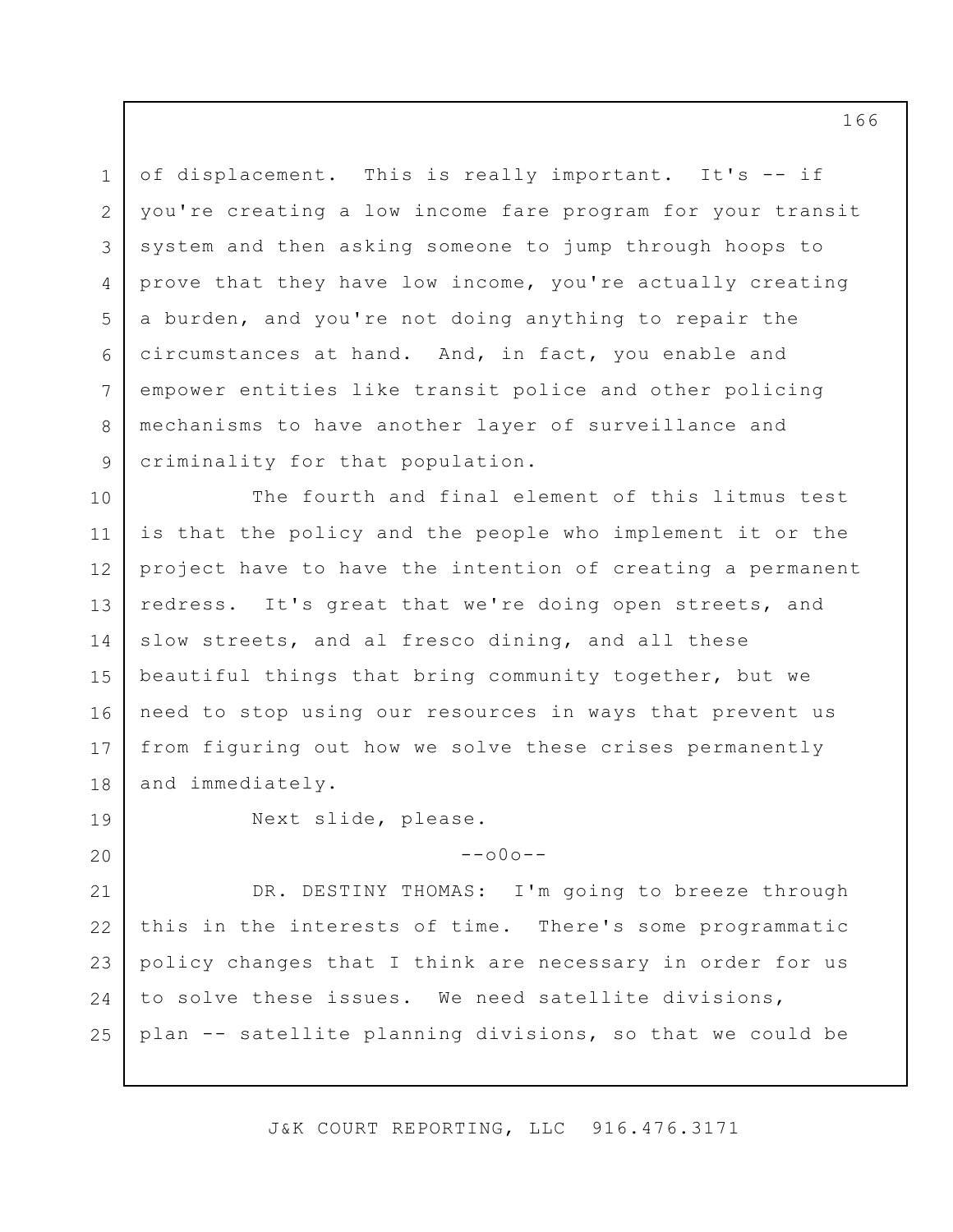of displacement. This is really important. It's -- if you're creating a low income fare program for your transit system and then asking someone to jump through hoops to prove that they have low income, you're actually creating a burden, and you're not doing anything to repair the circumstances at hand. And, in fact, you enable and empower entities like transit police and other policing mechanisms to have another layer of surveillance and criminality for that population.

The fourth and final element of this litmus test is that the policy and the people who implement it or the project have to have the intention of creating a permanent redress. It's great that we're doing open streets, and slow streets, and al fresco dining, and all these beautiful things that bring community together, but we need to stop using our resources in ways that prevent us from figuring out how we solve these crises permanently and immediately.

Next slide, please.

--o0o--

DR. DESTINY THOMAS: I'm going to breeze through this in the interests of time. There's some programmatic policy changes that I think are necessary in order for us to solve these issues. We need satellite divisions, plan -- satellite planning divisions, so that we could be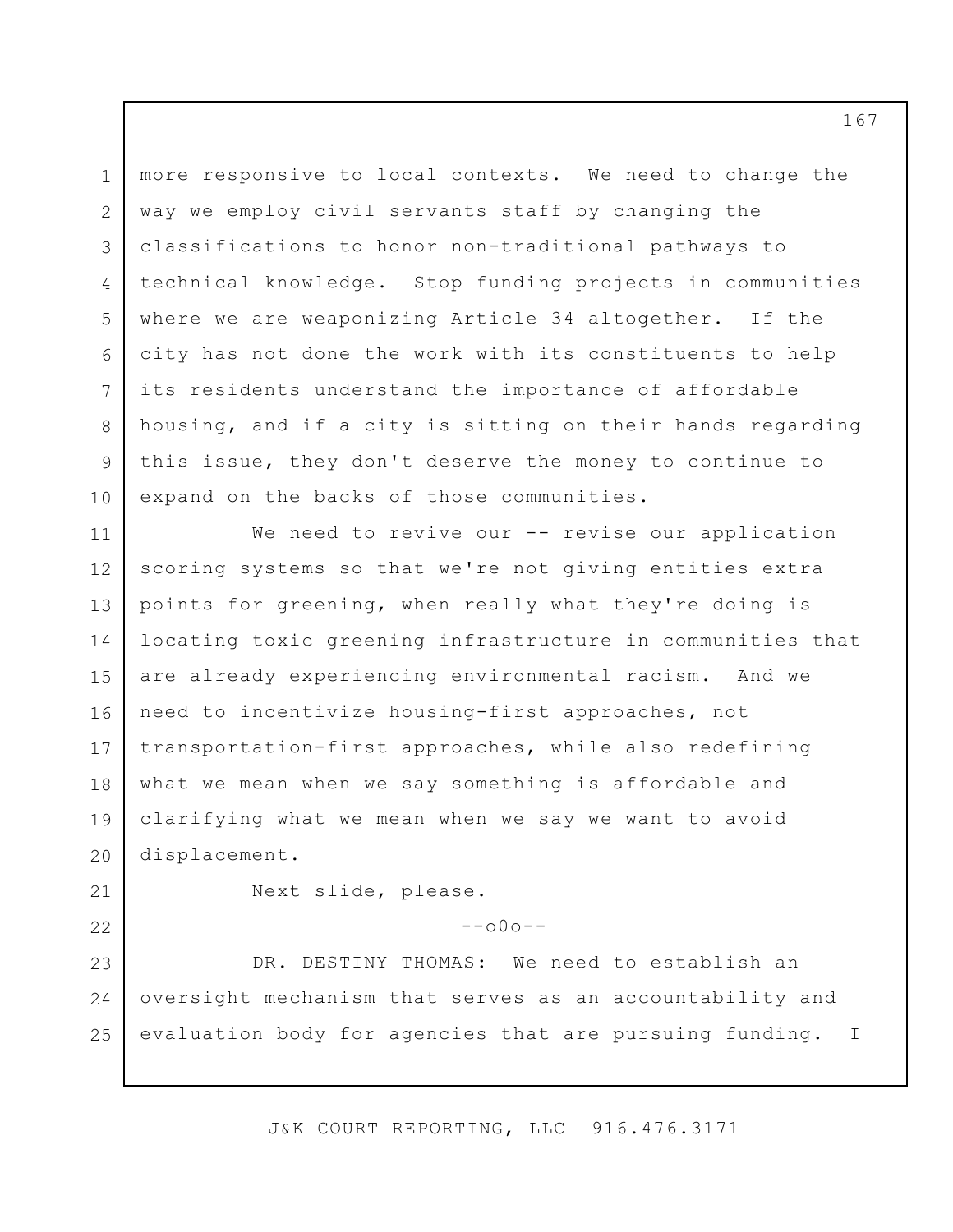more responsive to local contexts. We need to change the way we employ civil servants staff by changing the classifications to honor non-traditional pathways to technical knowledge. Stop funding projects in communities where we are weaponizing Article 34 altogether. If the city has not done the work with its constituents to help its residents understand the importance of affordable housing, and if a city is sitting on their hands regarding this issue, they don't deserve the money to continue to expand on the backs of those communities.

We need to revive our -- revise our application scoring systems so that we're not giving entities extra points for greening, when really what they're doing is locating toxic greening infrastructure in communities that are already experiencing environmental racism. And we need to incentivize housing-first approaches, not transportation-first approaches, while also redefining what we mean when we say something is affordable and clarifying what we mean when we say we want to avoid displacement.

Next slide, please.

--o0o--

DR. DESTINY THOMAS: We need to establish an oversight mechanism that serves as an accountability and evaluation body for agencies that are pursuing funding. I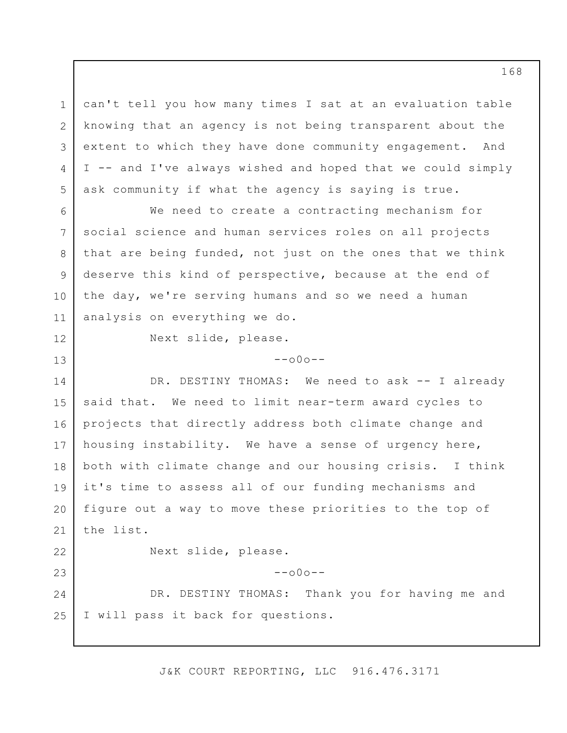can't tell you how many times I sat at an evaluation table knowing that an agency is not being transparent about the extent to which they have done community engagement. And I -- and I've always wished and hoped that we could simply ask community if what the agency is saying is true.

We need to create a contracting mechanism for social science and human services roles on all projects that are being funded, not just on the ones that we think deserve this kind of perspective, because at the end of the day, we're serving humans and so we need a human analysis on everything we do.

Next slide, please.

--o0o--

DR. DESTINY THOMAS: We need to ask -- I already said that. We need to limit near-term award cycles to projects that directly address both climate change and housing instability. We have a sense of urgency here, both with climate change and our housing crisis. I think it's time to assess all of our funding mechanisms and figure out a way to move these priorities to the top of the list.

Next slide, please.

--o0o--

DR. DESTINY THOMAS: Thank you for having me and I will pass it back for questions.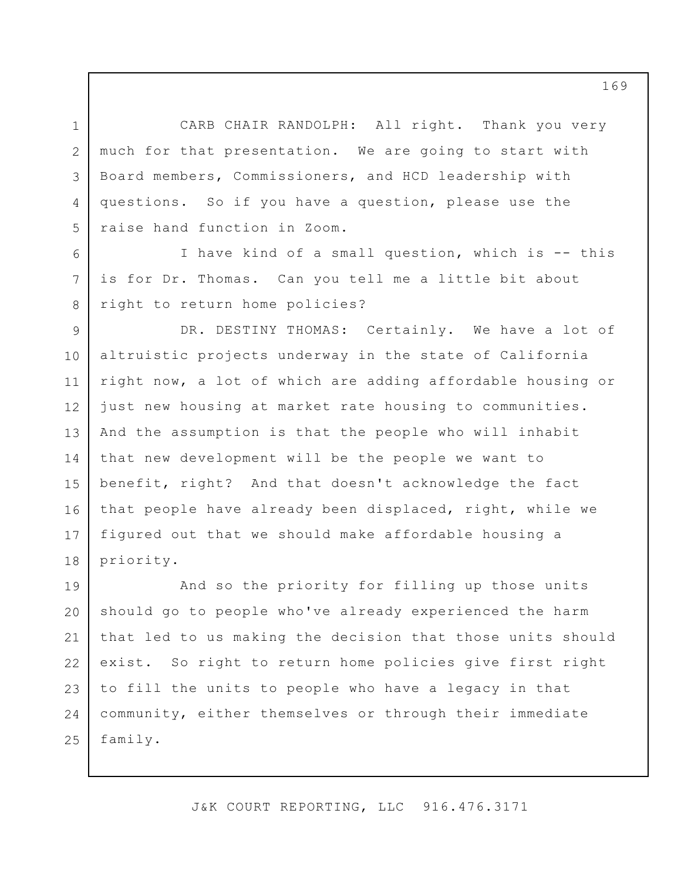CARB CHAIR RANDOLPH: All right. Thank you very much for that presentation. We are going to start with Board members, Commissioners, and HCD leadership with questions. So if you have a question, please use the raise hand function in Zoom.

I have kind of a small question, which is -- this is for Dr. Thomas. Can you tell me a little bit about right to return home policies?

DR. DESTINY THOMAS: Certainly. We have a lot of altruistic projects underway in the state of California right now, a lot of which are adding affordable housing or just new housing at market rate housing to communities. And the assumption is that the people who will inhabit that new development will be the people we want to benefit, right? And that doesn't acknowledge the fact that people have already been displaced, right, while we figured out that we should make affordable housing a priority.

And so the priority for filling up those units should go to people who've already experienced the harm that led to us making the decision that those units should exist. So right to return home policies give first right to fill the units to people who have a legacy in that community, either themselves or through their immediate family.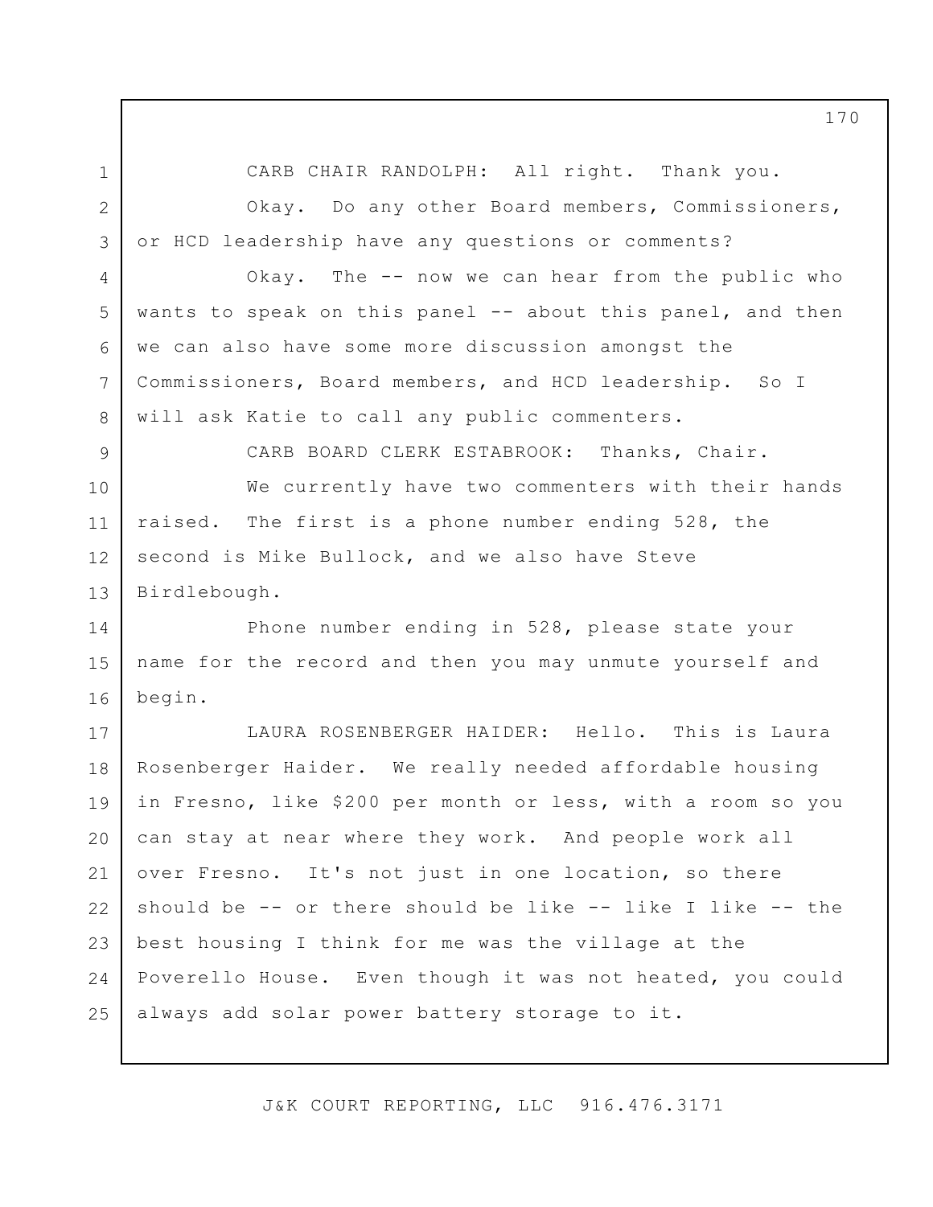CARB CHAIR RANDOLPH: All right. Thank you.

Okay. Do any other Board members, Commissioners, or HCD leadership have any questions or comments?

Okay. The -- now we can hear from the public who wants to speak on this panel -- about this panel, and then we can also have some more discussion amongst the Commissioners, Board members, and HCD leadership. So I will ask Katie to call any public commenters.

CARB BOARD CLERK ESTABROOK: Thanks, Chair.

We currently have two commenters with their hands raised. The first is a phone number ending 528, the second is Mike Bullock, and we also have Steve Birdlebough.

Phone number ending in 528, please state your name for the record and then you may unmute yourself and begin.

LAURA ROSENBERGER HAIDER: Hello. This is Laura Rosenberger Haider. We really needed affordable housing in Fresno, like $200 per month or less, with a room so you can stay at near where they work. And people work all over Fresno. It's not just in one location, so there should be -- or there should be like -- like I like -- the best housing I think for me was the village at the Poverello House. Even though it was not heated, you could always add solar power battery storage to it.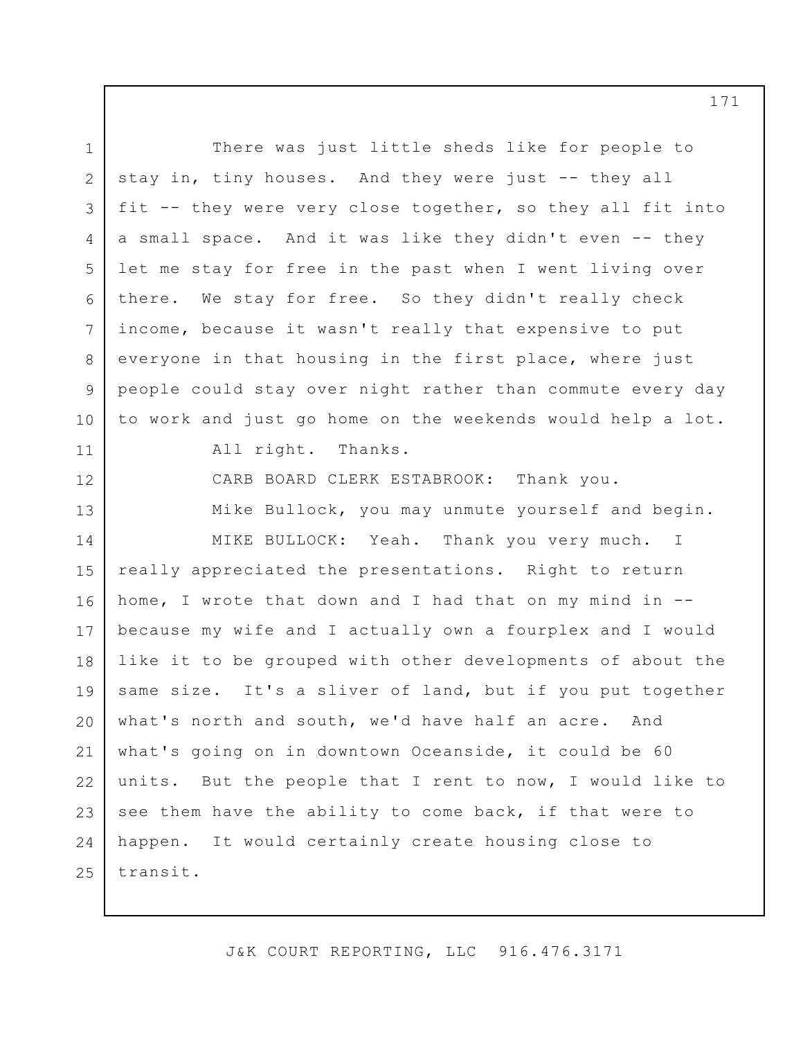There was just little sheds like for people to stay in, tiny houses. And they were just -- they all fit -- they were very close together, so they all fit into a small space. And it was like they didn't even -- they let me stay for free in the past when I went living over there. We stay for free. So they didn't really check income, because it wasn't really that expensive to put everyone in that housing in the first place, where just people could stay over night rather than commute every day to work and just go home on the weekends would help a lot.

All right. Thanks.

CARB BOARD CLERK ESTABROOK: Thank you.

Mike Bullock, you may unmute yourself and begin.

MIKE BULLOCK: Yeah. Thank you very much. I really appreciated the presentations. Right to return home, I wrote that down and I had that on my mind in -- because my wife and I actually own a fourplex and I would like it to be grouped with other developments of about the same size. It's a sliver of land, but if you put together what's north and south, we'd have half an acre. And what's going on in downtown Oceanside, it could be 60 units. But the people that I rent to now, I would like to see them have the ability to come back, if that were to happen. It would certainly create housing close to transit.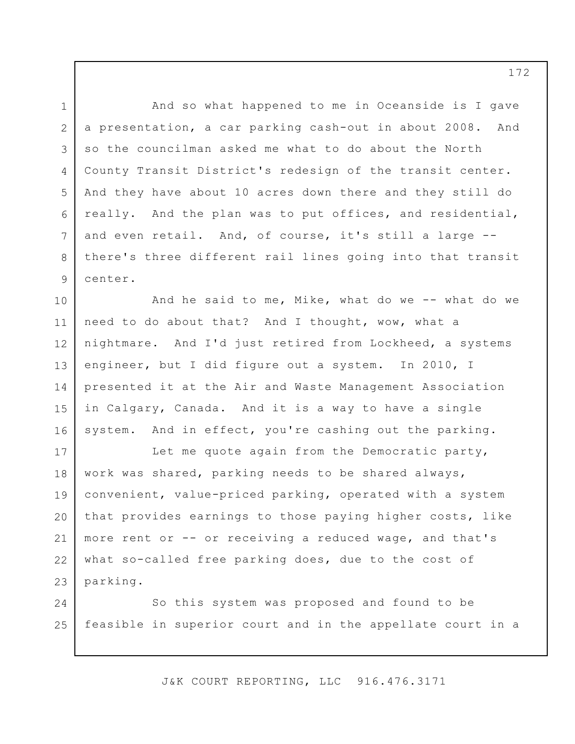And so what happened to me in Oceanside is I gave a presentation, a car parking cash-out in about 2008. And so the councilman asked me what to do about the North County Transit District's redesign of the transit center. And they have about 10 acres down there and they still do really. And the plan was to put offices, and residential, and even retail. And, of course, it's still a large -- there's three different rail lines going into that transit center.

And he said to me, Mike, what do we -- what do we need to do about that? And I thought, wow, what a nightmare. And I'd just retired from Lockheed, a systems engineer, but I did figure out a system. In 2010, I presented it at the Air and Waste Management Association in Calgary, Canada. And it is a way to have a single system. And in effect, you're cashing out the parking.

Let me quote again from the Democratic party, work was shared, parking needs to be shared always, convenient, value-priced parking, operated with a system that provides earnings to those paying higher costs, like more rent or -- or receiving a reduced wage, and that's what so-called free parking does, due to the cost of parking.

So this system was proposed and found to be feasible in superior court and in the appellate court in a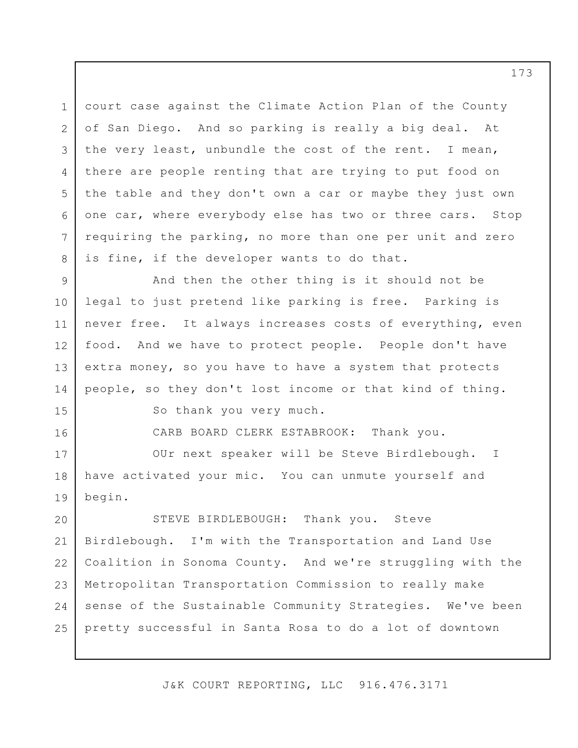court case against the Climate Action Plan of the County of San Diego. And so parking is really a big deal. At the very least, unbundle the cost of the rent. I mean, there are people renting that are trying to put food on the table and they don't own a car or maybe they just own one car, where everybody else has two or three cars. Stop requiring the parking, no more than one per unit and zero is fine, if the developer wants to do that.

And then the other thing is it should not be legal to just pretend like parking is free. Parking is never free. It always increases costs of everything, even food. And we have to protect people. People don't have extra money, so you have to have a system that protects people, so they don't lost income or that kind of thing.

So thank you very much.

CARB BOARD CLERK ESTABROOK: Thank you.

OUr next speaker will be Steve Birdlebough. I have activated your mic. You can unmute yourself and begin.

STEVE BIRDLEBOUGH: Thank you. Steve Birdlebough. I'm with the Transportation and Land Use Coalition in Sonoma County. And we're struggling with the Metropolitan Transportation Commission to really make sense of the Sustainable Community Strategies. We've been pretty successful in Santa Rosa to do a lot of downtown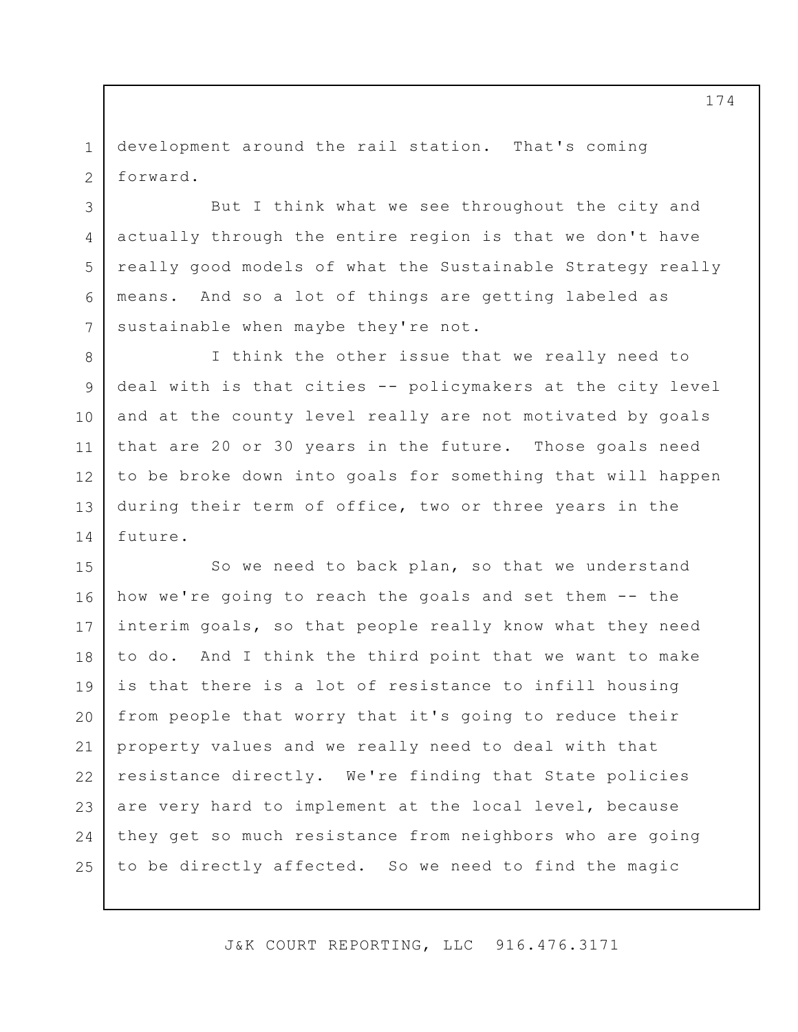development around the rail station. That's coming forward.

But I think what we see throughout the city and actually through the entire region is that we don't have really good models of what the Sustainable Strategy really means. And so a lot of things are getting labeled as sustainable when maybe they're not.

I think the other issue that we really need to deal with is that cities -- policymakers at the city level and at the county level really are not motivated by goals that are 20 or 30 years in the future. Those goals need to be broke down into goals for something that will happen during their term of office, two or three years in the future.

So we need to back plan, so that we understand how we're going to reach the goals and set them -- the interim goals, so that people really know what they need to do. And I think the third point that we want to make is that there is a lot of resistance to infill housing from people that worry that it's going to reduce their property values and we really need to deal with that resistance directly. We're finding that State policies are very hard to implement at the local level, because they get so much resistance from neighbors who are going to be directly affected. So we need to find the magic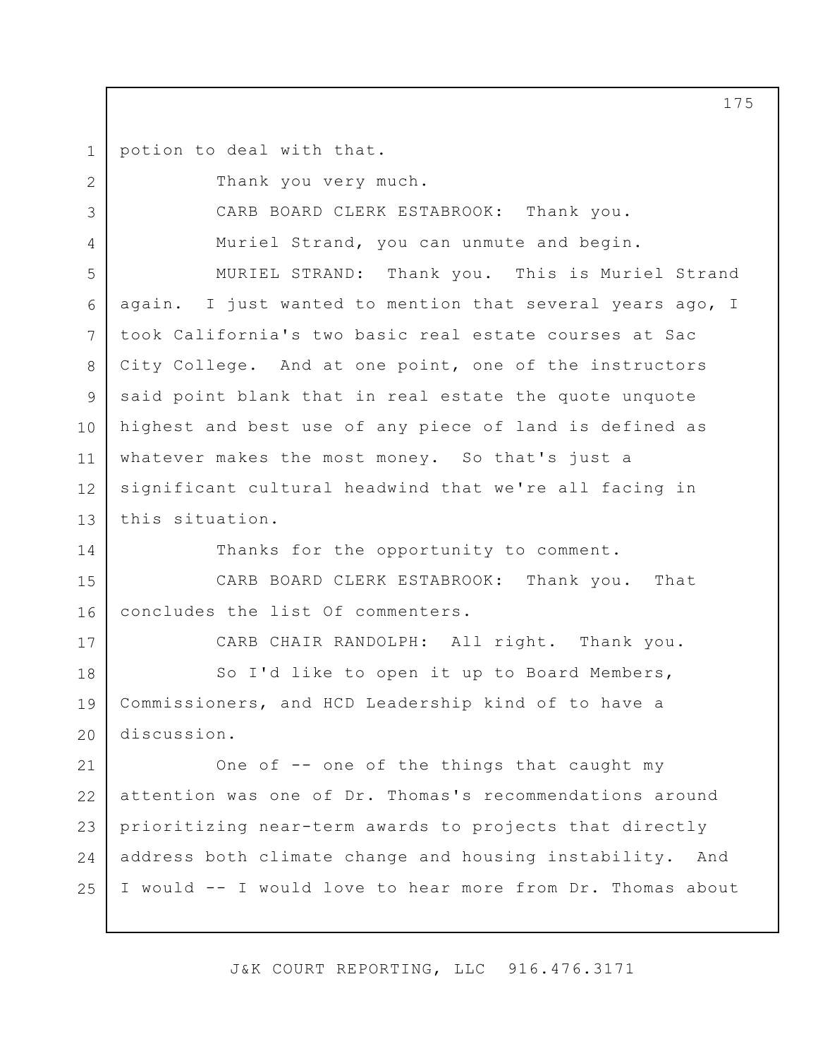potion to deal with that.

Thank you very much.

CARB BOARD CLERK ESTABROOK: Thank you.

Muriel Strand, you can unmute and begin.

MURIEL STRAND: Thank you. This is Muriel Strand again. I just wanted to mention that several years ago, I took California's two basic real estate courses at Sac City College. And at one point, one of the instructors said point blank that in real estate the quote unquote highest and best use of any piece of land is defined as whatever makes the most money. So that's just a significant cultural headwind that we're all facing in this situation.

Thanks for the opportunity to comment.

CARB BOARD CLERK ESTABROOK: Thank you. That concludes the list Of commenters.

CARB CHAIR RANDOLPH: All right. Thank you.

So I'd like to open it up to Board Members, Commissioners, and HCD Leadership kind of to have a discussion.

One of -- one of the things that caught my attention was one of Dr. Thomas's recommendations around prioritizing near-term awards to projects that directly address both climate change and housing instability. And I would -- I would love to hear more from Dr. Thomas about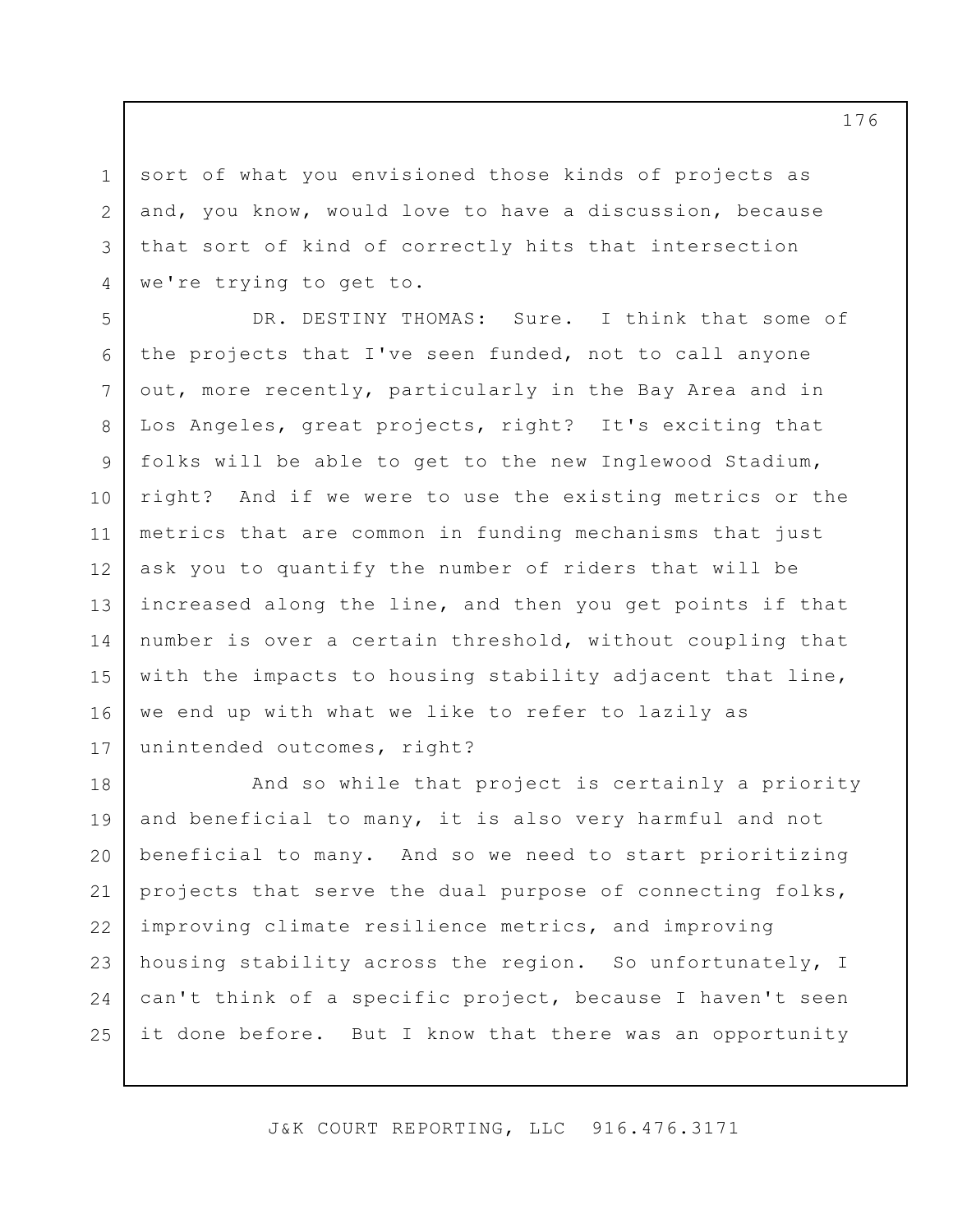sort of what you envisioned those kinds of projects as and, you know, would love to have a discussion, because that sort of kind of correctly hits that intersection we're trying to get to.

DR. DESTINY THOMAS: Sure. I think that some of the projects that I've seen funded, not to call anyone out, more recently, particularly in the Bay Area and in Los Angeles, great projects, right? It's exciting that folks will be able to get to the new Inglewood Stadium, right? And if we were to use the existing metrics or the metrics that are common in funding mechanisms that just ask you to quantify the number of riders that will be increased along the line, and then you get points if that number is over a certain threshold, without coupling that with the impacts to housing stability adjacent that line, we end up with what we like to refer to lazily as unintended outcomes, right?

And so while that project is certainly a priority and beneficial to many, it is also very harmful and not beneficial to many. And so we need to start prioritizing projects that serve the dual purpose of connecting folks, improving climate resilience metrics, and improving housing stability across the region. So unfortunately, I can't think of a specific project, because I haven't seen it done before. But I know that there was an opportunity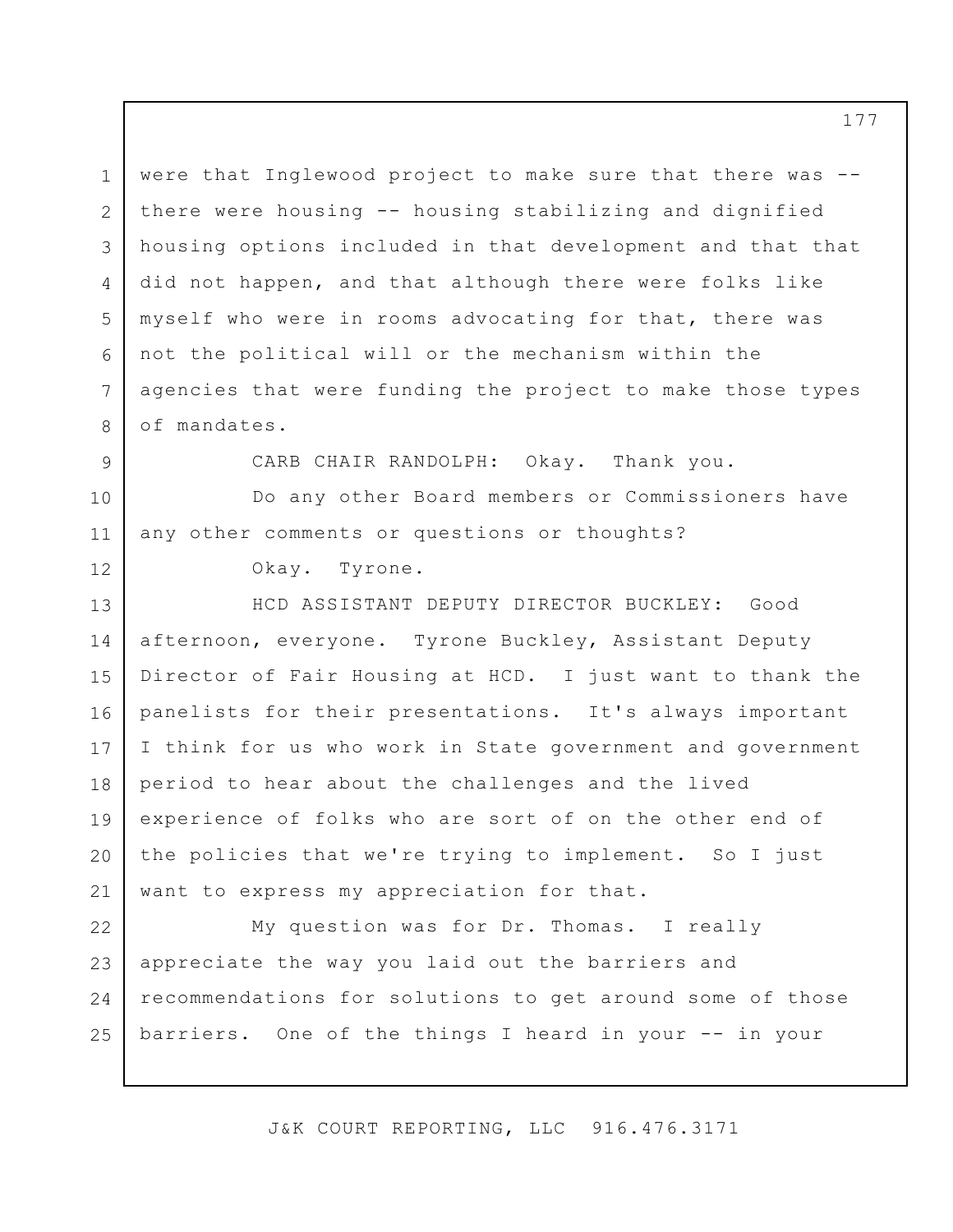were that Inglewood project to make sure that there was -- there were housing -- housing stabilizing and dignified housing options included in that development and that that did not happen, and that although there were folks like myself who were in rooms advocating for that, there was not the political will or the mechanism within the agencies that were funding the project to make those types of mandates.

CARB CHAIR RANDOLPH: Okay. Thank you.

Do any other Board members or Commissioners have any other comments or questions or thoughts?

Okay. Tyrone.

HCD ASSISTANT DEPUTY DIRECTOR BUCKLEY: Good afternoon, everyone. Tyrone Buckley, Assistant Deputy Director of Fair Housing at HCD. I just want to thank the panelists for their presentations. It's always important I think for us who work in State government and government period to hear about the challenges and the lived experience of folks who are sort of on the other end of the policies that we're trying to implement. So I just want to express my appreciation for that.

My question was for Dr. Thomas. I really appreciate the way you laid out the barriers and recommendations for solutions to get around some of those barriers. One of the things I heard in your -- in your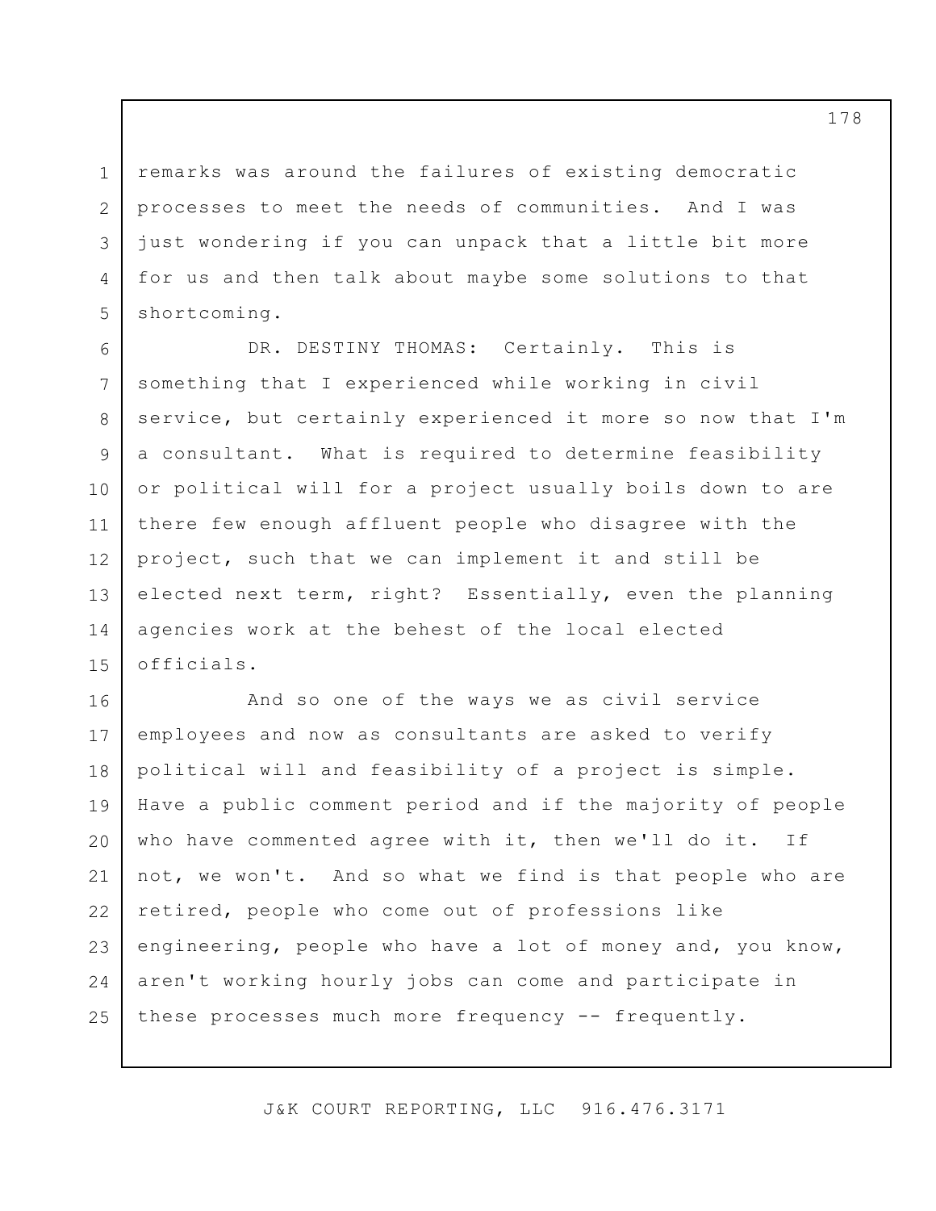remarks was around the failures of existing democratic processes to meet the needs of communities. And I was just wondering if you can unpack that a little bit more for us and then talk about maybe some solutions to that shortcoming.

DR. DESTINY THOMAS: Certainly. This is something that I experienced while working in civil service, but certainly experienced it more so now that I'm a consultant. What is required to determine feasibility or political will for a project usually boils down to are there few enough affluent people who disagree with the project, such that we can implement it and still be elected next term, right? Essentially, even the planning agencies work at the behest of the local elected officials.

And so one of the ways we as civil service employees and now as consultants are asked to verify political will and feasibility of a project is simple. Have a public comment period and if the majority of people who have commented agree with it, then we'll do it. If not, we won't. And so what we find is that people who are retired, people who come out of professions like engineering, people who have a lot of money and, you know, aren't working hourly jobs can come and participate in these processes much more frequency -- frequently.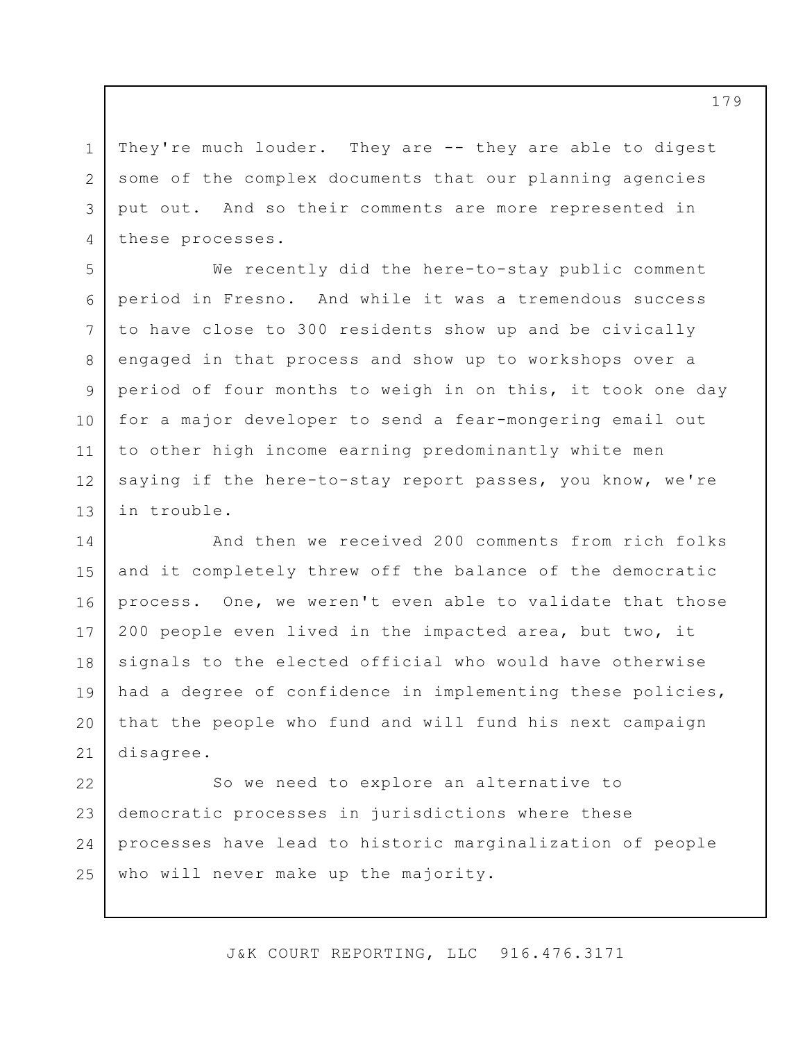They're much louder. They are -- they are able to digest some of the complex documents that our planning agencies put out. And so their comments are more represented in these processes.

We recently did the here-to-stay public comment period in Fresno. And while it was a tremendous success to have close to 300 residents show up and be civically engaged in that process and show up to workshops over a period of four months to weigh in on this, it took one day for a major developer to send a fear-mongering email out to other high income earning predominantly white men saying if the here-to-stay report passes, you know, we're in trouble.

And then we received 200 comments from rich folks and it completely threw off the balance of the democratic process. One, we weren't even able to validate that those 200 people even lived in the impacted area, but two, it signals to the elected official who would have otherwise had a degree of confidence in implementing these policies, that the people who fund and will fund his next campaign disagree.

So we need to explore an alternative to democratic processes in jurisdictions where these processes have lead to historic marginalization of people who will never make up the majority.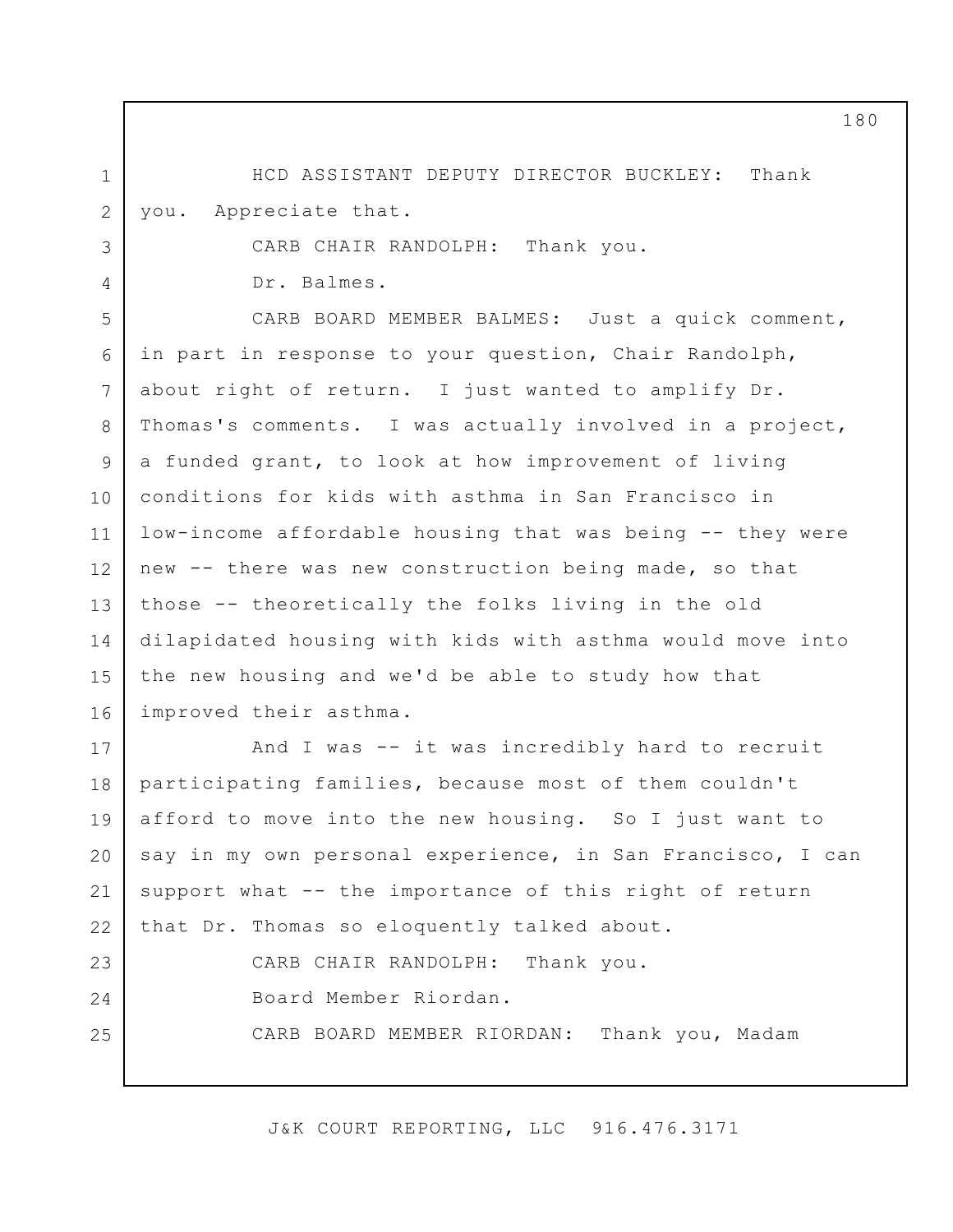HCD ASSISTANT DEPUTY DIRECTOR BUCKLEY: Thank you. Appreciate that.

CARB CHAIR RANDOLPH: Thank you.

Dr. Balmes.

CARB BOARD MEMBER BALMES: Just a quick comment, in part in response to your question, Chair Randolph, about right of return. I just wanted to amplify Dr. Thomas's comments. I was actually involved in a project, a funded grant, to look at how improvement of living conditions for kids with asthma in San Francisco in low-income affordable housing that was being -- they were new -- there was new construction being made, so that those -- theoretically the folks living in the old dilapidated housing with kids with asthma would move into the new housing and we'd be able to study how that improved their asthma.

And I was -- it was incredibly hard to recruit participating families, because most of them couldn't afford to move into the new housing. So I just want to say in my own personal experience, in San Francisco, I can support what -- the importance of this right of return that Dr. Thomas so eloquently talked about.

CARB CHAIR RANDOLPH: Thank you.

Board Member Riordan.

CARB BOARD MEMBER RIORDAN: Thank you, Madam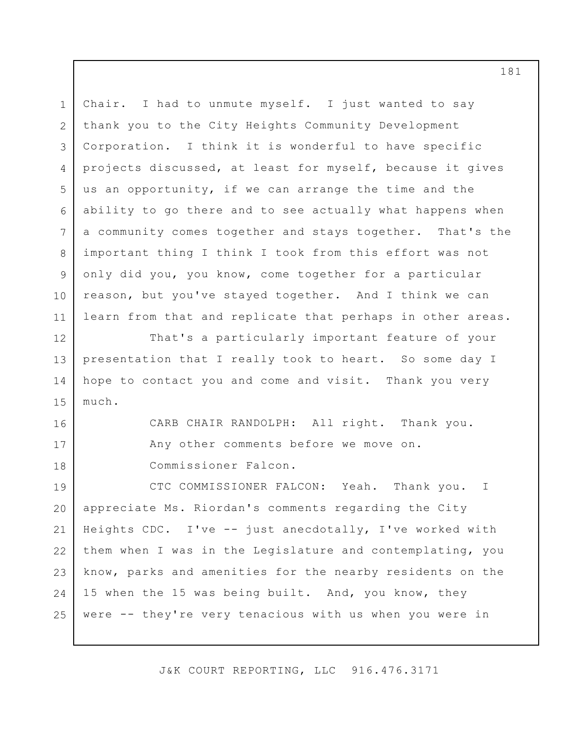Chair. I had to unmute myself. I just wanted to say thank you to the City Heights Community Development Corporation. I think it is wonderful to have specific projects discussed, at least for myself, because it gives us an opportunity, if we can arrange the time and the ability to go there and to see actually what happens when a community comes together and stays together. That's the important thing I think I took from this effort was not only did you, you know, come together for a particular reason, but you've stayed together. And I think we can learn from that and replicate that perhaps in other areas.

That's a particularly important feature of your presentation that I really took to heart. So some day I hope to contact you and come and visit. Thank you very much.

CARB CHAIR RANDOLPH: All right. Thank you.

Any other comments before we move on.

Commissioner Falcon.

CTC COMMISSIONER FALCON: Yeah. Thank you. I appreciate Ms. Riordan's comments regarding the City Heights CDC. I've -- just anecdotally, I've worked with them when I was in the Legislature and contemplating, you know, parks and amenities for the nearby residents on the 15 when the 15 was being built. And, you know, they were -- they're very tenacious with us when you were in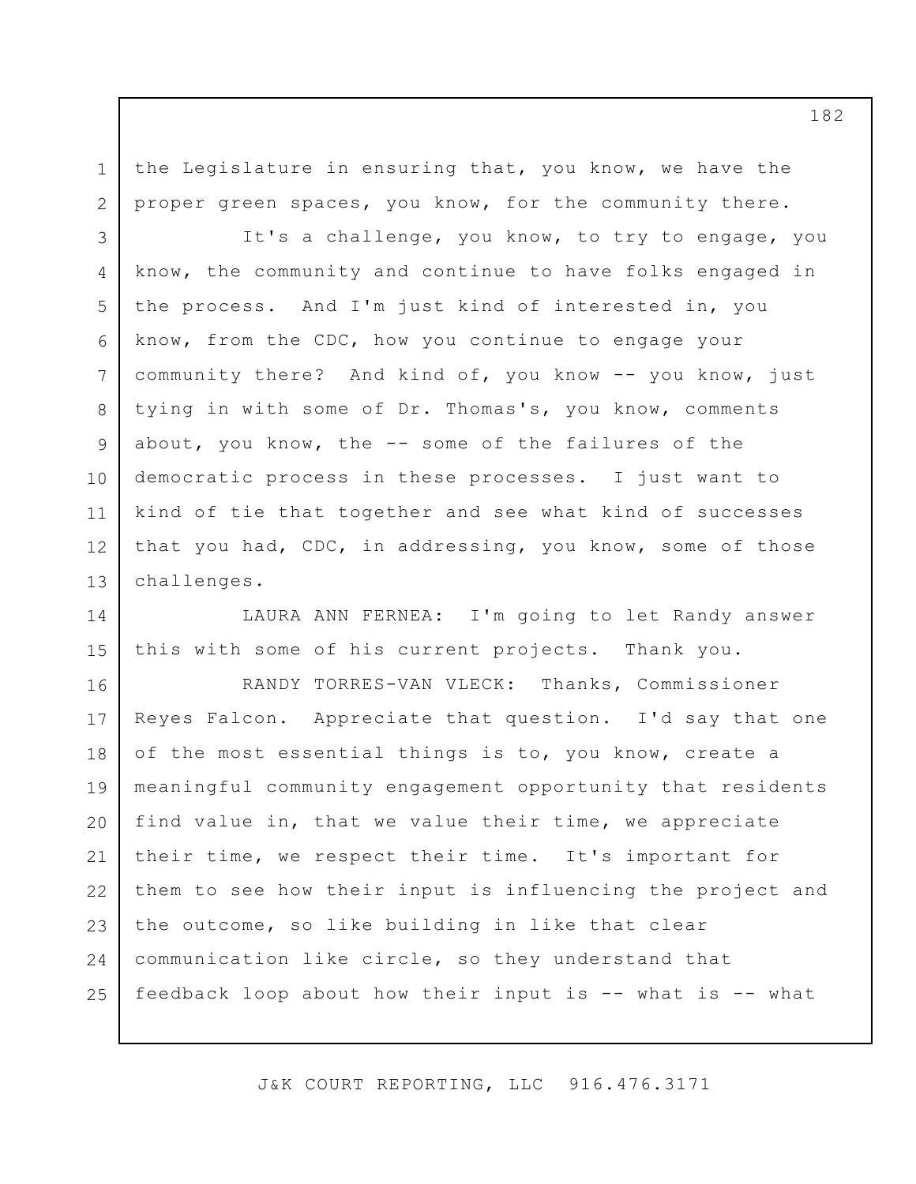the Legislature in ensuring that, you know, we have the proper green spaces, you know, for the community there.

It's a challenge, you know, to try to engage, you know, the community and continue to have folks engaged in the process. And I'm just kind of interested in, you know, from the CDC, how you continue to engage your community there? And kind of, you know -- you know, just tying in with some of Dr. Thomas's, you know, comments about, you know, the -- some of the failures of the democratic process in these processes. I just want to kind of tie that together and see what kind of successes that you had, CDC, in addressing, you know, some of those challenges.

LAURA ANN FERNEA: I'm going to let Randy answer this with some of his current projects. Thank you.

RANDY TORRES-VAN VLECK: Thanks, Commissioner Reyes Falcon. Appreciate that question. I'd say that one of the most essential things is to, you know, create a meaningful community engagement opportunity that residents find value in, that we value their time, we appreciate their time, we respect their time. It's important for them to see how their input is influencing the project and the outcome, so like building in like that clear communication like circle, so they understand that feedback loop about how their input is -- what is -- what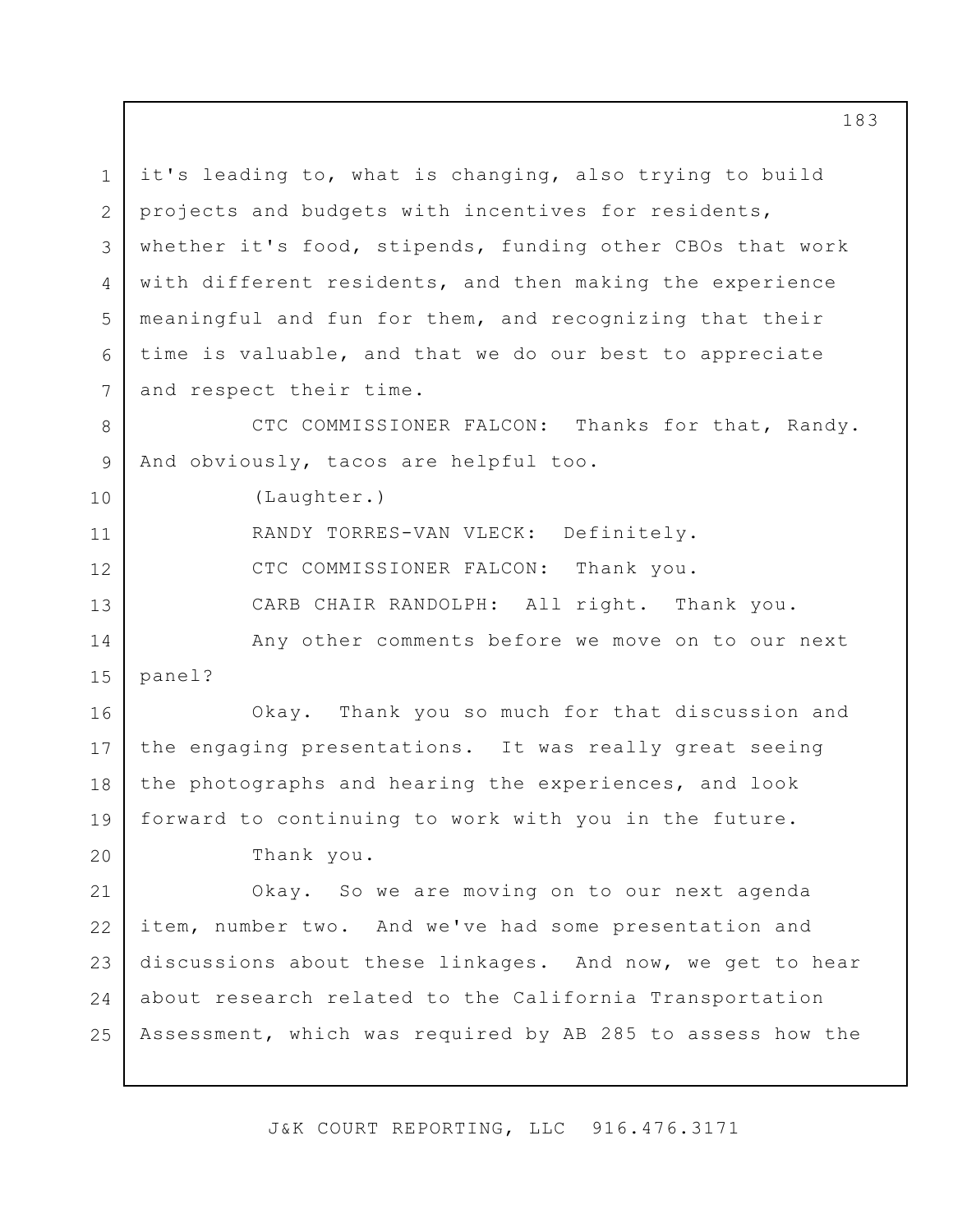it's leading to, what is changing, also trying to build projects and budgets with incentives for residents, whether it's food, stipends, funding other CBOs that work with different residents, and then making the experience meaningful and fun for them, and recognizing that their time is valuable, and that we do our best to appreciate and respect their time.

CTC COMMISSIONER FALCON: Thanks for that, Randy. And obviously, tacos are helpful too.

(Laughter.)

RANDY TORRES-VAN VLECK: Definitely.

CTC COMMISSIONER FALCON: Thank you.

CARB CHAIR RANDOLPH: All right. Thank you.

Any other comments before we move on to our next panel?

Okay. Thank you so much for that discussion and the engaging presentations. It was really great seeing the photographs and hearing the experiences, and look forward to continuing to work with you in the future.

Thank you.

Okay. So we are moving on to our next agenda item, number two. And we've had some presentation and discussions about these linkages. And now, we get to hear about research related to the California Transportation Assessment, which was required by AB 285 to assess how the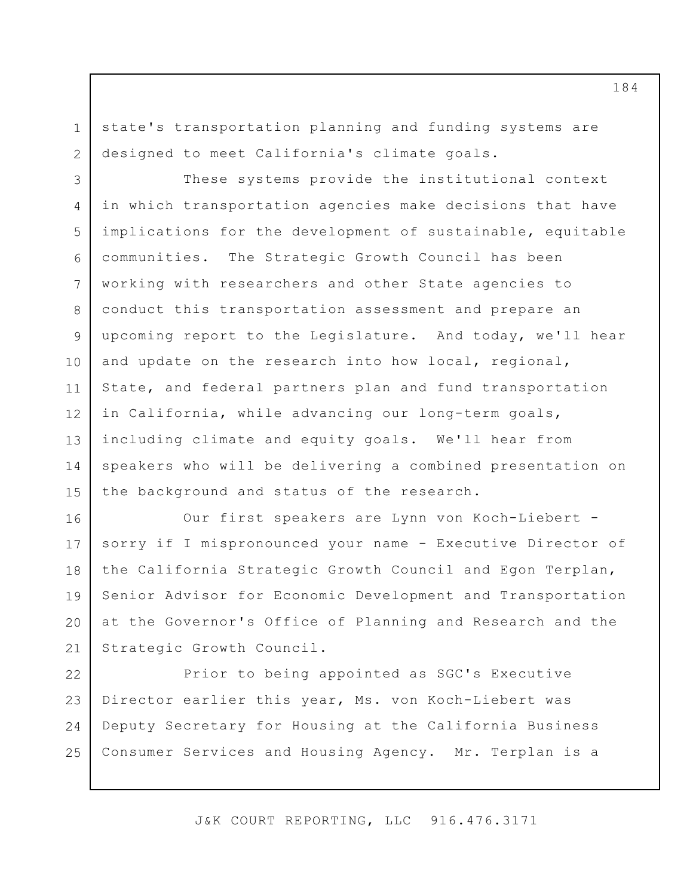state's transportation planning and funding systems are designed to meet California's climate goals.

These systems provide the institutional context in which transportation agencies make decisions that have implications for the development of sustainable, equitable communities. The Strategic Growth Council has been working with researchers and other State agencies to conduct this transportation assessment and prepare an upcoming report to the Legislature. And today, we'll hear and update on the research into how local, regional, State, and federal partners plan and fund transportation in California, while advancing our long-term goals, including climate and equity goals. We'll hear from speakers who will be delivering a combined presentation on the background and status of the research.

Our first speakers are Lynn von Koch-Liebert - sorry if I mispronounced your name - Executive Director of the California Strategic Growth Council and Egon Terplan, Senior Advisor for Economic Development and Transportation at the Governor's Office of Planning and Research and the Strategic Growth Council.

Prior to being appointed as SGC's Executive Director earlier this year, Ms. von Koch-Liebert was Deputy Secretary for Housing at the California Business Consumer Services and Housing Agency. Mr. Terplan is a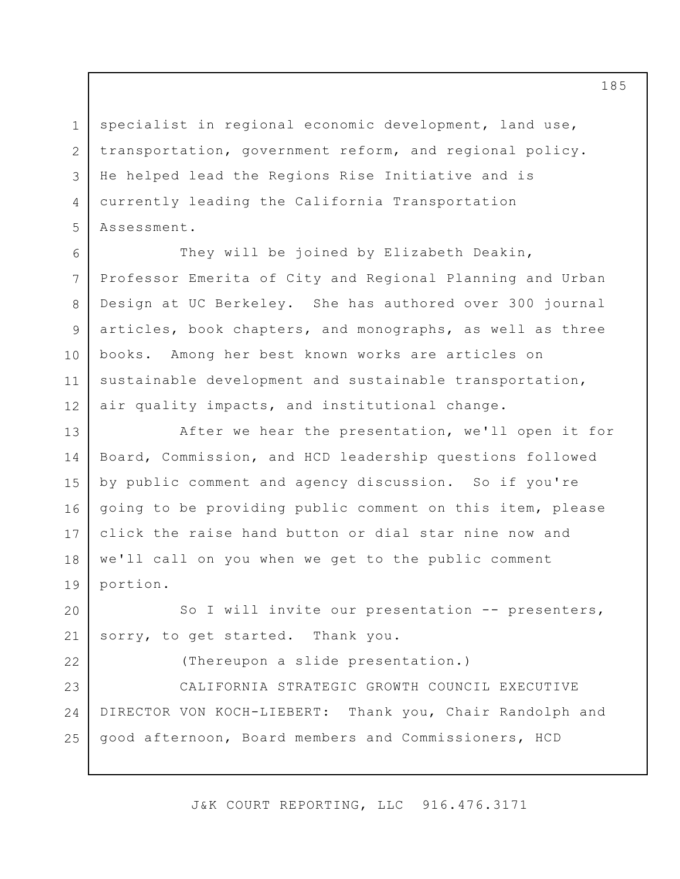specialist in regional economic development, land use, transportation, government reform, and regional policy. He helped lead the Regions Rise Initiative and is currently leading the California Transportation Assessment.

They will be joined by Elizabeth Deakin, Professor Emerita of City and Regional Planning and Urban Design at UC Berkeley. She has authored over 300 journal articles, book chapters, and monographs, as well as three books. Among her best known works are articles on sustainable development and sustainable transportation, air quality impacts, and institutional change.

After we hear the presentation, we'll open it for Board, Commission, and HCD leadership questions followed by public comment and agency discussion. So if you're going to be providing public comment on this item, please click the raise hand button or dial star nine now and we'll call on you when we get to the public comment portion.

So I will invite our presentation -- presenters, sorry, to get started. Thank you.

(Thereupon a slide presentation.)

CALIFORNIA STRATEGIC GROWTH COUNCIL EXECUTIVE DIRECTOR VON KOCH-LIEBERT: Thank you, Chair Randolph and good afternoon, Board members and Commissioners, HCD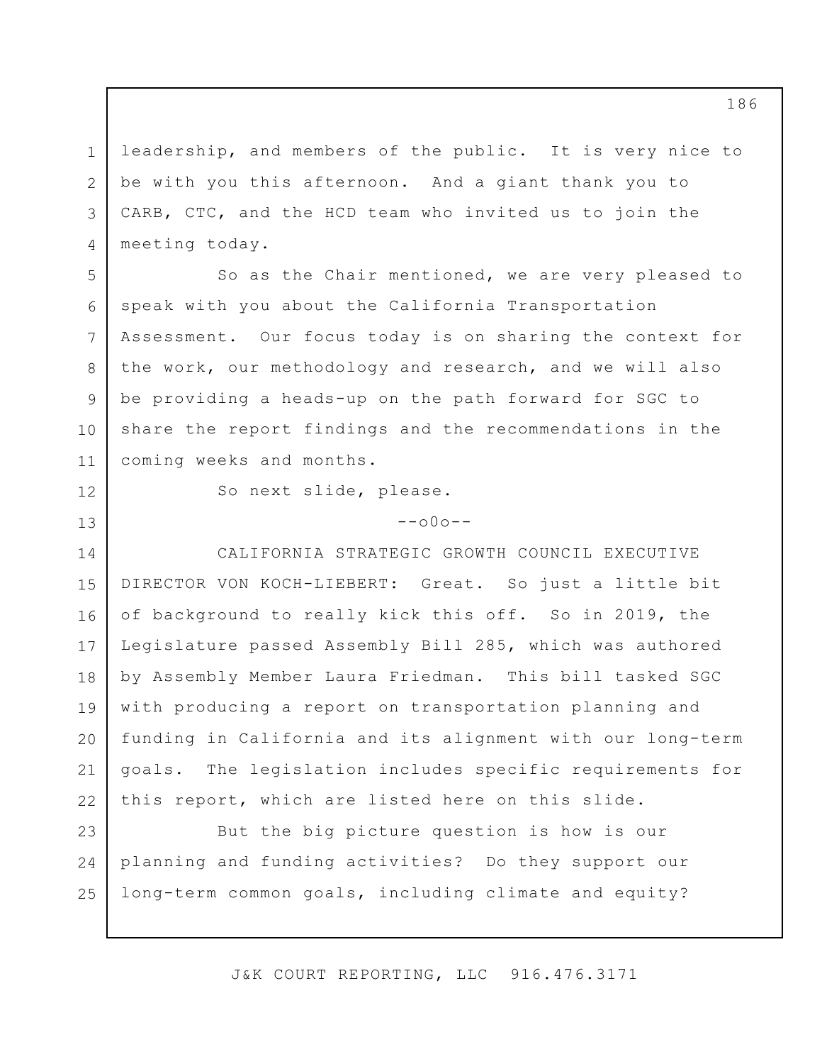leadership, and members of the public. It is very nice to be with you this afternoon. And a giant thank you to CARB, CTC, and the HCD team who invited us to join the meeting today.

So as the Chair mentioned, we are very pleased to speak with you about the California Transportation Assessment. Our focus today is on sharing the context for the work, our methodology and research, and we will also be providing a heads-up on the path forward for SGC to share the report findings and the recommendations in the coming weeks and months.

So next slide, please.

--o0o--

CALIFORNIA STRATEGIC GROWTH COUNCIL EXECUTIVE DIRECTOR VON KOCH-LIEBERT: Great. So just a little bit of background to really kick this off. So in 2019, the Legislature passed Assembly Bill 285, which was authored by Assembly Member Laura Friedman. This bill tasked SGC with producing a report on transportation planning and funding in California and its alignment with our long-term goals. The legislation includes specific requirements for this report, which are listed here on this slide.

But the big picture question is how is our planning and funding activities? Do they support our long-term common goals, including climate and equity?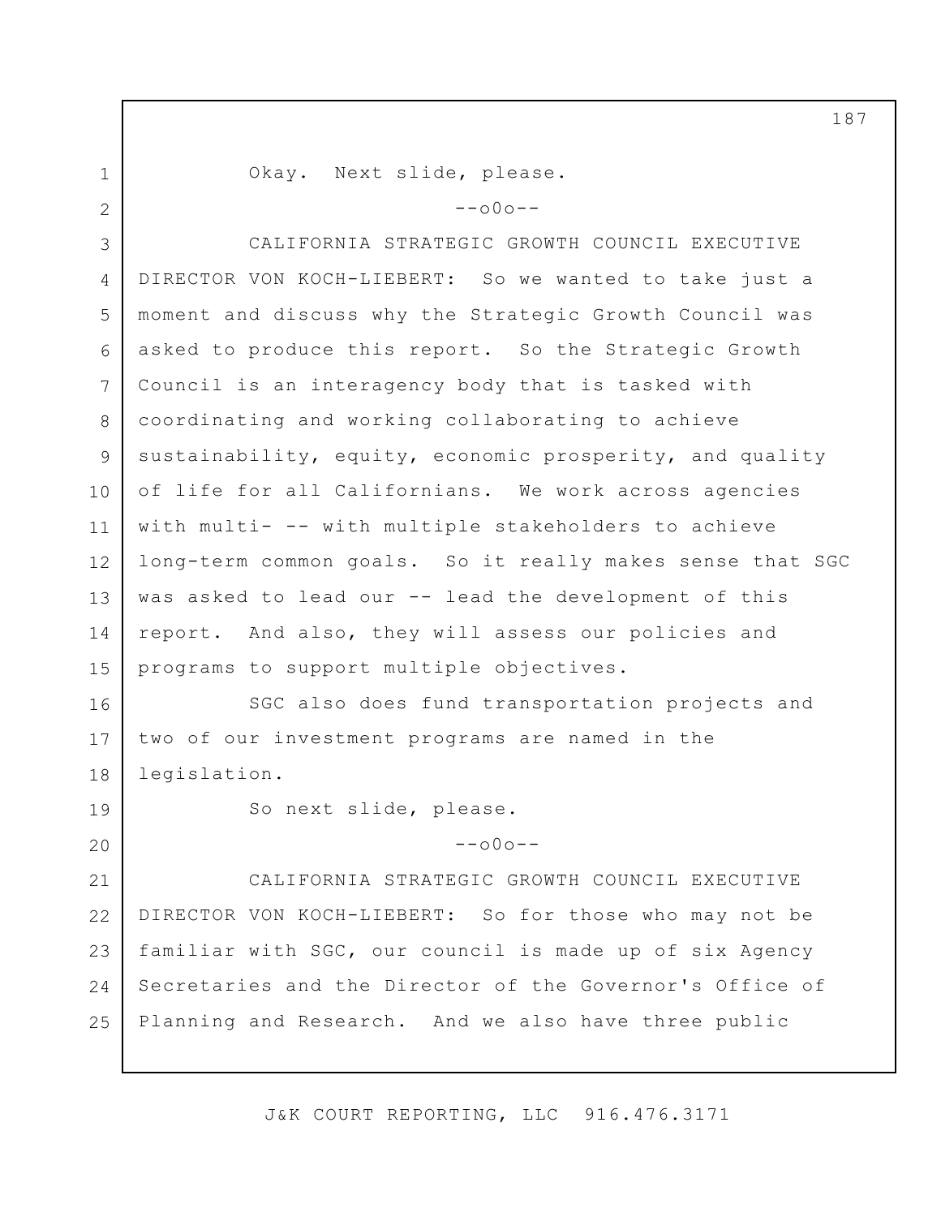Okay. Next slide, please.

--o0o--

CALIFORNIA STRATEGIC GROWTH COUNCIL EXECUTIVE DIRECTOR VON KOCH-LIEBERT: So we wanted to take just a moment and discuss why the Strategic Growth Council was asked to produce this report. So the Strategic Growth Council is an interagency body that is tasked with coordinating and working collaborating to achieve sustainability, equity, economic prosperity, and quality of life for all Californians. We work across agencies with multi- -- with multiple stakeholders to achieve long-term common goals. So it really makes sense that SGC was asked to lead our -- lead the development of this report. And also, they will assess our policies and programs to support multiple objectives.

SGC also does fund transportation projects and two of our investment programs are named in the legislation.

So next slide, please.

--o0o--

CALIFORNIA STRATEGIC GROWTH COUNCIL EXECUTIVE DIRECTOR VON KOCH-LIEBERT: So for those who may not be familiar with SGC, our council is made up of six Agency Secretaries and the Director of the Governor's Office of Planning and Research. And we also have three public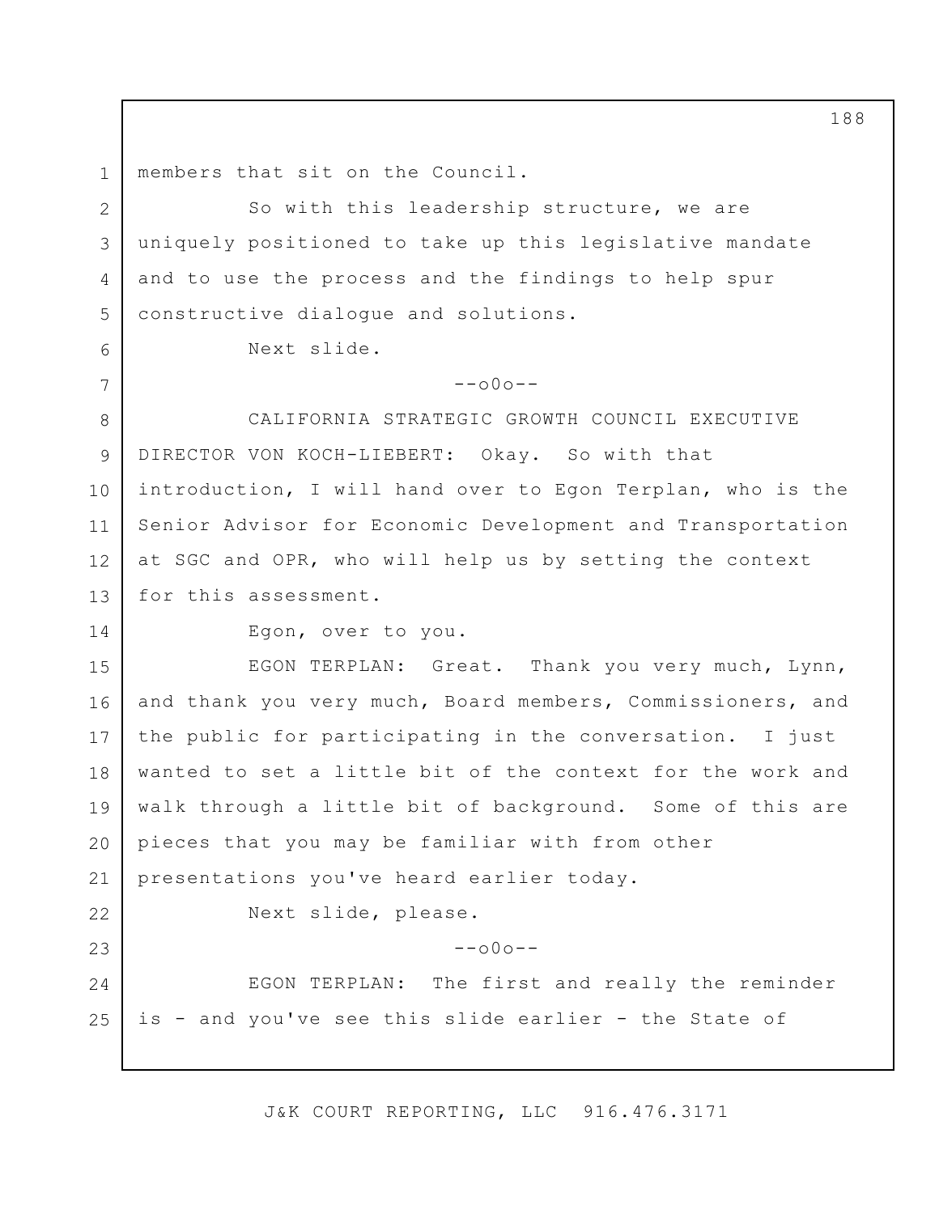members that sit on the Council.

So with this leadership structure, we are uniquely positioned to take up this legislative mandate and to use the process and the findings to help spur constructive dialogue and solutions.

Next slide.

--o0o--

CALIFORNIA STRATEGIC GROWTH COUNCIL EXECUTIVE DIRECTOR VON KOCH-LIEBERT: Okay. So with that introduction, I will hand over to Egon Terplan, who is the Senior Advisor for Economic Development and Transportation at SGC and OPR, who will help us by setting the context for this assessment.

Egon, over to you.

EGON TERPLAN: Great. Thank you very much, Lynn, and thank you very much, Board members, Commissioners, and the public for participating in the conversation. I just wanted to set a little bit of the context for the work and walk through a little bit of background. Some of this are pieces that you may be familiar with from other presentations you've heard earlier today.

Next slide, please.

--o0o--

EGON TERPLAN: The first and really the reminder is - and you've see this slide earlier - the State of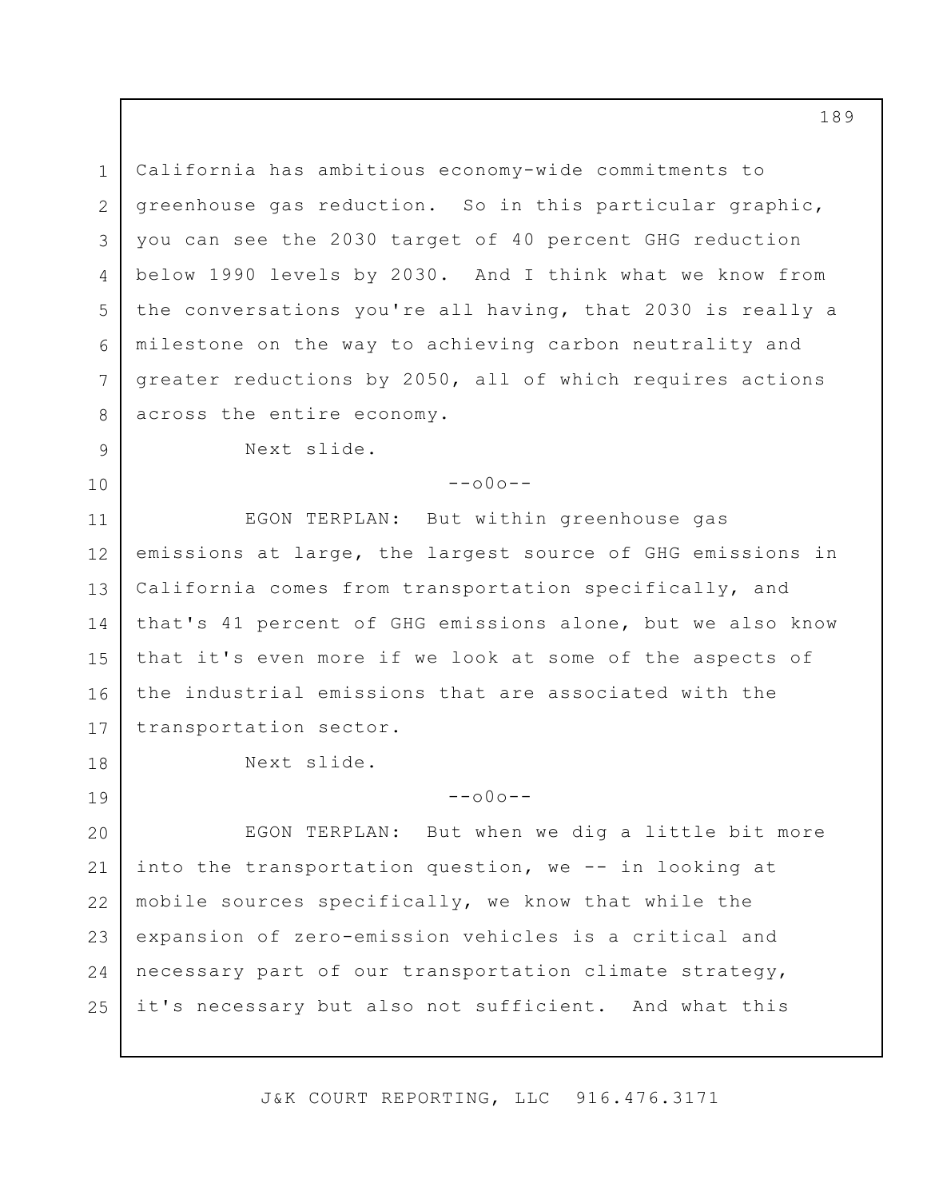California has ambitious economy-wide commitments to greenhouse gas reduction. So in this particular graphic, you can see the 2030 target of 40 percent GHG reduction below 1990 levels by 2030. And I think what we know from the conversations you're all having, that 2030 is really a milestone on the way to achieving carbon neutrality and greater reductions by 2050, all of which requires actions across the entire economy.

Next slide.

--o0o--

EGON TERPLAN: But within greenhouse gas emissions at large, the largest source of GHG emissions in California comes from transportation specifically, and that's 41 percent of GHG emissions alone, but we also know that it's even more if we look at some of the aspects of the industrial emissions that are associated with the transportation sector.

Next slide.

--o0o--

EGON TERPLAN: But when we dig a little bit more into the transportation question, we -- in looking at mobile sources specifically, we know that while the expansion of zero-emission vehicles is a critical and necessary part of our transportation climate strategy, it's necessary but also not sufficient. And what this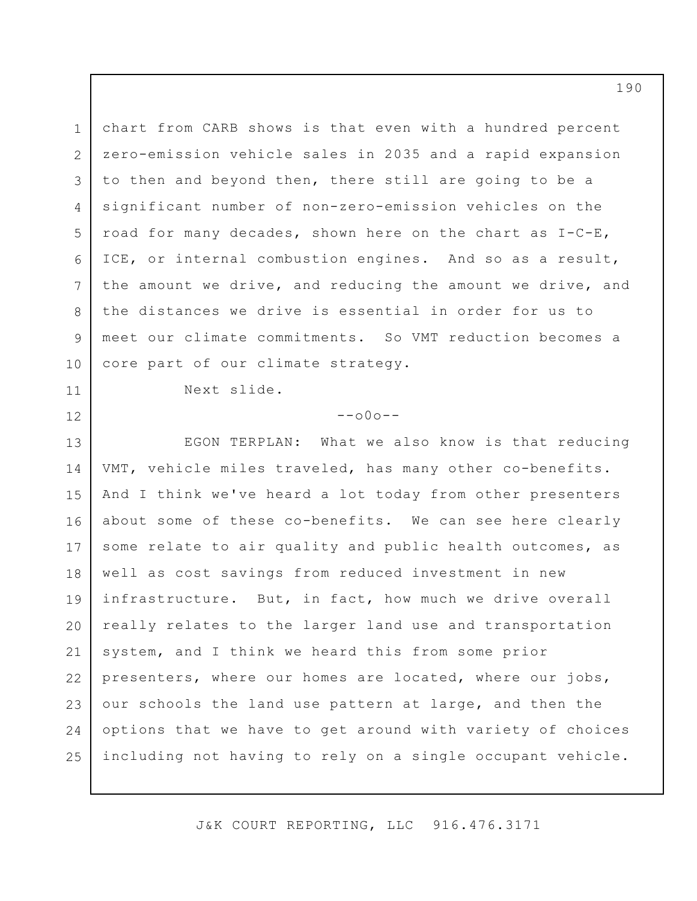chart from CARB shows is that even with a hundred percent zero-emission vehicle sales in 2035 and a rapid expansion to then and beyond then, there still are going to be a significant number of non-zero-emission vehicles on the road for many decades, shown here on the chart as I-C-E, ICE, or internal combustion engines. And so as a result, the amount we drive, and reducing the amount we drive, and the distances we drive is essential in order for us to meet our climate commitments. So VMT reduction becomes a core part of our climate strategy.

Next slide.

--o0o--

EGON TERPLAN: What we also know is that reducing VMT, vehicle miles traveled, has many other co-benefits. And I think we've heard a lot today from other presenters about some of these co-benefits. We can see here clearly some relate to air quality and public health outcomes, as well as cost savings from reduced investment in new infrastructure. But, in fact, how much we drive overall really relates to the larger land use and transportation system, and I think we heard this from some prior presenters, where our homes are located, where our jobs, our schools the land use pattern at large, and then the options that we have to get around with variety of choices including not having to rely on a single occupant vehicle.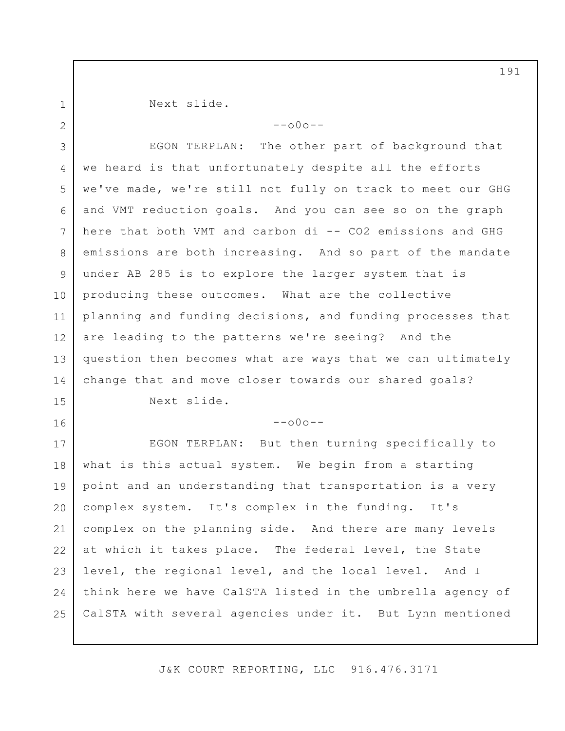Next slide.

--o0o--

EGON TERPLAN: The other part of background that we heard is that unfortunately despite all the efforts we've made, we're still not fully on track to meet our GHG and VMT reduction goals. And you can see so on the graph here that both VMT and carbon di -- $CO_2$ emissions and GHG emissions are both increasing. And so part of the mandate under AB 285 is to explore the larger system that is producing these outcomes. What are the collective planning and funding decisions, and funding processes that are leading to the patterns we're seeing? And the question then becomes what are ways that we can ultimately change that and move closer towards our shared goals?

Next slide.

--o0o--

EGON TERPLAN: But then turning specifically to what is this actual system. We begin from a starting point and an understanding that transportation is a very complex system. It's complex in the funding. It's complex on the planning side. And there are many levels at which it takes place. The federal level, the State level, the regional level, and the local level. And I think here we have CalSTA listed in the umbrella agency of CalSTA with several agencies under it. But Lynn mentioned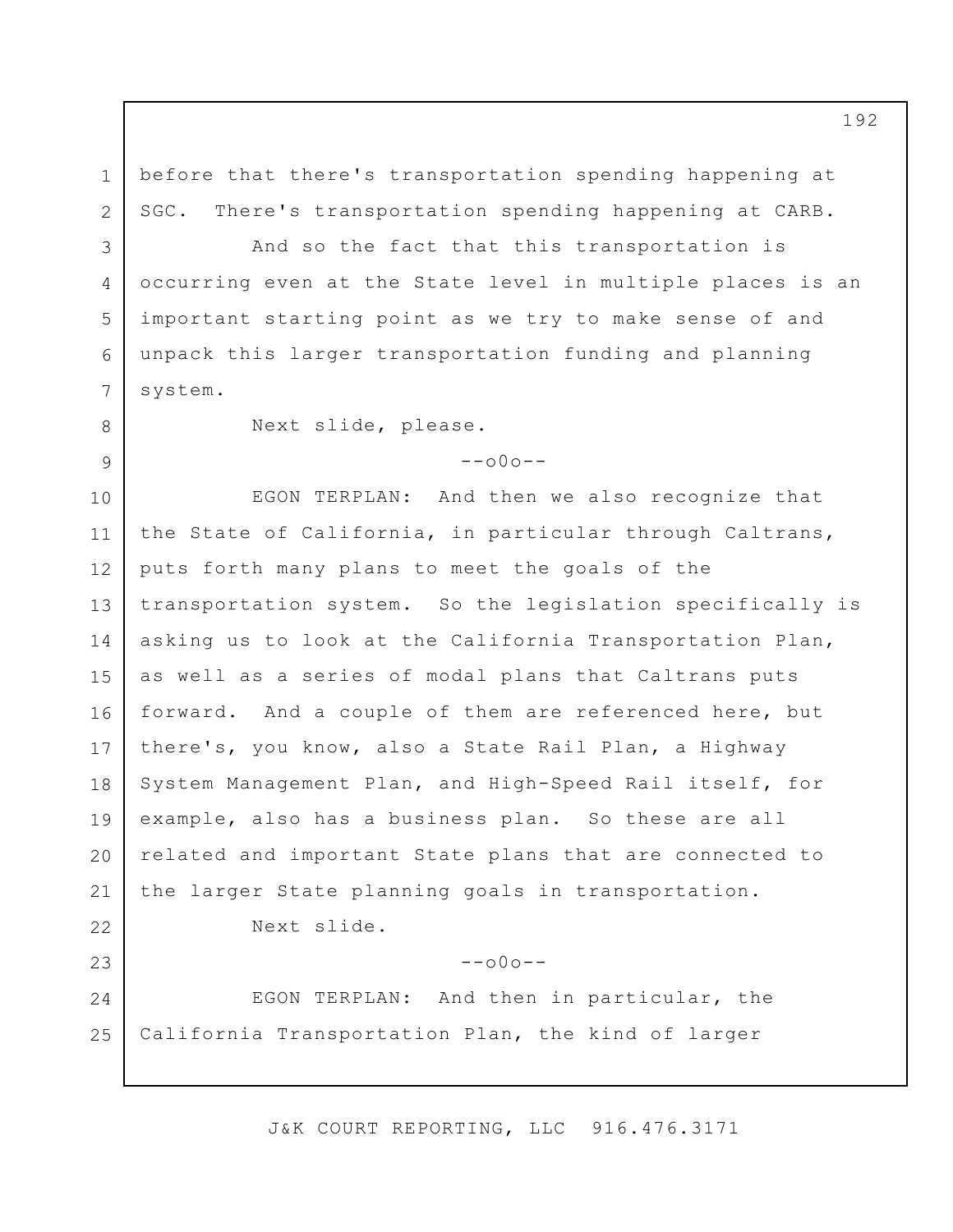before that there's transportation spending happening at SGC. There's transportation spending happening at CARB.

And so the fact that this transportation is occurring even at the State level in multiple places is an important starting point as we try to make sense of and unpack this larger transportation funding and planning system.

Next slide, please.

--o0o--

EGON TERPLAN: And then we also recognize that the State of California, in particular through Caltrans, puts forth many plans to meet the goals of the transportation system. So the legislation specifically is asking us to look at the California Transportation Plan, as well as a series of modal plans that Caltrans puts forward. And a couple of them are referenced here, but there's, you know, also a State Rail Plan, a Highway System Management Plan, and High-Speed Rail itself, for example, also has a business plan. So these are all related and important State plans that are connected to the larger State planning goals in transportation.

Next slide.

--o0o--

EGON TERPLAN: And then in particular, the California Transportation Plan, the kind of larger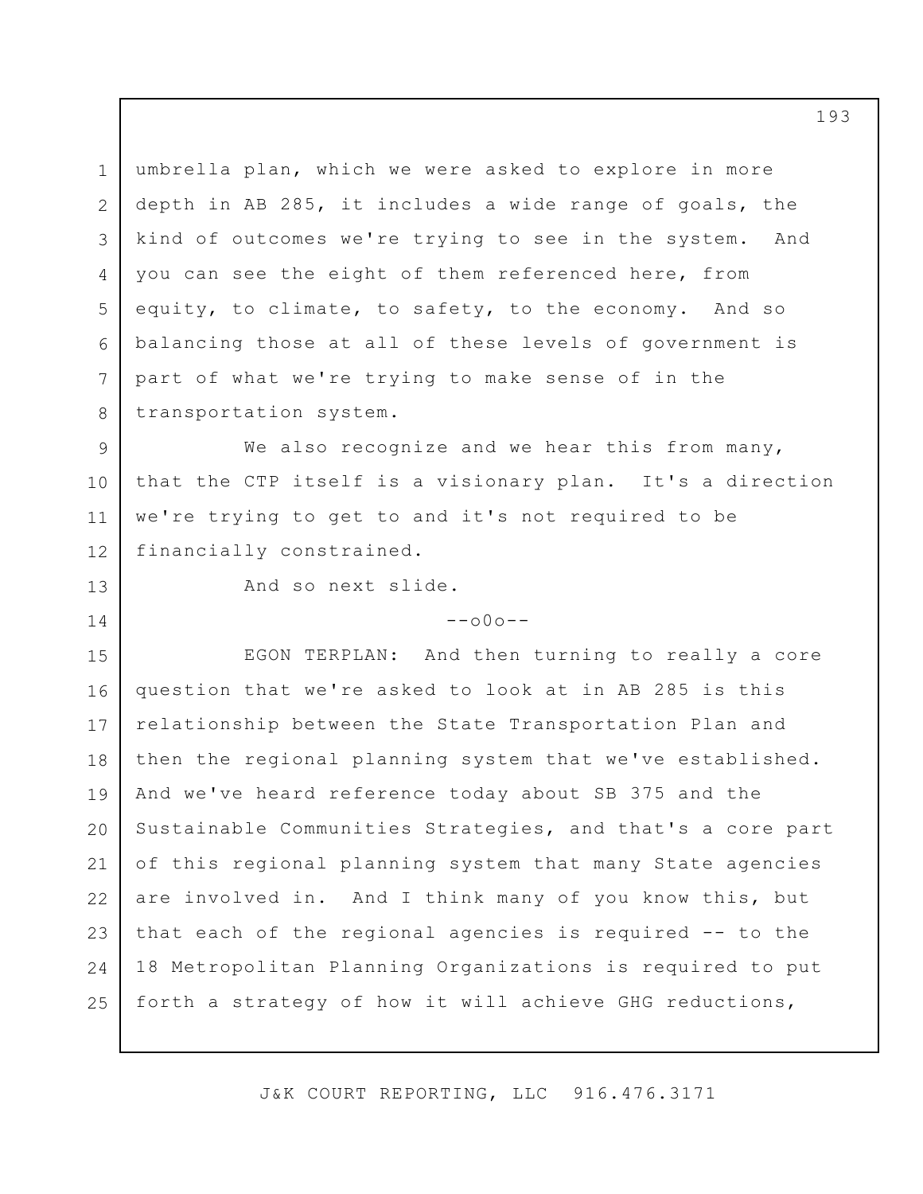umbrella plan, which we were asked to explore in more depth in AB 285, it includes a wide range of goals, the kind of outcomes we're trying to see in the system. And you can see the eight of them referenced here, from equity, to climate, to safety, to the economy. And so balancing those at all of these levels of government is part of what we're trying to make sense of in the transportation system.

We also recognize and we hear this from many, that the CTP itself is a visionary plan. It's a direction we're trying to get to and it's not required to be financially constrained.

And so next slide.

--o0o--

EGON TERPLAN: And then turning to really a core question that we're asked to look at in AB 285 is this relationship between the State Transportation Plan and then the regional planning system that we've established. And we've heard reference today about SB 375 and the Sustainable Communities Strategies, and that's a core part of this regional planning system that many State agencies are involved in. And I think many of you know this, but that each of the regional agencies is required -- to the 18 Metropolitan Planning Organizations is required to put forth a strategy of how it will achieve GHG reductions,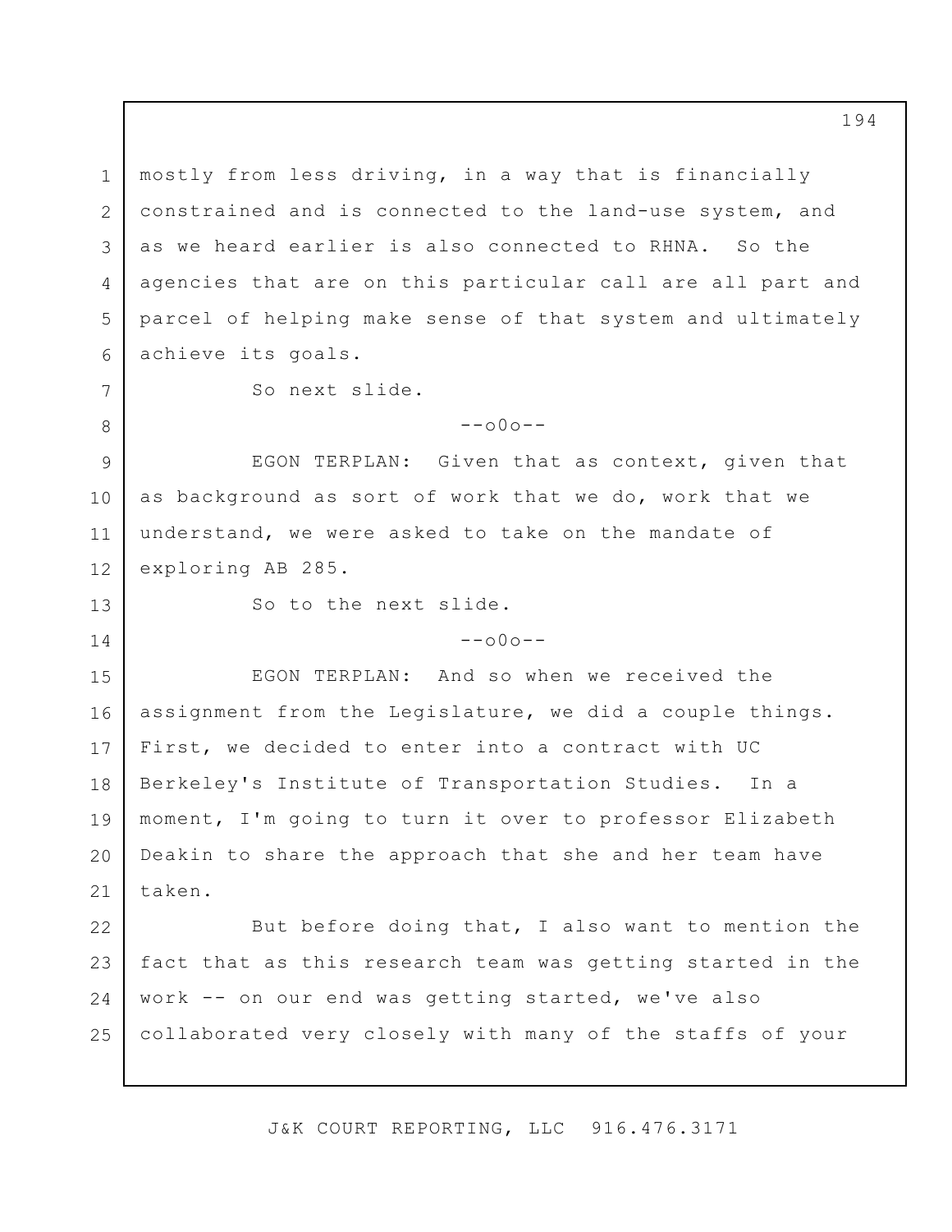mostly from less driving, in a way that is financially constrained and is connected to the land-use system, and as we heard earlier is also connected to RHNA. So the agencies that are on this particular call are all part and parcel of helping make sense of that system and ultimately achieve its goals.

So next slide.

--o0o--

EGON TERPLAN: Given that as context, given that as background as sort of work that we do, work that we understand, we were asked to take on the mandate of exploring AB 285.

So to the next slide.

--o0o--

EGON TERPLAN: And so when we received the assignment from the Legislature, we did a couple things. First, we decided to enter into a contract with UC Berkeley's Institute of Transportation Studies. In a moment, I'm going to turn it over to professor Elizabeth Deakin to share the approach that she and her team have taken.

But before doing that, I also want to mention the fact that as this research team was getting started in the work -- on our end was getting started, we've also collaborated very closely with many of the staffs of your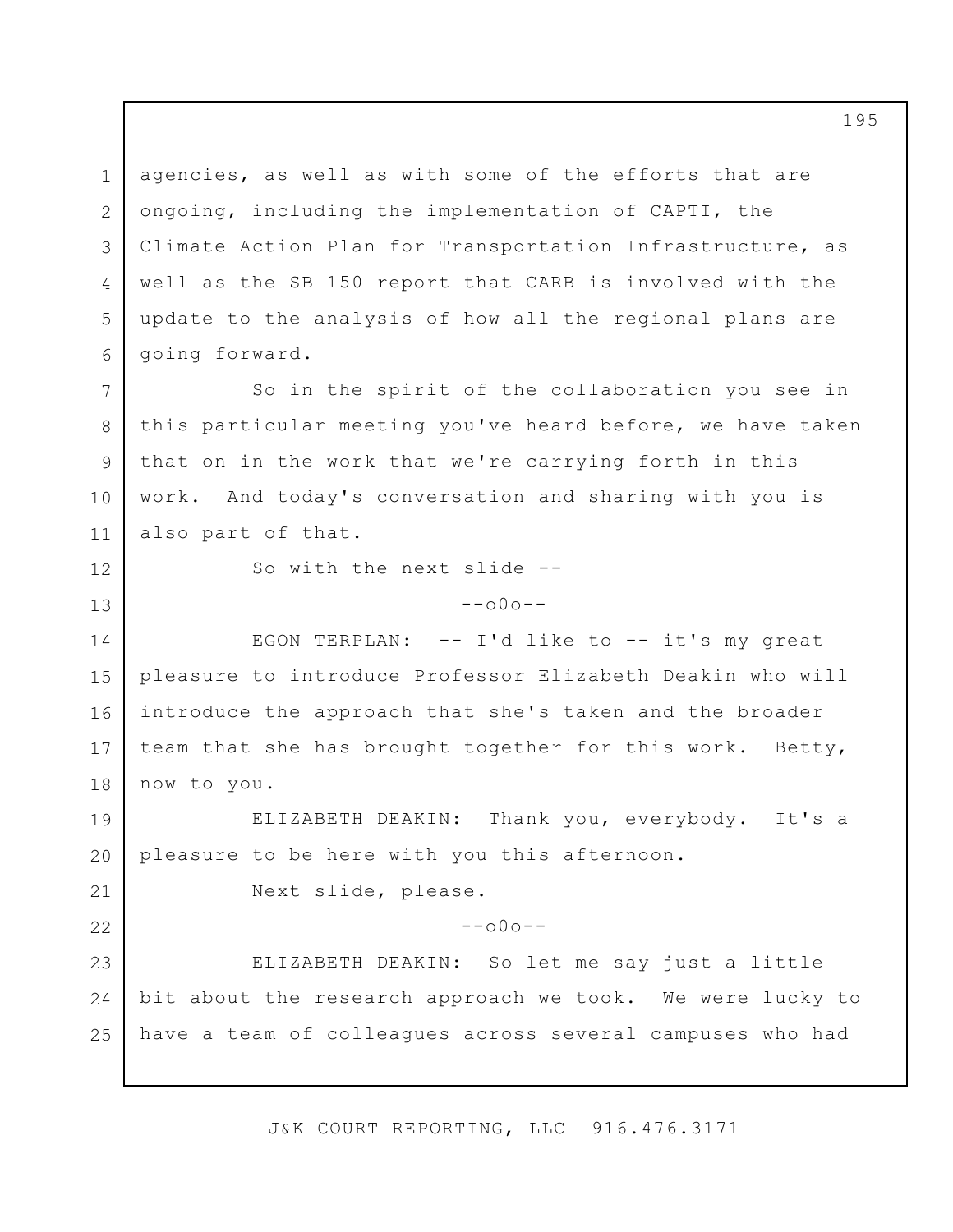agencies, as well as with some of the efforts that are ongoing, including the implementation of CAPTI, the Climate Action Plan for Transportation Infrastructure, as well as the SB 150 report that CARB is involved with the update to the analysis of how all the regional plans are going forward.

So in the spirit of the collaboration you see in this particular meeting you've heard before, we have taken that on in the work that we're carrying forth in this work. And today's conversation and sharing with you is also part of that.

So with the next slide --

--o0o--

EGON TERPLAN: -- I'd like to -- it's my great pleasure to introduce Professor Elizabeth Deakin who will introduce the approach that she's taken and the broader team that she has brought together for this work. Betty, now to you.

ELIZABETH DEAKIN: Thank you, everybody. It's a pleasure to be here with you this afternoon.

Next slide, please.

--o0o--

ELIZABETH DEAKIN: So let me say just a little bit about the research approach we took. We were lucky to have a team of colleagues across several campuses who had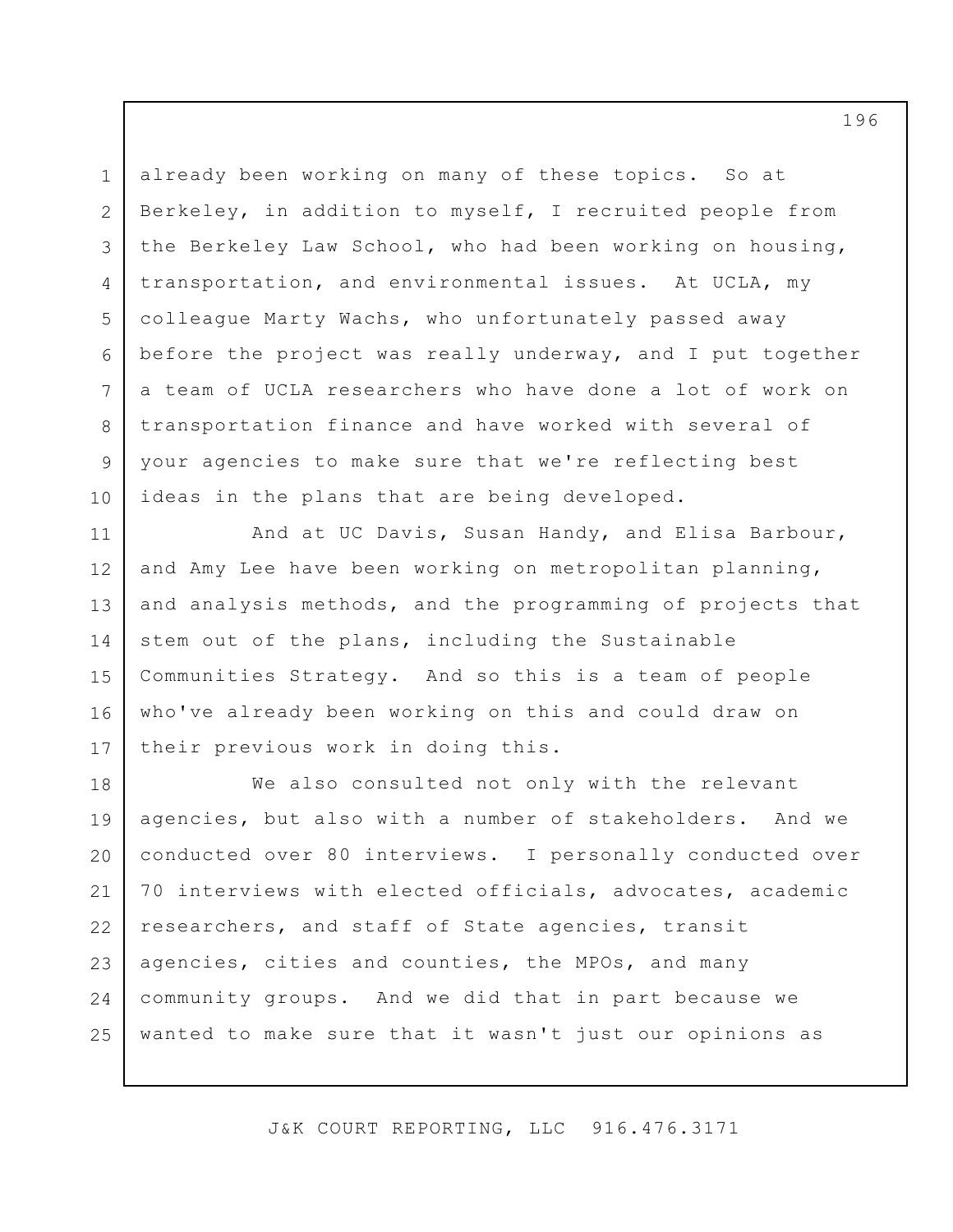already been working on many of these topics. So at Berkeley, in addition to myself, I recruited people from the Berkeley Law School, who had been working on housing, transportation, and environmental issues. At UCLA, my colleague Marty Wachs, who unfortunately passed away before the project was really underway, and I put together a team of UCLA researchers who have done a lot of work on transportation finance and have worked with several of your agencies to make sure that we're reflecting best ideas in the plans that are being developed.

And at UC Davis, Susan Handy, and Elisa Barbour, and Amy Lee have been working on metropolitan planning, and analysis methods, and the programming of projects that stem out of the plans, including the Sustainable Communities Strategy. And so this is a team of people who've already been working on this and could draw on their previous work in doing this.

We also consulted not only with the relevant agencies, but also with a number of stakeholders. And we conducted over 80 interviews. I personally conducted over 70 interviews with elected officials, advocates, academic researchers, and staff of State agencies, transit agencies, cities and counties, the MPOs, and many community groups. And we did that in part because we wanted to make sure that it wasn't just our opinions as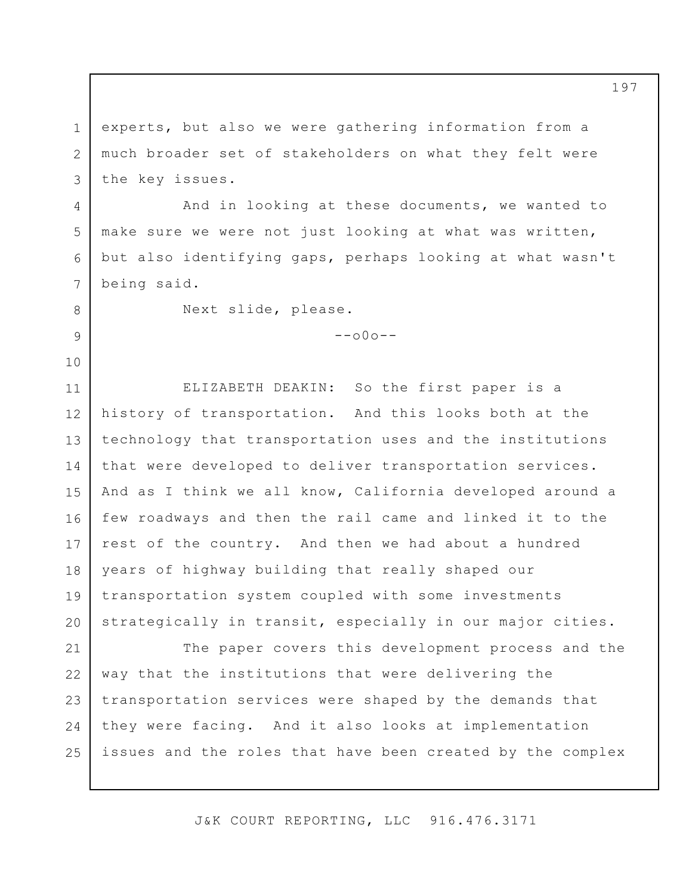experts, but also we were gathering information from a much broader set of stakeholders on what they felt were the key issues.

And in looking at these documents, we wanted to make sure we were not just looking at what was written, but also identifying gaps, perhaps looking at what wasn't being said.

Next slide, please.

--o0o--

ELIZABETH DEAKIN: So the first paper is a history of transportation. And this looks both at the technology that transportation uses and the institutions that were developed to deliver transportation services. And as I think we all know, California developed around a few roadways and then the rail came and linked it to the rest of the country. And then we had about a hundred years of highway building that really shaped our transportation system coupled with some investments strategically in transit, especially in our major cities.

The paper covers this development process and the way that the institutions that were delivering the transportation services were shaped by the demands that they were facing. And it also looks at implementation issues and the roles that have been created by the complex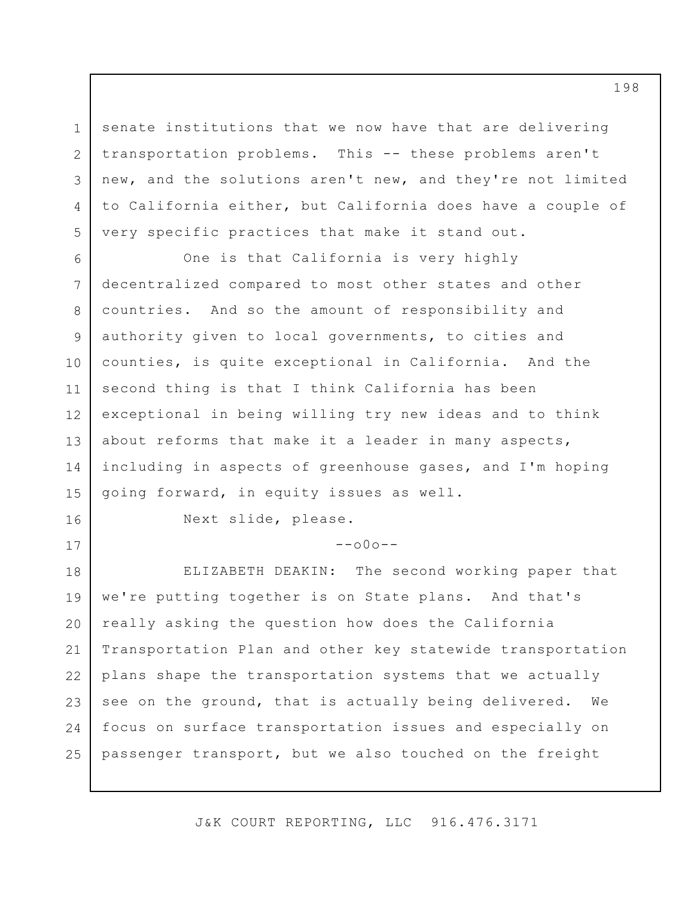senate institutions that we now have that are delivering transportation problems. This -- these problems aren't new, and the solutions aren't new, and they're not limited to California either, but California does have a couple of very specific practices that make it stand out.

One is that California is very highly decentralized compared to most other states and other countries. And so the amount of responsibility and authority given to local governments, to cities and counties, is quite exceptional in California. And the second thing is that I think California has been exceptional in being willing try new ideas and to think about reforms that make it a leader in many aspects, including in aspects of greenhouse gases, and I'm hoping going forward, in equity issues as well.

Next slide, please.

--o0o--

ELIZABETH DEAKIN: The second working paper that we're putting together is on State plans. And that's really asking the question how does the California Transportation Plan and other key statewide transportation plans shape the transportation systems that we actually see on the ground, that is actually being delivered. We focus on surface transportation issues and especially on passenger transport, but we also touched on the freight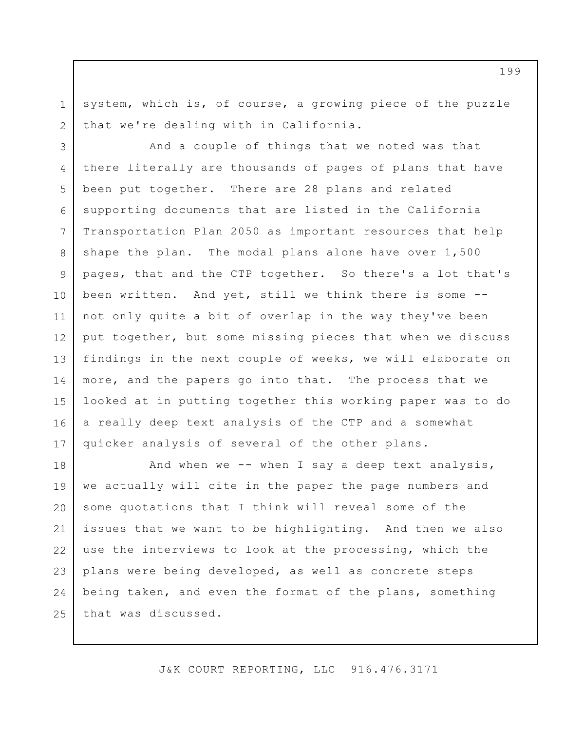system, which is, of course, a growing piece of the puzzle that we're dealing with in California.

And a couple of things that we noted was that there literally are thousands of pages of plans that have been put together. There are 28 plans and related supporting documents that are listed in the California Transportation Plan 2050 as important resources that help shape the plan. The modal plans alone have over 1,500 pages, that and the CTP together. So there's a lot that's been written. And yet, still we think there is some -- not only quite a bit of overlap in the way they've been put together, but some missing pieces that when we discuss findings in the next couple of weeks, we will elaborate on more, and the papers go into that. The process that we looked at in putting together this working paper was to do a really deep text analysis of the CTP and a somewhat quicker analysis of several of the other plans.

And when we -- when I say a deep text analysis, we actually will cite in the paper the page numbers and some quotations that I think will reveal some of the issues that we want to be highlighting. And then we also use the interviews to look at the processing, which the plans were being developed, as well as concrete steps being taken, and even the format of the plans, something that was discussed.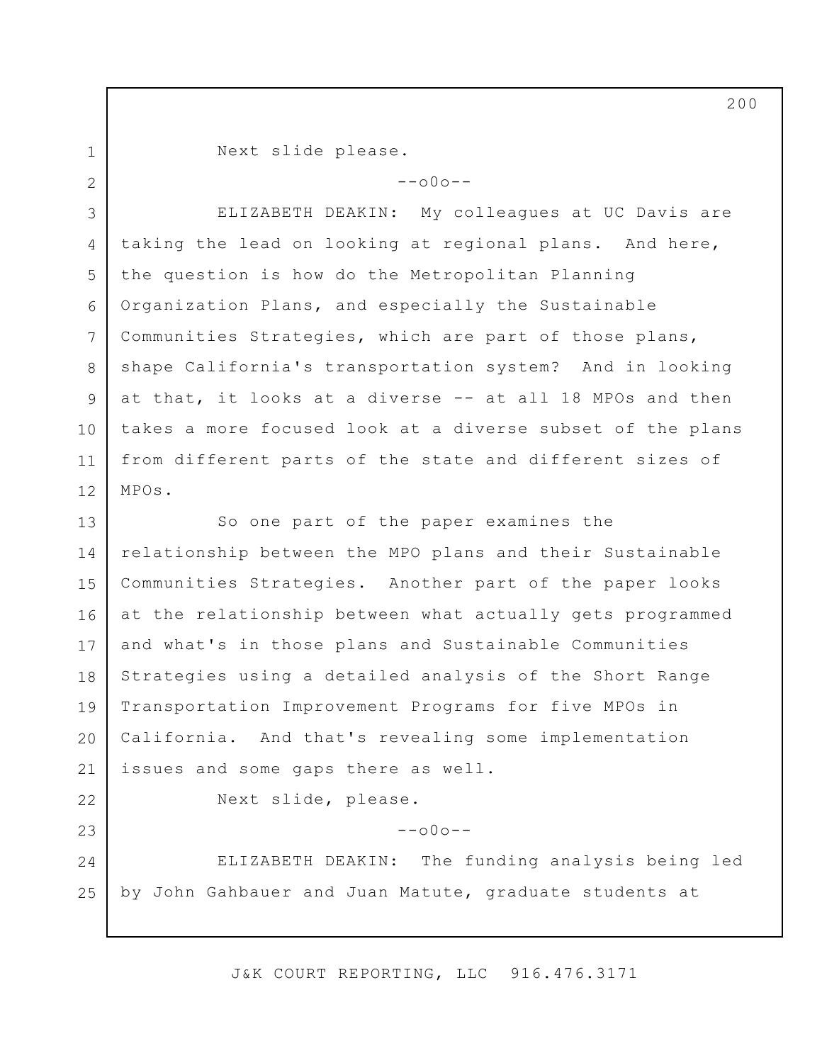Next slide please.

--o0o--

ELIZABETH DEAKIN: My colleagues at UC Davis are taking the lead on looking at regional plans. And here, the question is how do the Metropolitan Planning Organization Plans, and especially the Sustainable Communities Strategies, which are part of those plans, shape California's transportation system? And in looking at that, it looks at a diverse -- at all 18 MPOs and then takes a more focused look at a diverse subset of the plans from different parts of the state and different sizes of MPOs.

So one part of the paper examines the relationship between the MPO plans and their Sustainable Communities Strategies. Another part of the paper looks at the relationship between what actually gets programmed and what's in those plans and Sustainable Communities Strategies using a detailed analysis of the Short Range Transportation Improvement Programs for five MPOs in California. And that's revealing some implementation issues and some gaps there as well.

Next slide, please.

--o0o--

ELIZABETH DEAKIN: The funding analysis being led by John Gahbauer and Juan Matute, graduate students at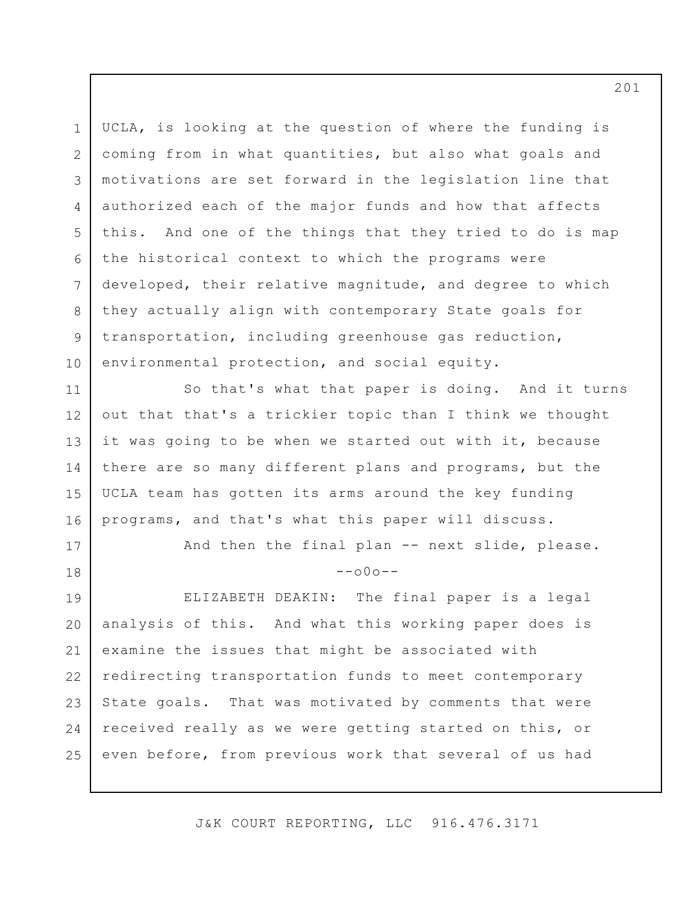UCLA, is looking at the question of where the funding is coming from in what quantities, but also what goals and motivations are set forward in the legislation line that authorized each of the major funds and how that affects this. And one of the things that they tried to do is map the historical context to which the programs were developed, their relative magnitude, and degree to which they actually align with contemporary State goals for transportation, including greenhouse gas reduction, environmental protection, and social equity.

So that's what that paper is doing. And it turns out that that's a trickier topic than I think we thought it was going to be when we started out with it, because there are so many different plans and programs, but the UCLA team has gotten its arms around the key funding programs, and that's what this paper will discuss.

And then the final plan -- next slide, please.

--o0o--

ELIZABETH DEAKIN: The final paper is a legal analysis of this. And what this working paper does is examine the issues that might be associated with redirecting transportation funds to meet contemporary State goals. That was motivated by comments that were received really as we were getting started on this, or even before, from previous work that several of us had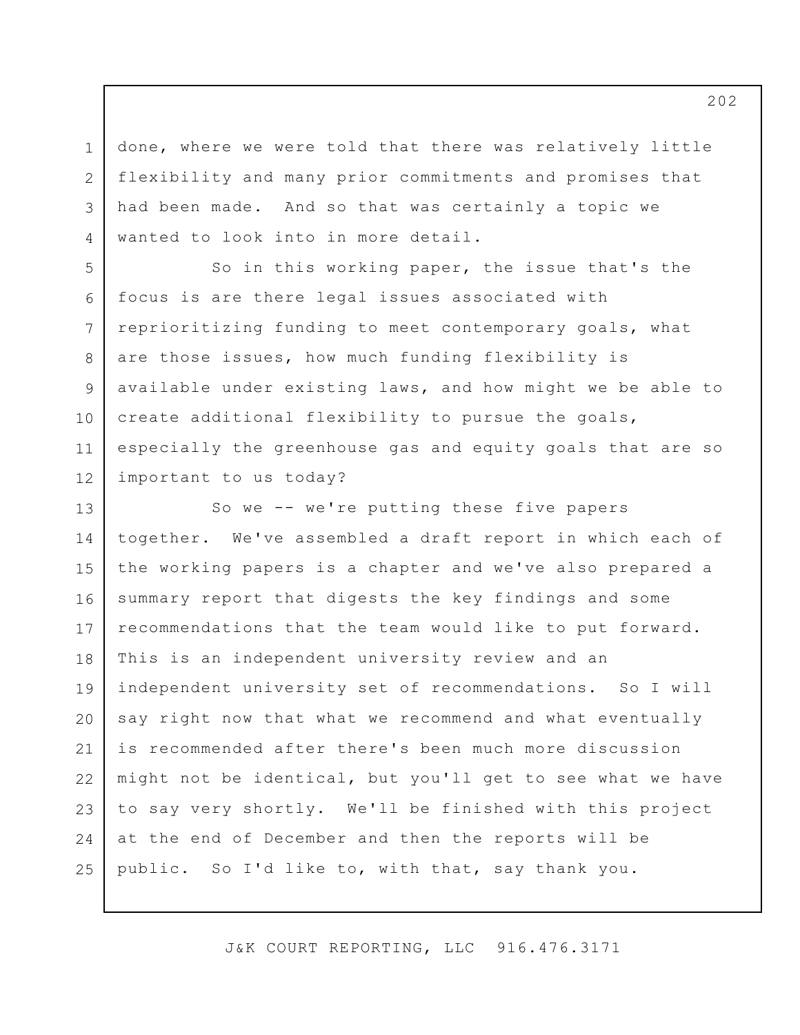done, where we were told that there was relatively little flexibility and many prior commitments and promises that had been made. And so that was certainly a topic we wanted to look into in more detail.

So in this working paper, the issue that's the focus is are there legal issues associated with reprioritizing funding to meet contemporary goals, what are those issues, how much funding flexibility is available under existing laws, and how might we be able to create additional flexibility to pursue the goals, especially the greenhouse gas and equity goals that are so important to us today?

So we -- we're putting these five papers together. We've assembled a draft report in which each of the working papers is a chapter and we've also prepared a summary report that digests the key findings and some recommendations that the team would like to put forward. This is an independent university review and an independent university set of recommendations. So I will say right now that what we recommend and what eventually is recommended after there's been much more discussion might not be identical, but you'll get to see what we have to say very shortly. We'll be finished with this project at the end of December and then the reports will be public. So I'd like to, with that, say thank you.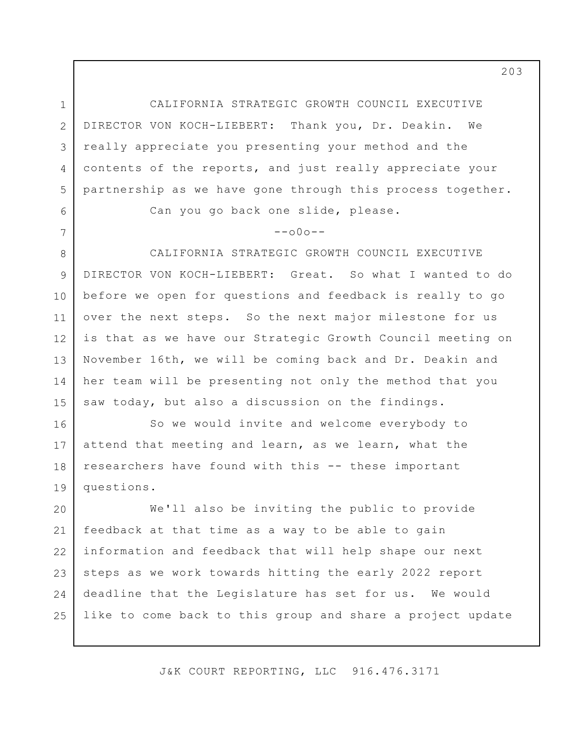CALIFORNIA STRATEGIC GROWTH COUNCIL EXECUTIVE DIRECTOR VON KOCH-LIEBERT: Thank you, Dr. Deakin. We really appreciate you presenting your method and the contents of the reports, and just really appreciate your partnership as we have gone through this process together.

Can you go back one slide, please.

--o0o--

CALIFORNIA STRATEGIC GROWTH COUNCIL EXECUTIVE DIRECTOR VON KOCH-LIEBERT: Great. So what I wanted to do before we open for questions and feedback is really to go over the next steps. So the next major milestone for us is that as we have our Strategic Growth Council meeting on November 16th, we will be coming back and Dr. Deakin and her team will be presenting not only the method that you saw today, but also a discussion on the findings.

So we would invite and welcome everybody to attend that meeting and learn, as we learn, what the researchers have found with this -- these important questions.

We'll also be inviting the public to provide feedback at that time as a way to be able to gain information and feedback that will help shape our next steps as we work towards hitting the early 2022 report deadline that the Legislature has set for us. We would like to come back to this group and share a project update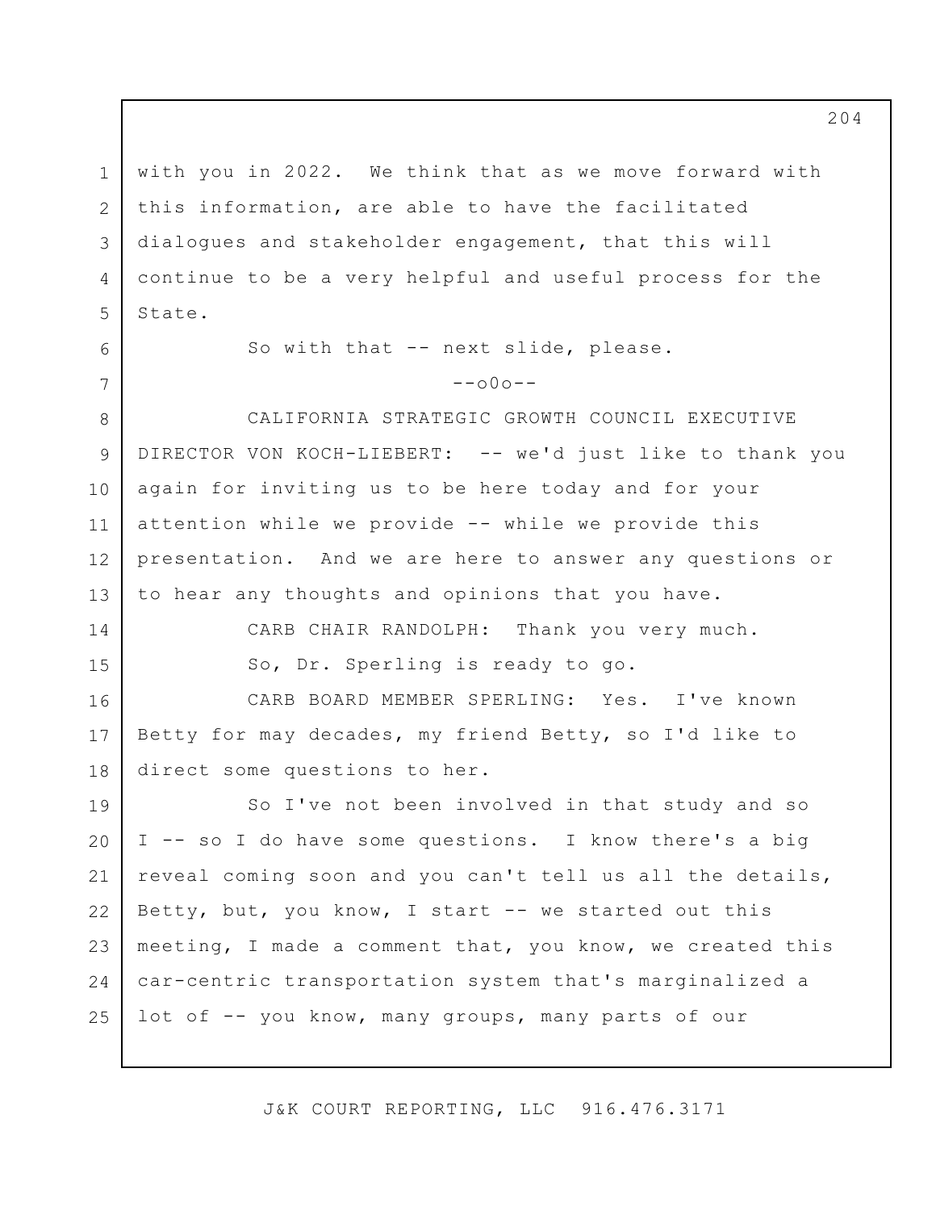with you in 2022. We think that as we move forward with this information, are able to have the facilitated dialogues and stakeholder engagement, that this will continue to be a very helpful and useful process for the State.

So with that -- next slide, please.

--o0o--

CALIFORNIA STRATEGIC GROWTH COUNCIL EXECUTIVE DIRECTOR VON KOCH-LIEBERT: -- we'd just like to thank you again for inviting us to be here today and for your attention while we provide -- while we provide this presentation. And we are here to answer any questions or to hear any thoughts and opinions that you have.

CARB CHAIR RANDOLPH: Thank you very much.

So, Dr. Sperling is ready to go.

CARB BOARD MEMBER SPERLING: Yes. I've known Betty for may decades, my friend Betty, so I'd like to direct some questions to her.

So I've not been involved in that study and so I -- so I do have some questions. I know there's a big reveal coming soon and you can't tell us all the details, Betty, but, you know, I start -- we started out this meeting, I made a comment that, you know, we created this car-centric transportation system that's marginalized a lot of -- you know, many groups, many parts of our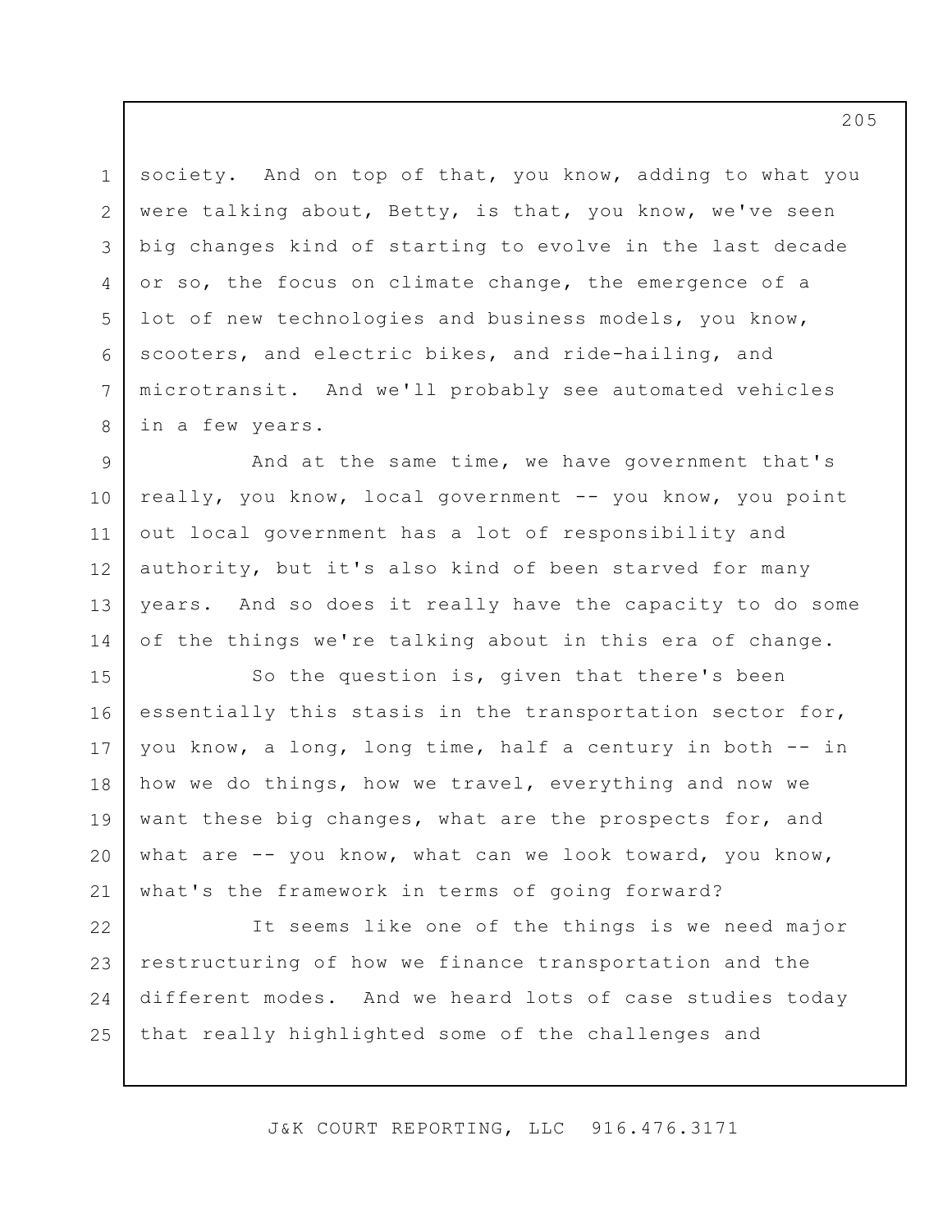society. And on top of that, you know, adding to what you were talking about, Betty, is that, you know, we've seen big changes kind of starting to evolve in the last decade or so, the focus on climate change, the emergence of a lot of new technologies and business models, you know, scooters, and electric bikes, and ride-hailing, and microtransit. And we'll probably see automated vehicles in a few years.

And at the same time, we have government that's really, you know, local government -- you know, you point out local government has a lot of responsibility and authority, but it's also kind of been starved for many years. And so does it really have the capacity to do some of the things we're talking about in this era of change.

So the question is, given that there's been essentially this stasis in the transportation sector for, you know, a long, long time, half a century in both -- in how we do things, how we travel, everything and now we want these big changes, what are the prospects for, and what are -- you know, what can we look toward, you know, what's the framework in terms of going forward?

It seems like one of the things is we need major restructuring of how we finance transportation and the different modes. And we heard lots of case studies today that really highlighted some of the challenges and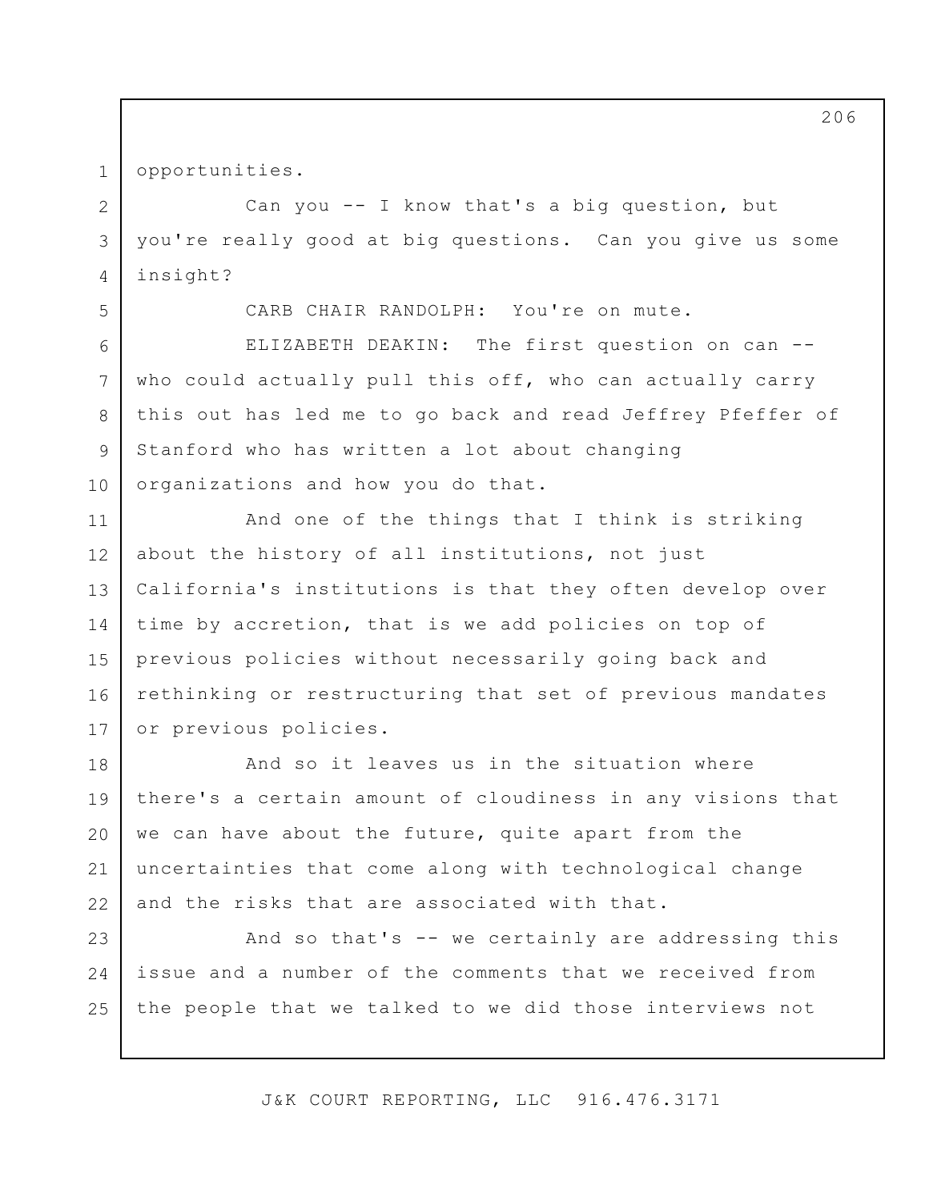opportunities.

Can you -- I know that's a big question, but you're really good at big questions. Can you give us some insight?

CARB CHAIR RANDOLPH: You're on mute.

ELIZABETH DEAKIN: The first question on can -- who could actually pull this off, who can actually carry this out has led me to go back and read Jeffrey Pfeffer of Stanford who has written a lot about changing organizations and how you do that.

And one of the things that I think is striking about the history of all institutions, not just California's institutions is that they often develop over time by accretion, that is we add policies on top of previous policies without necessarily going back and rethinking or restructuring that set of previous mandates or previous policies.

And so it leaves us in the situation where there's a certain amount of cloudiness in any visions that we can have about the future, quite apart from the uncertainties that come along with technological change and the risks that are associated with that.

And so that's -- we certainly are addressing this issue and a number of the comments that we received from the people that we talked to we did those interviews not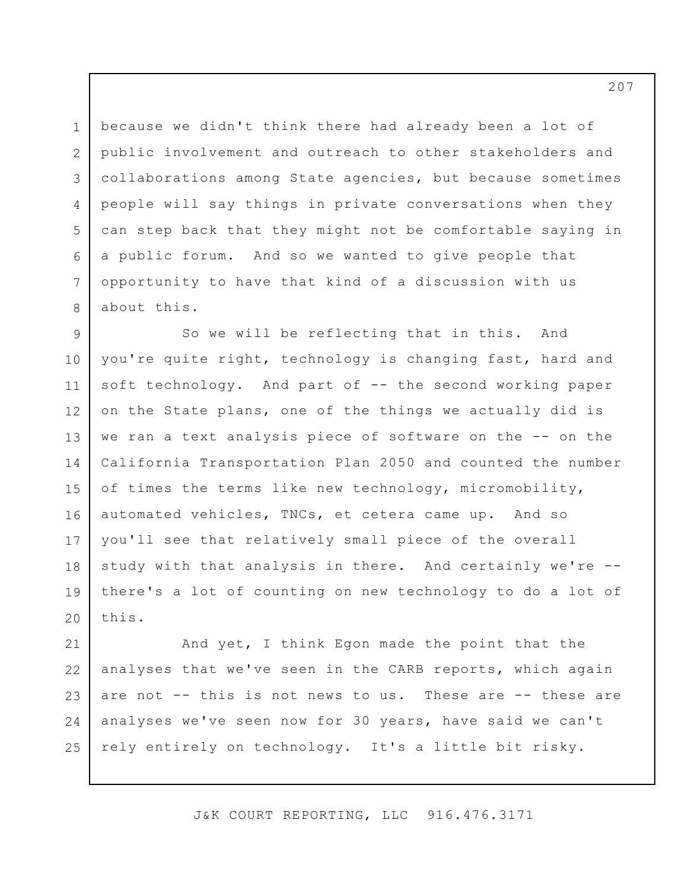because we didn't think there had already been a lot of public involvement and outreach to other stakeholders and collaborations among State agencies, but because sometimes people will say things in private conversations when they can step back that they might not be comfortable saying in a public forum. And so we wanted to give people that opportunity to have that kind of a discussion with us about this.

So we will be reflecting that in this. And you're quite right, technology is changing fast, hard and soft technology. And part of -- the second working paper on the State plans, one of the things we actually did is we ran a text analysis piece of software on the -- on the California Transportation Plan 2050 and counted the number of times the terms like new technology, micromobility, automated vehicles, TNCs, et cetera came up. And so you'll see that relatively small piece of the overall study with that analysis in there. And certainly we're -- there's a lot of counting on new technology to do a lot of this.

And yet, I think Egon made the point that the analyses that we've seen in the CARB reports, which again are not -- this is not news to us. These are -- these are analyses we've seen now for 30 years, have said we can't rely entirely on technology. It's a little bit risky.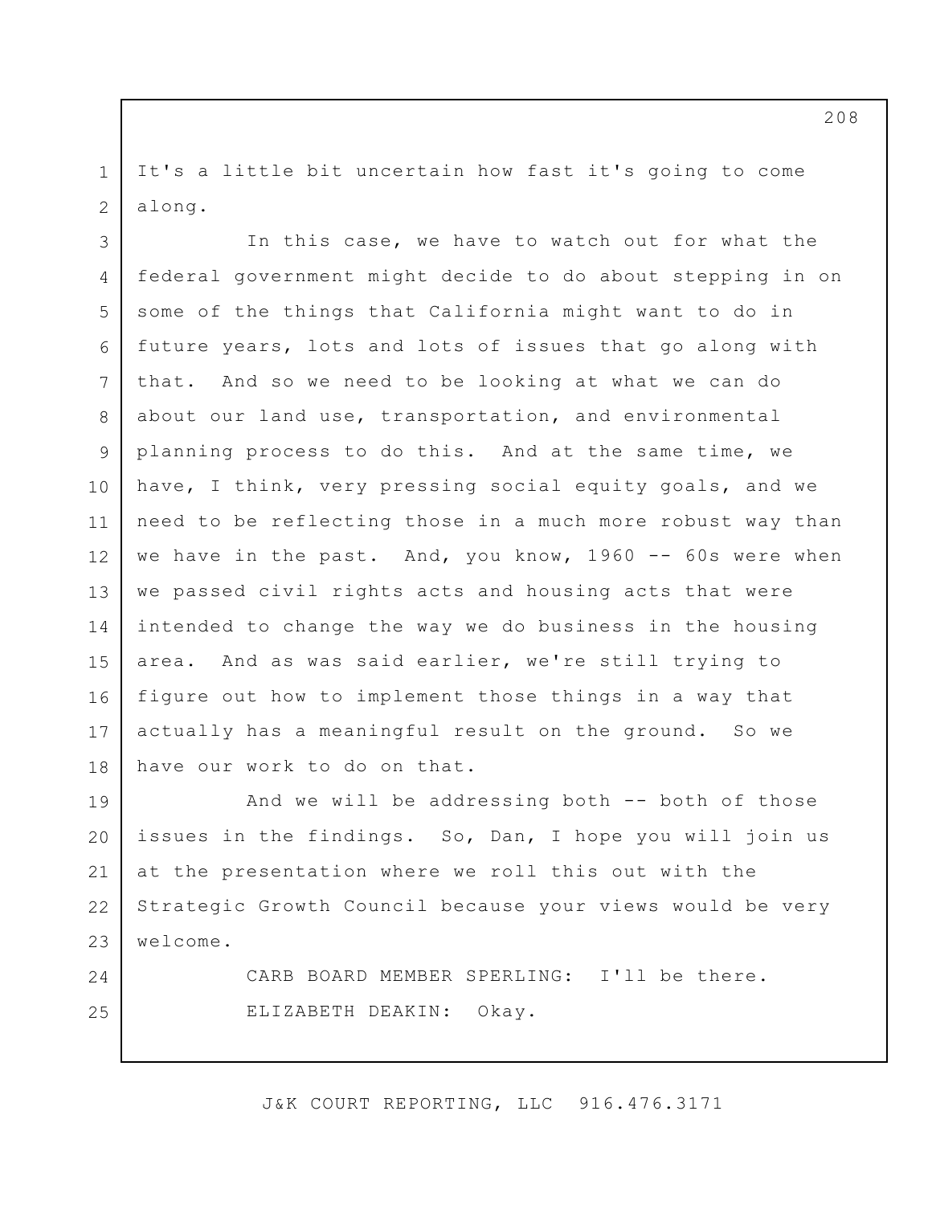It's a little bit uncertain how fast it's going to come along.

In this case, we have to watch out for what the federal government might decide to do about stepping in on some of the things that California might want to do in future years, lots and lots of issues that go along with that. And so we need to be looking at what we can do about our land use, transportation, and environmental planning process to do this. And at the same time, we have, I think, very pressing social equity goals, and we need to be reflecting those in a much more robust way than we have in the past. And, you know, 1960 -- 60s were when we passed civil rights acts and housing acts that were intended to change the way we do business in the housing area. And as was said earlier, we're still trying to figure out how to implement those things in a way that actually has a meaningful result on the ground. So we have our work to do on that.

And we will be addressing both -- both of those issues in the findings. So, Dan, I hope you will join us at the presentation where we roll this out with the Strategic Growth Council because your views would be very welcome.

CARB BOARD MEMBER SPERLING: I'll be there.

ELIZABETH DEAKIN: Okay.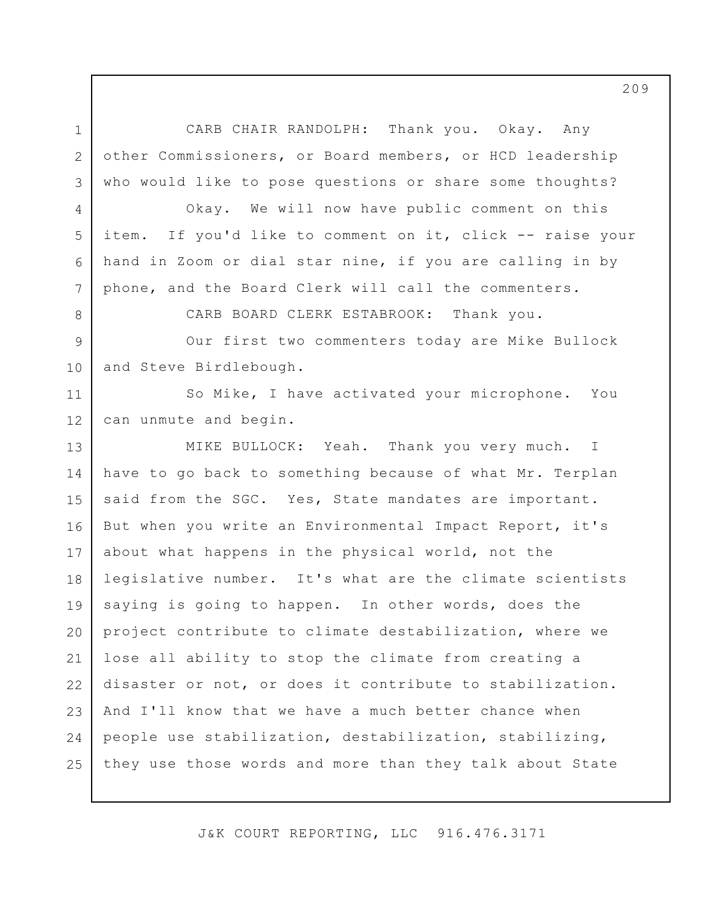CARB CHAIR RANDOLPH: Thank you. Okay. Any other Commissioners, or Board members, or HCD leadership who would like to pose questions or share some thoughts?

Okay. We will now have public comment on this item. If you'd like to comment on it, click -- raise your hand in Zoom or dial star nine, if you are calling in by phone, and the Board Clerk will call the commenters.

CARB BOARD CLERK ESTABROOK: Thank you.

Our first two commenters today are Mike Bullock and Steve Birdlebough.

So Mike, I have activated your microphone. You can unmute and begin.

MIKE BULLOCK: Yeah. Thank you very much. I have to go back to something because of what Mr. Terplan said from the SGC. Yes, State mandates are important. But when you write an Environmental Impact Report, it's about what happens in the physical world, not the legislative number. It's what are the climate scientists saying is going to happen. In other words, does the project contribute to climate destabilization, where we lose all ability to stop the climate from creating a disaster or not, or does it contribute to stabilization. And I'll know that we have a much better chance when people use stabilization, destabilization, stabilizing, they use those words and more than they talk about State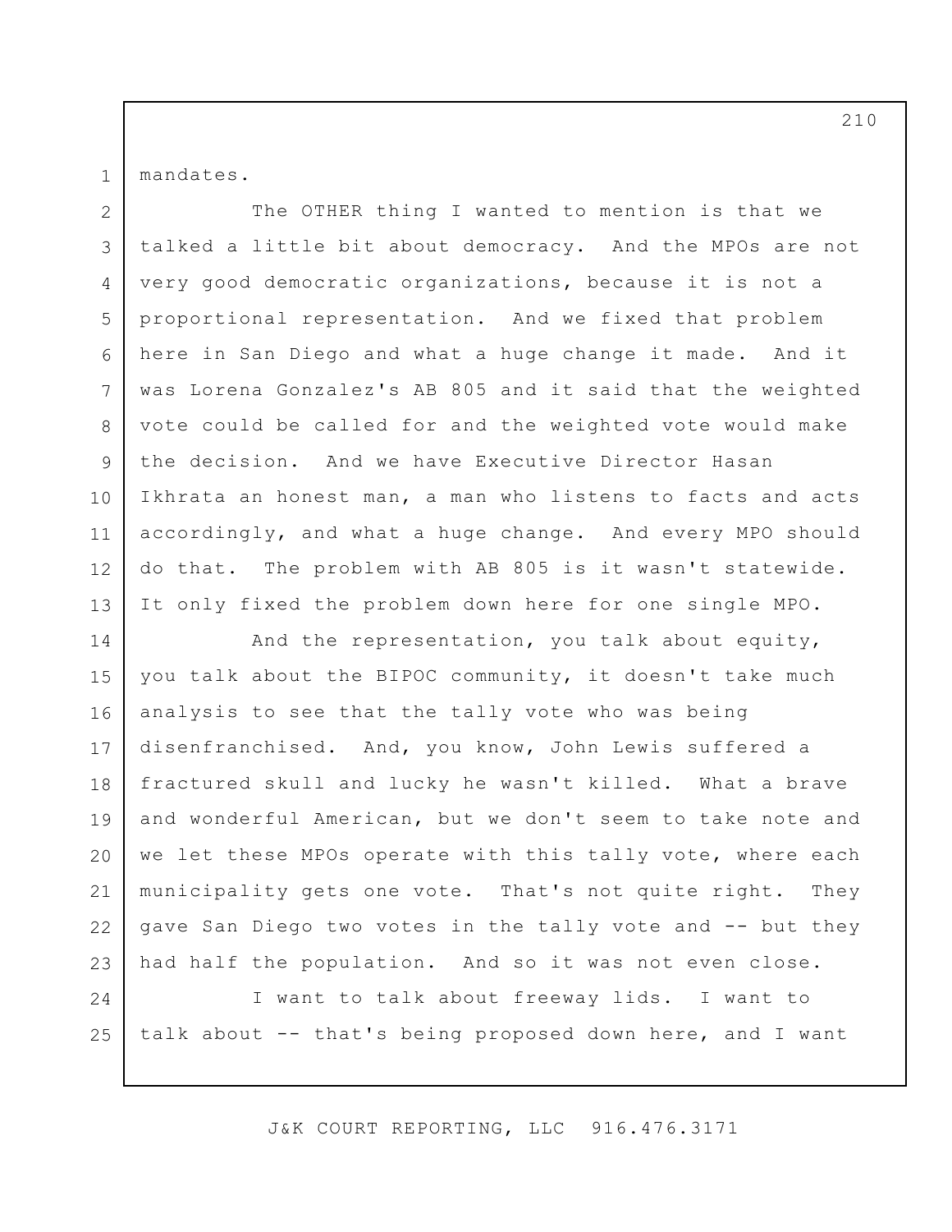mandates.

The OTHER thing I wanted to mention is that we talked a little bit about democracy. And the MPOs are not very good democratic organizations, because it is not a proportional representation. And we fixed that problem here in San Diego and what a huge change it made. And it was Lorena Gonzalez's AB 805 and it said that the weighted vote could be called for and the weighted vote would make the decision. And we have Executive Director Hasan Ikhrata an honest man, a man who listens to facts and acts accordingly, and what a huge change. And every MPO should do that. The problem with AB 805 is it wasn't statewide. It only fixed the problem down here for one single MPO.

And the representation, you talk about equity, you talk about the BIPOC community, it doesn't take much analysis to see that the tally vote who was being disenfranchised. And, you know, John Lewis suffered a fractured skull and lucky he wasn't killed. What a brave and wonderful American, but we don't seem to take note and we let these MPOs operate with this tally vote, where each municipality gets one vote. That's not quite right. They gave San Diego two votes in the tally vote and -- but they had half the population. And so it was not even close.

I want to talk about freeway lids. I want to talk about -- that's being proposed down here, and I want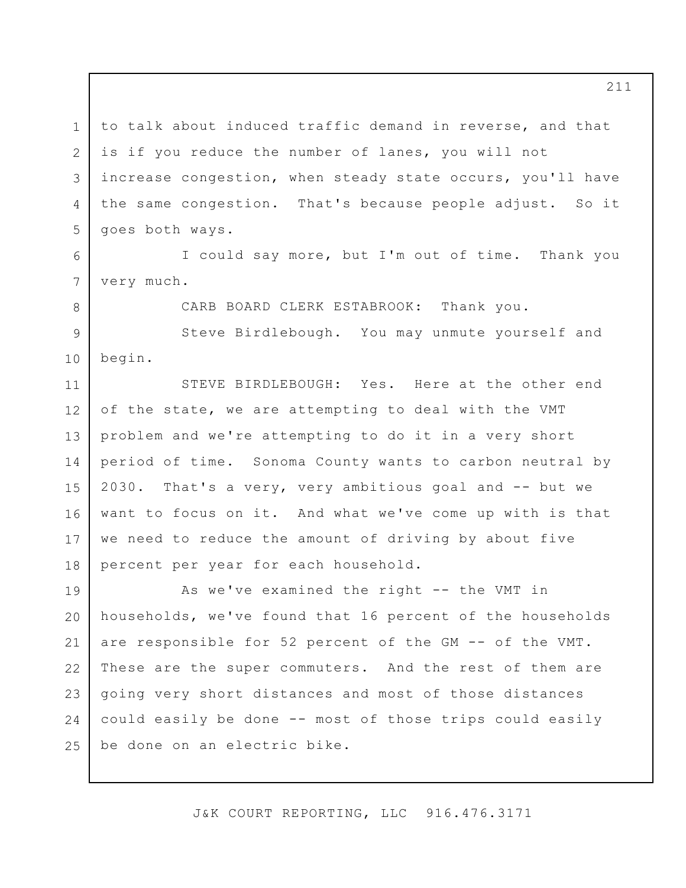to talk about induced traffic demand in reverse, and that is if you reduce the number of lanes, you will not increase congestion, when steady state occurs, you'll have the same congestion. That's because people adjust. So it goes both ways.

I could say more, but I'm out of time. Thank you very much.

CARB BOARD CLERK ESTABROOK: Thank you.

Steve Birdlebough. You may unmute yourself and begin.

STEVE BIRDLEBOUGH: Yes. Here at the other end of the state, we are attempting to deal with the VMT problem and we're attempting to do it in a very short period of time. Sonoma County wants to carbon neutral by 2030. That's a very, very ambitious goal and -- but we want to focus on it. And what we've come up with is that we need to reduce the amount of driving by about five percent per year for each household.

As we've examined the right -- the VMT in households, we've found that 16 percent of the households are responsible for 52 percent of the GM -- of the VMT. These are the super commuters. And the rest of them are going very short distances and most of those distances could easily be done -- most of those trips could easily be done on an electric bike.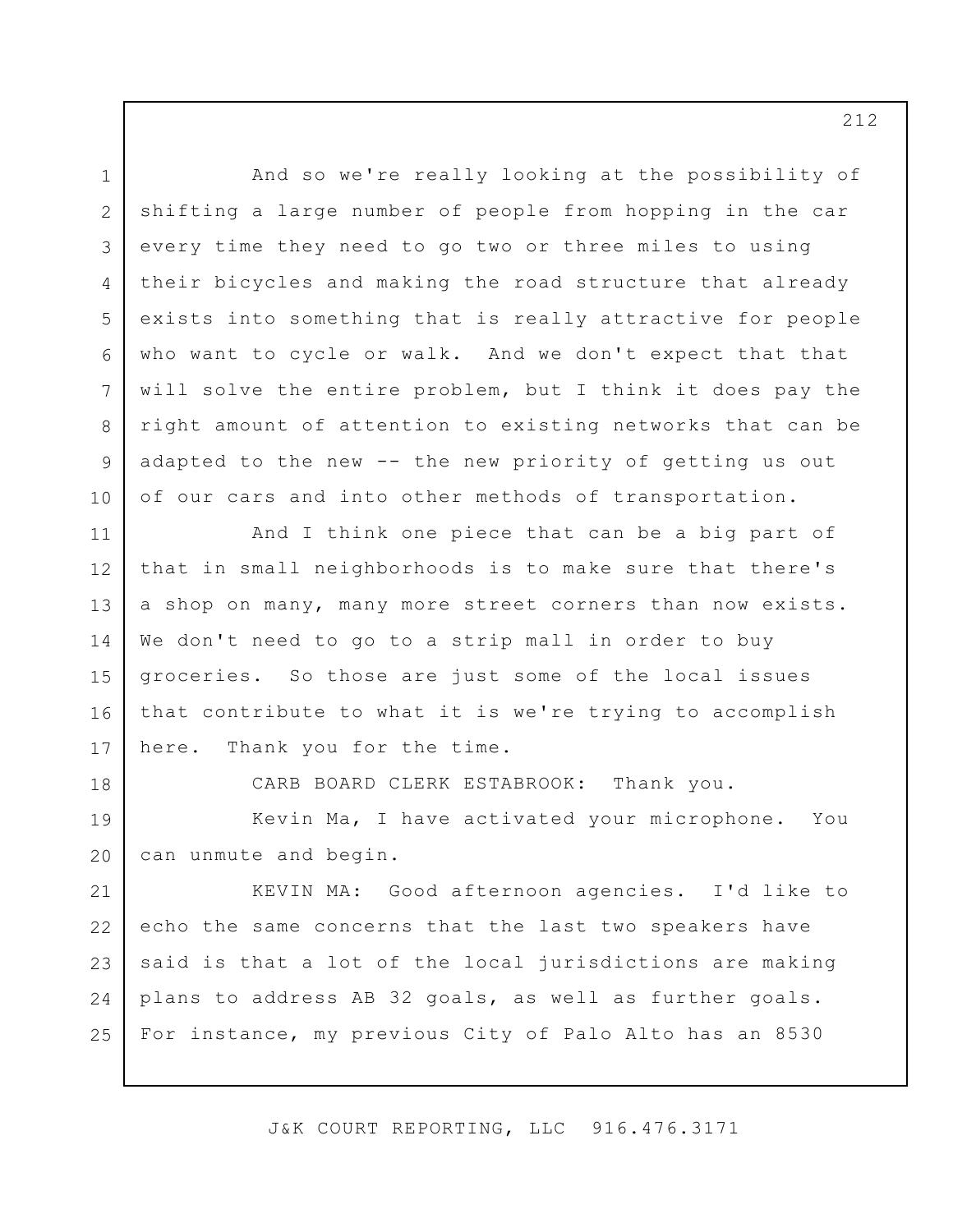And so we're really looking at the possibility of shifting a large number of people from hopping in the car every time they need to go two or three miles to using their bicycles and making the road structure that already exists into something that is really attractive for people who want to cycle or walk. And we don't expect that that will solve the entire problem, but I think it does pay the right amount of attention to existing networks that can be adapted to the new -- the new priority of getting us out of our cars and into other methods of transportation.

And I think one piece that can be a big part of that in small neighborhoods is to make sure that there's a shop on many, many more street corners than now exists. We don't need to go to a strip mall in order to buy groceries. So those are just some of the local issues that contribute to what it is we're trying to accomplish here. Thank you for the time.

CARB BOARD CLERK ESTABROOK: Thank you.

Kevin Ma, I have activated your microphone. You can unmute and begin.

KEVIN MA: Good afternoon agencies. I'd like to echo the same concerns that the last two speakers have said is that a lot of the local jurisdictions are making plans to address AB 32 goals, as well as further goals. For instance, my previous City of Palo Alto has an 8530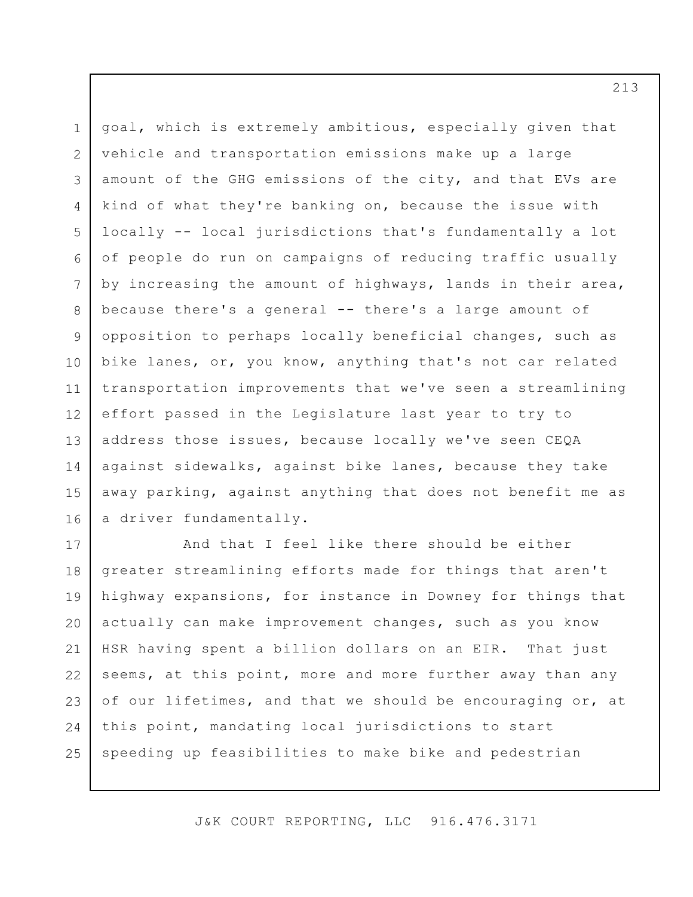goal, which is extremely ambitious, especially given that vehicle and transportation emissions make up a large amount of the GHG emissions of the city, and that EVs are kind of what they're banking on, because the issue with locally -- local jurisdictions that's fundamentally a lot of people do run on campaigns of reducing traffic usually by increasing the amount of highways, lands in their area, because there's a general -- there's a large amount of opposition to perhaps locally beneficial changes, such as bike lanes, or, you know, anything that's not car related transportation improvements that we've seen a streamlining effort passed in the Legislature last year to try to address those issues, because locally we've seen CEQA against sidewalks, against bike lanes, because they take away parking, against anything that does not benefit me as a driver fundamentally.

And that I feel like there should be either greater streamlining efforts made for things that aren't highway expansions, for instance in Downey for things that actually can make improvement changes, such as you know HSR having spent a billion dollars on an EIR. That just seems, at this point, more and more further away than any of our lifetimes, and that we should be encouraging or, at this point, mandating local jurisdictions to start speeding up feasibilities to make bike and pedestrian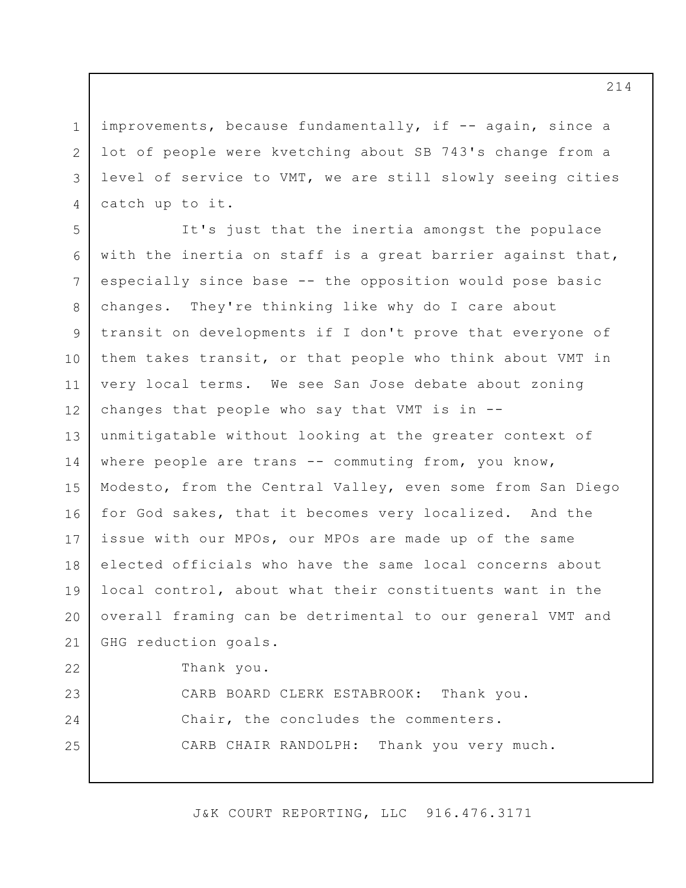improvements, because fundamentally, if -- again, since a lot of people were kvetching about SB 743's change from a level of service to VMT, we are still slowly seeing cities catch up to it.

It's just that the inertia amongst the populace with the inertia on staff is a great barrier against that, especially since base -- the opposition would pose basic changes. They're thinking like why do I care about transit on developments if I don't prove that everyone of them takes transit, or that people who think about VMT in very local terms. We see San Jose debate about zoning changes that people who say that VMT is in -- unmitigatable without looking at the greater context of where people are trans -- commuting from, you know, Modesto, from the Central Valley, even some from San Diego for God sakes, that it becomes very localized. And the issue with our MPOs, our MPOs are made up of the same elected officials who have the same local concerns about local control, about what their constituents want in the overall framing can be detrimental to our general VMT and GHG reduction goals.

Thank you.

CARB BOARD CLERK ESTABROOK: Thank you.

Chair, the concludes the commenters.

CARB CHAIR RANDOLPH: Thank you very much.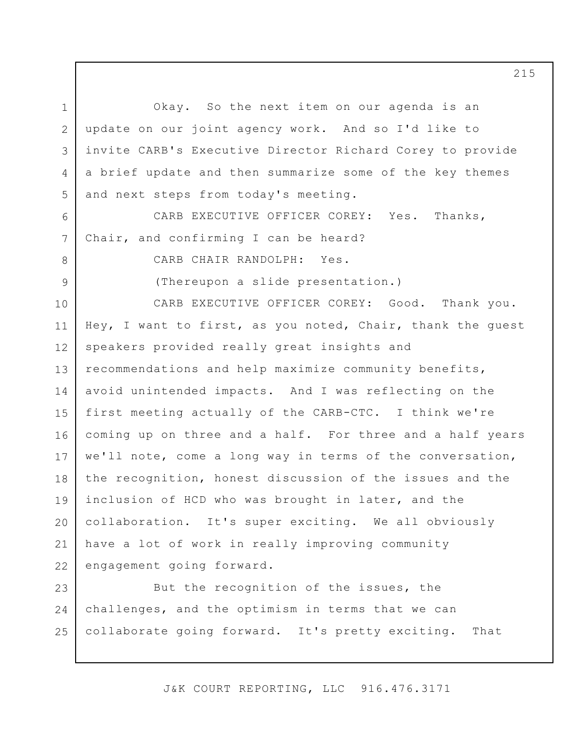Okay. So the next item on our agenda is an update on our joint agency work. And so I'd like to invite CARB's Executive Director Richard Corey to provide a brief update and then summarize some of the key themes and next steps from today's meeting.

CARB EXECUTIVE OFFICER COREY: Yes. Thanks, Chair, and confirming I can be heard?

CARB CHAIR RANDOLPH: Yes.

(Thereupon a slide presentation.)

CARB EXECUTIVE OFFICER COREY: Good. Thank you. Hey, I want to first, as you noted, Chair, thank the guest speakers provided really great insights and recommendations and help maximize community benefits, avoid unintended impacts. And I was reflecting on the first meeting actually of the CARB-CTC. I think we're coming up on three and a half. For three and a half years we'll note, come a long way in terms of the conversation, the recognition, honest discussion of the issues and the inclusion of HCD who was brought in later, and the collaboration. It's super exciting. We all obviously have a lot of work in really improving community engagement going forward.

But the recognition of the issues, the challenges, and the optimism in terms that we can collaborate going forward. It's pretty exciting. That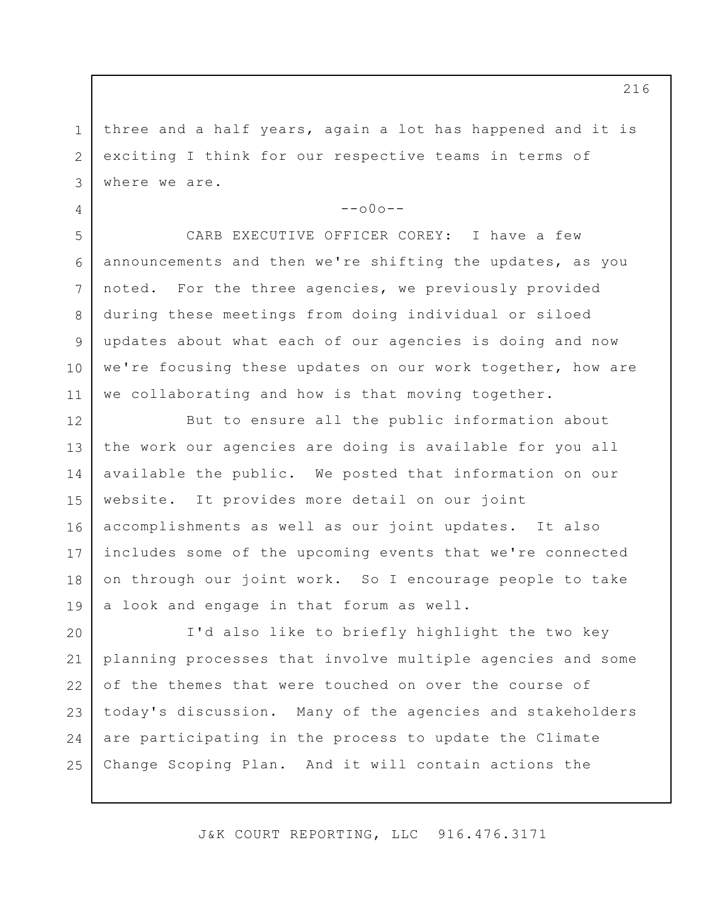three and a half years, again a lot has happened and it is exciting I think for our respective teams in terms of where we are.

--o0o--

CARB EXECUTIVE OFFICER COREY: I have a few announcements and then we're shifting the updates, as you noted. For the three agencies, we previously provided during these meetings from doing individual or siloed updates about what each of our agencies is doing and now we're focusing these updates on our work together, how are we collaborating and how is that moving together.

But to ensure all the public information about the work our agencies are doing is available for you all available the public. We posted that information on our website. It provides more detail on our joint accomplishments as well as our joint updates. It also includes some of the upcoming events that we're connected on through our joint work. So I encourage people to take a look and engage in that forum as well.

I'd also like to briefly highlight the two key planning processes that involve multiple agencies and some of the themes that were touched on over the course of today's discussion. Many of the agencies and stakeholders are participating in the process to update the Climate Change Scoping Plan. And it will contain actions the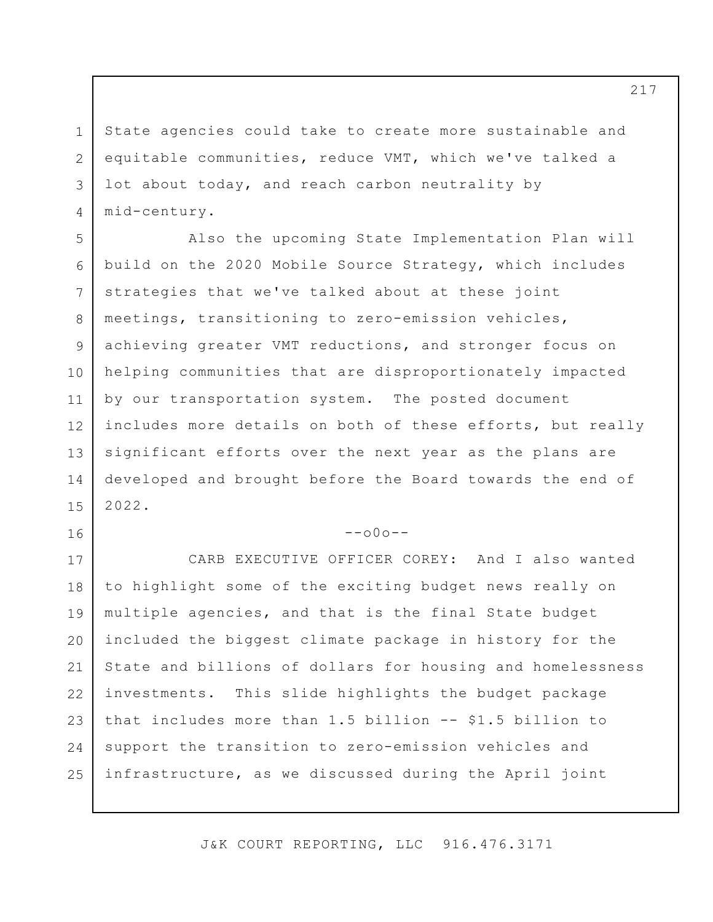State agencies could take to create more sustainable and equitable communities, reduce VMT, which we've talked a lot about today, and reach carbon neutrality by mid-century.

Also the upcoming State Implementation Plan will build on the 2020 Mobile Source Strategy, which includes strategies that we've talked about at these joint meetings, transitioning to zero-emission vehicles, achieving greater VMT reductions, and stronger focus on helping communities that are disproportionately impacted by our transportation system. The posted document includes more details on both of these efforts, but really significant efforts over the next year as the plans are developed and brought before the Board towards the end of 2022.

--o0o--

CARB EXECUTIVE OFFICER COREY: And I also wanted to highlight some of the exciting budget news really on multiple agencies, and that is the final State budget included the biggest climate package in history for the State and billions of dollars for housing and homelessness investments. This slide highlights the budget package that includes more than 1.5 billion -- $1.5 billion to support the transition to zero-emission vehicles and infrastructure, as we discussed during the April joint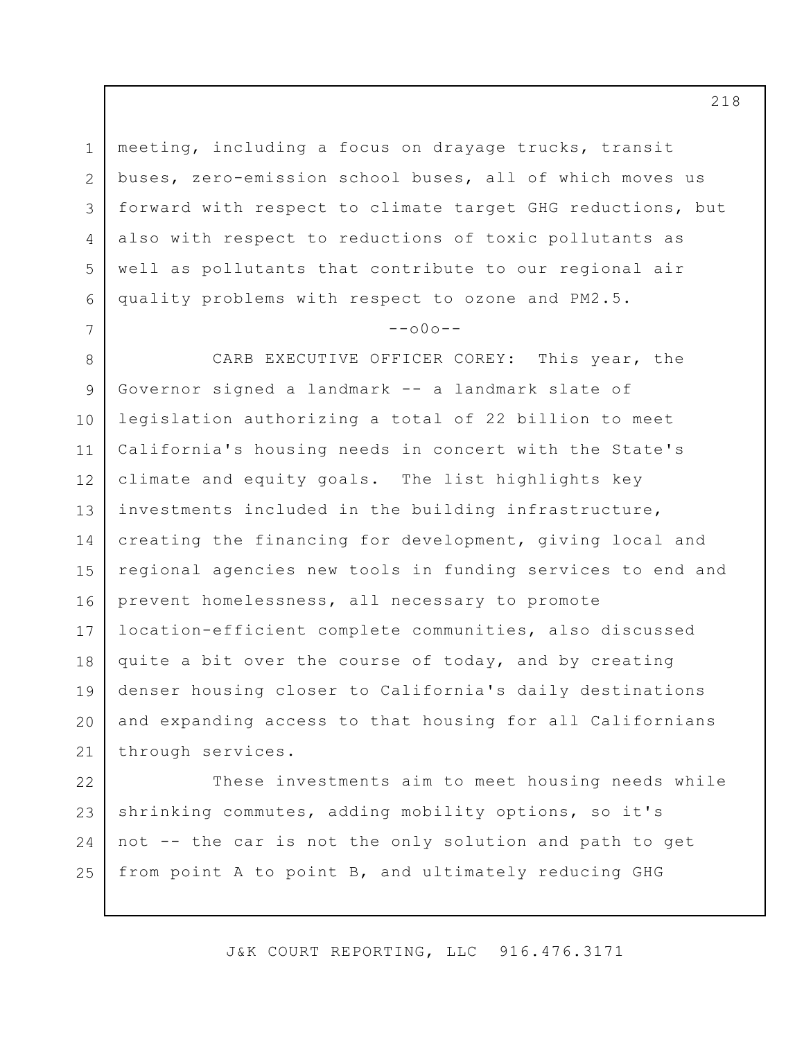meeting, including a focus on drayage trucks, transit buses, zero-emission school buses, all of which moves us forward with respect to climate target GHG reductions, but also with respect to reductions of toxic pollutants as well as pollutants that contribute to our regional air quality problems with respect to ozone and PM2.5.

--o0o--

CARB EXECUTIVE OFFICER COREY: This year, the Governor signed a landmark -- a landmark slate of legislation authorizing a total of 22 billion to meet California's housing needs in concert with the State's climate and equity goals. The list highlights key investments included in the building infrastructure, creating the financing for development, giving local and regional agencies new tools in funding services to end and prevent homelessness, all necessary to promote location-efficient complete communities, also discussed quite a bit over the course of today, and by creating denser housing closer to California's daily destinations and expanding access to that housing for all Californians through services.

These investments aim to meet housing needs while shrinking commutes, adding mobility options, so it's not -- the car is not the only solution and path to get from point A to point B, and ultimately reducing GHG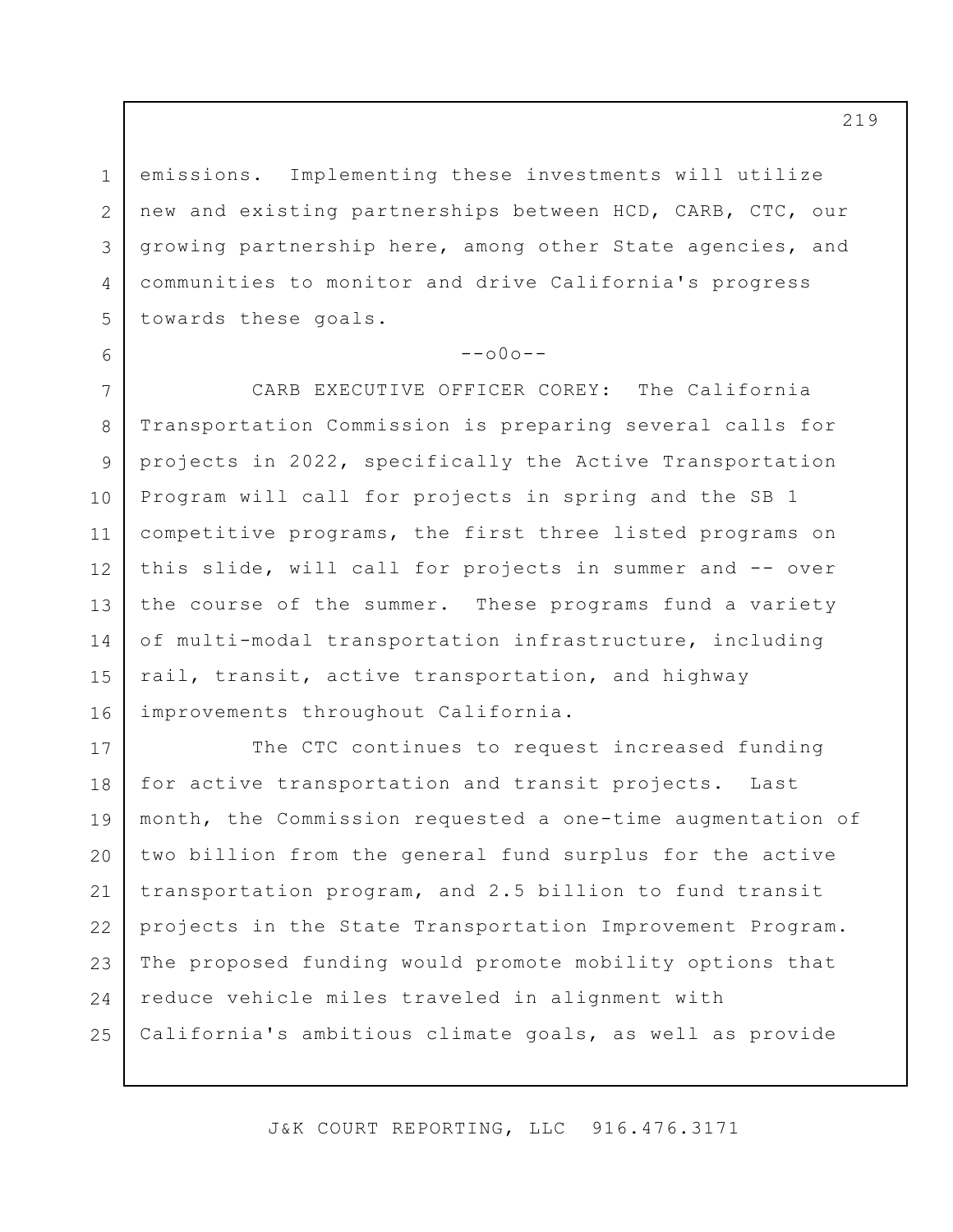emissions. Implementing these investments will utilize new and existing partnerships between HCD, CARB, CTC, our growing partnership here, among other State agencies, and communities to monitor and drive California's progress towards these goals.

--o0o--

CARB EXECUTIVE OFFICER COREY: The California Transportation Commission is preparing several calls for projects in 2022, specifically the Active Transportation Program will call for projects in spring and the SB 1 competitive programs, the first three listed programs on this slide, will call for projects in summer and -- over the course of the summer. These programs fund a variety of multi-modal transportation infrastructure, including rail, transit, active transportation, and highway improvements throughout California.

The CTC continues to request increased funding for active transportation and transit projects. Last month, the Commission requested a one-time augmentation of two billion from the general fund surplus for the active transportation program, and 2.5 billion to fund transit projects in the State Transportation Improvement Program. The proposed funding would promote mobility options that reduce vehicle miles traveled in alignment with California's ambitious climate goals, as well as provide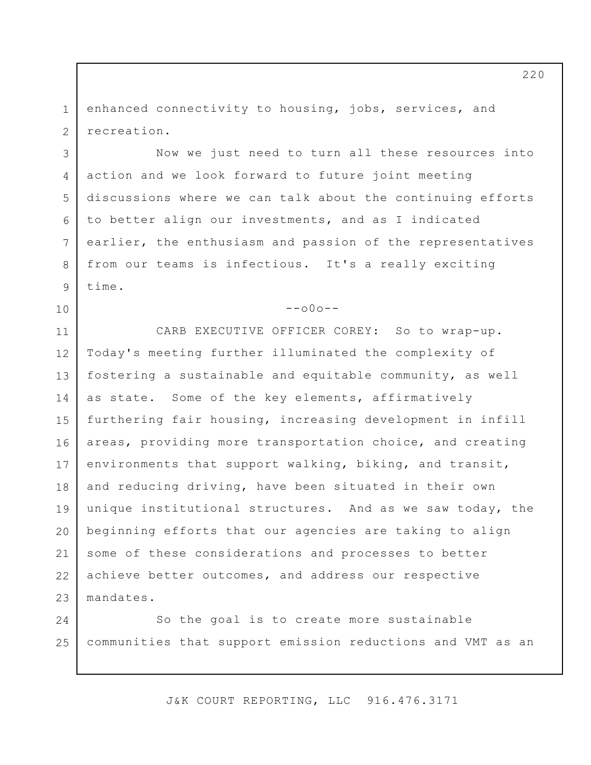enhanced connectivity to housing, jobs, services, and recreation.

Now we just need to turn all these resources into action and we look forward to future joint meeting discussions where we can talk about the continuing efforts to better align our investments, and as I indicated earlier, the enthusiasm and passion of the representatives from our teams is infectious. It's a really exciting time.

--o0o--

CARB EXECUTIVE OFFICER COREY: So to wrap-up. Today's meeting further illuminated the complexity of fostering a sustainable and equitable community, as well as state. Some of the key elements, affirmatively furthering fair housing, increasing development in infill areas, providing more transportation choice, and creating environments that support walking, biking, and transit, and reducing driving, have been situated in their own unique institutional structures. And as we saw today, the beginning efforts that our agencies are taking to align some of these considerations and processes to better achieve better outcomes, and address our respective mandates.

So the goal is to create more sustainable communities that support emission reductions and VMT as an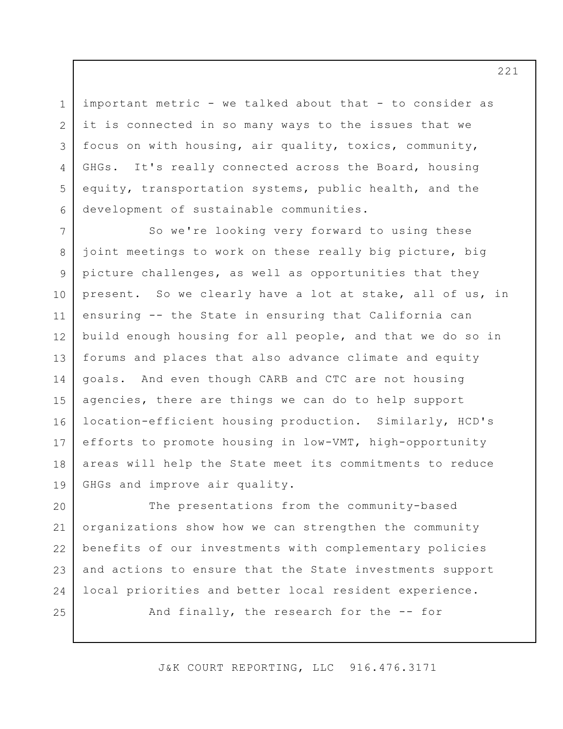important metric - we talked about that - to consider as it is connected in so many ways to the issues that we focus on with housing, air quality, toxics, community, GHGs. It's really connected across the Board, housing equity, transportation systems, public health, and the development of sustainable communities.

So we're looking very forward to using these joint meetings to work on these really big picture, big picture challenges, as well as opportunities that they present. So we clearly have a lot at stake, all of us, in ensuring -- the State in ensuring that California can build enough housing for all people, and that we do so in forums and places that also advance climate and equity goals. And even though CARB and CTC are not housing agencies, there are things we can do to help support location-efficient housing production. Similarly, HCD's efforts to promote housing in low-VMT, high-opportunity areas will help the State meet its commitments to reduce GHGs and improve air quality.

The presentations from the community-based organizations show how we can strengthen the community benefits of our investments with complementary policies and actions to ensure that the State investments support local priorities and better local resident experience.

And finally, the research for the -- for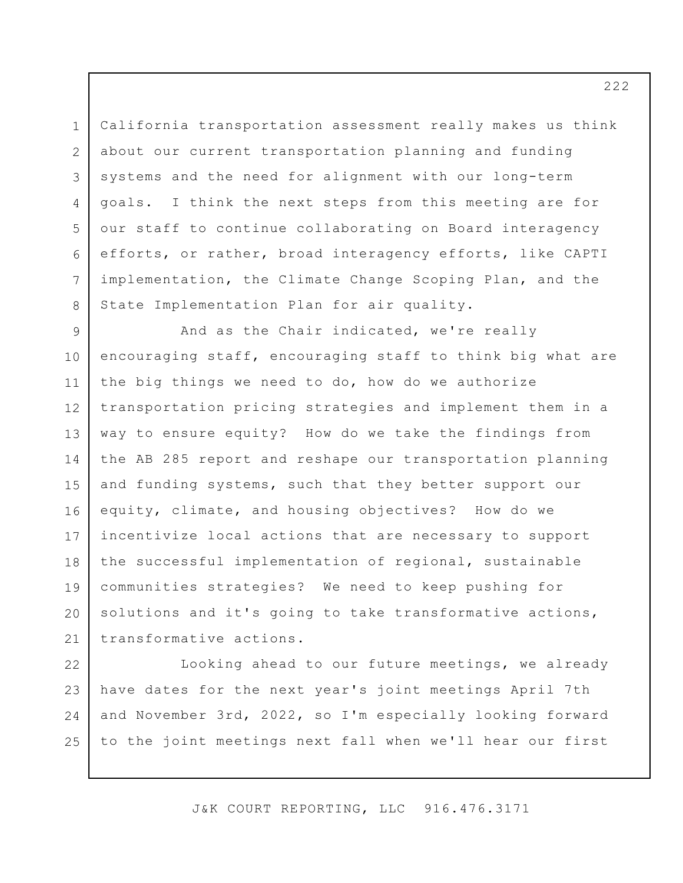California transportation assessment really makes us think about our current transportation planning and funding systems and the need for alignment with our long-term goals. I think the next steps from this meeting are for our staff to continue collaborating on Board interagency efforts, or rather, broad interagency efforts, like CAPTI implementation, the Climate Change Scoping Plan, and the State Implementation Plan for air quality.

And as the Chair indicated, we're really encouraging staff, encouraging staff to think big what are the big things we need to do, how do we authorize transportation pricing strategies and implement them in a way to ensure equity? How do we take the findings from the AB 285 report and reshape our transportation planning and funding systems, such that they better support our equity, climate, and housing objectives? How do we incentivize local actions that are necessary to support the successful implementation of regional, sustainable communities strategies? We need to keep pushing for solutions and it's going to take transformative actions, transformative actions.

Looking ahead to our future meetings, we already have dates for the next year's joint meetings April 7th and November 3rd, 2022, so I'm especially looking forward to the joint meetings next fall when we'll hear our first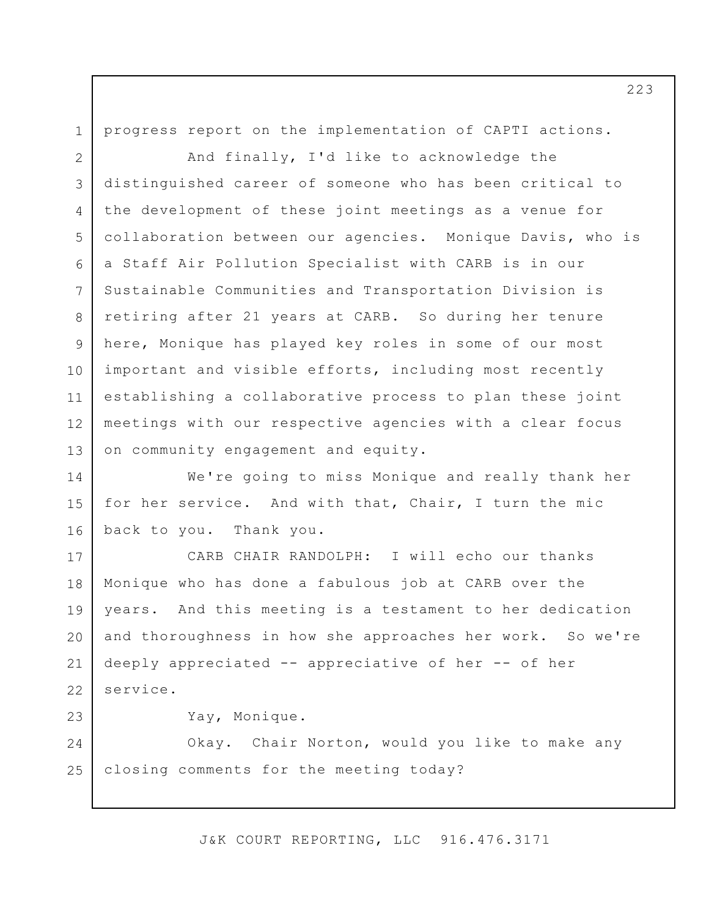progress report on the implementation of CAPTI actions.

And finally, I'd like to acknowledge the distinguished career of someone who has been critical to the development of these joint meetings as a venue for collaboration between our agencies. Monique Davis, who is a Staff Air Pollution Specialist with CARB is in our Sustainable Communities and Transportation Division is retiring after 21 years at CARB. So during her tenure here, Monique has played key roles in some of our most important and visible efforts, including most recently establishing a collaborative process to plan these joint meetings with our respective agencies with a clear focus on community engagement and equity.

We're going to miss Monique and really thank her for her service. And with that, Chair, I turn the mic back to you. Thank you.

CARB CHAIR RANDOLPH: I will echo our thanks Monique who has done a fabulous job at CARB over the years. And this meeting is a testament to her dedication and thoroughness in how she approaches her work. So we're deeply appreciated -- appreciative of her -- of her service.

Yay, Monique.

Okay. Chair Norton, would you like to make any closing comments for the meeting today?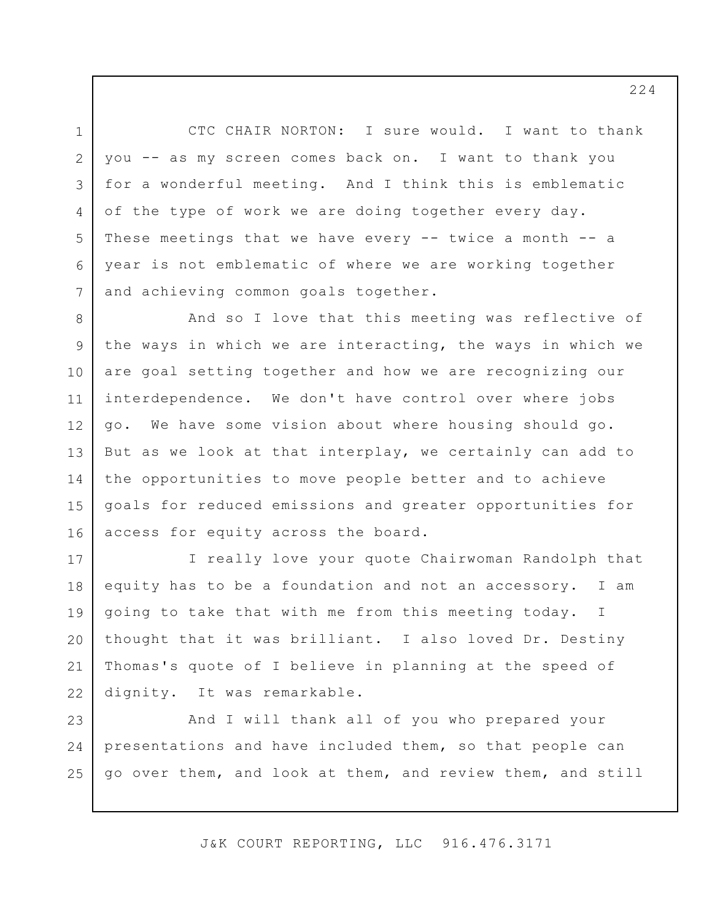CTC CHAIR NORTON: I sure would. I want to thank you -- as my screen comes back on. I want to thank you for a wonderful meeting. And I think this is emblematic of the type of work we are doing together every day. These meetings that we have every -- twice a month -- a year is not emblematic of where we are working together and achieving common goals together.

And so I love that this meeting was reflective of the ways in which we are interacting, the ways in which we are goal setting together and how we are recognizing our interdependence. We don't have control over where jobs go. We have some vision about where housing should go. But as we look at that interplay, we certainly can add to the opportunities to move people better and to achieve goals for reduced emissions and greater opportunities for access for equity across the board.

I really love your quote Chairwoman Randolph that equity has to be a foundation and not an accessory. I am going to take that with me from this meeting today. I thought that it was brilliant. I also loved Dr. Destiny Thomas's quote of I believe in planning at the speed of dignity. It was remarkable.

And I will thank all of you who prepared your presentations and have included them, so that people can go over them, and look at them, and review them, and still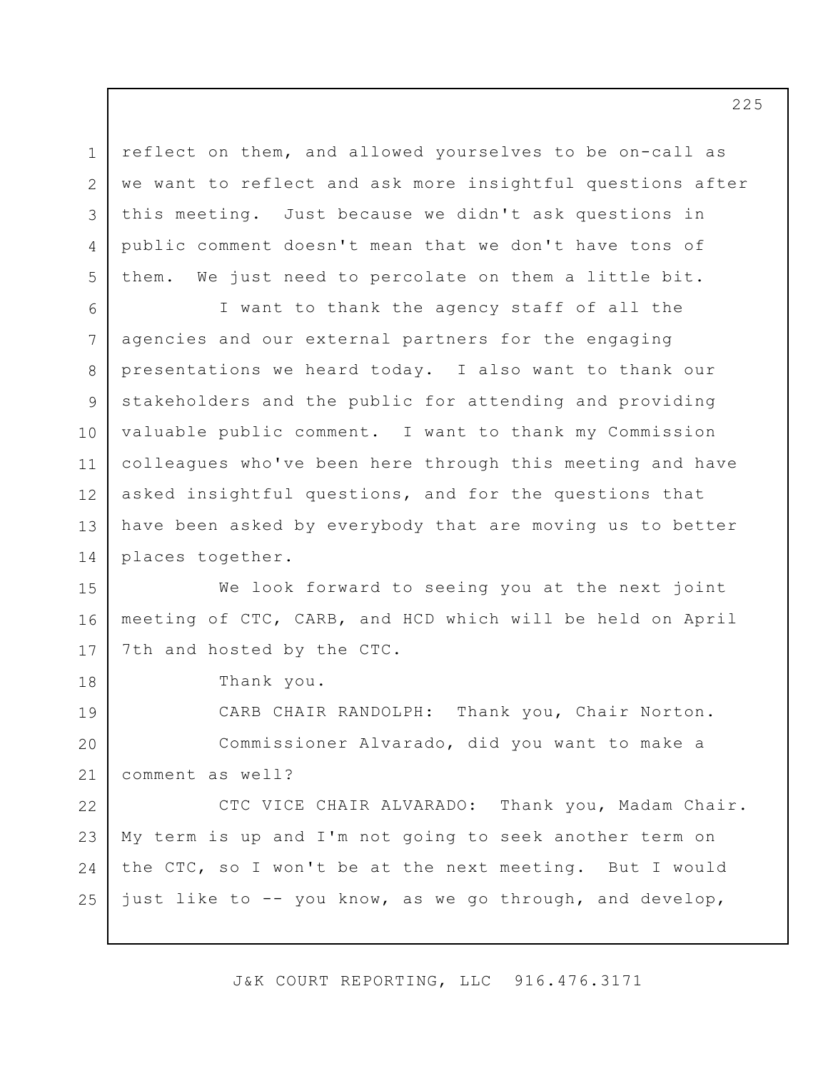reflect on them, and allowed yourselves to be on-call as we want to reflect and ask more insightful questions after this meeting. Just because we didn't ask questions in public comment doesn't mean that we don't have tons of them. We just need to percolate on them a little bit.

I want to thank the agency staff of all the agencies and our external partners for the engaging presentations we heard today. I also want to thank our stakeholders and the public for attending and providing valuable public comment. I want to thank my Commission colleagues who've been here through this meeting and have asked insightful questions, and for the questions that have been asked by everybody that are moving us to better places together.

We look forward to seeing you at the next joint meeting of CTC, CARB, and HCD which will be held on April 7th and hosted by the CTC.

Thank you.

CARB CHAIR RANDOLPH: Thank you, Chair Norton.

Commissioner Alvarado, did you want to make a comment as well?

CTC VICE CHAIR ALVARADO: Thank you, Madam Chair. My term is up and I'm not going to seek another term on the CTC, so I won't be at the next meeting. But I would just like to -- you know, as we go through, and develop,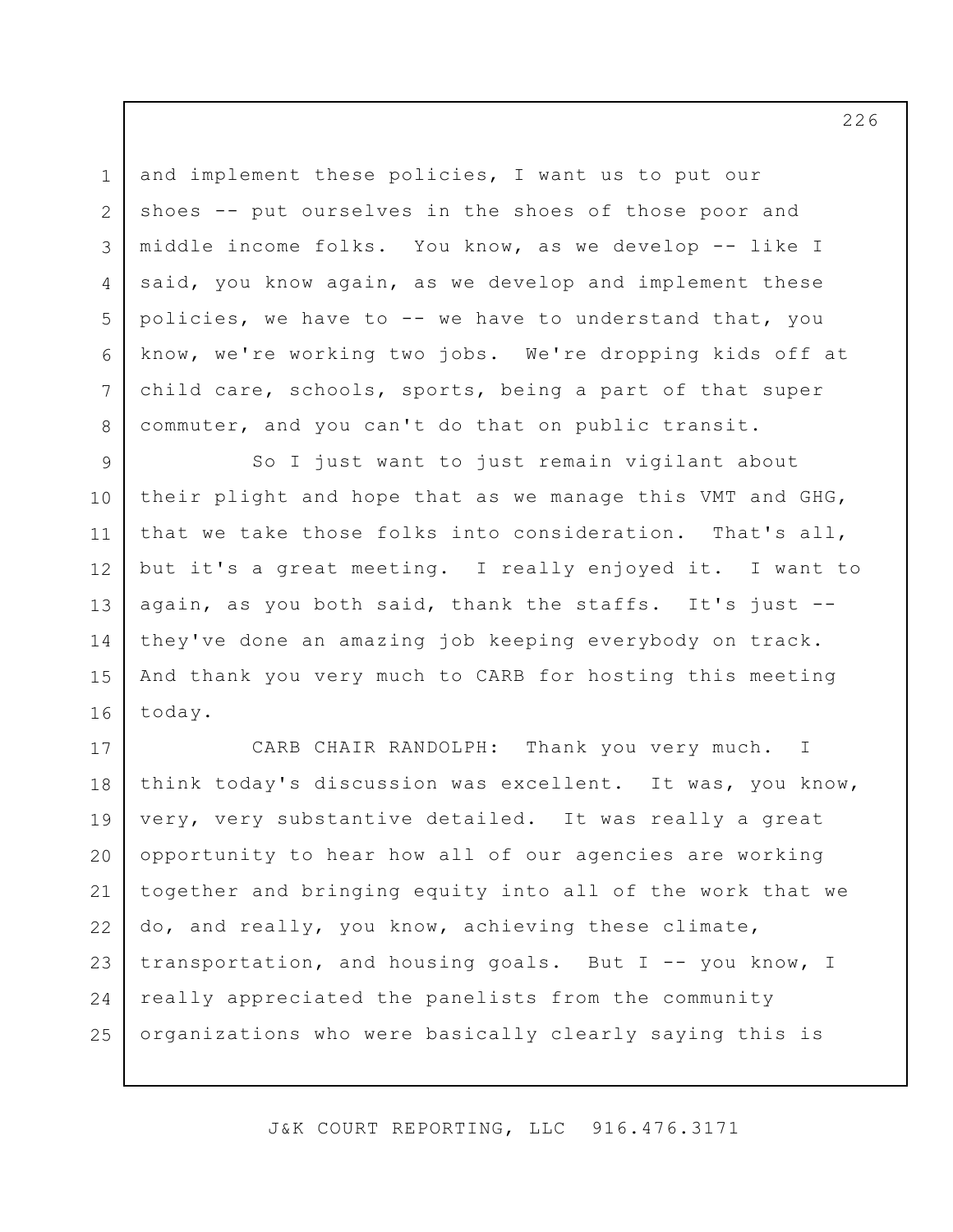and implement these policies, I want us to put our shoes -- put ourselves in the shoes of those poor and middle income folks. You know, as we develop -- like I said, you know again, as we develop and implement these policies, we have to -- we have to understand that, you know, we're working two jobs. We're dropping kids off at child care, schools, sports, being a part of that super commuter, and you can't do that on public transit.

So I just want to just remain vigilant about their plight and hope that as we manage this VMT and GHG, that we take those folks into consideration. That's all, but it's a great meeting. I really enjoyed it. I want to again, as you both said, thank the staffs. It's just -- they've done an amazing job keeping everybody on track. And thank you very much to CARB for hosting this meeting today.

CARB CHAIR RANDOLPH: Thank you very much. I think today's discussion was excellent. It was, you know, very, very substantive detailed. It was really a great opportunity to hear how all of our agencies are working together and bringing equity into all of the work that we do, and really, you know, achieving these climate, transportation, and housing goals. But I -- you know, I really appreciated the panelists from the community organizations who were basically clearly saying this is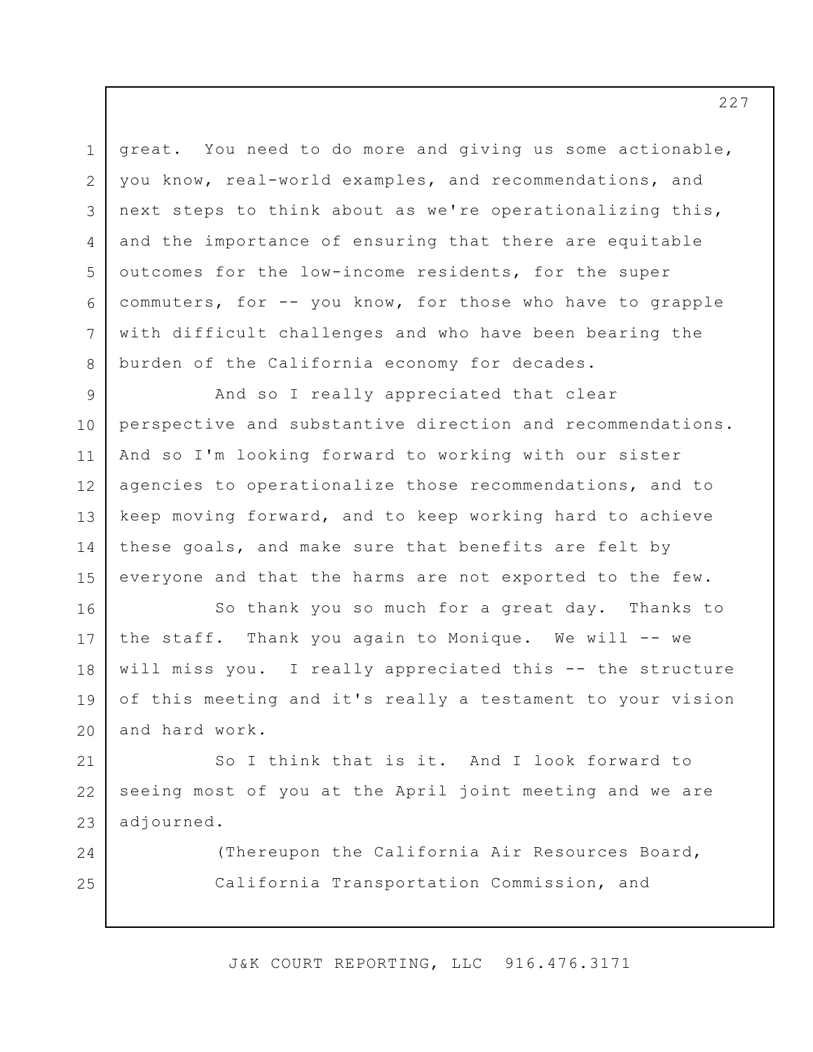great. You need to do more and giving us some actionable, you know, real-world examples, and recommendations, and next steps to think about as we're operationalizing this, and the importance of ensuring that there are equitable outcomes for the low-income residents, for the super commuters, for -- you know, for those who have to grapple with difficult challenges and who have been bearing the burden of the California economy for decades.

And so I really appreciated that clear perspective and substantive direction and recommendations. And so I'm looking forward to working with our sister agencies to operationalize those recommendations, and to keep moving forward, and to keep working hard to achieve these goals, and make sure that benefits are felt by everyone and that the harms are not exported to the few.

So thank you so much for a great day. Thanks to the staff. Thank you again to Monique. We will -- we will miss you. I really appreciated this -- the structure of this meeting and it's really a testament to your vision and hard work.

So I think that is it. And I look forward to seeing most of you at the April joint meeting and we are adjourned.

(Thereupon the California Air Resources Board, California Transportation Commission, and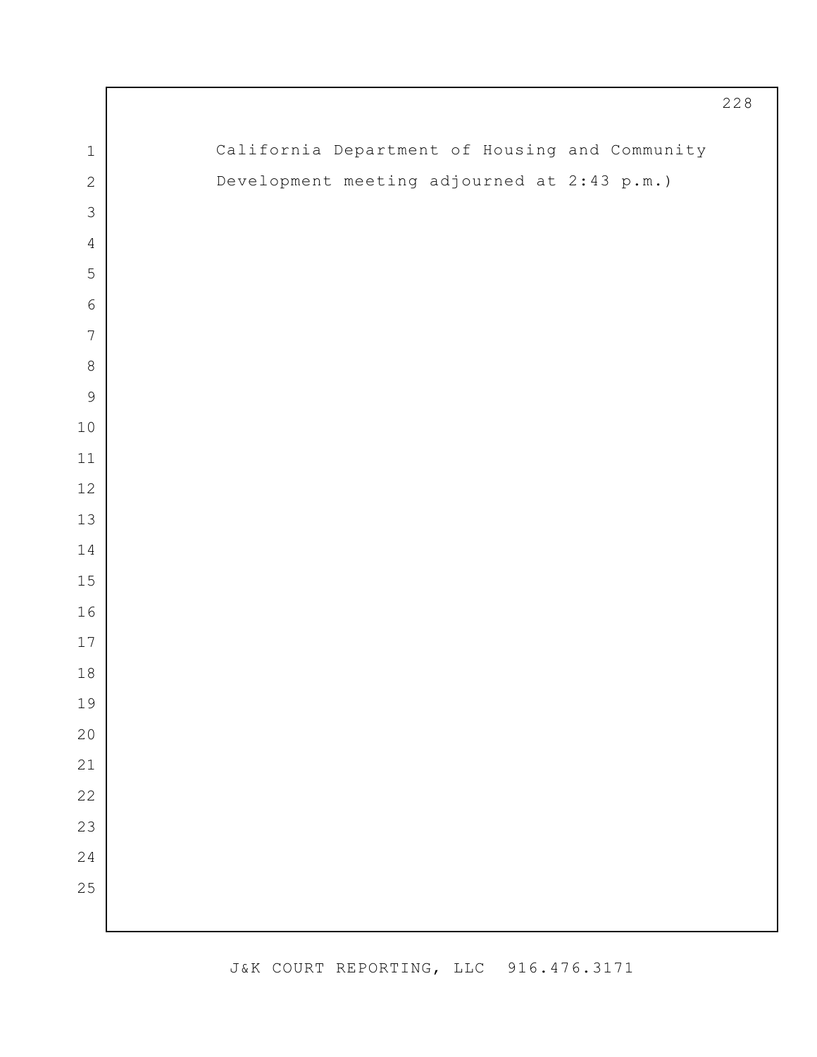California Department of Housing and Community
Development meeting adjourned at 2:43 p.m.)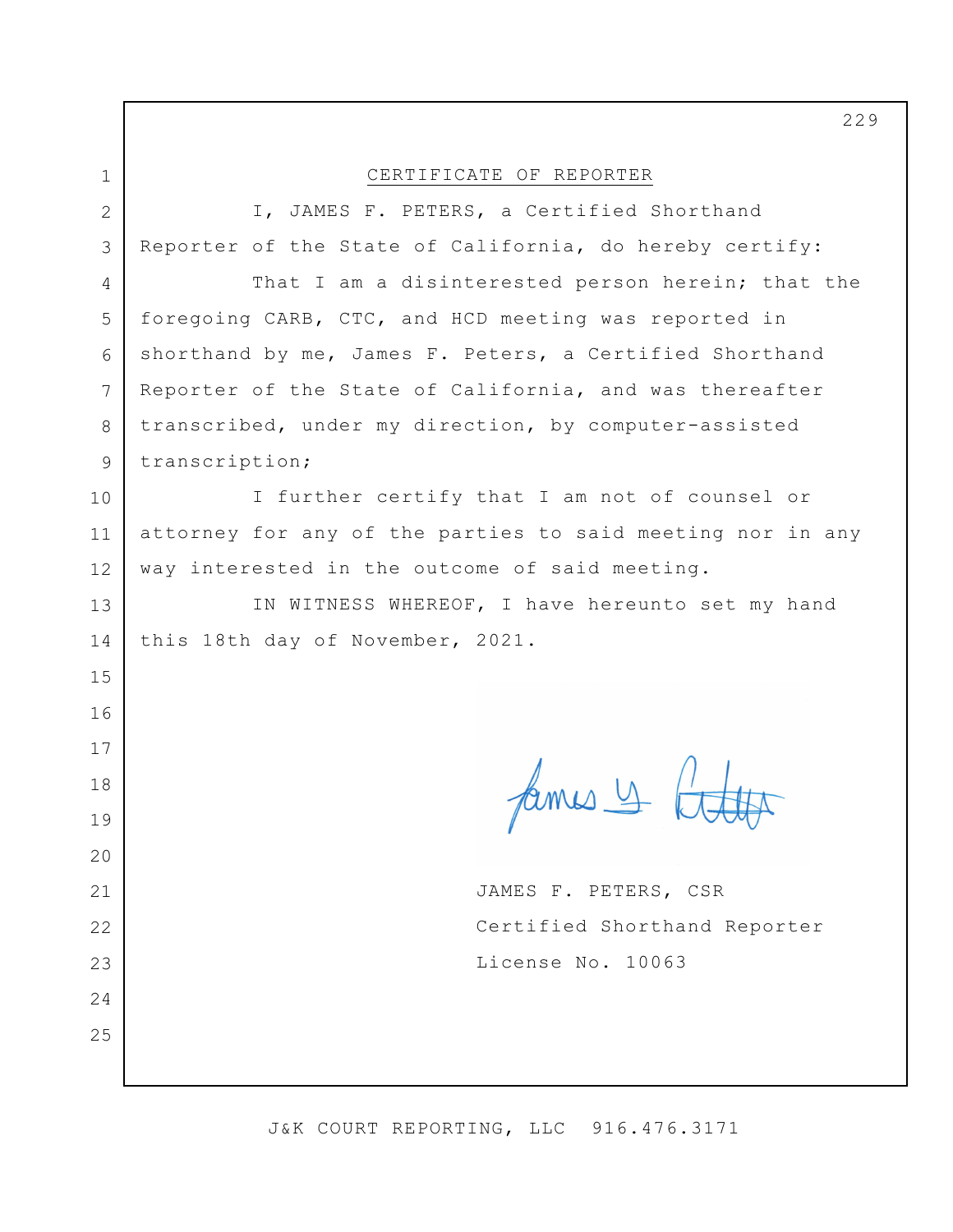# CERTIFICATE OF REPORTER

I, JAMES F. PETERS, a Certified Shorthand Reporter of the State of California, do hereby certify:

That I am a disinterested person herein; that the foregoing CARB, CTC, and HCD meeting was reported in shorthand by me, James F. Peters, a Certified Shorthand Reporter of the State of California, and was thereafter transcribed, under my direction, by computer-assisted transcription;

I further certify that I am not of counsel or attorney for any of the parties to said meeting nor in any way interested in the outcome of said meeting.

IN WITNESS WHEREOF, I have hereunto set my hand this 18th day of November, 2021.

JAMES F. PETERS, CSR
Certified Shorthand Reporter
License No. 10063

J&K COURT REPORTING, LLC 916.476.3171